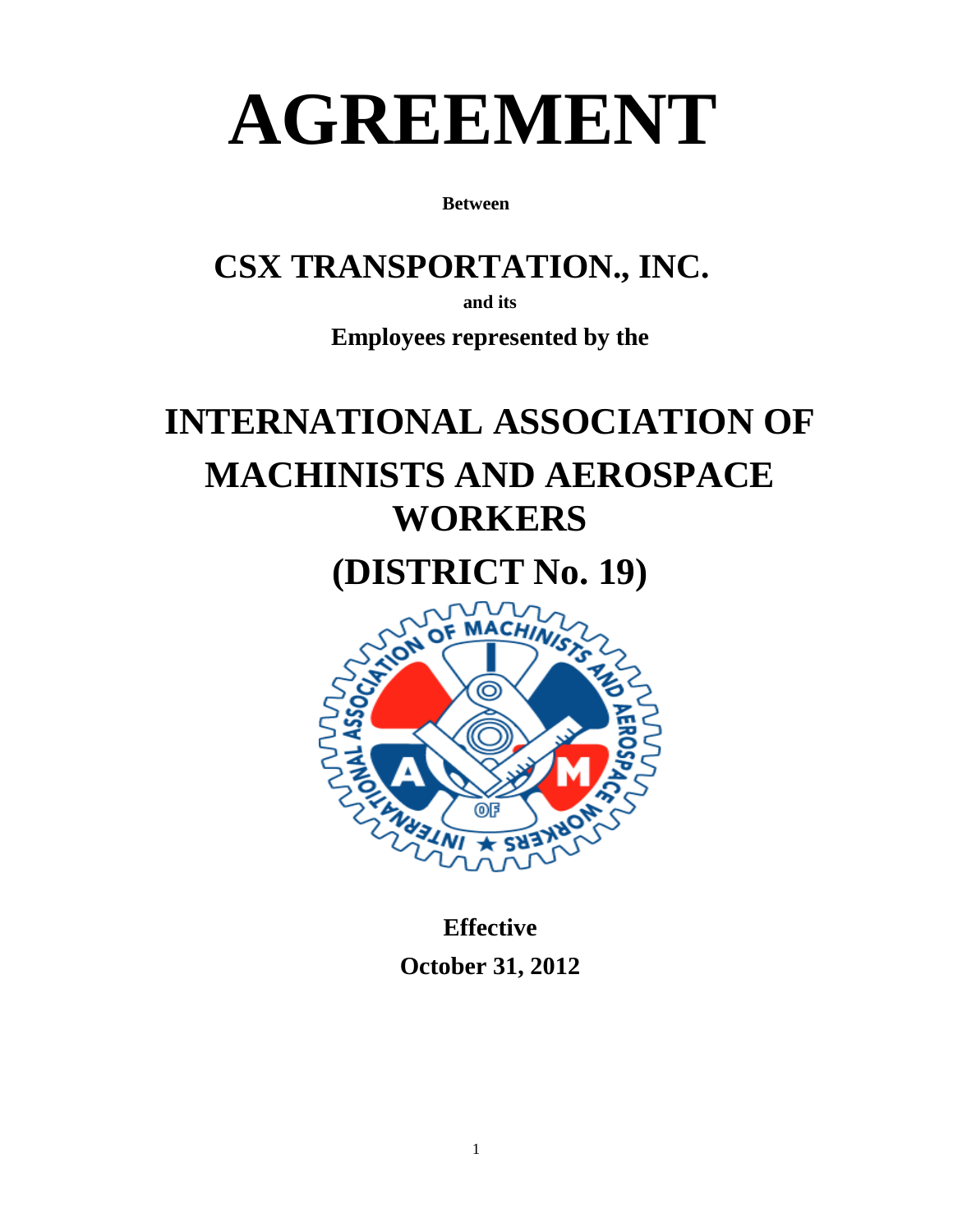# AGREEMENT

**Between**

## CSX TRANSPORTATION., INC.

**and its**

**Employees represented by the**

## INTERNATIONAL ASSOCIATION OF MACHINISTS AND AEROSPACE WORKERS

## (DISTRICT No. 19)

**Effective**

**October 31, 2012**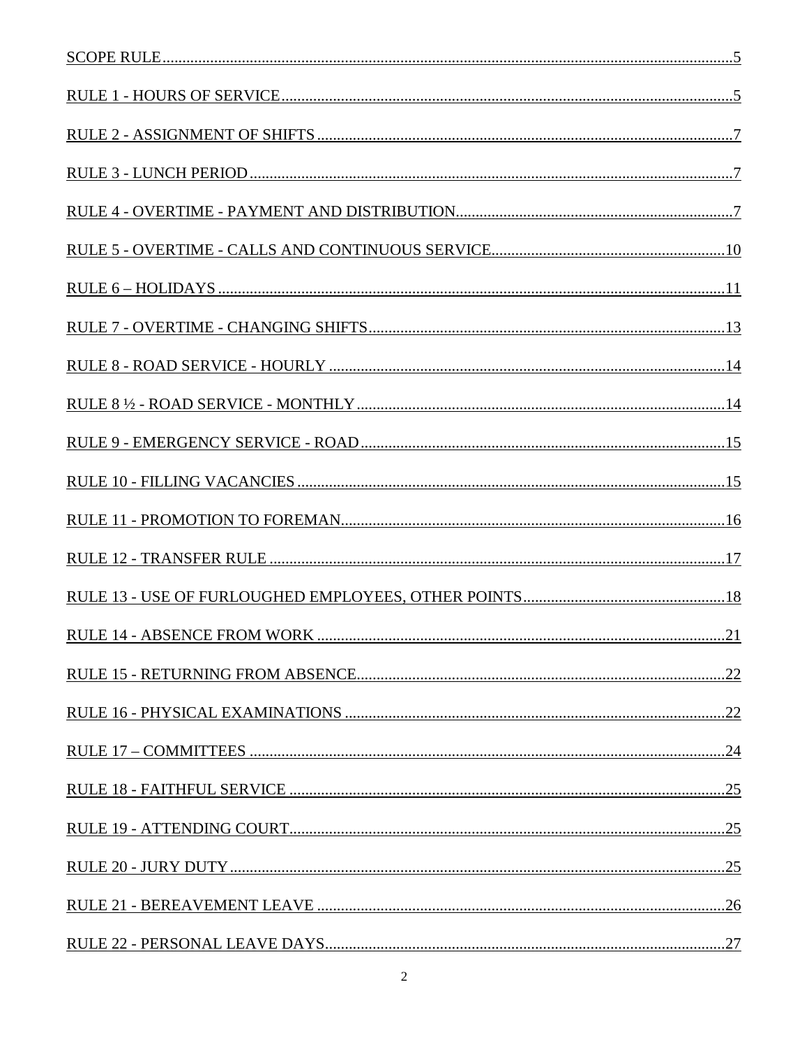SCOPE RULE.....5

RULE 1 - HOURS OF SERVICE.....5

RULE 2 - ASSIGNMENT OF SHIFTS.....7

RULE 3 - LUNCH PERIOD.....7

RULE 4 - OVERTIME - PAYMENT AND DISTRIBUTION.....7

RULE 5 - OVERTIME - CALLS AND CONTINUOUS SERVICE.....10

RULE 6 – HOLIDAYS.....11

RULE 7 - OVERTIME - CHANGING SHIFTS.....13

RULE 8 - ROAD SERVICE - HOURLY.....14

RULE 8 ½ - ROAD SERVICE - MONTHLY.....14

RULE 9 - EMERGENCY SERVICE - ROAD.....15

RULE 10 - FILLING VACANCIES.....15

RULE 11 - PROMOTION TO FOREMAN.....16

RULE 12 - TRANSFER RULE.....17

RULE 13 - USE OF FURLOUGHED EMPLOYEES, OTHER POINTS.....18

RULE 14 - ABSENCE FROM WORK.....21

RULE 15 - RETURNING FROM ABSENCE.....22

RULE 16 - PHYSICAL EXAMINATIONS.....22

RULE 17 – COMMITTEES.....24

RULE 18 - FAITHFUL SERVICE.....25

RULE 19 - ATTENDING COURT.....25

RULE 20 - JURY DUTY.....25

RULE 21 - BEREAVEMENT LEAVE.....26

RULE 22 - PERSONAL LEAVE DAYS.....27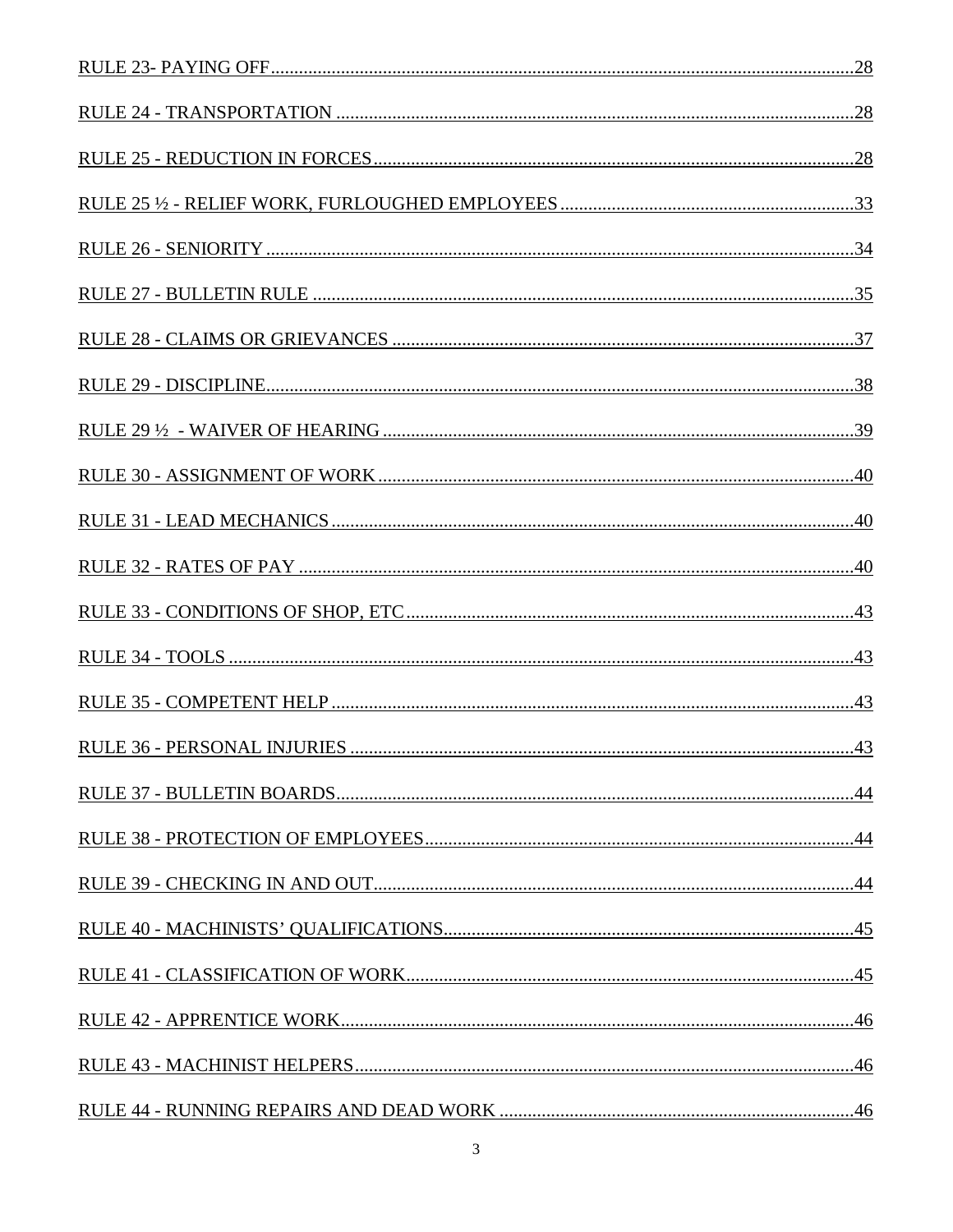RULE 23- PAYING OFF....28

RULE 24 - TRANSPORTATION....28

RULE 25 - REDUCTION IN FORCES....28

RULE 25 ½ - RELIEF WORK, FURLOUGHED EMPLOYEES....33

RULE 26 - SENIORITY....34

RULE 27 - BULLETIN RULE....35

RULE 28 - CLAIMS OR GRIEVANCES....37

RULE 29 - DISCIPLINE....38

RULE 29 ½ - WAIVER OF HEARING....39

RULE 30 - ASSIGNMENT OF WORK....40

RULE 31 - LEAD MECHANICS....40

RULE 32 - RATES OF PAY....40

RULE 33 - CONDITIONS OF SHOP, ETC....43

RULE 34 - TOOLS....43

RULE 35 - COMPETENT HELP....43

RULE 36 - PERSONAL INJURIES....43

RULE 37 - BULLETIN BOARDS....44

RULE 38 - PROTECTION OF EMPLOYEES....44

RULE 39 - CHECKING IN AND OUT....44

RULE 40 - MACHINISTS' QUALIFICATIONS....45

RULE 41 - CLASSIFICATION OF WORK....45

RULE 42 - APPRENTICE WORK....46

RULE 43 - MACHINIST HELPERS....46

RULE 44 - RUNNING REPAIRS AND DEAD WORK....46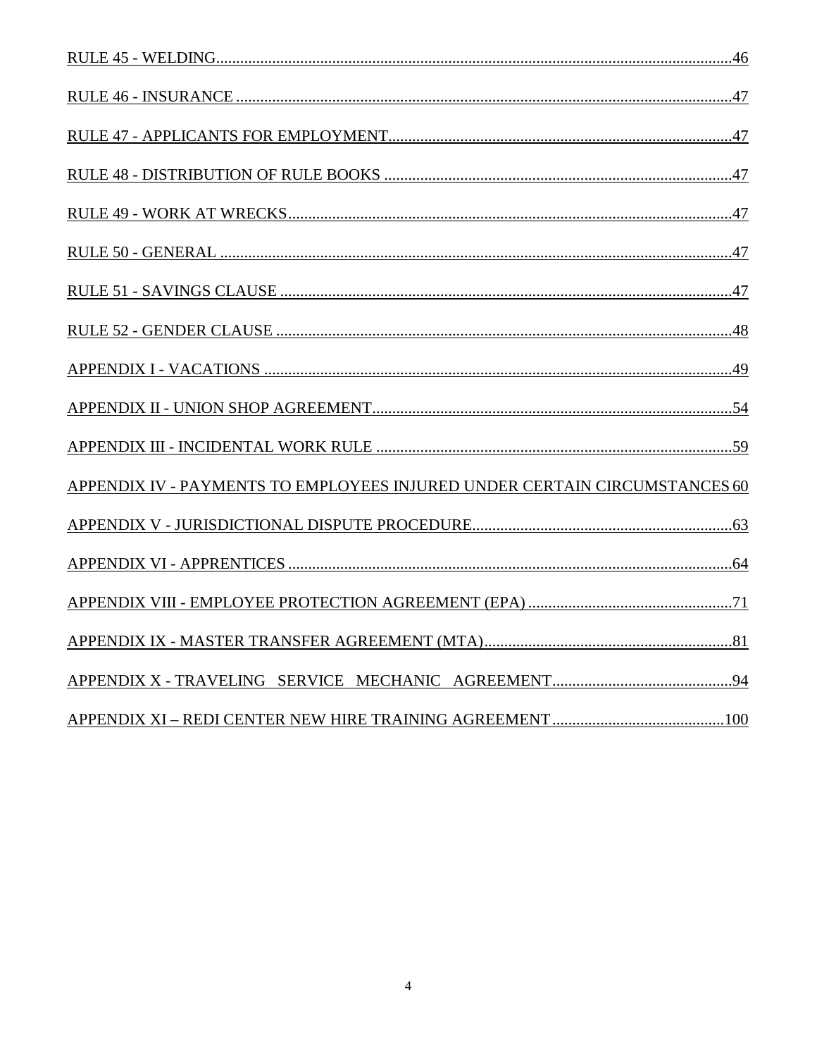RULE 45 - WELDING....46

RULE 46 - INSURANCE....47

RULE 47 - APPLICANTS FOR EMPLOYMENT....47

RULE 48 - DISTRIBUTION OF RULE BOOKS....47

RULE 49 - WORK AT WRECKS....47

RULE 50 - GENERAL....47

RULE 51 - SAVINGS CLAUSE....47

RULE 52 - GENDER CLAUSE....48

APPENDIX I - VACATIONS....49

APPENDIX II - UNION SHOP AGREEMENT....54

APPENDIX III - INCIDENTAL WORK RULE....59

APPENDIX IV - PAYMENTS TO EMPLOYEES INJURED UNDER CERTAIN CIRCUMSTANCES 60

APPENDIX V - JURISDICTIONAL DISPUTE PROCEDURE....63

APPENDIX VI - APPRENTICES....64

APPENDIX VIII - EMPLOYEE PROTECTION AGREEMENT (EPA)....71

APPENDIX IX - MASTER TRANSFER AGREEMENT (MTA)....81

APPENDIX X - TRAVELING SERVICE MECHANIC AGREEMENT....94

APPENDIX XI – REDI CENTER NEW HIRE TRAINING AGREEMENT....100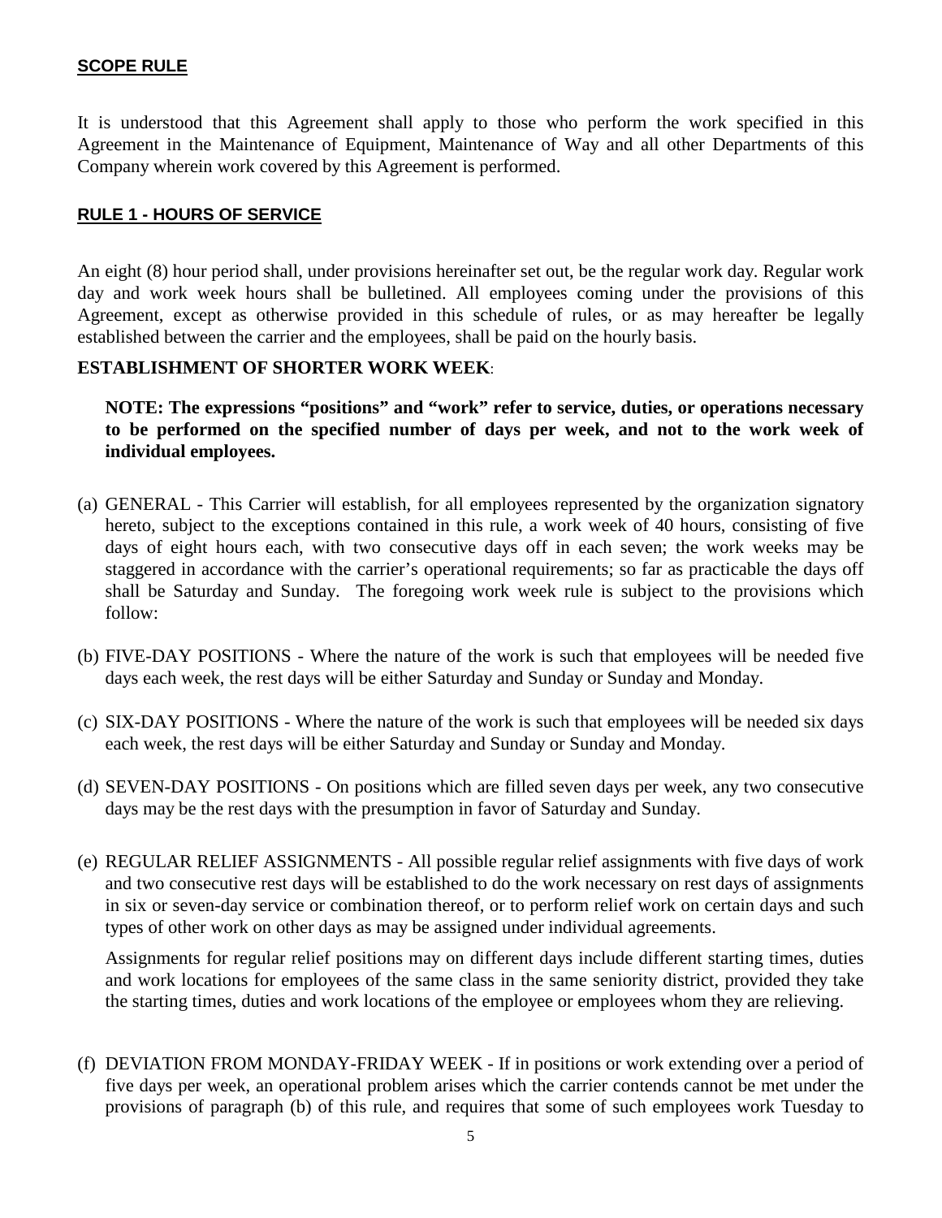## SCOPE RULE

It is understood that this Agreement shall apply to those who perform the work specified in this Agreement in the Maintenance of Equipment, Maintenance of Way and all other Departments of this Company wherein work covered by this Agreement is performed.

## RULE 1 - HOURS OF SERVICE

An eight (8) hour period shall, under provisions hereinafter set out, be the regular work day. Regular work day and work week hours shall be bulletined. All employees coming under the provisions of this Agreement, except as otherwise provided in this schedule of rules, or as may hereafter be legally established between the carrier and the employees, shall be paid on the hourly basis.

**ESTABLISHMENT OF SHORTER WORK WEEK**:

> **NOTE: The expressions "positions" and "work" refer to service, duties, or operations necessary to be performed on the specified number of days per week, and not to the work week of individual employees.**

(a) GENERAL - This Carrier will establish, for all employees represented by the organization signatory hereto, subject to the exceptions contained in this rule, a work week of 40 hours, consisting of five days of eight hours each, with two consecutive days off in each seven; the work weeks may be staggered in accordance with the carrier's operational requirements; so far as practicable the days off shall be Saturday and Sunday. The foregoing work week rule is subject to the provisions which follow:

(b) FIVE-DAY POSITIONS - Where the nature of the work is such that employees will be needed five days each week, the rest days will be either Saturday and Sunday or Sunday and Monday.

(c) SIX-DAY POSITIONS - Where the nature of the work is such that employees will be needed six days each week, the rest days will be either Saturday and Sunday or Sunday and Monday.

(d) SEVEN-DAY POSITIONS - On positions which are filled seven days per week, any two consecutive days may be the rest days with the presumption in favor of Saturday and Sunday.

(e) REGULAR RELIEF ASSIGNMENTS - All possible regular relief assignments with five days of work and two consecutive rest days will be established to do the work necessary on rest days of assignments in six or seven-day service or combination thereof, or to perform relief work on certain days and such types of other work on other days as may be assigned under individual agreements.

Assignments for regular relief positions may on different days include different starting times, duties and work locations for employees of the same class in the same seniority district, provided they take the starting times, duties and work locations of the employee or employees whom they are relieving.

(f) DEVIATION FROM MONDAY-FRIDAY WEEK - If in positions or work extending over a period of five days per week, an operational problem arises which the carrier contends cannot be met under the provisions of paragraph (b) of this rule, and requires that some of such employees work Tuesday to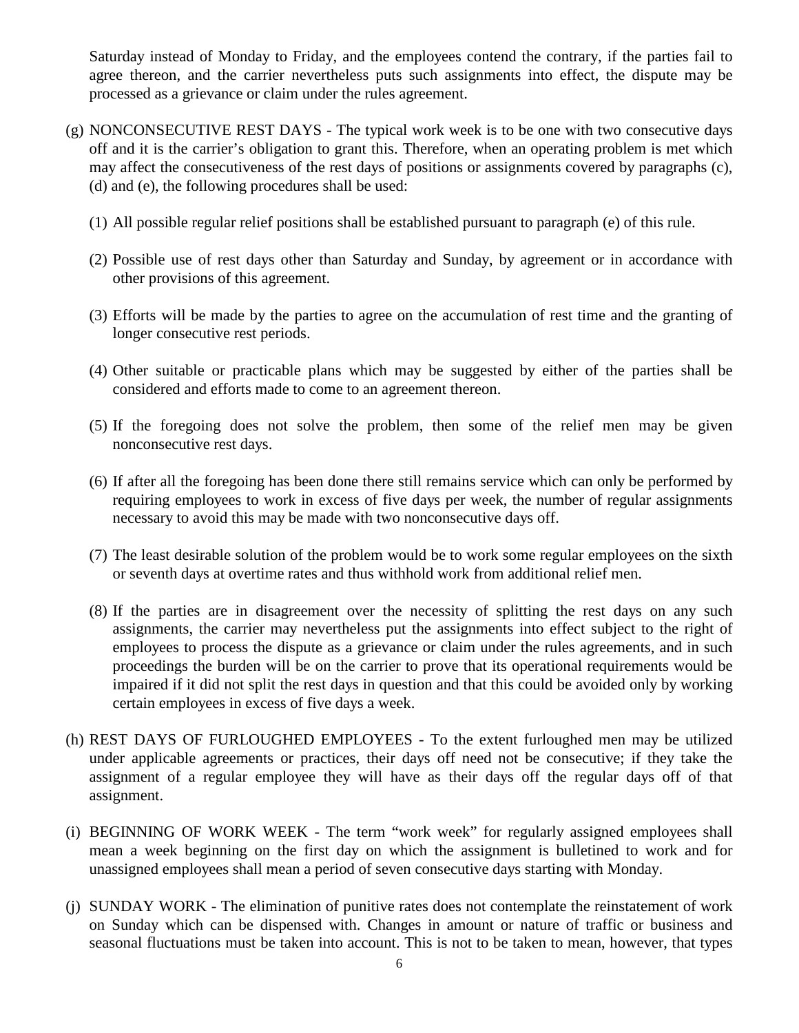Saturday instead of Monday to Friday, and the employees contend the contrary, if the parties fail to agree thereon, and the carrier nevertheless puts such assignments into effect, the dispute may be processed as a grievance or claim under the rules agreement.

(g) NONCONSECUTIVE REST DAYS - The typical work week is to be one with two consecutive days off and it is the carrier's obligation to grant this. Therefore, when an operating problem is met which may affect the consecutiveness of the rest days of positions or assignments covered by paragraphs (c), (d) and (e), the following procedures shall be used:

(1) All possible regular relief positions shall be established pursuant to paragraph (e) of this rule.

(2) Possible use of rest days other than Saturday and Sunday, by agreement or in accordance with other provisions of this agreement.

(3) Efforts will be made by the parties to agree on the accumulation of rest time and the granting of longer consecutive rest periods.

(4) Other suitable or practicable plans which may be suggested by either of the parties shall be considered and efforts made to come to an agreement thereon.

(5) If the foregoing does not solve the problem, then some of the relief men may be given nonconsecutive rest days.

(6) If after all the foregoing has been done there still remains service which can only be performed by requiring employees to work in excess of five days per week, the number of regular assignments necessary to avoid this may be made with two nonconsecutive days off.

(7) The least desirable solution of the problem would be to work some regular employees on the sixth or seventh days at overtime rates and thus withhold work from additional relief men.

(8) If the parties are in disagreement over the necessity of splitting the rest days on any such assignments, the carrier may nevertheless put the assignments into effect subject to the right of employees to process the dispute as a grievance or claim under the rules agreements, and in such proceedings the burden will be on the carrier to prove that its operational requirements would be impaired if it did not split the rest days in question and that this could be avoided only by working certain employees in excess of five days a week.

(h) REST DAYS OF FURLOUGHED EMPLOYEES - To the extent furloughed men may be utilized under applicable agreements or practices, their days off need not be consecutive; if they take the assignment of a regular employee they will have as their days off the regular days off of that assignment.

(i) BEGINNING OF WORK WEEK - The term "work week" for regularly assigned employees shall mean a week beginning on the first day on which the assignment is bulletined to work and for unassigned employees shall mean a period of seven consecutive days starting with Monday.

(j) SUNDAY WORK - The elimination of punitive rates does not contemplate the reinstatement of work on Sunday which can be dispensed with. Changes in amount or nature of traffic or business and seasonal fluctuations must be taken into account. This is not to be taken to mean, however, that types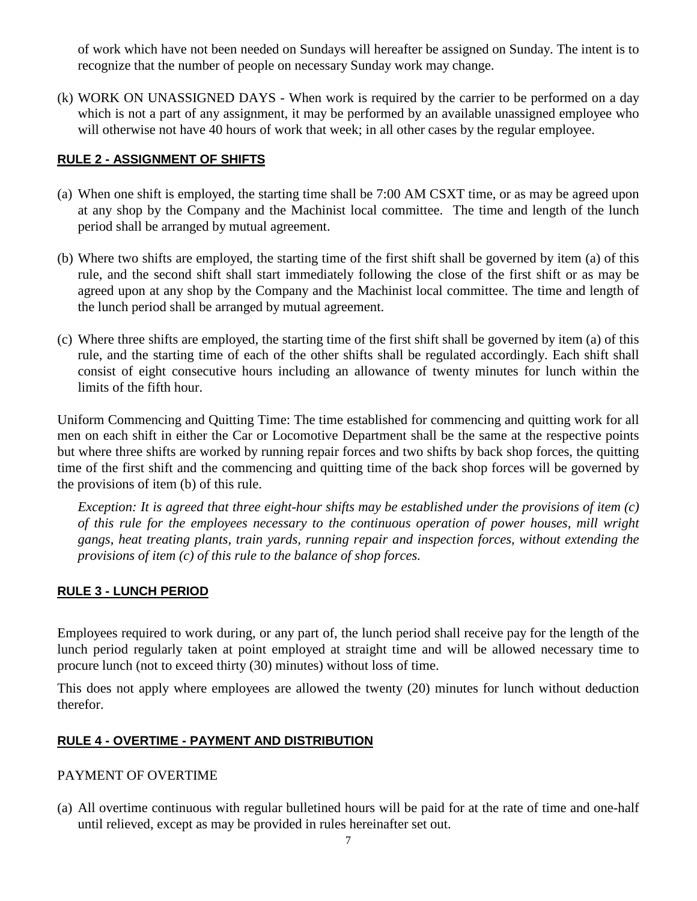of work which have not been needed on Sundays will hereafter be assigned on Sunday. The intent is to recognize that the number of people on necessary Sunday work may change.

(k) WORK ON UNASSIGNED DAYS - When work is required by the carrier to be performed on a day which is not a part of any assignment, it may be performed by an available unassigned employee who will otherwise not have 40 hours of work that week; in all other cases by the regular employee.

## RULE 2 - ASSIGNMENT OF SHIFTS

(a) When one shift is employed, the starting time shall be 7:00 AM CSXT time, or as may be agreed upon at any shop by the Company and the Machinist local committee. The time and length of the lunch period shall be arranged by mutual agreement.

(b) Where two shifts are employed, the starting time of the first shift shall be governed by item (a) of this rule, and the second shift shall start immediately following the close of the first shift or as may be agreed upon at any shop by the Company and the Machinist local committee. The time and length of the lunch period shall be arranged by mutual agreement.

(c) Where three shifts are employed, the starting time of the first shift shall be governed by item (a) of this rule, and the starting time of each of the other shifts shall be regulated accordingly. Each shift shall consist of eight consecutive hours including an allowance of twenty minutes for lunch within the limits of the fifth hour.

Uniform Commencing and Quitting Time: The time established for commencing and quitting work for all men on each shift in either the Car or Locomotive Department shall be the same at the respective points but where three shifts are worked by running repair forces and two shifts by back shop forces, the quitting time of the first shift and the commencing and quitting time of the back shop forces will be governed by the provisions of item (b) of this rule.

*Exception: It is agreed that three eight-hour shifts may be established under the provisions of item (c) of this rule for the employees necessary to the continuous operation of power houses, mill wright gangs, heat treating plants, train yards, running repair and inspection forces, without extending the provisions of item (c) of this rule to the balance of shop forces.*

## RULE 3 - LUNCH PERIOD

Employees required to work during, or any part of, the lunch period shall receive pay for the length of the lunch period regularly taken at point employed at straight time and will be allowed necessary time to procure lunch (not to exceed thirty (30) minutes) without loss of time.

This does not apply where employees are allowed the twenty (20) minutes for lunch without deduction therefor.

## RULE 4 - OVERTIME - PAYMENT AND DISTRIBUTION

### PAYMENT OF OVERTIME

(a) All overtime continuous with regular bulletined hours will be paid for at the rate of time and one-half until relieved, except as may be provided in rules hereinafter set out.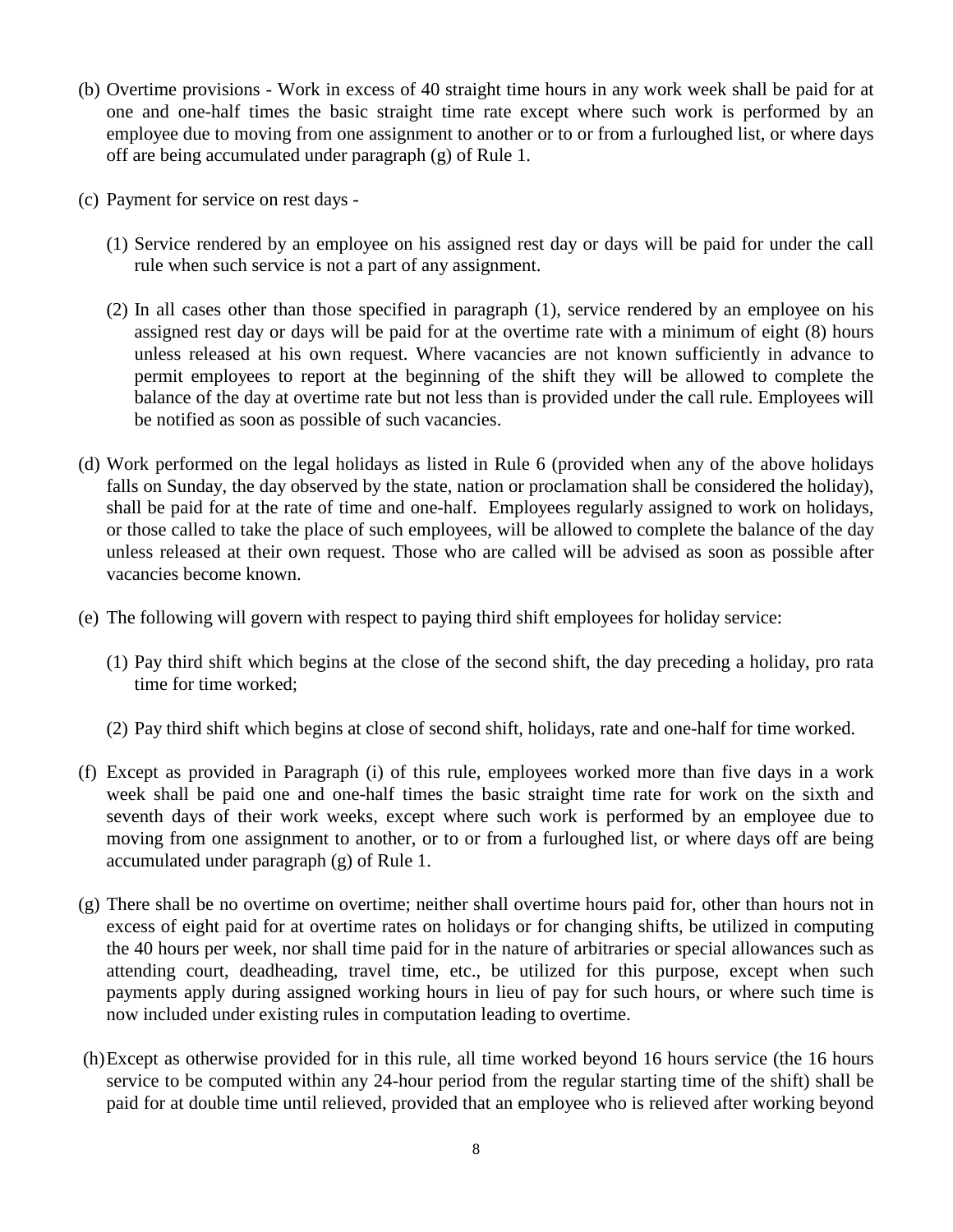(b) Overtime provisions - Work in excess of 40 straight time hours in any work week shall be paid for at one and one-half times the basic straight time rate except where such work is performed by an employee due to moving from one assignment to another or to or from a furloughed list, or where days off are being accumulated under paragraph (g) of Rule 1.

(c) Payment for service on rest days -

(1) Service rendered by an employee on his assigned rest day or days will be paid for under the call rule when such service is not a part of any assignment.

(2) In all cases other than those specified in paragraph (1), service rendered by an employee on his assigned rest day or days will be paid for at the overtime rate with a minimum of eight (8) hours unless released at his own request. Where vacancies are not known sufficiently in advance to permit employees to report at the beginning of the shift they will be allowed to complete the balance of the day at overtime rate but not less than is provided under the call rule. Employees will be notified as soon as possible of such vacancies.

(d) Work performed on the legal holidays as listed in Rule 6 (provided when any of the above holidays falls on Sunday, the day observed by the state, nation or proclamation shall be considered the holiday), shall be paid for at the rate of time and one-half. Employees regularly assigned to work on holidays, or those called to take the place of such employees, will be allowed to complete the balance of the day unless released at their own request. Those who are called will be advised as soon as possible after vacancies become known.

(e) The following will govern with respect to paying third shift employees for holiday service:

(1) Pay third shift which begins at the close of the second shift, the day preceding a holiday, pro rata time for time worked;

(2) Pay third shift which begins at close of second shift, holidays, rate and one-half for time worked.

(f) Except as provided in Paragraph (i) of this rule, employees worked more than five days in a work week shall be paid one and one-half times the basic straight time rate for work on the sixth and seventh days of their work weeks, except where such work is performed by an employee due to moving from one assignment to another, or to or from a furloughed list, or where days off are being accumulated under paragraph (g) of Rule 1.

(g) There shall be no overtime on overtime; neither shall overtime hours paid for, other than hours not in excess of eight paid for at overtime rates on holidays or for changing shifts, be utilized in computing the 40 hours per week, nor shall time paid for in the nature of arbitraries or special allowances such as attending court, deadheading, travel time, etc., be utilized for this purpose, except when such payments apply during assigned working hours in lieu of pay for such hours, or where such time is now included under existing rules in computation leading to overtime.

(h) Except as otherwise provided for in this rule, all time worked beyond 16 hours service (the 16 hours service to be computed within any 24-hour period from the regular starting time of the shift) shall be paid for at double time until relieved, provided that an employee who is relieved after working beyond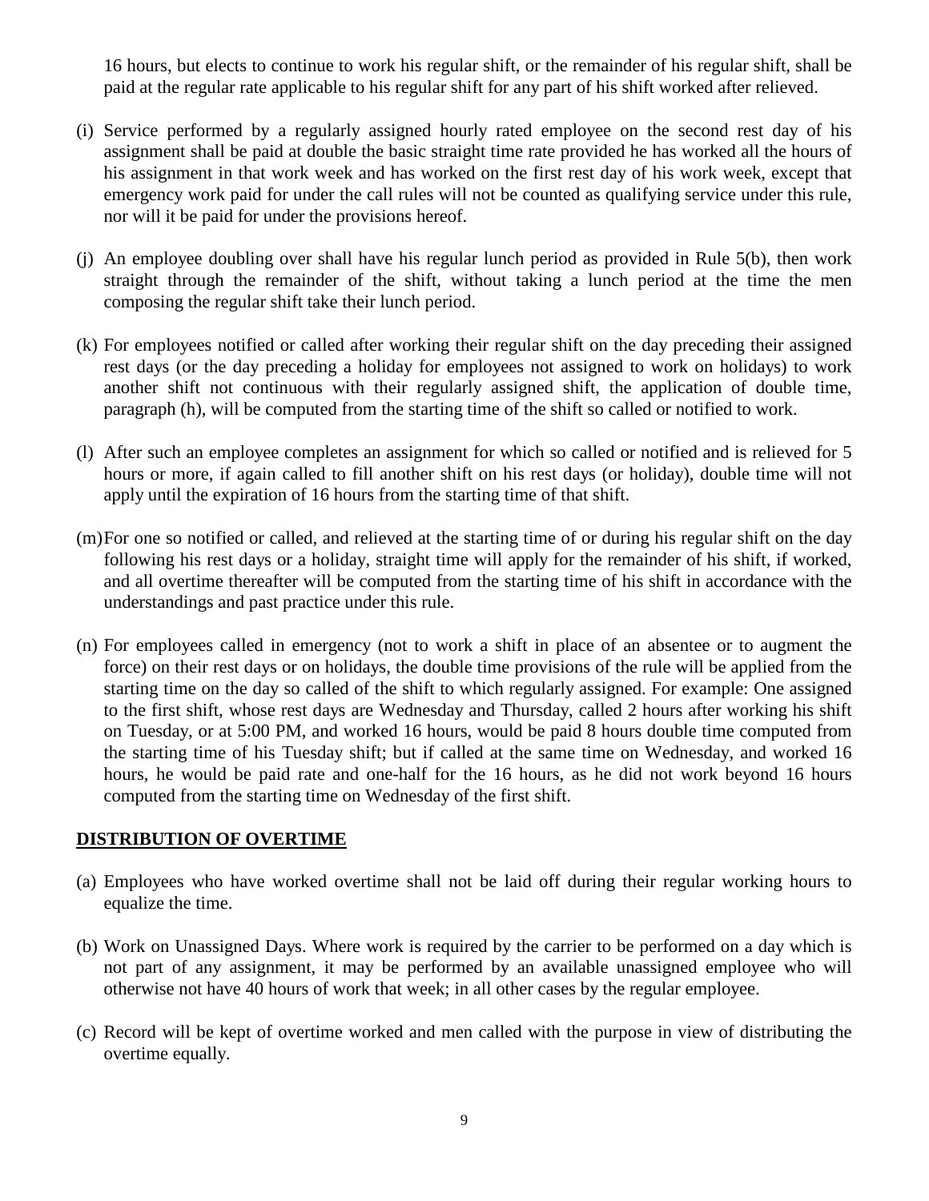16 hours, but elects to continue to work his regular shift, or the remainder of his regular shift, shall be paid at the regular rate applicable to his regular shift for any part of his shift worked after relieved.

(i) Service performed by a regularly assigned hourly rated employee on the second rest day of his assignment shall be paid at double the basic straight time rate provided he has worked all the hours of his assignment in that work week and has worked on the first rest day of his work week, except that emergency work paid for under the call rules will not be counted as qualifying service under this rule, nor will it be paid for under the provisions hereof.

(j) An employee doubling over shall have his regular lunch period as provided in Rule 5(b), then work straight through the remainder of the shift, without taking a lunch period at the time the men composing the regular shift take their lunch period.

(k) For employees notified or called after working their regular shift on the day preceding their assigned rest days (or the day preceding a holiday for employees not assigned to work on holidays) to work another shift not continuous with their regularly assigned shift, the application of double time, paragraph (h), will be computed from the starting time of the shift so called or notified to work.

(l) After such an employee completes an assignment for which so called or notified and is relieved for 5 hours or more, if again called to fill another shift on his rest days (or holiday), double time will not apply until the expiration of 16 hours from the starting time of that shift.

(m) For one so notified or called, and relieved at the starting time of or during his regular shift on the day following his rest days or a holiday, straight time will apply for the remainder of his shift, if worked, and all overtime thereafter will be computed from the starting time of his shift in accordance with the understandings and past practice under this rule.

(n) For employees called in emergency (not to work a shift in place of an absentee or to augment the force) on their rest days or on holidays, the double time provisions of the rule will be applied from the starting time on the day so called of the shift to which regularly assigned. For example: One assigned to the first shift, whose rest days are Wednesday and Thursday, called 2 hours after working his shift on Tuesday, or at 5:00 PM, and worked 16 hours, would be paid 8 hours double time computed from the starting time of his Tuesday shift; but if called at the same time on Wednesday, and worked 16 hours, he would be paid rate and one-half for the 16 hours, as he did not work beyond 16 hours computed from the starting time on Wednesday of the first shift.

**DISTRIBUTION OF OVERTIME**

(a) Employees who have worked overtime shall not be laid off during their regular working hours to equalize the time.

(b) Work on Unassigned Days. Where work is required by the carrier to be performed on a day which is not part of any assignment, it may be performed by an available unassigned employee who will otherwise not have 40 hours of work that week; in all other cases by the regular employee.

(c) Record will be kept of overtime worked and men called with the purpose in view of distributing the overtime equally.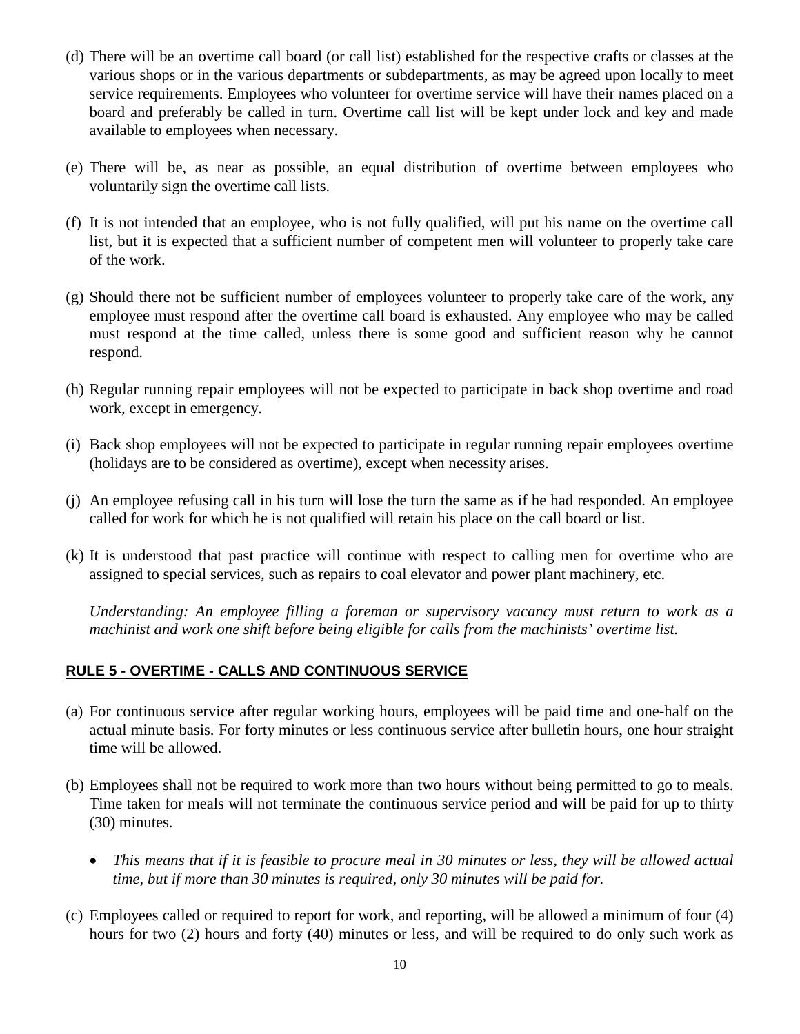(d) There will be an overtime call board (or call list) established for the respective crafts or classes at the various shops or in the various departments or subdepartments, as may be agreed upon locally to meet service requirements. Employees who volunteer for overtime service will have their names placed on a board and preferably be called in turn. Overtime call list will be kept under lock and key and made available to employees when necessary.

(e) There will be, as near as possible, an equal distribution of overtime between employees who voluntarily sign the overtime call lists.

(f) It is not intended that an employee, who is not fully qualified, will put his name on the overtime call list, but it is expected that a sufficient number of competent men will volunteer to properly take care of the work.

(g) Should there not be sufficient number of employees volunteer to properly take care of the work, any employee must respond after the overtime call board is exhausted. Any employee who may be called must respond at the time called, unless there is some good and sufficient reason why he cannot respond.

(h) Regular running repair employees will not be expected to participate in back shop overtime and road work, except in emergency.

(i) Back shop employees will not be expected to participate in regular running repair employees overtime (holidays are to be considered as overtime), except when necessity arises.

(j) An employee refusing call in his turn will lose the turn the same as if he had responded. An employee called for work for which he is not qualified will retain his place on the call board or list.

(k) It is understood that past practice will continue with respect to calling men for overtime who are assigned to special services, such as repairs to coal elevator and power plant machinery, etc.

*Understanding: An employee filling a foreman or supervisory vacancy must return to work as a machinist and work one shift before being eligible for calls from the machinists' overtime list.*

## RULE 5 - OVERTIME - CALLS AND CONTINUOUS SERVICE

(a) For continuous service after regular working hours, employees will be paid time and one-half on the actual minute basis. For forty minutes or less continuous service after bulletin hours, one hour straight time will be allowed.

(b) Employees shall not be required to work more than two hours without being permitted to go to meals. Time taken for meals will not terminate the continuous service period and will be paid for up to thirty (30) minutes.

- *This means that if it is feasible to procure meal in 30 minutes or less, they will be allowed actual time, but if more than 30 minutes is required, only 30 minutes will be paid for.*

(c) Employees called or required to report for work, and reporting, will be allowed a minimum of four (4) hours for two (2) hours and forty (40) minutes or less, and will be required to do only such work as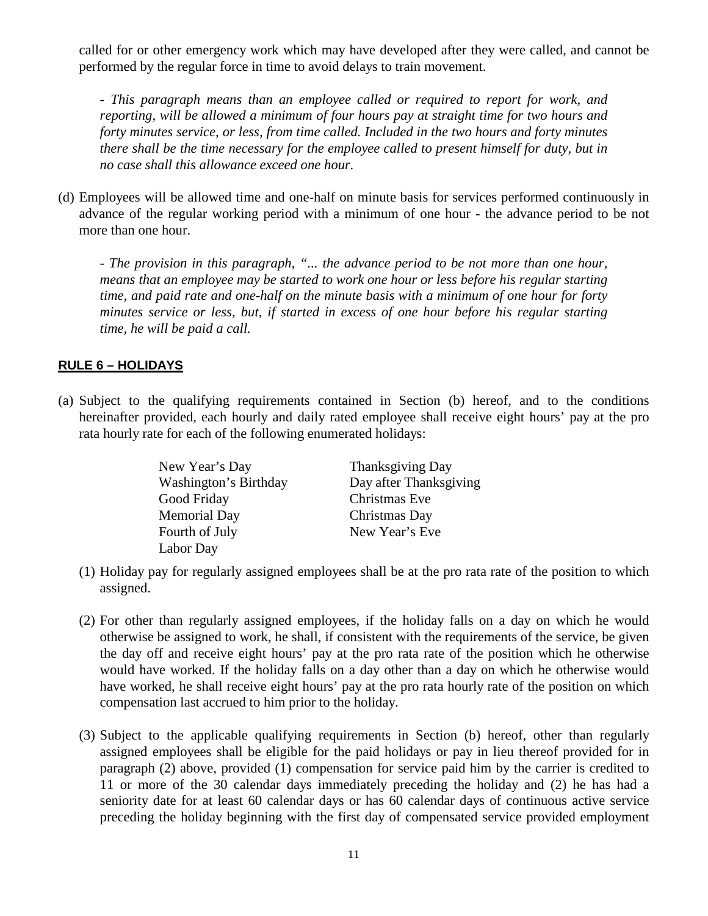called for or other emergency work which may have developed after they were called, and cannot be performed by the regular force in time to avoid delays to train movement.

> - *This paragraph means than an employee called or required to report for work, and reporting, will be allowed a minimum of four hours pay at straight time for two hours and forty minutes service, or less, from time called. Included in the two hours and forty minutes there shall be the time necessary for the employee called to present himself for duty, but in no case shall this allowance exceed one hour.*

(d) Employees will be allowed time and one-half on minute basis for services performed continuously in advance of the regular working period with a minimum of one hour - the advance period to be not more than one hour.

> - *The provision in this paragraph, "... the advance period to be not more than one hour, means that an employee may be started to work one hour or less before his regular starting time, and paid rate and one-half on the minute basis with a minimum of one hour for forty minutes service or less, but, if started in excess of one hour before his regular starting time, he will be paid a call.*

## RULE 6 – HOLIDAYS

(a) Subject to the qualifying requirements contained in Section (b) hereof, and to the conditions hereinafter provided, each hourly and daily rated employee shall receive eight hours' pay at the pro rata hourly rate for each of the following enumerated holidays:

| | |
|---|---|
| New Year's Day | Thanksgiving Day |
| Washington's Birthday | Day after Thanksgiving |
| Good Friday | Christmas Eve |
| Memorial Day | Christmas Day |
| Fourth of July | New Year's Eve |
| Labor Day | |

(1) Holiday pay for regularly assigned employees shall be at the pro rata rate of the position to which assigned.

(2) For other than regularly assigned employees, if the holiday falls on a day on which he would otherwise be assigned to work, he shall, if consistent with the requirements of the service, be given the day off and receive eight hours' pay at the pro rata rate of the position which he otherwise would have worked. If the holiday falls on a day other than a day on which he otherwise would have worked, he shall receive eight hours' pay at the pro rata hourly rate of the position on which compensation last accrued to him prior to the holiday.

(3) Subject to the applicable qualifying requirements in Section (b) hereof, other than regularly assigned employees shall be eligible for the paid holidays or pay in lieu thereof provided for in paragraph (2) above, provided (1) compensation for service paid him by the carrier is credited to 11 or more of the 30 calendar days immediately preceding the holiday and (2) he has had a seniority date for at least 60 calendar days or has 60 calendar days of continuous active service preceding the holiday beginning with the first day of compensated service provided employment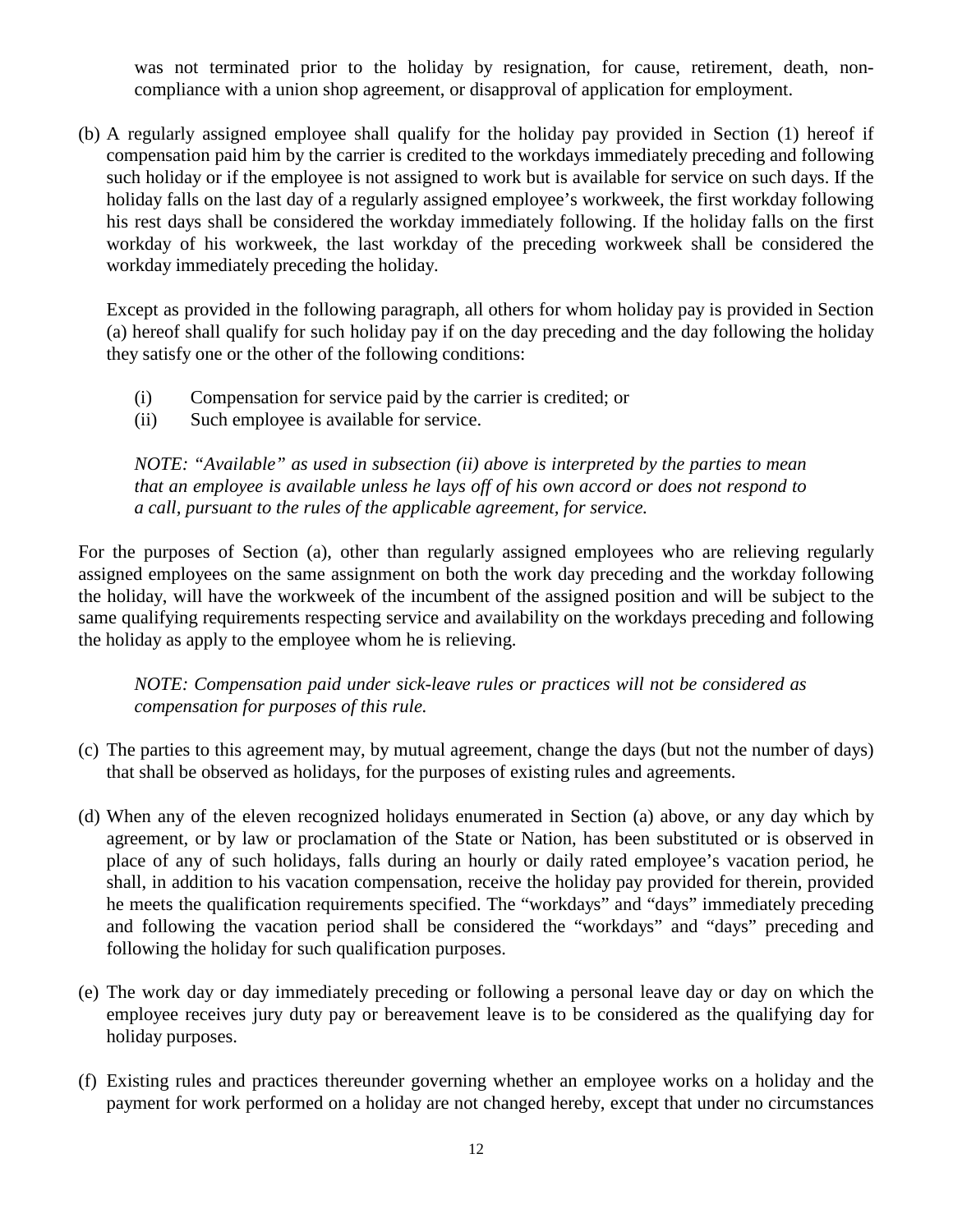was not terminated prior to the holiday by resignation, for cause, retirement, death, non-compliance with a union shop agreement, or disapproval of application for employment.

(b) A regularly assigned employee shall qualify for the holiday pay provided in Section (1) hereof if compensation paid him by the carrier is credited to the workdays immediately preceding and following such holiday or if the employee is not assigned to work but is available for service on such days. If the holiday falls on the last day of a regularly assigned employee's workweek, the first workday following his rest days shall be considered the workday immediately following. If the holiday falls on the first workday of his workweek, the last workday of the preceding workweek shall be considered the workday immediately preceding the holiday.

Except as provided in the following paragraph, all others for whom holiday pay is provided in Section (a) hereof shall qualify for such holiday pay if on the day preceding and the day following the holiday they satisfy one or the other of the following conditions:

(i) Compensation for service paid by the carrier is credited; or
(ii) Such employee is available for service.

*NOTE: "Available" as used in subsection (ii) above is interpreted by the parties to mean that an employee is available unless he lays off of his own accord or does not respond to a call, pursuant to the rules of the applicable agreement, for service.*

For the purposes of Section (a), other than regularly assigned employees who are relieving regularly assigned employees on the same assignment on both the work day preceding and the workday following the holiday, will have the workweek of the incumbent of the assigned position and will be subject to the same qualifying requirements respecting service and availability on the workdays preceding and following the holiday as apply to the employee whom he is relieving.

*NOTE: Compensation paid under sick-leave rules or practices will not be considered as compensation for purposes of this rule.*

(c) The parties to this agreement may, by mutual agreement, change the days (but not the number of days) that shall be observed as holidays, for the purposes of existing rules and agreements.

(d) When any of the eleven recognized holidays enumerated in Section (a) above, or any day which by agreement, or by law or proclamation of the State or Nation, has been substituted or is observed in place of any of such holidays, falls during an hourly or daily rated employee's vacation period, he shall, in addition to his vacation compensation, receive the holiday pay provided for therein, provided he meets the qualification requirements specified. The "workdays" and "days" immediately preceding and following the vacation period shall be considered the "workdays" and "days" preceding and following the holiday for such qualification purposes.

(e) The work day or day immediately preceding or following a personal leave day or day on which the employee receives jury duty pay or bereavement leave is to be considered as the qualifying day for holiday purposes.

(f) Existing rules and practices thereunder governing whether an employee works on a holiday and the payment for work performed on a holiday are not changed hereby, except that under no circumstances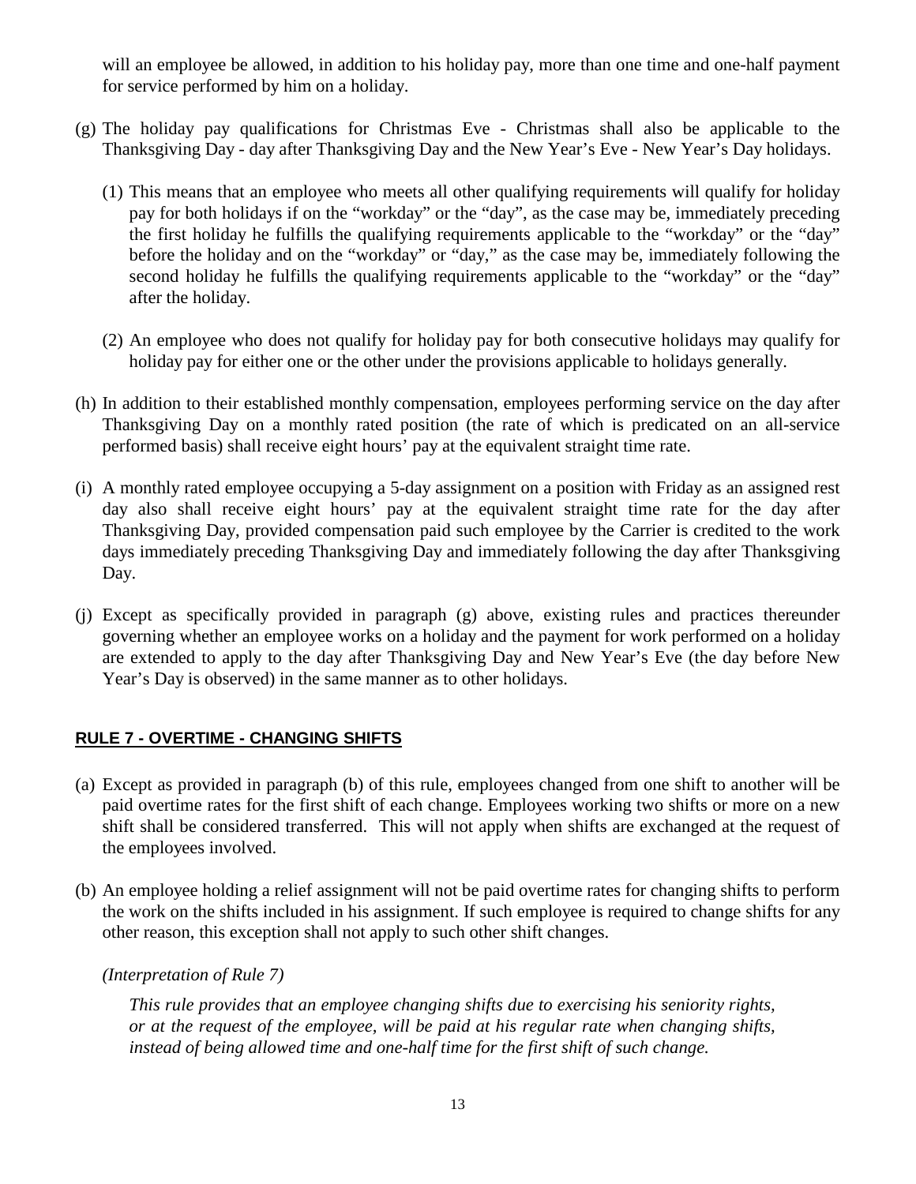will an employee be allowed, in addition to his holiday pay, more than one time and one-half payment for service performed by him on a holiday.

(g) The holiday pay qualifications for Christmas Eve - Christmas shall also be applicable to the Thanksgiving Day - day after Thanksgiving Day and the New Year's Eve - New Year's Day holidays.

   (1) This means that an employee who meets all other qualifying requirements will qualify for holiday pay for both holidays if on the "workday" or the "day", as the case may be, immediately preceding the first holiday he fulfills the qualifying requirements applicable to the "workday" or the "day" before the holiday and on the "workday" or "day," as the case may be, immediately following the second holiday he fulfills the qualifying requirements applicable to the "workday" or the "day" after the holiday.

   (2) An employee who does not qualify for holiday pay for both consecutive holidays may qualify for holiday pay for either one or the other under the provisions applicable to holidays generally.

(h) In addition to their established monthly compensation, employees performing service on the day after Thanksgiving Day on a monthly rated position (the rate of which is predicated on an all-service performed basis) shall receive eight hours' pay at the equivalent straight time rate.

(i) A monthly rated employee occupying a 5-day assignment on a position with Friday as an assigned rest day also shall receive eight hours' pay at the equivalent straight time rate for the day after Thanksgiving Day, provided compensation paid such employee by the Carrier is credited to the work days immediately preceding Thanksgiving Day and immediately following the day after Thanksgiving Day.

(j) Except as specifically provided in paragraph (g) above, existing rules and practices thereunder governing whether an employee works on a holiday and the payment for work performed on a holiday are extended to apply to the day after Thanksgiving Day and New Year's Eve (the day before New Year's Day is observed) in the same manner as to other holidays.

## RULE 7 - OVERTIME - CHANGING SHIFTS

(a) Except as provided in paragraph (b) of this rule, employees changed from one shift to another will be paid overtime rates for the first shift of each change. Employees working two shifts or more on a new shift shall be considered transferred. This will not apply when shifts are exchanged at the request of the employees involved.

(b) An employee holding a relief assignment will not be paid overtime rates for changing shifts to perform the work on the shifts included in his assignment. If such employee is required to change shifts for any other reason, this exception shall not apply to such other shift changes.

*(Interpretation of Rule 7)*

*This rule provides that an employee changing shifts due to exercising his seniority rights, or at the request of the employee, will be paid at his regular rate when changing shifts, instead of being allowed time and one-half time for the first shift of such change.*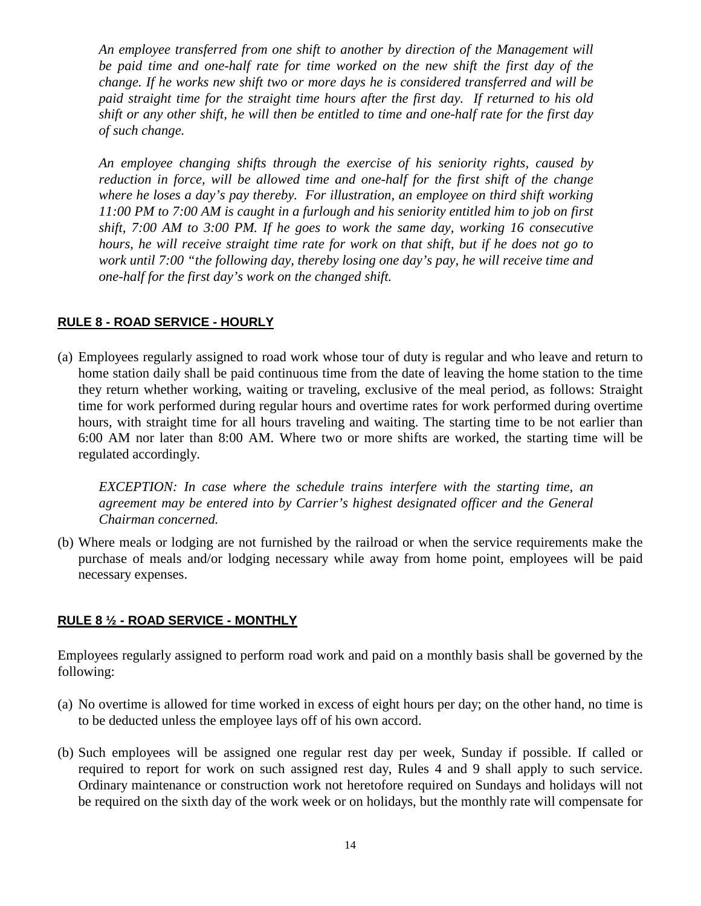*An employee transferred from one shift to another by direction of the Management will be paid time and one-half rate for time worked on the new shift the first day of the change. If he works new shift two or more days he is considered transferred and will be paid straight time for the straight time hours after the first day. If returned to his old shift or any other shift, he will then be entitled to time and one-half rate for the first day of such change.*

*An employee changing shifts through the exercise of his seniority rights, caused by reduction in force, will be allowed time and one-half for the first shift of the change where he loses a day's pay thereby. For illustration, an employee on third shift working 11:00 PM to 7:00 AM is caught in a furlough and his seniority entitled him to job on first shift, 7:00 AM to 3:00 PM. If he goes to work the same day, working 16 consecutive hours, he will receive straight time rate for work on that shift, but if he does not go to work until 7:00 "the following day, thereby losing one day's pay, he will receive time and one-half for the first day's work on the changed shift.*

## RULE 8 - ROAD SERVICE - HOURLY

(a) Employees regularly assigned to road work whose tour of duty is regular and who leave and return to home station daily shall be paid continuous time from the date of leaving the home station to the time they return whether working, waiting or traveling, exclusive of the meal period, as follows: Straight time for work performed during regular hours and overtime rates for work performed during overtime hours, with straight time for all hours traveling and waiting. The starting time to be not earlier than 6:00 AM nor later than 8:00 AM. Where two or more shifts are worked, the starting time will be regulated accordingly.

*EXCEPTION: In case where the schedule trains interfere with the starting time, an agreement may be entered into by Carrier's highest designated officer and the General Chairman concerned.*

(b) Where meals or lodging are not furnished by the railroad or when the service requirements make the purchase of meals and/or lodging necessary while away from home point, employees will be paid necessary expenses.

## RULE 8 ½ - ROAD SERVICE - MONTHLY

Employees regularly assigned to perform road work and paid on a monthly basis shall be governed by the following:

(a) No overtime is allowed for time worked in excess of eight hours per day; on the other hand, no time is to be deducted unless the employee lays off of his own accord.

(b) Such employees will be assigned one regular rest day per week, Sunday if possible. If called or required to report for work on such assigned rest day, Rules 4 and 9 shall apply to such service. Ordinary maintenance or construction work not heretofore required on Sundays and holidays will not be required on the sixth day of the work week or on holidays, but the monthly rate will compensate for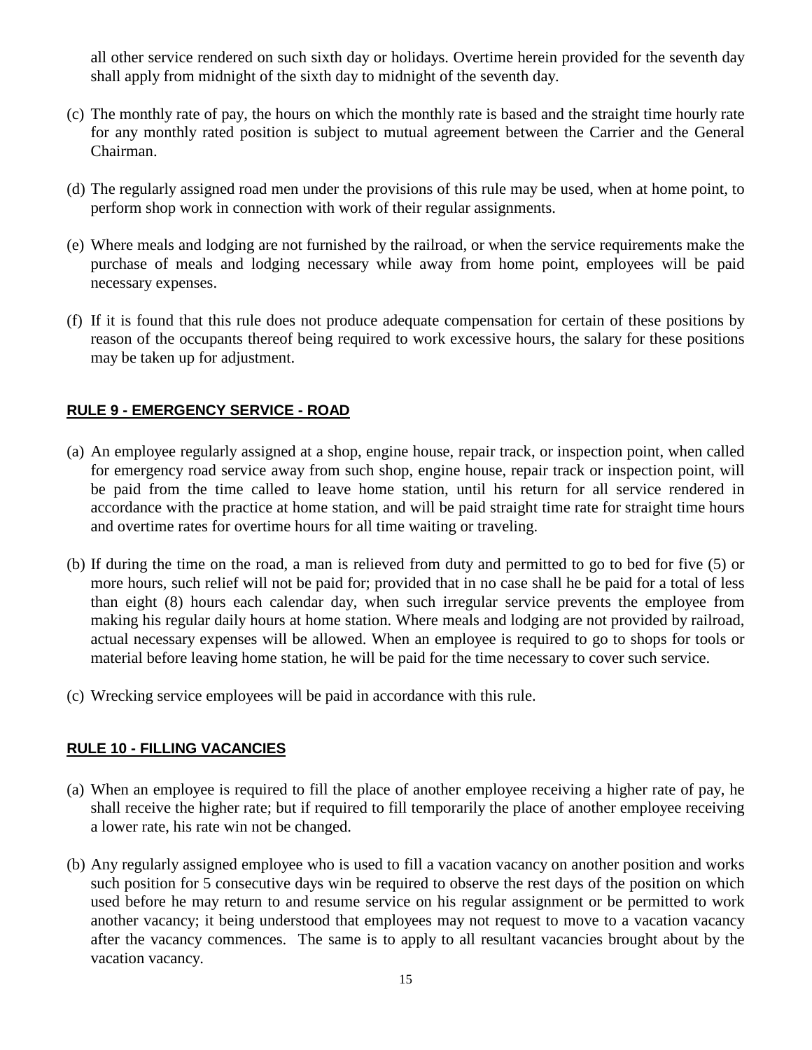all other service rendered on such sixth day or holidays. Overtime herein provided for the seventh day shall apply from midnight of the sixth day to midnight of the seventh day.

(c) The monthly rate of pay, the hours on which the monthly rate is based and the straight time hourly rate for any monthly rated position is subject to mutual agreement between the Carrier and the General Chairman.

(d) The regularly assigned road men under the provisions of this rule may be used, when at home point, to perform shop work in connection with work of their regular assignments.

(e) Where meals and lodging are not furnished by the railroad, or when the service requirements make the purchase of meals and lodging necessary while away from home point, employees will be paid necessary expenses.

(f) If it is found that this rule does not produce adequate compensation for certain of these positions by reason of the occupants thereof being required to work excessive hours, the salary for these positions may be taken up for adjustment.

## RULE 9 - EMERGENCY SERVICE - ROAD

(a) An employee regularly assigned at a shop, engine house, repair track, or inspection point, when called for emergency road service away from such shop, engine house, repair track or inspection point, will be paid from the time called to leave home station, until his return for all service rendered in accordance with the practice at home station, and will be paid straight time rate for straight time hours and overtime rates for overtime hours for all time waiting or traveling.

(b) If during the time on the road, a man is relieved from duty and permitted to go to bed for five (5) or more hours, such relief will not be paid for; provided that in no case shall he be paid for a total of less than eight (8) hours each calendar day, when such irregular service prevents the employee from making his regular daily hours at home station. Where meals and lodging are not provided by railroad, actual necessary expenses will be allowed. When an employee is required to go to shops for tools or material before leaving home station, he will be paid for the time necessary to cover such service.

(c) Wrecking service employees will be paid in accordance with this rule.

## RULE 10 - FILLING VACANCIES

(a) When an employee is required to fill the place of another employee receiving a higher rate of pay, he shall receive the higher rate; but if required to fill temporarily the place of another employee receiving a lower rate, his rate win not be changed.

(b) Any regularly assigned employee who is used to fill a vacation vacancy on another position and works such position for 5 consecutive days win be required to observe the rest days of the position on which used before he may return to and resume service on his regular assignment or be permitted to work another vacancy; it being understood that employees may not request to move to a vacation vacancy after the vacancy commences. The same is to apply to all resultant vacancies brought about by the vacation vacancy.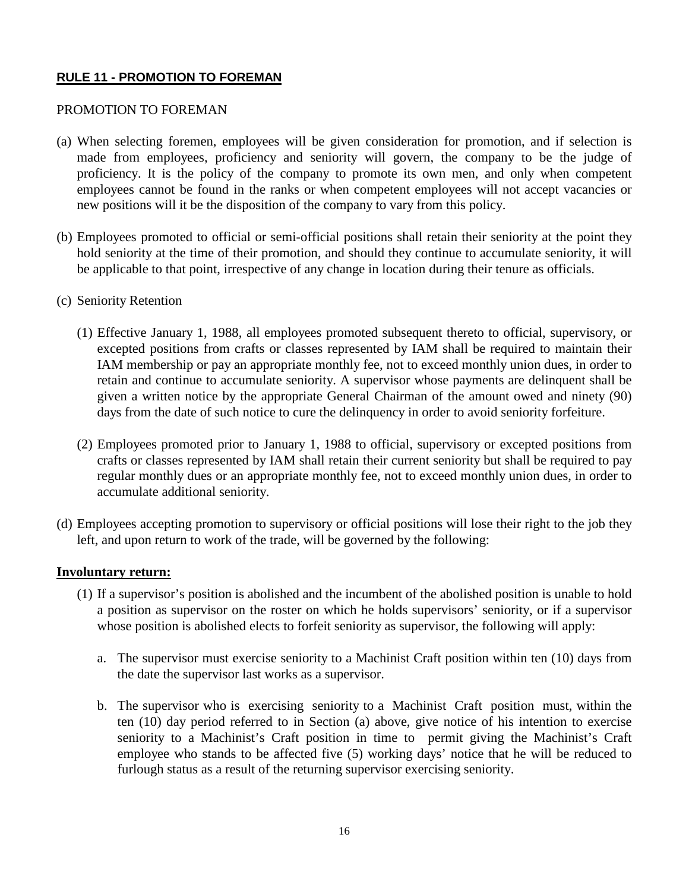## **RULE 11 - PROMOTION TO FOREMAN**

PROMOTION TO FOREMAN

(a) When selecting foremen, employees will be given consideration for promotion, and if selection is made from employees, proficiency and seniority will govern, the company to be the judge of proficiency. It is the policy of the company to promote its own men, and only when competent employees cannot be found in the ranks or when competent employees will not accept vacancies or new positions will it be the disposition of the company to vary from this policy.

(b) Employees promoted to official or semi-official positions shall retain their seniority at the point they hold seniority at the time of their promotion, and should they continue to accumulate seniority, it will be applicable to that point, irrespective of any change in location during their tenure as officials.

(c) Seniority Retention

(1) Effective January 1, 1988, all employees promoted subsequent thereto to official, supervisory, or excepted positions from crafts or classes represented by IAM shall be required to maintain their IAM membership or pay an appropriate monthly fee, not to exceed monthly union dues, in order to retain and continue to accumulate seniority. A supervisor whose payments are delinquent shall be given a written notice by the appropriate General Chairman of the amount owed and ninety (90) days from the date of such notice to cure the delinquency in order to avoid seniority forfeiture.

(2) Employees promoted prior to January 1, 1988 to official, supervisory or excepted positions from crafts or classes represented by IAM shall retain their current seniority but shall be required to pay regular monthly dues or an appropriate monthly fee, not to exceed monthly union dues, in order to accumulate additional seniority.

(d) Employees accepting promotion to supervisory or official positions will lose their right to the job they left, and upon return to work of the trade, will be governed by the following:

**Involuntary return:**

(1) If a supervisor's position is abolished and the incumbent of the abolished position is unable to hold a position as supervisor on the roster on which he holds supervisors' seniority, or if a supervisor whose position is abolished elects to forfeit seniority as supervisor, the following will apply:

a. The supervisor must exercise seniority to a Machinist Craft position within ten (10) days from the date the supervisor last works as a supervisor.

b. The supervisor who is exercising seniority to a Machinist Craft position must, within the ten (10) day period referred to in Section (a) above, give notice of his intention to exercise seniority to a Machinist's Craft position in time to permit giving the Machinist's Craft employee who stands to be affected five (5) working days' notice that he will be reduced to furlough status as a result of the returning supervisor exercising seniority.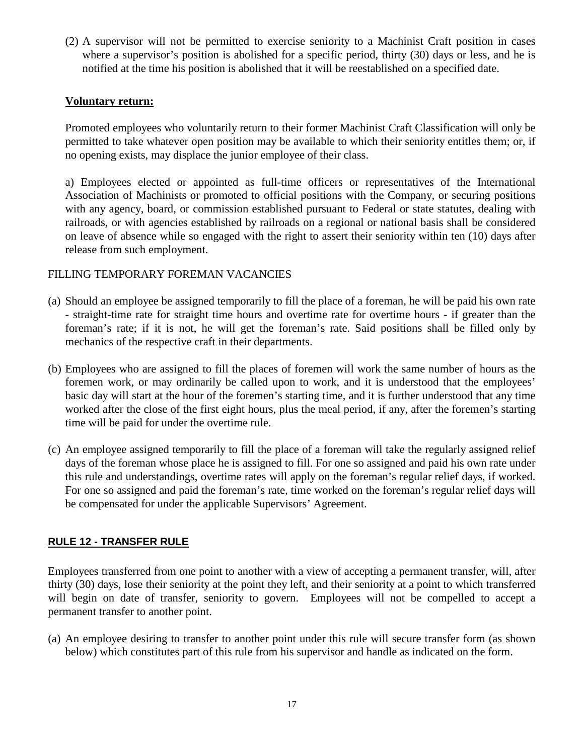(2) A supervisor will not be permitted to exercise seniority to a Machinist Craft position in cases where a supervisor's position is abolished for a specific period, thirty (30) days or less, and he is notified at the time his position is abolished that it will be reestablished on a specified date.

**Voluntary return:**

Promoted employees who voluntarily return to their former Machinist Craft Classification will only be permitted to take whatever open position may be available to which their seniority entitles them; or, if no opening exists, may displace the junior employee of their class.

a) Employees elected or appointed as full-time officers or representatives of the International Association of Machinists or promoted to official positions with the Company, or securing positions with any agency, board, or commission established pursuant to Federal or state statutes, dealing with railroads, or with agencies established by railroads on a regional or national basis shall be considered on leave of absence while so engaged with the right to assert their seniority within ten (10) days after release from such employment.

FILLING TEMPORARY FOREMAN VACANCIES

(a) Should an employee be assigned temporarily to fill the place of a foreman, he will be paid his own rate - straight-time rate for straight time hours and overtime rate for overtime hours - if greater than the foreman's rate; if it is not, he will get the foreman's rate. Said positions shall be filled only by mechanics of the respective craft in their departments.

(b) Employees who are assigned to fill the places of foremen will work the same number of hours as the foremen work, or may ordinarily be called upon to work, and it is understood that the employees' basic day will start at the hour of the foremen's starting time, and it is further understood that any time worked after the close of the first eight hours, plus the meal period, if any, after the foremen's starting time will be paid for under the overtime rule.

(c) An employee assigned temporarily to fill the place of a foreman will take the regularly assigned relief days of the foreman whose place he is assigned to fill. For one so assigned and paid his own rate under this rule and understandings, overtime rates will apply on the foreman's regular relief days, if worked. For one so assigned and paid the foreman's rate, time worked on the foreman's regular relief days will be compensated for under the applicable Supervisors' Agreement.

## RULE 12 - TRANSFER RULE

Employees transferred from one point to another with a view of accepting a permanent transfer, will, after thirty (30) days, lose their seniority at the point they left, and their seniority at a point to which transferred will begin on date of transfer, seniority to govern. Employees will not be compelled to accept a permanent transfer to another point.

(a) An employee desiring to transfer to another point under this rule will secure transfer form (as shown below) which constitutes part of this rule from his supervisor and handle as indicated on the form.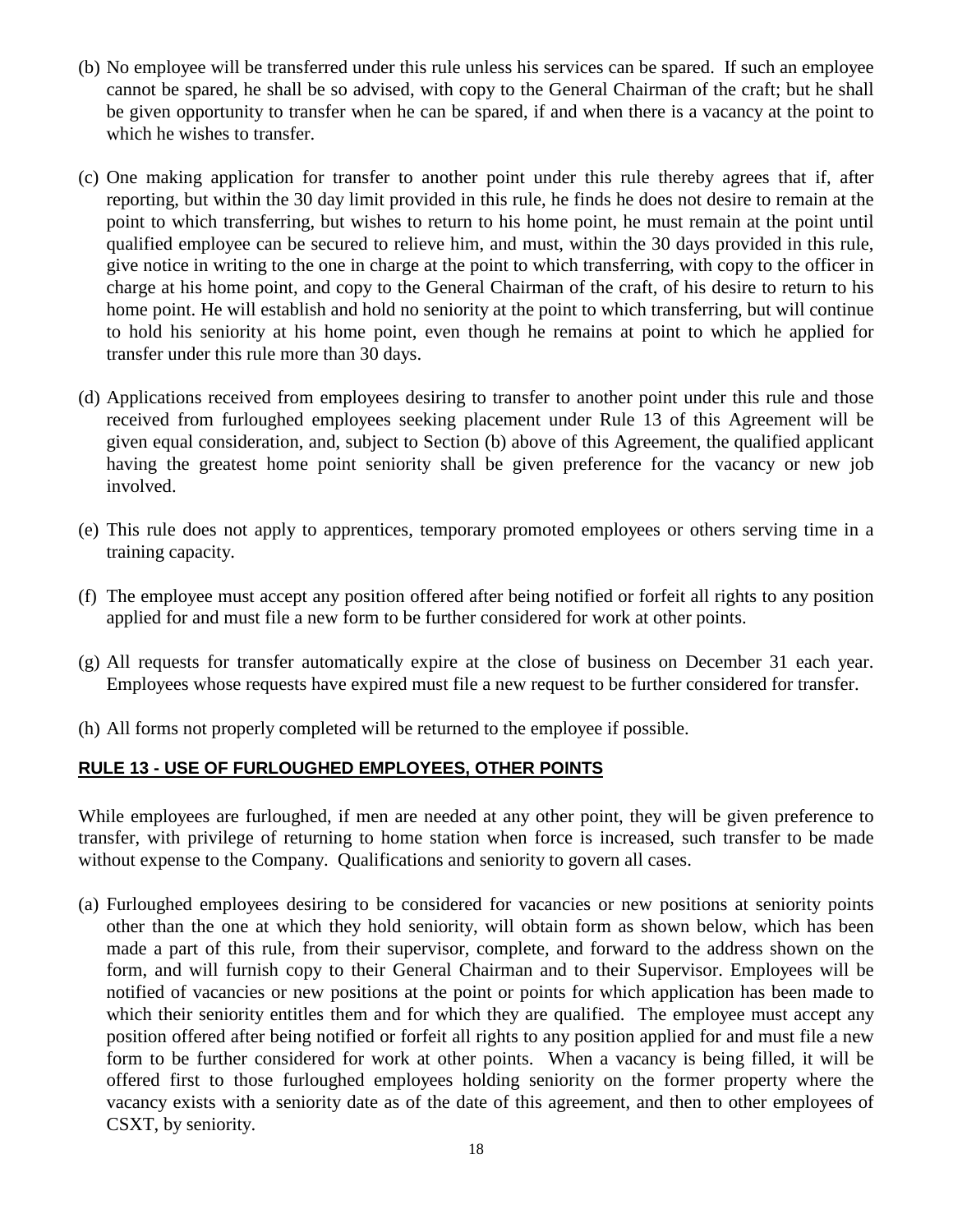(b) No employee will be transferred under this rule unless his services can be spared. If such an employee cannot be spared, he shall be so advised, with copy to the General Chairman of the craft; but he shall be given opportunity to transfer when he can be spared, if and when there is a vacancy at the point to which he wishes to transfer.

(c) One making application for transfer to another point under this rule thereby agrees that if, after reporting, but within the 30 day limit provided in this rule, he finds he does not desire to remain at the point to which transferring, but wishes to return to his home point, he must remain at the point until qualified employee can be secured to relieve him, and must, within the 30 days provided in this rule, give notice in writing to the one in charge at the point to which transferring, with copy to the officer in charge at his home point, and copy to the General Chairman of the craft, of his desire to return to his home point. He will establish and hold no seniority at the point to which transferring, but will continue to hold his seniority at his home point, even though he remains at point to which he applied for transfer under this rule more than 30 days.

(d) Applications received from employees desiring to transfer to another point under this rule and those received from furloughed employees seeking placement under Rule 13 of this Agreement will be given equal consideration, and, subject to Section (b) above of this Agreement, the qualified applicant having the greatest home point seniority shall be given preference for the vacancy or new job involved.

(e) This rule does not apply to apprentices, temporary promoted employees or others serving time in a training capacity.

(f) The employee must accept any position offered after being notified or forfeit all rights to any position applied for and must file a new form to be further considered for work at other points.

(g) All requests for transfer automatically expire at the close of business on December 31 each year. Employees whose requests have expired must file a new request to be further considered for transfer.

(h) All forms not properly completed will be returned to the employee if possible.

## RULE 13 - USE OF FURLOUGHED EMPLOYEES, OTHER POINTS

While employees are furloughed, if men are needed at any other point, they will be given preference to transfer, with privilege of returning to home station when force is increased, such transfer to be made without expense to the Company. Qualifications and seniority to govern all cases.

(a) Furloughed employees desiring to be considered for vacancies or new positions at seniority points other than the one at which they hold seniority, will obtain form as shown below, which has been made a part of this rule, from their supervisor, complete, and forward to the address shown on the form, and will furnish copy to their General Chairman and to their Supervisor. Employees will be notified of vacancies or new positions at the point or points for which application has been made to which their seniority entitles them and for which they are qualified. The employee must accept any position offered after being notified or forfeit all rights to any position applied for and must file a new form to be further considered for work at other points. When a vacancy is being filled, it will be offered first to those furloughed employees holding seniority on the former property where the vacancy exists with a seniority date as of the date of this agreement, and then to other employees of CSXT, by seniority.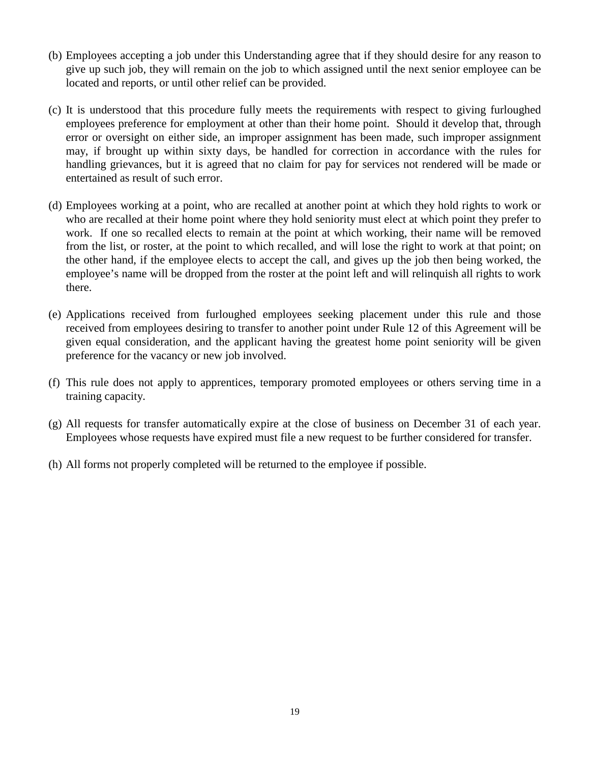(b) Employees accepting a job under this Understanding agree that if they should desire for any reason to give up such job, they will remain on the job to which assigned until the next senior employee can be located and reports, or until other relief can be provided.

(c) It is understood that this procedure fully meets the requirements with respect to giving furloughed employees preference for employment at other than their home point. Should it develop that, through error or oversight on either side, an improper assignment has been made, such improper assignment may, if brought up within sixty days, be handled for correction in accordance with the rules for handling grievances, but it is agreed that no claim for pay for services not rendered will be made or entertained as result of such error.

(d) Employees working at a point, who are recalled at another point at which they hold rights to work or who are recalled at their home point where they hold seniority must elect at which point they prefer to work. If one so recalled elects to remain at the point at which working, their name will be removed from the list, or roster, at the point to which recalled, and will lose the right to work at that point; on the other hand, if the employee elects to accept the call, and gives up the job then being worked, the employee's name will be dropped from the roster at the point left and will relinquish all rights to work there.

(e) Applications received from furloughed employees seeking placement under this rule and those received from employees desiring to transfer to another point under Rule 12 of this Agreement will be given equal consideration, and the applicant having the greatest home point seniority will be given preference for the vacancy or new job involved.

(f) This rule does not apply to apprentices, temporary promoted employees or others serving time in a training capacity.

(g) All requests for transfer automatically expire at the close of business on December 31 of each year. Employees whose requests have expired must file a new request to be further considered for transfer.

(h) All forms not properly completed will be returned to the employee if possible.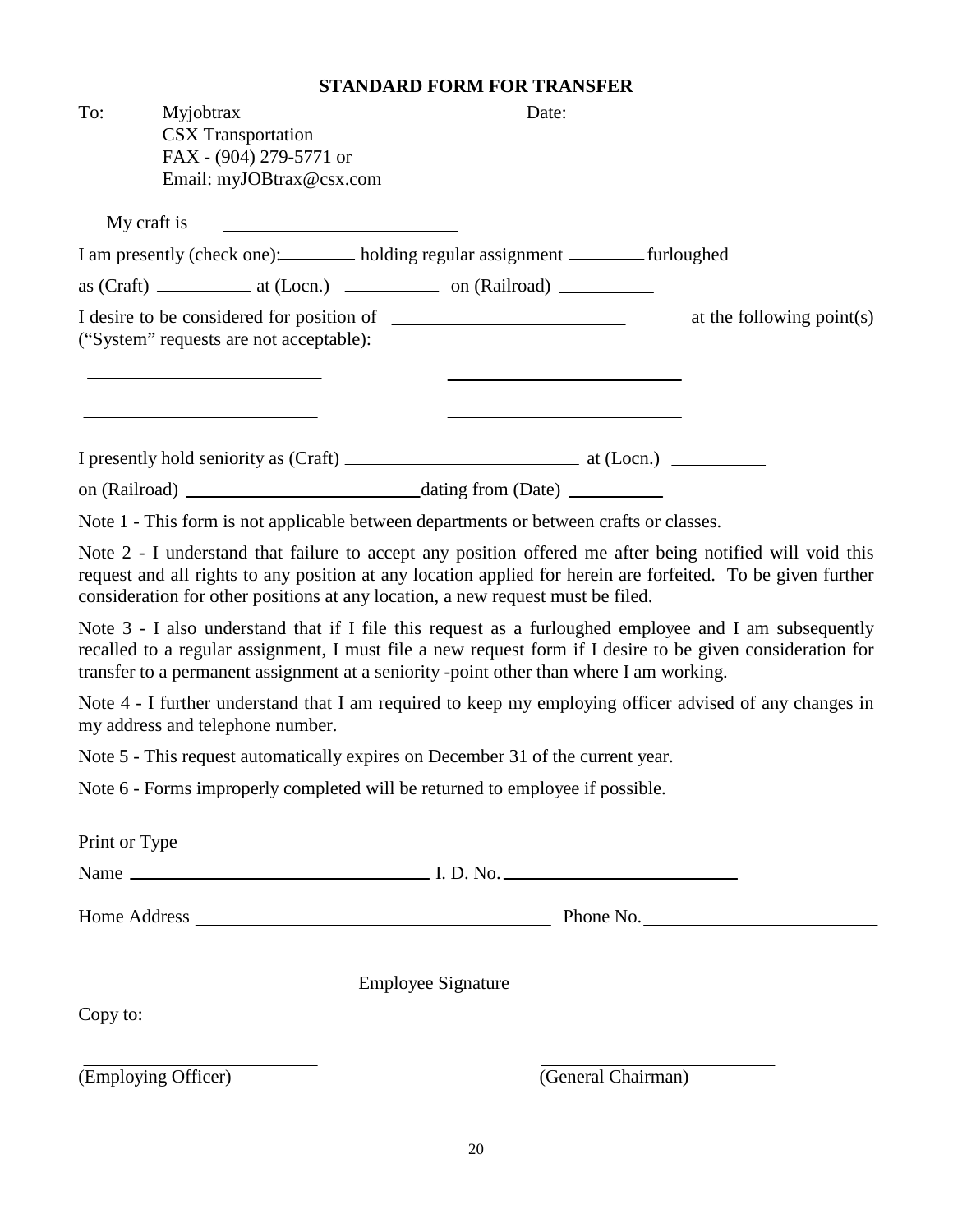## STANDARD FORM FOR TRANSFER

To: Myjobtrax
CSX Transportation
FAX - (904) 279-5771 or
Email: myJOBtrax@csx.com

Date:

My craft is ____________________

I am presently (check one): ________ holding regular assignment ________ furloughed

as (Craft) __________ at (Locn.) __________ on (Railroad) __________

I desire to be considered for position of ____________________ at the following point(s) ("System" requests are not acceptable):

____________________ ____________________

____________________ ____________________

I presently hold seniority as (Craft) ____________________ at (Locn.) __________

on (Railroad) ____________________ dating from (Date) __________

Note 1 - This form is not applicable between departments or between crafts or classes.

Note 2 - I understand that failure to accept any position offered me after being notified will void this request and all rights to any position at any location applied for herein are forfeited. To be given further consideration for other positions at any location, a new request must be filed.

Note 3 - I also understand that if I file this request as a furloughed employee and I am subsequently recalled to a regular assignment, I must file a new request form if I desire to be given consideration for transfer to a permanent assignment at a seniority -point other than where I am working.

Note 4 - I further understand that I am required to keep my employing officer advised of any changes in my address and telephone number.

Note 5 - This request automatically expires on December 31 of the current year.

Note 6 - Forms improperly completed will be returned to employee if possible.

Print or Type

Name ____________________ I. D. No. ____________________

Home Address ____________________ Phone No. ____________________

Employee Signature ____________________

Copy to:

____________________ ____________________
(Employing Officer) (General Chairman)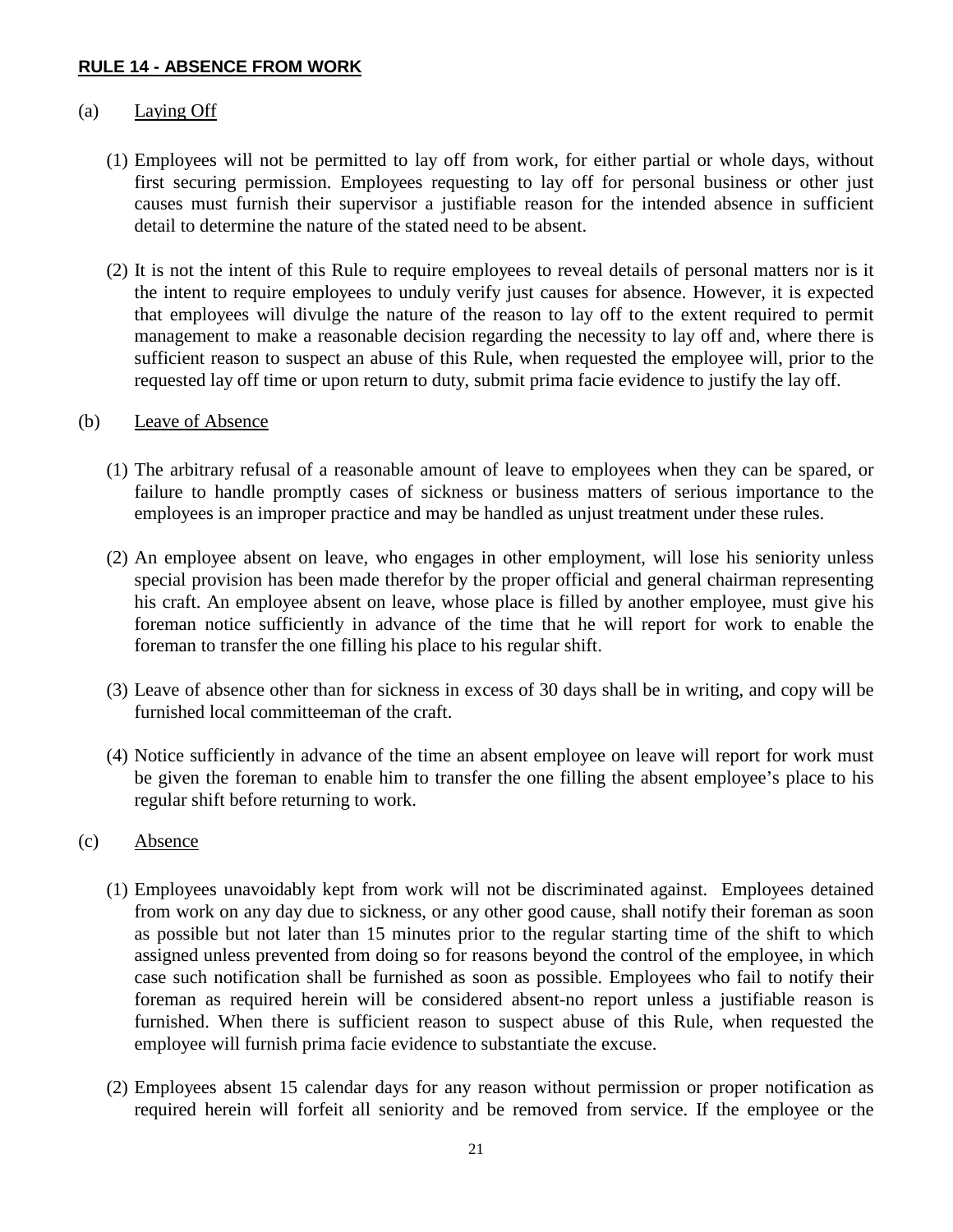**RULE 14 - ABSENCE FROM WORK**

(a) Laying Off

(1) Employees will not be permitted to lay off from work, for either partial or whole days, without first securing permission. Employees requesting to lay off for personal business or other just causes must furnish their supervisor a justifiable reason for the intended absence in sufficient detail to determine the nature of the stated need to be absent.

(2) It is not the intent of this Rule to require employees to reveal details of personal matters nor is it the intent to require employees to unduly verify just causes for absence. However, it is expected that employees will divulge the nature of the reason to lay off to the extent required to permit management to make a reasonable decision regarding the necessity to lay off and, where there is sufficient reason to suspect an abuse of this Rule, when requested the employee will, prior to the requested lay off time or upon return to duty, submit prima facie evidence to justify the lay off.

(b) Leave of Absence

(1) The arbitrary refusal of a reasonable amount of leave to employees when they can be spared, or failure to handle promptly cases of sickness or business matters of serious importance to the employees is an improper practice and may be handled as unjust treatment under these rules.

(2) An employee absent on leave, who engages in other employment, will lose his seniority unless special provision has been made therefor by the proper official and general chairman representing his craft. An employee absent on leave, whose place is filled by another employee, must give his foreman notice sufficiently in advance of the time that he will report for work to enable the foreman to transfer the one filling his place to his regular shift.

(3) Leave of absence other than for sickness in excess of 30 days shall be in writing, and copy will be furnished local committeeman of the craft.

(4) Notice sufficiently in advance of the time an absent employee on leave will report for work must be given the foreman to enable him to transfer the one filling the absent employee's place to his regular shift before returning to work.

(c) Absence

(1) Employees unavoidably kept from work will not be discriminated against. Employees detained from work on any day due to sickness, or any other good cause, shall notify their foreman as soon as possible but not later than 15 minutes prior to the regular starting time of the shift to which assigned unless prevented from doing so for reasons beyond the control of the employee, in which case such notification shall be furnished as soon as possible. Employees who fail to notify their foreman as required herein will be considered absent-no report unless a justifiable reason is furnished. When there is sufficient reason to suspect abuse of this Rule, when requested the employee will furnish prima facie evidence to substantiate the excuse.

(2) Employees absent 15 calendar days for any reason without permission or proper notification as required herein will forfeit all seniority and be removed from service. If the employee or the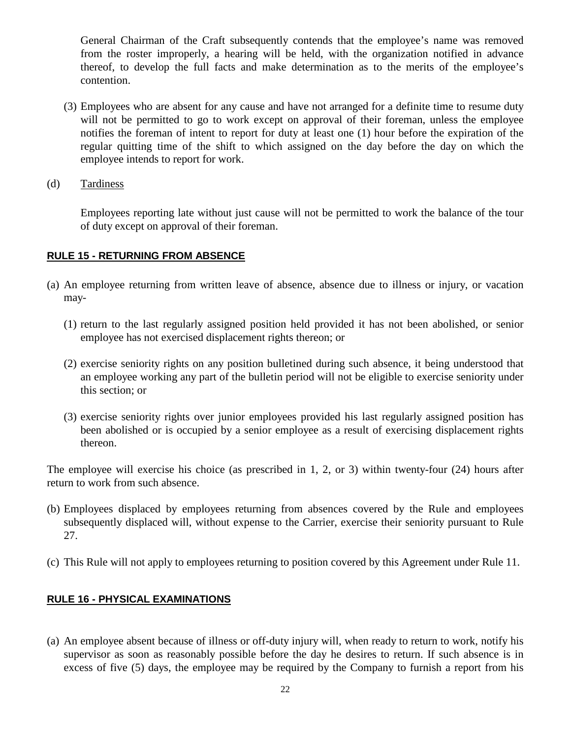General Chairman of the Craft subsequently contends that the employee's name was removed from the roster improperly, a hearing will be held, with the organization notified in advance thereof, to develop the full facts and make determination as to the merits of the employee's contention.

(3) Employees who are absent for any cause and have not arranged for a definite time to resume duty will not be permitted to go to work except on approval of their foreman, unless the employee notifies the foreman of intent to report for duty at least one (1) hour before the expiration of the regular quitting time of the shift to which assigned on the day before the day on which the employee intends to report for work.

(d) Tardiness

Employees reporting late without just cause will not be permitted to work the balance of the tour of duty except on approval of their foreman.

## RULE 15 - RETURNING FROM ABSENCE

(a) An employee returning from written leave of absence, absence due to illness or injury, or vacation may-

(1) return to the last regularly assigned position held provided it has not been abolished, or senior employee has not exercised displacement rights thereon; or

(2) exercise seniority rights on any position bulletined during such absence, it being understood that an employee working any part of the bulletin period will not be eligible to exercise seniority under this section; or

(3) exercise seniority rights over junior employees provided his last regularly assigned position has been abolished or is occupied by a senior employee as a result of exercising displacement rights thereon.

The employee will exercise his choice (as prescribed in 1, 2, or 3) within twenty-four (24) hours after return to work from such absence.

(b) Employees displaced by employees returning from absences covered by the Rule and employees subsequently displaced will, without expense to the Carrier, exercise their seniority pursuant to Rule 27.

(c) This Rule will not apply to employees returning to position covered by this Agreement under Rule 11.

## RULE 16 - PHYSICAL EXAMINATIONS

(a) An employee absent because of illness or off-duty injury will, when ready to return to work, notify his supervisor as soon as reasonably possible before the day he desires to return. If such absence is in excess of five (5) days, the employee may be required by the Company to furnish a report from his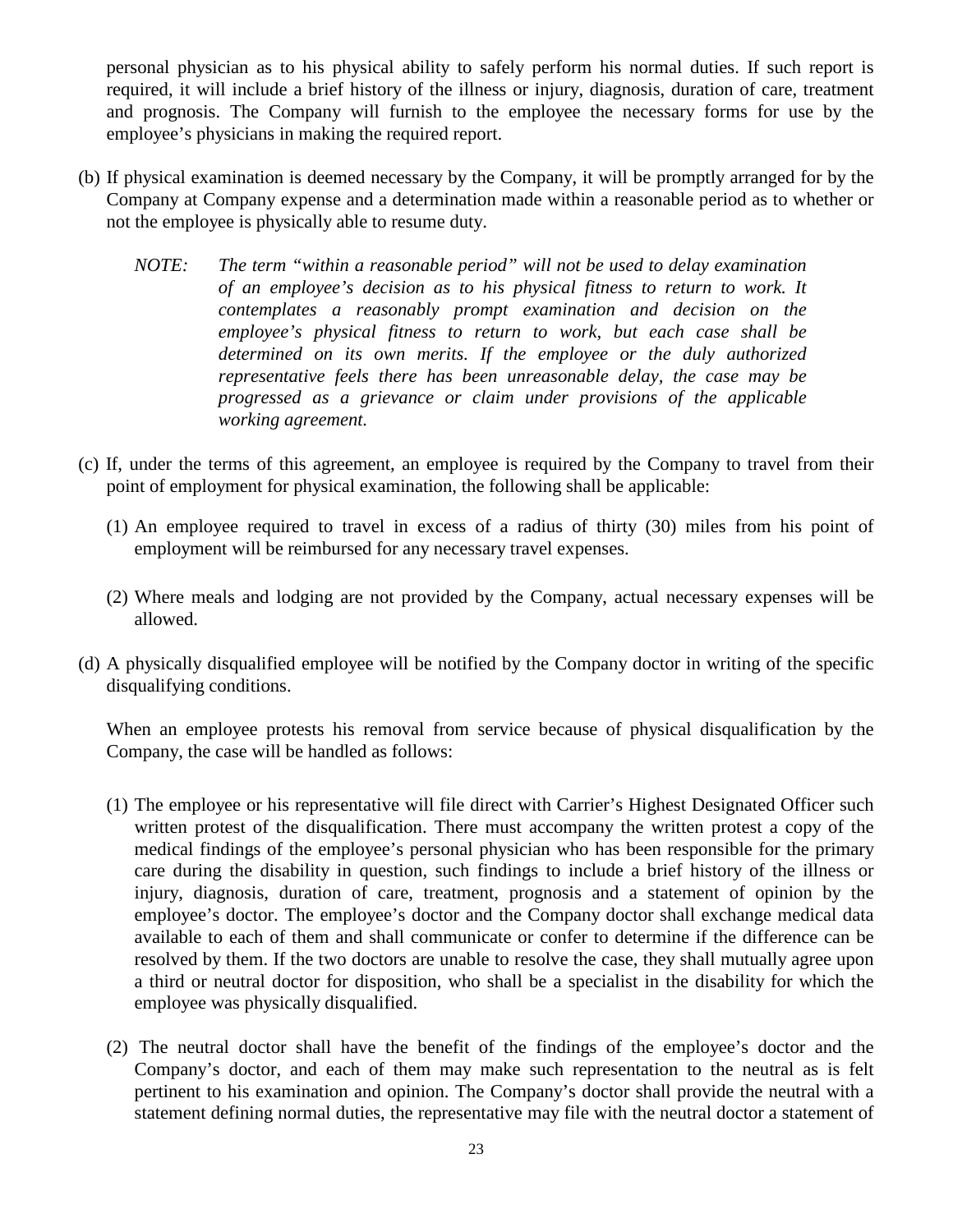personal physician as to his physical ability to safely perform his normal duties. If such report is required, it will include a brief history of the illness or injury, diagnosis, duration of care, treatment and prognosis. The Company will furnish to the employee the necessary forms for use by the employee's physicians in making the required report.

(b) If physical examination is deemed necessary by the Company, it will be promptly arranged for by the Company at Company expense and a determination made within a reasonable period as to whether or not the employee is physically able to resume duty.

*NOTE: The term "within a reasonable period" will not be used to delay examination of an employee's decision as to his physical fitness to return to work. It contemplates a reasonably prompt examination and decision on the employee's physical fitness to return to work, but each case shall be determined on its own merits. If the employee or the duly authorized representative feels there has been unreasonable delay, the case may be progressed as a grievance or claim under provisions of the applicable working agreement.*

(c) If, under the terms of this agreement, an employee is required by the Company to travel from their point of employment for physical examination, the following shall be applicable:

(1) An employee required to travel in excess of a radius of thirty (30) miles from his point of employment will be reimbursed for any necessary travel expenses.

(2) Where meals and lodging are not provided by the Company, actual necessary expenses will be allowed.

(d) A physically disqualified employee will be notified by the Company doctor in writing of the specific disqualifying conditions.

When an employee protests his removal from service because of physical disqualification by the Company, the case will be handled as follows:

(1) The employee or his representative will file direct with Carrier's Highest Designated Officer such written protest of the disqualification. There must accompany the written protest a copy of the medical findings of the employee's personal physician who has been responsible for the primary care during the disability in question, such findings to include a brief history of the illness or injury, diagnosis, duration of care, treatment, prognosis and a statement of opinion by the employee's doctor. The employee's doctor and the Company doctor shall exchange medical data available to each of them and shall communicate or confer to determine if the difference can be resolved by them. If the two doctors are unable to resolve the case, they shall mutually agree upon a third or neutral doctor for disposition, who shall be a specialist in the disability for which the employee was physically disqualified.

(2) The neutral doctor shall have the benefit of the findings of the employee's doctor and the Company's doctor, and each of them may make such representation to the neutral as is felt pertinent to his examination and opinion. The Company's doctor shall provide the neutral with a statement defining normal duties, the representative may file with the neutral doctor a statement of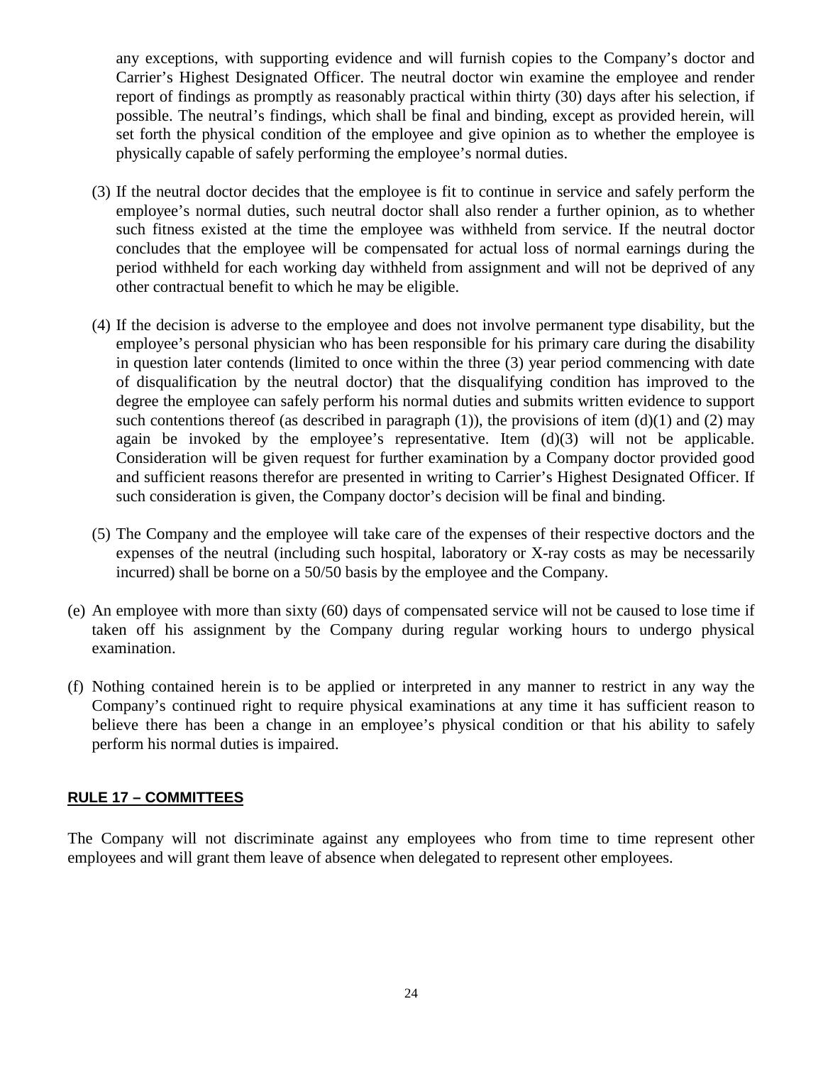any exceptions, with supporting evidence and will furnish copies to the Company's doctor and Carrier's Highest Designated Officer. The neutral doctor win examine the employee and render report of findings as promptly as reasonably practical within thirty (30) days after his selection, if possible. The neutral's findings, which shall be final and binding, except as provided herein, will set forth the physical condition of the employee and give opinion as to whether the employee is physically capable of safely performing the employee's normal duties.

(3) If the neutral doctor decides that the employee is fit to continue in service and safely perform the employee's normal duties, such neutral doctor shall also render a further opinion, as to whether such fitness existed at the time the employee was withheld from service. If the neutral doctor concludes that the employee will be compensated for actual loss of normal earnings during the period withheld for each working day withheld from assignment and will not be deprived of any other contractual benefit to which he may be eligible.

(4) If the decision is adverse to the employee and does not involve permanent type disability, but the employee's personal physician who has been responsible for his primary care during the disability in question later contends (limited to once within the three (3) year period commencing with date of disqualification by the neutral doctor) that the disqualifying condition has improved to the degree the employee can safely perform his normal duties and submits written evidence to support such contentions thereof (as described in paragraph (1)), the provisions of item (d)(1) and (2) may again be invoked by the employee's representative. Item (d)(3) will not be applicable. Consideration will be given request for further examination by a Company doctor provided good and sufficient reasons therefor are presented in writing to Carrier's Highest Designated Officer. If such consideration is given, the Company doctor's decision will be final and binding.

(5) The Company and the employee will take care of the expenses of their respective doctors and the expenses of the neutral (including such hospital, laboratory or X-ray costs as may be necessarily incurred) shall be borne on a 50/50 basis by the employee and the Company.

(e) An employee with more than sixty (60) days of compensated service will not be caused to lose time if taken off his assignment by the Company during regular working hours to undergo physical examination.

(f) Nothing contained herein is to be applied or interpreted in any manner to restrict in any way the Company's continued right to require physical examinations at any time it has sufficient reason to believe there has been a change in an employee's physical condition or that his ability to safely perform his normal duties is impaired.

## RULE 17 – COMMITTEES

The Company will not discriminate against any employees who from time to time represent other employees and will grant them leave of absence when delegated to represent other employees.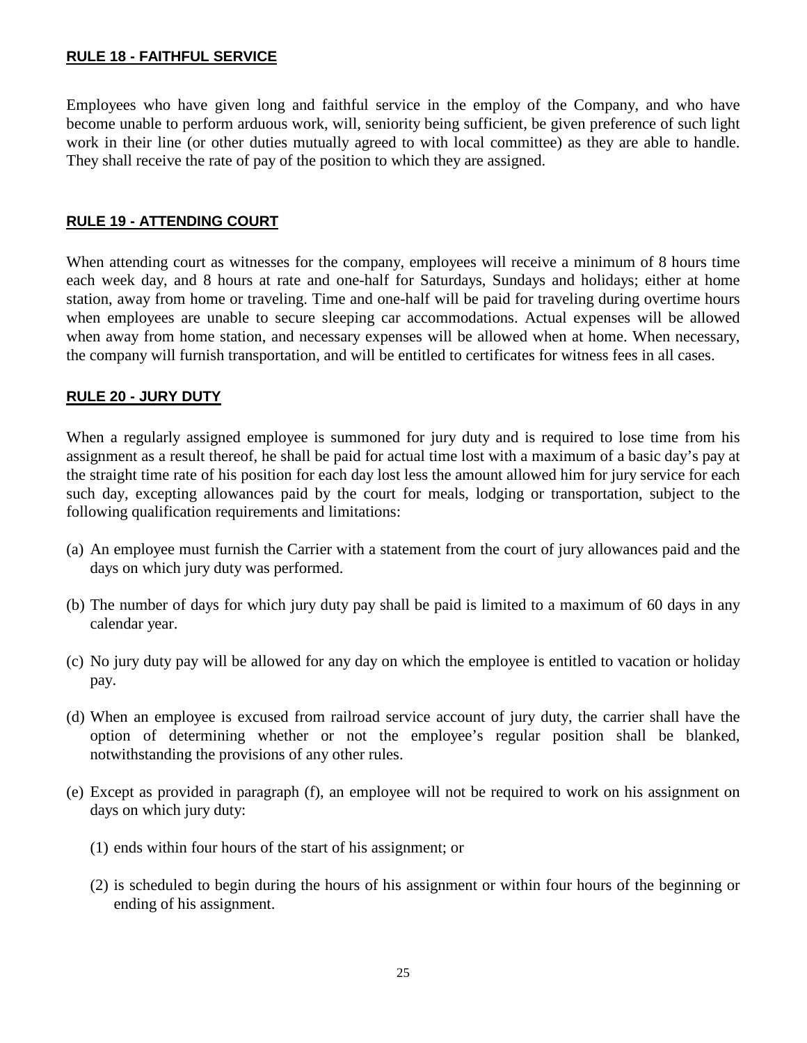## RULE 18 - FAITHFUL SERVICE

Employees who have given long and faithful service in the employ of the Company, and who have become unable to perform arduous work, will, seniority being sufficient, be given preference of such light work in their line (or other duties mutually agreed to with local committee) as they are able to handle. They shall receive the rate of pay of the position to which they are assigned.

## RULE 19 - ATTENDING COURT

When attending court as witnesses for the company, employees will receive a minimum of 8 hours time each week day, and 8 hours at rate and one-half for Saturdays, Sundays and holidays; either at home station, away from home or traveling. Time and one-half will be paid for traveling during overtime hours when employees are unable to secure sleeping car accommodations. Actual expenses will be allowed when away from home station, and necessary expenses will be allowed when at home. When necessary, the company will furnish transportation, and will be entitled to certificates for witness fees in all cases.

## RULE 20 - JURY DUTY

When a regularly assigned employee is summoned for jury duty and is required to lose time from his assignment as a result thereof, he shall be paid for actual time lost with a maximum of a basic day's pay at the straight time rate of his position for each day lost less the amount allowed him for jury service for each such day, excepting allowances paid by the court for meals, lodging or transportation, subject to the following qualification requirements and limitations:

(a) An employee must furnish the Carrier with a statement from the court of jury allowances paid and the days on which jury duty was performed.

(b) The number of days for which jury duty pay shall be paid is limited to a maximum of 60 days in any calendar year.

(c) No jury duty pay will be allowed for any day on which the employee is entitled to vacation or holiday pay.

(d) When an employee is excused from railroad service account of jury duty, the carrier shall have the option of determining whether or not the employee's regular position shall be blanked, notwithstanding the provisions of any other rules.

(e) Except as provided in paragraph (f), an employee will not be required to work on his assignment on days on which jury duty:

   (1) ends within four hours of the start of his assignment; or

   (2) is scheduled to begin during the hours of his assignment or within four hours of the beginning or ending of his assignment.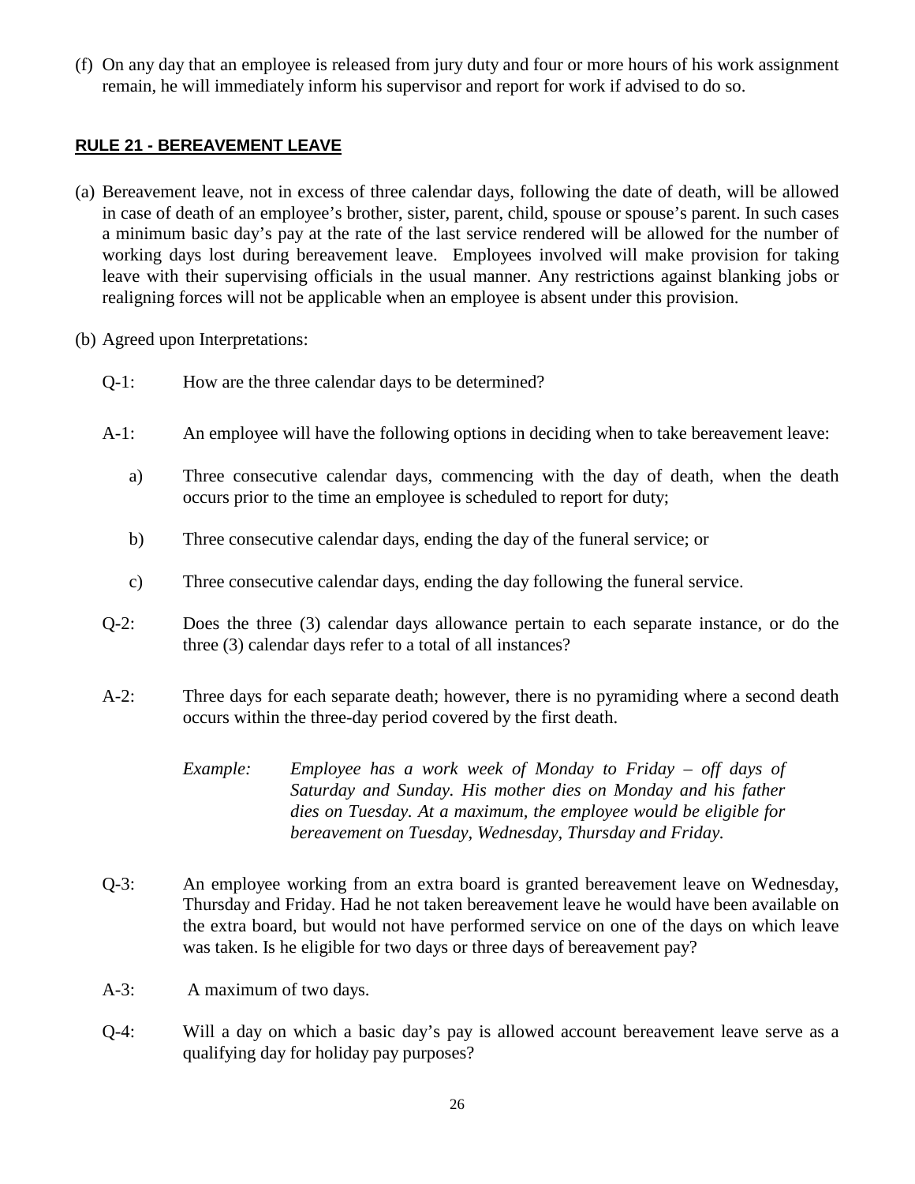(f) On any day that an employee is released from jury duty and four or more hours of his work assignment remain, he will immediately inform his supervisor and report for work if advised to do so.

## RULE 21 - BEREAVEMENT LEAVE

(a) Bereavement leave, not in excess of three calendar days, following the date of death, will be allowed in case of death of an employee's brother, sister, parent, child, spouse or spouse's parent. In such cases a minimum basic day's pay at the rate of the last service rendered will be allowed for the number of working days lost during bereavement leave. Employees involved will make provision for taking leave with their supervising officials in the usual manner. Any restrictions against blanking jobs or realigning forces will not be applicable when an employee is absent under this provision.

(b) Agreed upon Interpretations:

Q-1: How are the three calendar days to be determined?

A-1: An employee will have the following options in deciding when to take bereavement leave:

a) Three consecutive calendar days, commencing with the day of death, when the death occurs prior to the time an employee is scheduled to report for duty;

b) Three consecutive calendar days, ending the day of the funeral service; or

c) Three consecutive calendar days, ending the day following the funeral service.

Q-2: Does the three (3) calendar days allowance pertain to each separate instance, or do the three (3) calendar days refer to a total of all instances?

A-2: Three days for each separate death; however, there is no pyramiding where a second death occurs within the three-day period covered by the first death.

*Example: Employee has a work week of Monday to Friday – off days of Saturday and Sunday. His mother dies on Monday and his father dies on Tuesday. At a maximum, the employee would be eligible for bereavement on Tuesday, Wednesday, Thursday and Friday.*

Q-3: An employee working from an extra board is granted bereavement leave on Wednesday, Thursday and Friday. Had he not taken bereavement leave he would have been available on the extra board, but would not have performed service on one of the days on which leave was taken. Is he eligible for two days or three days of bereavement pay?

A-3: A maximum of two days.

Q-4: Will a day on which a basic day's pay is allowed account bereavement leave serve as a qualifying day for holiday pay purposes?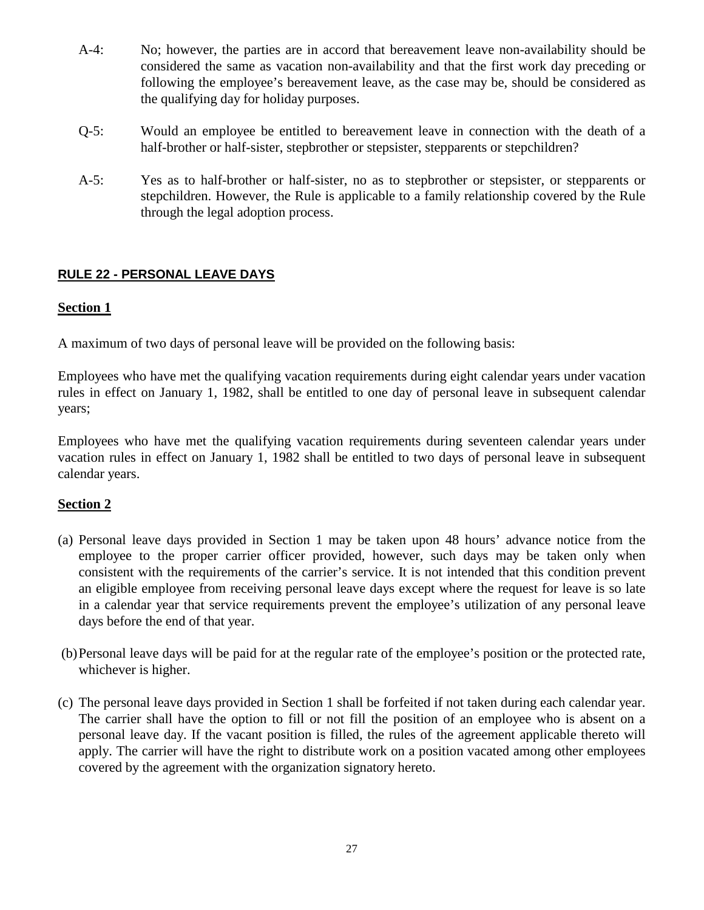A-4: No; however, the parties are in accord that bereavement leave non-availability should be considered the same as vacation non-availability and that the first work day preceding or following the employee's bereavement leave, as the case may be, should be considered as the qualifying day for holiday purposes.

Q-5: Would an employee be entitled to bereavement leave in connection with the death of a half-brother or half-sister, stepbrother or stepsister, stepparents or stepchildren?

A-5: Yes as to half-brother or half-sister, no as to stepbrother or stepsister, or stepparents or stepchildren. However, the Rule is applicable to a family relationship covered by the Rule through the legal adoption process.

## RULE 22 - PERSONAL LEAVE DAYS

### Section 1

A maximum of two days of personal leave will be provided on the following basis:

Employees who have met the qualifying vacation requirements during eight calendar years under vacation rules in effect on January 1, 1982, shall be entitled to one day of personal leave in subsequent calendar years;

Employees who have met the qualifying vacation requirements during seventeen calendar years under vacation rules in effect on January 1, 1982 shall be entitled to two days of personal leave in subsequent calendar years.

### Section 2

(a) Personal leave days provided in Section 1 may be taken upon 48 hours' advance notice from the employee to the proper carrier officer provided, however, such days may be taken only when consistent with the requirements of the carrier's service. It is not intended that this condition prevent an eligible employee from receiving personal leave days except where the request for leave is so late in a calendar year that service requirements prevent the employee's utilization of any personal leave days before the end of that year.

(b) Personal leave days will be paid for at the regular rate of the employee's position or the protected rate, whichever is higher.

(c) The personal leave days provided in Section 1 shall be forfeited if not taken during each calendar year. The carrier shall have the option to fill or not fill the position of an employee who is absent on a personal leave day. If the vacant position is filled, the rules of the agreement applicable thereto will apply. The carrier will have the right to distribute work on a position vacated among other employees covered by the agreement with the organization signatory hereto.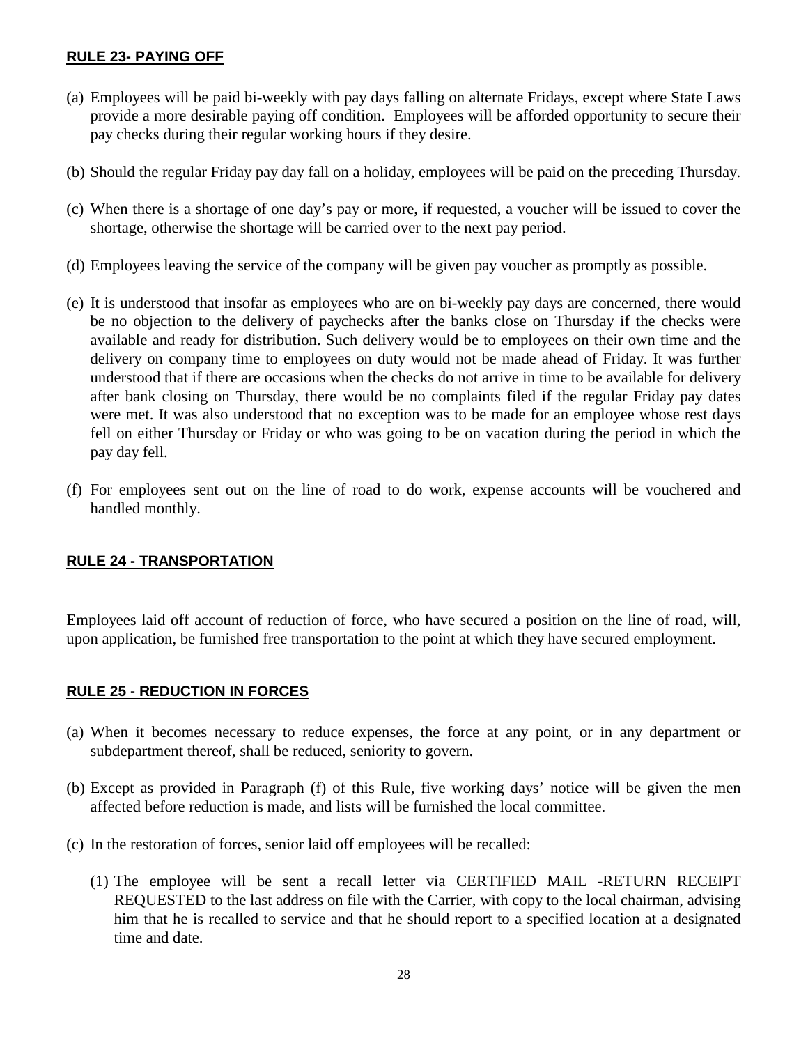## RULE 23- PAYING OFF

(a) Employees will be paid bi-weekly with pay days falling on alternate Fridays, except where State Laws provide a more desirable paying off condition. Employees will be afforded opportunity to secure their pay checks during their regular working hours if they desire.

(b) Should the regular Friday pay day fall on a holiday, employees will be paid on the preceding Thursday.

(c) When there is a shortage of one day's pay or more, if requested, a voucher will be issued to cover the shortage, otherwise the shortage will be carried over to the next pay period.

(d) Employees leaving the service of the company will be given pay voucher as promptly as possible.

(e) It is understood that insofar as employees who are on bi-weekly pay days are concerned, there would be no objection to the delivery of paychecks after the banks close on Thursday if the checks were available and ready for distribution. Such delivery would be to employees on their own time and the delivery on company time to employees on duty would not be made ahead of Friday. It was further understood that if there are occasions when the checks do not arrive in time to be available for delivery after bank closing on Thursday, there would be no complaints filed if the regular Friday pay dates were met. It was also understood that no exception was to be made for an employee whose rest days fell on either Thursday or Friday or who was going to be on vacation during the period in which the pay day fell.

(f) For employees sent out on the line of road to do work, expense accounts will be vouchered and handled monthly.

## RULE 24 - TRANSPORTATION

Employees laid off account of reduction of force, who have secured a position on the line of road, will, upon application, be furnished free transportation to the point at which they have secured employment.

## RULE 25 - REDUCTION IN FORCES

(a) When it becomes necessary to reduce expenses, the force at any point, or in any department or subdepartment thereof, shall be reduced, seniority to govern.

(b) Except as provided in Paragraph (f) of this Rule, five working days' notice will be given the men affected before reduction is made, and lists will be furnished the local committee.

(c) In the restoration of forces, senior laid off employees will be recalled:

   (1) The employee will be sent a recall letter via CERTIFIED MAIL -RETURN RECEIPT REQUESTED to the last address on file with the Carrier, with copy to the local chairman, advising him that he is recalled to service and that he should report to a specified location at a designated time and date.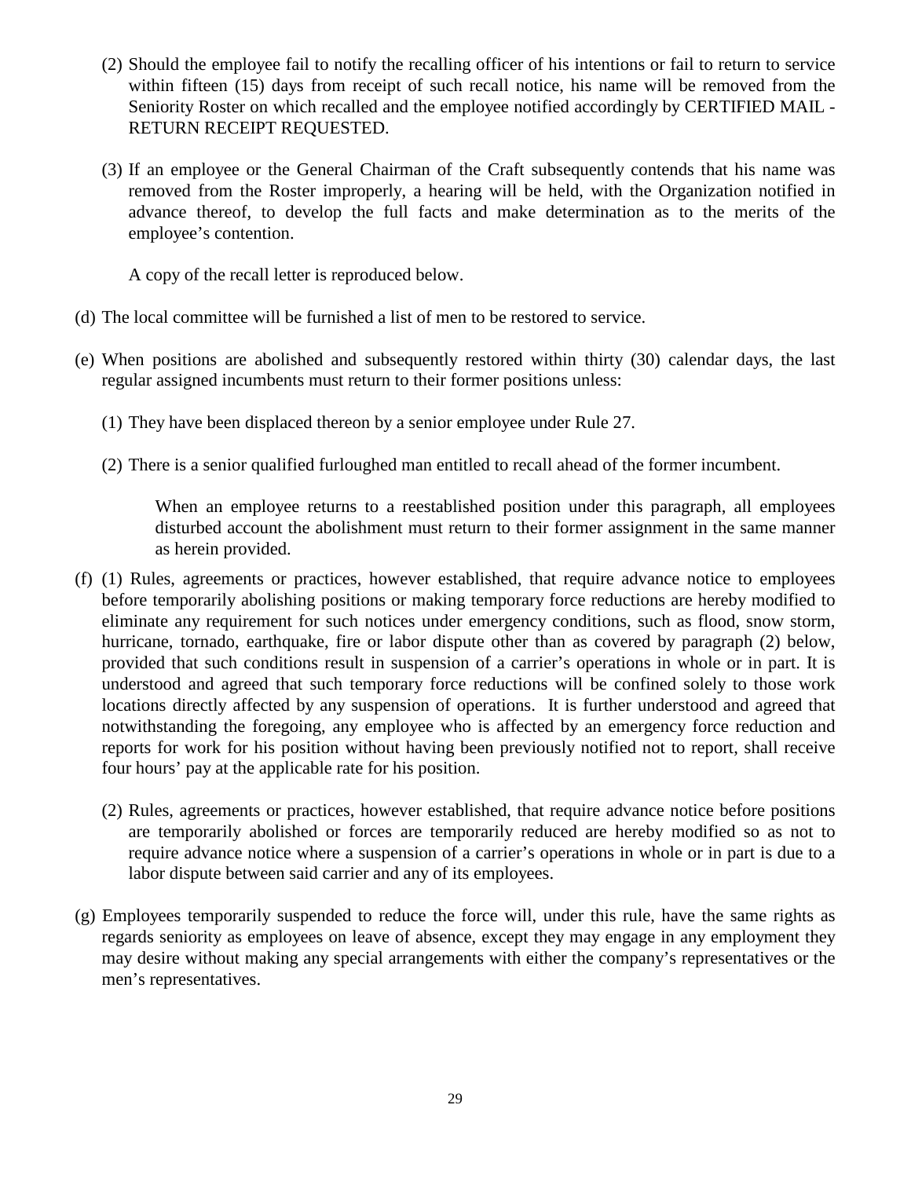(2) Should the employee fail to notify the recalling officer of his intentions or fail to return to service within fifteen (15) days from receipt of such recall notice, his name will be removed from the Seniority Roster on which recalled and the employee notified accordingly by CERTIFIED MAIL - RETURN RECEIPT REQUESTED.

(3) If an employee or the General Chairman of the Craft subsequently contends that his name was removed from the Roster improperly, a hearing will be held, with the Organization notified in advance thereof, to develop the full facts and make determination as to the merits of the employee's contention.

A copy of the recall letter is reproduced below.

(d) The local committee will be furnished a list of men to be restored to service.

(e) When positions are abolished and subsequently restored within thirty (30) calendar days, the last regular assigned incumbents must return to their former positions unless:

(1) They have been displaced thereon by a senior employee under Rule 27.

(2) There is a senior qualified furloughed man entitled to recall ahead of the former incumbent.

When an employee returns to a reestablished position under this paragraph, all employees disturbed account the abolishment must return to their former assignment in the same manner as herein provided.

(f) (1) Rules, agreements or practices, however established, that require advance notice to employees before temporarily abolishing positions or making temporary force reductions are hereby modified to eliminate any requirement for such notices under emergency conditions, such as flood, snow storm, hurricane, tornado, earthquake, fire or labor dispute other than as covered by paragraph (2) below, provided that such conditions result in suspension of a carrier's operations in whole or in part. It is understood and agreed that such temporary force reductions will be confined solely to those work locations directly affected by any suspension of operations. It is further understood and agreed that notwithstanding the foregoing, any employee who is affected by an emergency force reduction and reports for work for his position without having been previously notified not to report, shall receive four hours' pay at the applicable rate for his position.

(2) Rules, agreements or practices, however established, that require advance notice before positions are temporarily abolished or forces are temporarily reduced are hereby modified so as not to require advance notice where a suspension of a carrier's operations in whole or in part is due to a labor dispute between said carrier and any of its employees.

(g) Employees temporarily suspended to reduce the force will, under this rule, have the same rights as regards seniority as employees on leave of absence, except they may engage in any employment they may desire without making any special arrangements with either the company's representatives or the men's representatives.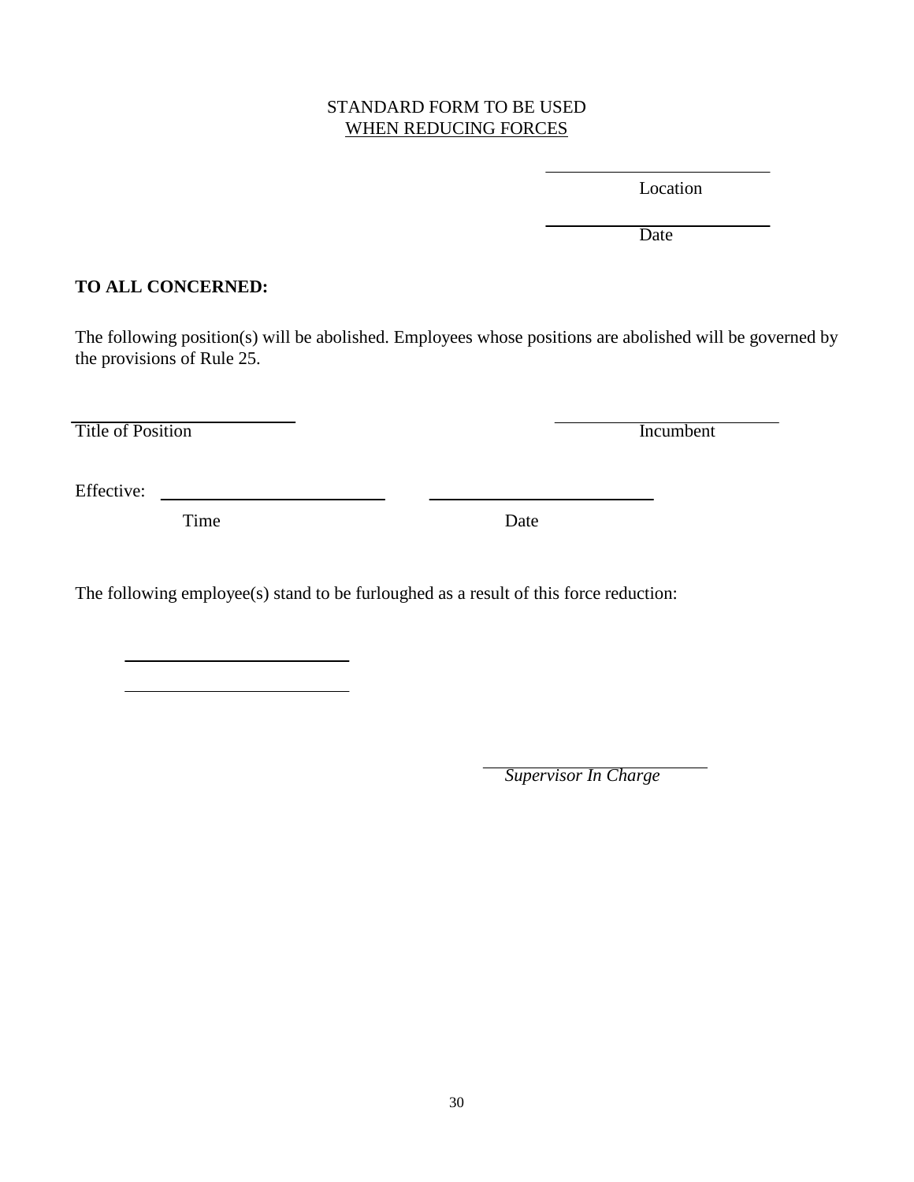STANDARD FORM TO BE USED
WHEN REDUCING FORCES

\_\_\_\_\_\_\_\_\_\_\_\_\_\_\_\_\_\_\_\_\_\_\_\_\_
Location

\_\_\_\_\_\_\_\_\_\_\_\_\_\_\_\_\_\_\_\_\_\_\_\_\_
Date

**TO ALL CONCERNED:**

The following position(s) will be abolished. Employees whose positions are abolished will be governed by the provisions of Rule 25.

\_\_\_\_\_\_\_\_\_\_\_\_\_\_\_\_\_\_\_\_\_\_\_\_\_ \_\_\_\_\_\_\_\_\_\_\_\_\_\_\_\_\_\_\_\_\_\_\_\_\_
Title of Position Incumbent

Effective: \_\_\_\_\_\_\_\_\_\_\_\_\_\_\_\_\_\_\_\_\_\_\_\_\_ \_\_\_\_\_\_\_\_\_\_\_\_\_\_\_\_\_\_\_\_\_\_\_\_\_
Time Date

The following employee(s) stand to be furloughed as a result of this force reduction:

\_\_\_\_\_\_\_\_\_\_\_\_\_\_\_\_\_\_\_\_\_\_\_\_\_

\_\_\_\_\_\_\_\_\_\_\_\_\_\_\_\_\_\_\_\_\_\_\_\_\_

\_\_\_\_\_\_\_\_\_\_\_\_\_\_\_\_\_\_\_\_\_\_\_\_\_
*Supervisor In Charge*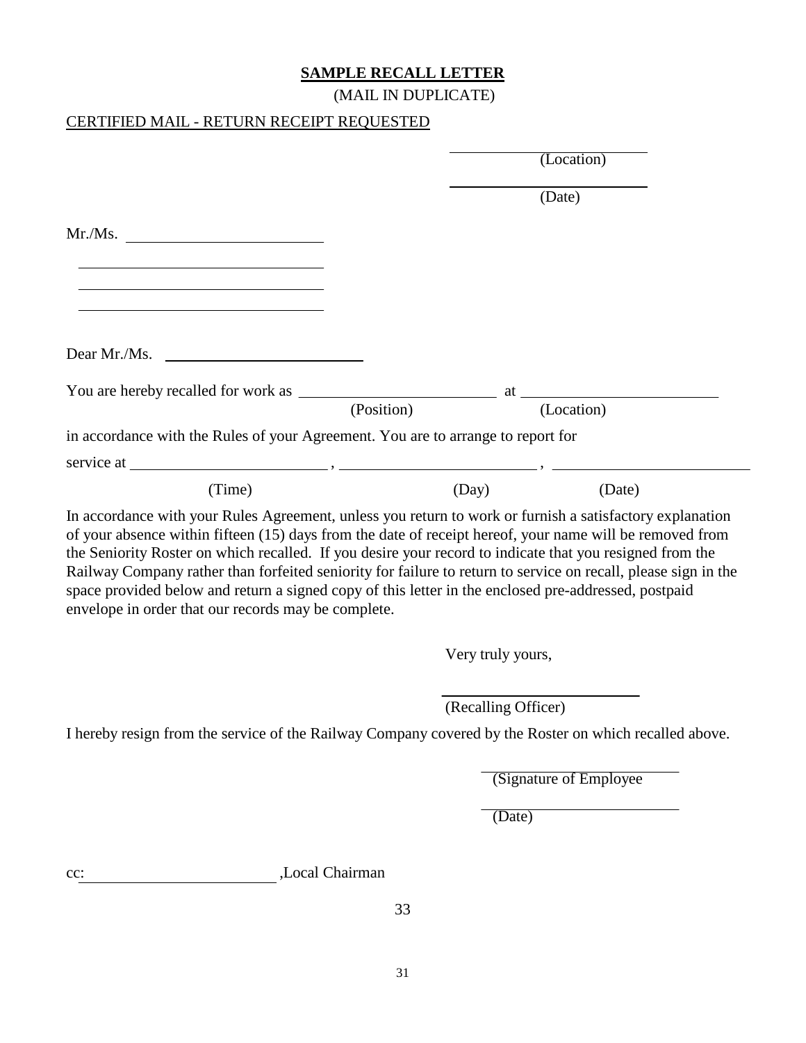**SAMPLE RECALL LETTER**

(MAIL IN DUPLICATE)

CERTIFIED MAIL - RETURN RECEIPT REQUESTED

______________________ (Location)

______________________ (Date)

Mr./Ms. ______________________

______________________

______________________

______________________

Dear Mr./Ms. ______________________

You are hereby recalled for work as ______________________ (Position) at ______________________ (Location)

in accordance with the Rules of your Agreement. You are to arrange to report for

service at ______________________ (Time), ______________________ (Day), ______________________ (Date)

In accordance with your Rules Agreement, unless you return to work or furnish a satisfactory explanation of your absence within fifteen (15) days from the date of receipt hereof, your name will be removed from the Seniority Roster on which recalled. If you desire your record to indicate that you resigned from the Railway Company rather than forfeited seniority for failure to return to service on recall, please sign in the space provided below and return a signed copy of this letter in the enclosed pre-addressed, postpaid envelope in order that our records may be complete.

Very truly yours,

______________________

(Recalling Officer)

I hereby resign from the service of the Railway Company covered by the Roster on which recalled above.

______________________

(Signature of Employee

______________________

(Date)

cc: ______________________ ,Local Chairman

33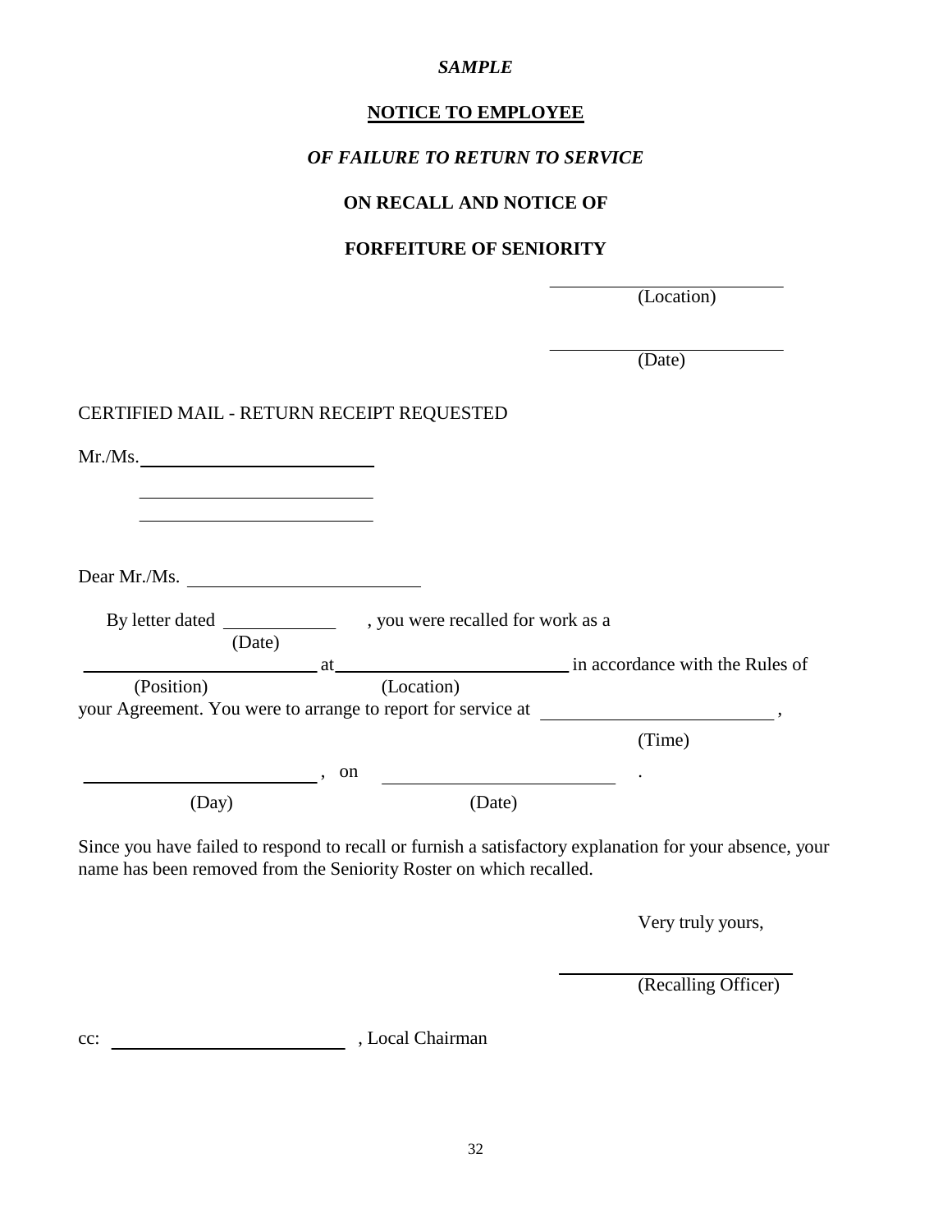*SAMPLE*

**NOTICE TO EMPLOYEE**

***OF FAILURE TO RETURN TO SERVICE***

**ON RECALL AND NOTICE OF**

**FORFEITURE OF SENIORITY**

\_\_\_\_\_\_\_\_\_\_\_\_\_\_\_\_\_\_\_\_\_\_\_\_
(Location)

\_\_\_\_\_\_\_\_\_\_\_\_\_\_\_\_\_\_\_\_\_\_\_\_
(Date)

CERTIFIED MAIL - RETURN RECEIPT REQUESTED

Mr./Ms.\_\_\_\_\_\_\_\_\_\_\_\_\_\_\_\_\_\_\_\_\_\_\_\_

\_\_\_\_\_\_\_\_\_\_\_\_\_\_\_\_\_\_\_\_\_\_\_\_

\_\_\_\_\_\_\_\_\_\_\_\_\_\_\_\_\_\_\_\_\_\_\_\_

Dear Mr./Ms. \_\_\_\_\_\_\_\_\_\_\_\_\_\_\_\_\_\_\_\_\_\_\_\_

By letter dated \_\_\_\_\_\_\_\_\_\_\_\_ (Date), you were recalled for work as a \_\_\_\_\_\_\_\_\_\_\_\_\_\_\_\_\_\_\_\_\_\_\_\_ (Position) at \_\_\_\_\_\_\_\_\_\_\_\_\_\_\_\_\_\_\_\_\_\_\_\_ (Location) in accordance with the Rules of your Agreement. You were to arrange to report for service at \_\_\_\_\_\_\_\_\_\_\_\_\_\_\_\_\_\_\_\_\_\_\_\_ (Time), \_\_\_\_\_\_\_\_\_\_\_\_\_\_\_\_\_\_\_\_\_\_\_\_ (Day), on \_\_\_\_\_\_\_\_\_\_\_\_\_\_\_\_\_\_\_\_\_\_\_\_ (Date).

Since you have failed to respond to recall or furnish a satisfactory explanation for your absence, your name has been removed from the Seniority Roster on which recalled.

Very truly yours,

\_\_\_\_\_\_\_\_\_\_\_\_\_\_\_\_\_\_\_\_\_\_\_\_
(Recalling Officer)

cc: \_\_\_\_\_\_\_\_\_\_\_\_\_\_\_\_\_\_\_\_\_\_\_\_ , Local Chairman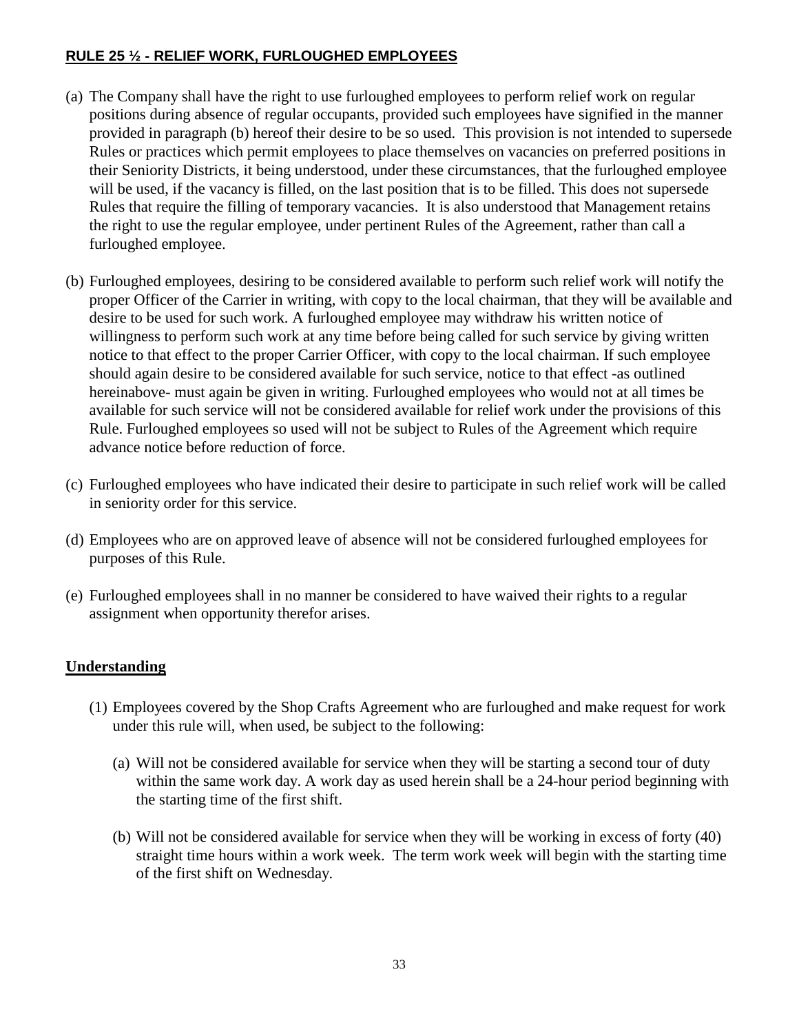**RULE 25 ½ - RELIEF WORK, FURLOUGHED EMPLOYEES**

(a) The Company shall have the right to use furloughed employees to perform relief work on regular positions during absence of regular occupants, provided such employees have signified in the manner provided in paragraph (b) hereof their desire to be so used. This provision is not intended to supersede Rules or practices which permit employees to place themselves on vacancies on preferred positions in their Seniority Districts, it being understood, under these circumstances, that the furloughed employee will be used, if the vacancy is filled, on the last position that is to be filled. This does not supersede Rules that require the filling of temporary vacancies. It is also understood that Management retains the right to use the regular employee, under pertinent Rules of the Agreement, rather than call a furloughed employee.

(b) Furloughed employees, desiring to be considered available to perform such relief work will notify the proper Officer of the Carrier in writing, with copy to the local chairman, that they will be available and desire to be used for such work. A furloughed employee may withdraw his written notice of willingness to perform such work at any time before being called for such service by giving written notice to that effect to the proper Carrier Officer, with copy to the local chairman. If such employee should again desire to be considered available for such service, notice to that effect -as outlined hereinabove- must again be given in writing. Furloughed employees who would not at all times be available for such service will not be considered available for relief work under the provisions of this Rule. Furloughed employees so used will not be subject to Rules of the Agreement which require advance notice before reduction of force.

(c) Furloughed employees who have indicated their desire to participate in such relief work will be called in seniority order for this service.

(d) Employees who are on approved leave of absence will not be considered furloughed employees for purposes of this Rule.

(e) Furloughed employees shall in no manner be considered to have waived their rights to a regular assignment when opportunity therefor arises.

**Understanding**

(1) Employees covered by the Shop Crafts Agreement who are furloughed and make request for work under this rule will, when used, be subject to the following:

   (a) Will not be considered available for service when they will be starting a second tour of duty within the same work day. A work day as used herein shall be a 24-hour period beginning with the starting time of the first shift.

   (b) Will not be considered available for service when they will be working in excess of forty (40) straight time hours within a work week. The term work week will begin with the starting time of the first shift on Wednesday.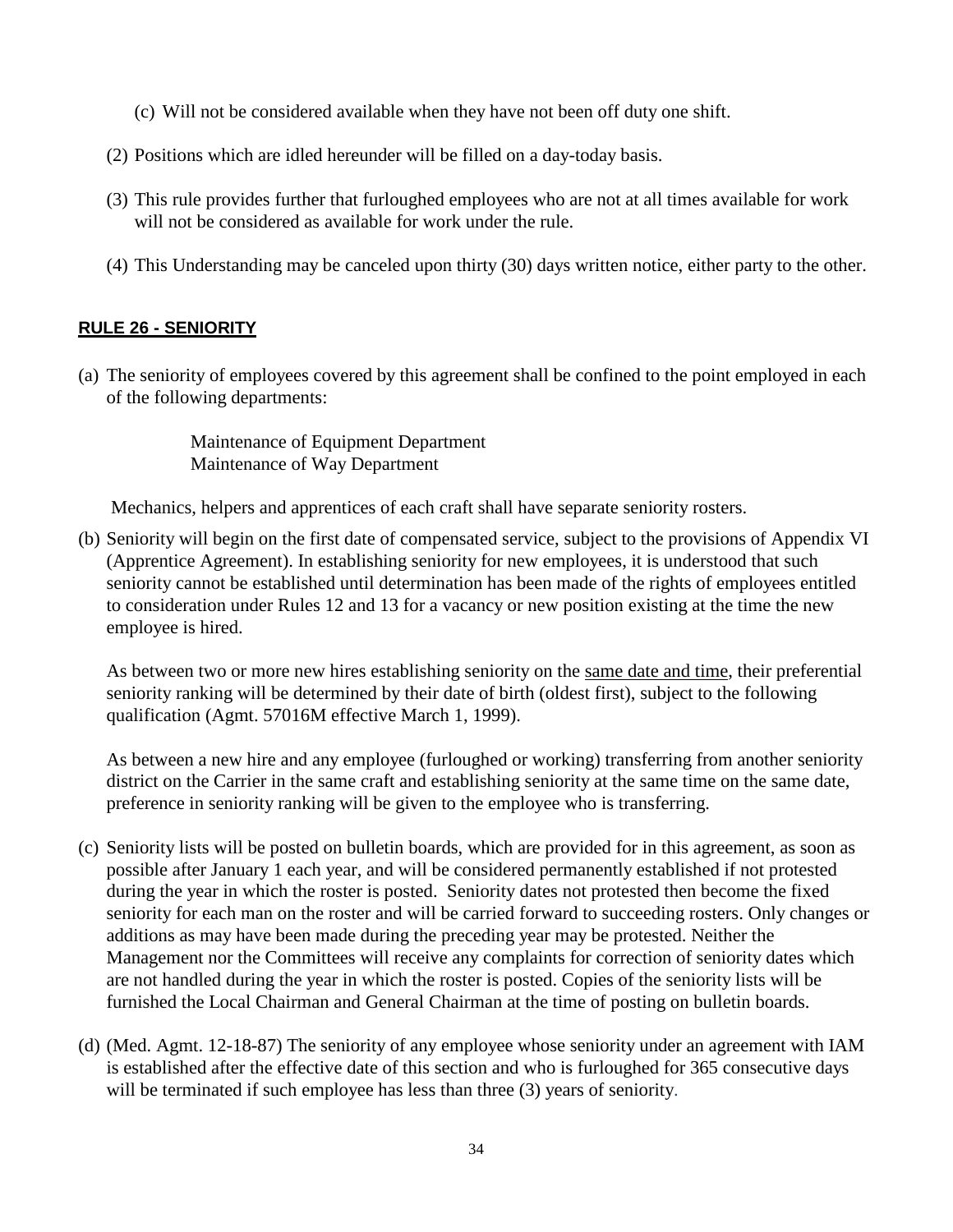(c) Will not be considered available when they have not been off duty one shift.

(2) Positions which are idled hereunder will be filled on a day-today basis.

(3) This rule provides further that furloughed employees who are not at all times available for work will not be considered as available for work under the rule.

(4) This Understanding may be canceled upon thirty (30) days written notice, either party to the other.

## RULE 26 - SENIORITY

(a) The seniority of employees covered by this agreement shall be confined to the point employed in each of the following departments:

Maintenance of Equipment Department
Maintenance of Way Department

Mechanics, helpers and apprentices of each craft shall have separate seniority rosters.

(b) Seniority will begin on the first date of compensated service, subject to the provisions of Appendix VI (Apprentice Agreement). In establishing seniority for new employees, it is understood that such seniority cannot be established until determination has been made of the rights of employees entitled to consideration under Rules 12 and 13 for a vacancy or new position existing at the time the new employee is hired.

As between two or more new hires establishing seniority on the same date and time, their preferential seniority ranking will be determined by their date of birth (oldest first), subject to the following qualification (Agmt. 57016M effective March 1, 1999).

As between a new hire and any employee (furloughed or working) transferring from another seniority district on the Carrier in the same craft and establishing seniority at the same time on the same date, preference in seniority ranking will be given to the employee who is transferring.

(c) Seniority lists will be posted on bulletin boards, which are provided for in this agreement, as soon as possible after January 1 each year, and will be considered permanently established if not protested during the year in which the roster is posted. Seniority dates not protested then become the fixed seniority for each man on the roster and will be carried forward to succeeding rosters. Only changes or additions as may have been made during the preceding year may be protested. Neither the Management nor the Committees will receive any complaints for correction of seniority dates which are not handled during the year in which the roster is posted. Copies of the seniority lists will be furnished the Local Chairman and General Chairman at the time of posting on bulletin boards.

(d) (Med. Agmt. 12-18-87) The seniority of any employee whose seniority under an agreement with IAM is established after the effective date of this section and who is furloughed for 365 consecutive days will be terminated if such employee has less than three (3) years of seniority.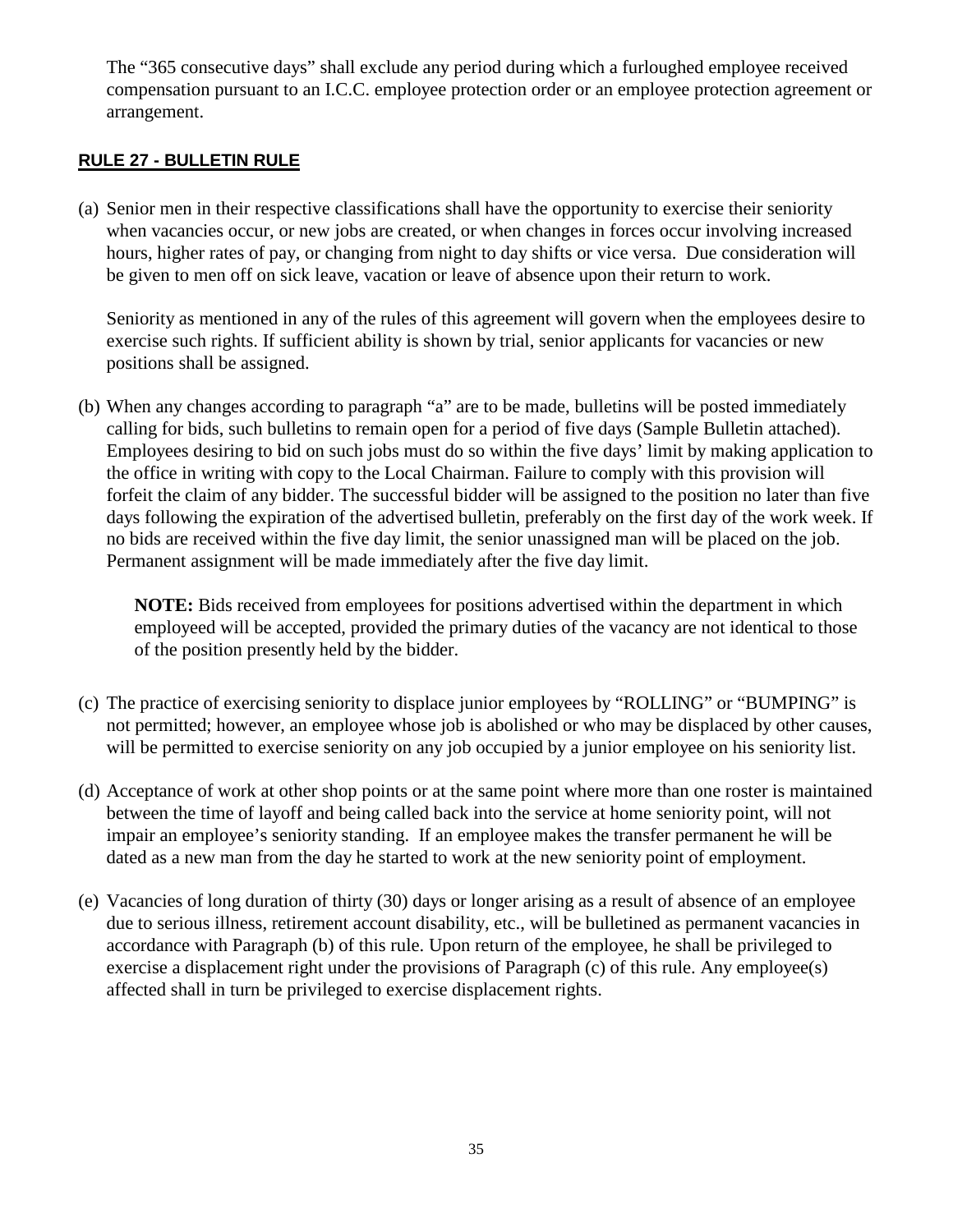The "365 consecutive days" shall exclude any period during which a furloughed employee received compensation pursuant to an I.C.C. employee protection order or an employee protection agreement or arrangement.

## RULE 27 - BULLETIN RULE

(a) Senior men in their respective classifications shall have the opportunity to exercise their seniority when vacancies occur, or new jobs are created, or when changes in forces occur involving increased hours, higher rates of pay, or changing from night to day shifts or vice versa. Due consideration will be given to men off on sick leave, vacation or leave of absence upon their return to work.

Seniority as mentioned in any of the rules of this agreement will govern when the employees desire to exercise such rights. If sufficient ability is shown by trial, senior applicants for vacancies or new positions shall be assigned.

(b) When any changes according to paragraph "a" are to be made, bulletins will be posted immediately calling for bids, such bulletins to remain open for a period of five days (Sample Bulletin attached). Employees desiring to bid on such jobs must do so within the five days' limit by making application to the office in writing with copy to the Local Chairman. Failure to comply with this provision will forfeit the claim of any bidder. The successful bidder will be assigned to the position no later than five days following the expiration of the advertised bulletin, preferably on the first day of the work week. If no bids are received within the five day limit, the senior unassigned man will be placed on the job. Permanent assignment will be made immediately after the five day limit.

> **NOTE:** Bids received from employees for positions advertised within the department in which employeed will be accepted, provided the primary duties of the vacancy are not identical to those of the position presently held by the bidder.

(c) The practice of exercising seniority to displace junior employees by "ROLLING" or "BUMPING" is not permitted; however, an employee whose job is abolished or who may be displaced by other causes, will be permitted to exercise seniority on any job occupied by a junior employee on his seniority list.

(d) Acceptance of work at other shop points or at the same point where more than one roster is maintained between the time of layoff and being called back into the service at home seniority point, will not impair an employee's seniority standing. If an employee makes the transfer permanent he will be dated as a new man from the day he started to work at the new seniority point of employment.

(e) Vacancies of long duration of thirty (30) days or longer arising as a result of absence of an employee due to serious illness, retirement account disability, etc., will be bulletined as permanent vacancies in accordance with Paragraph (b) of this rule. Upon return of the employee, he shall be privileged to exercise a displacement right under the provisions of Paragraph (c) of this rule. Any employee(s) affected shall in turn be privileged to exercise displacement rights.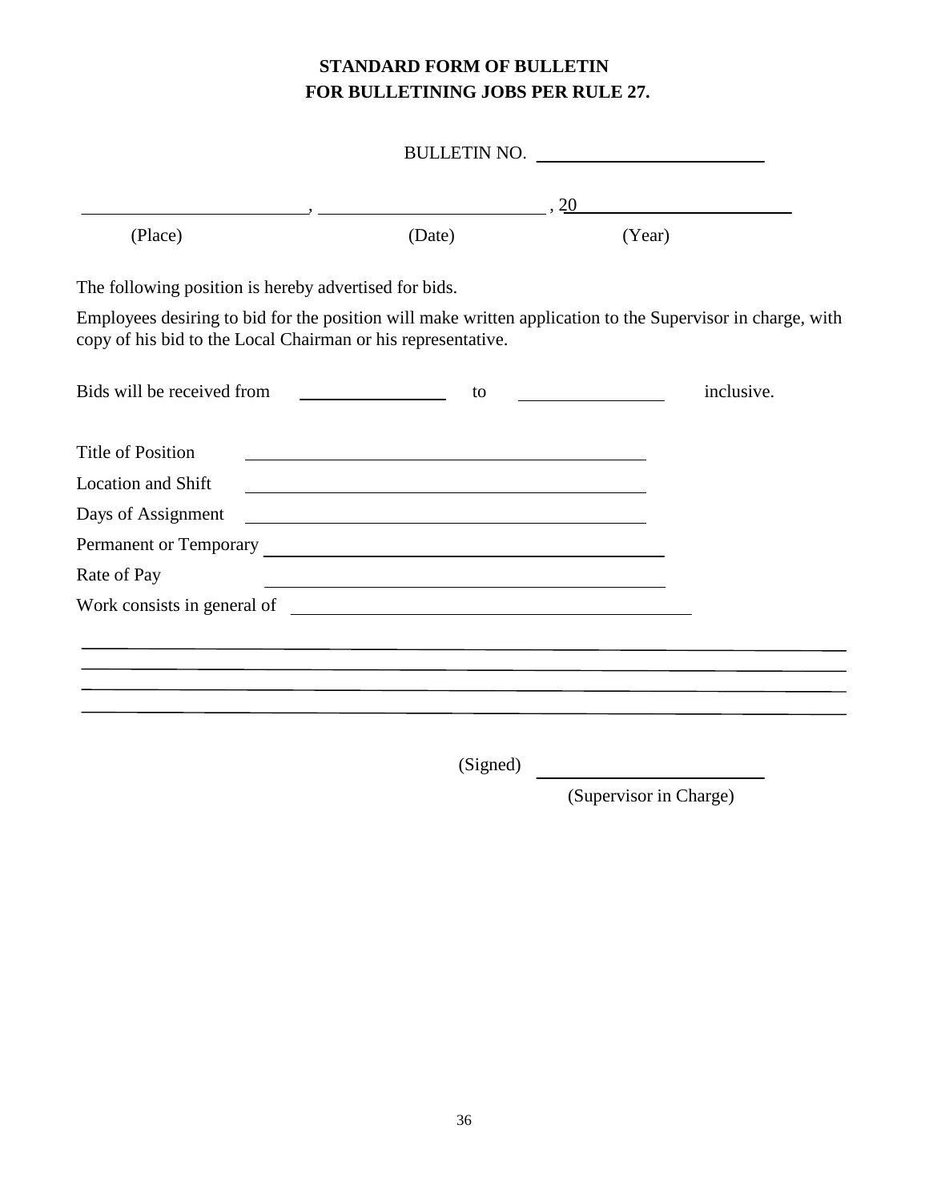# STANDARD FORM OF BULLETIN FOR BULLETINING JOBS PER RULE 27.

BULLETIN NO. ________________________

________________________, ________________________, 20________________________

(Place) (Date) (Year)

The following position is hereby advertised for bids.

Employees desiring to bid for the position will make written application to the Supervisor in charge, with copy of his bid to the Local Chairman or his representative.

Bids will be received from ________________ to ________________ inclusive.

Title of Position ____________________________________________

Location and Shift ____________________________________________

Days of Assignment ____________________________________________

Permanent or Temporary ____________________________________________

Rate of Pay ____________________________________________

Work consists in general of ____________________________________________

________________________________________________________________________________________

________________________________________________________________________________________

________________________________________________________________________________________

________________________________________________________________________________________

(Signed) ________________________

(Supervisor in Charge)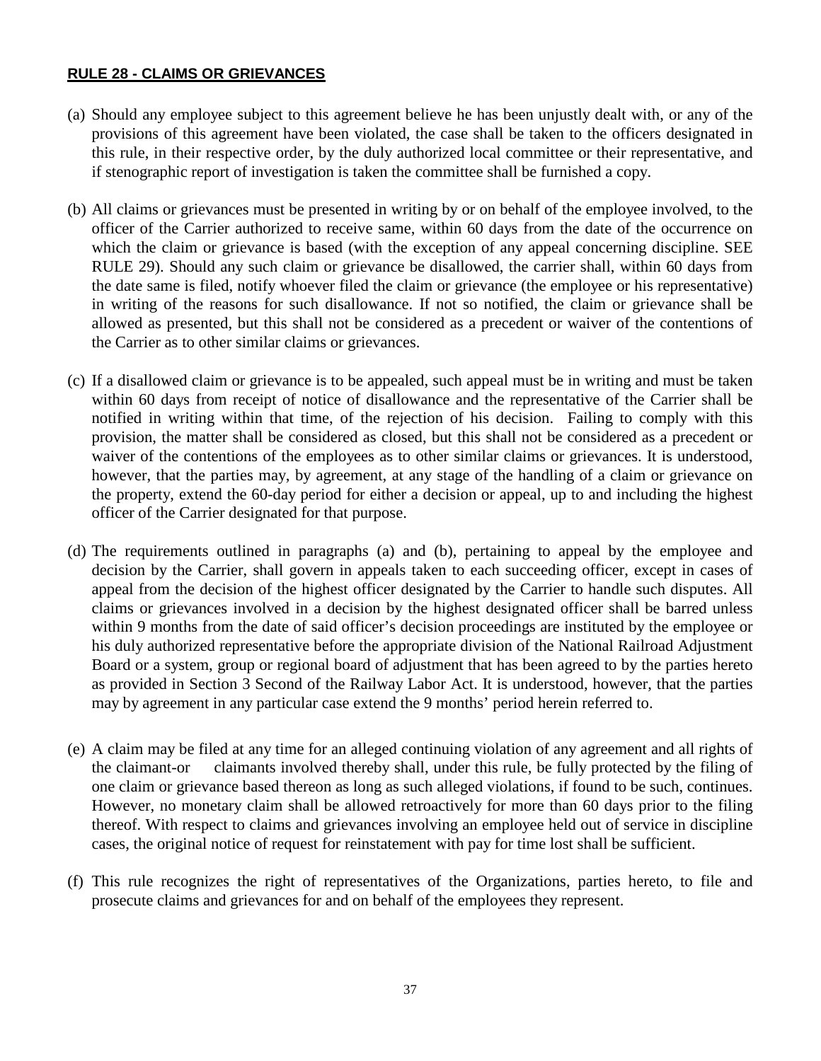**RULE 28 - CLAIMS OR GRIEVANCES**

(a) Should any employee subject to this agreement believe he has been unjustly dealt with, or any of the provisions of this agreement have been violated, the case shall be taken to the officers designated in this rule, in their respective order, by the duly authorized local committee or their representative, and if stenographic report of investigation is taken the committee shall be furnished a copy.

(b) All claims or grievances must be presented in writing by or on behalf of the employee involved, to the officer of the Carrier authorized to receive same, within 60 days from the date of the occurrence on which the claim or grievance is based (with the exception of any appeal concerning discipline. SEE RULE 29). Should any such claim or grievance be disallowed, the carrier shall, within 60 days from the date same is filed, notify whoever filed the claim or grievance (the employee or his representative) in writing of the reasons for such disallowance. If not so notified, the claim or grievance shall be allowed as presented, but this shall not be considered as a precedent or waiver of the contentions of the Carrier as to other similar claims or grievances.

(c) If a disallowed claim or grievance is to be appealed, such appeal must be in writing and must be taken within 60 days from receipt of notice of disallowance and the representative of the Carrier shall be notified in writing within that time, of the rejection of his decision. Failing to comply with this provision, the matter shall be considered as closed, but this shall not be considered as a precedent or waiver of the contentions of the employees as to other similar claims or grievances. It is understood, however, that the parties may, by agreement, at any stage of the handling of a claim or grievance on the property, extend the 60-day period for either a decision or appeal, up to and including the highest officer of the Carrier designated for that purpose.

(d) The requirements outlined in paragraphs (a) and (b), pertaining to appeal by the employee and decision by the Carrier, shall govern in appeals taken to each succeeding officer, except in cases of appeal from the decision of the highest officer designated by the Carrier to handle such disputes. All claims or grievances involved in a decision by the highest designated officer shall be barred unless within 9 months from the date of said officer's decision proceedings are instituted by the employee or his duly authorized representative before the appropriate division of the National Railroad Adjustment Board or a system, group or regional board of adjustment that has been agreed to by the parties hereto as provided in Section 3 Second of the Railway Labor Act. It is understood, however, that the parties may by agreement in any particular case extend the 9 months' period herein referred to.

(e) A claim may be filed at any time for an alleged continuing violation of any agreement and all rights of the claimant-or claimants involved thereby shall, under this rule, be fully protected by the filing of one claim or grievance based thereon as long as such alleged violations, if found to be such, continues. However, no monetary claim shall be allowed retroactively for more than 60 days prior to the filing thereof. With respect to claims and grievances involving an employee held out of service in discipline cases, the original notice of request for reinstatement with pay for time lost shall be sufficient.

(f) This rule recognizes the right of representatives of the Organizations, parties hereto, to file and prosecute claims and grievances for and on behalf of the employees they represent.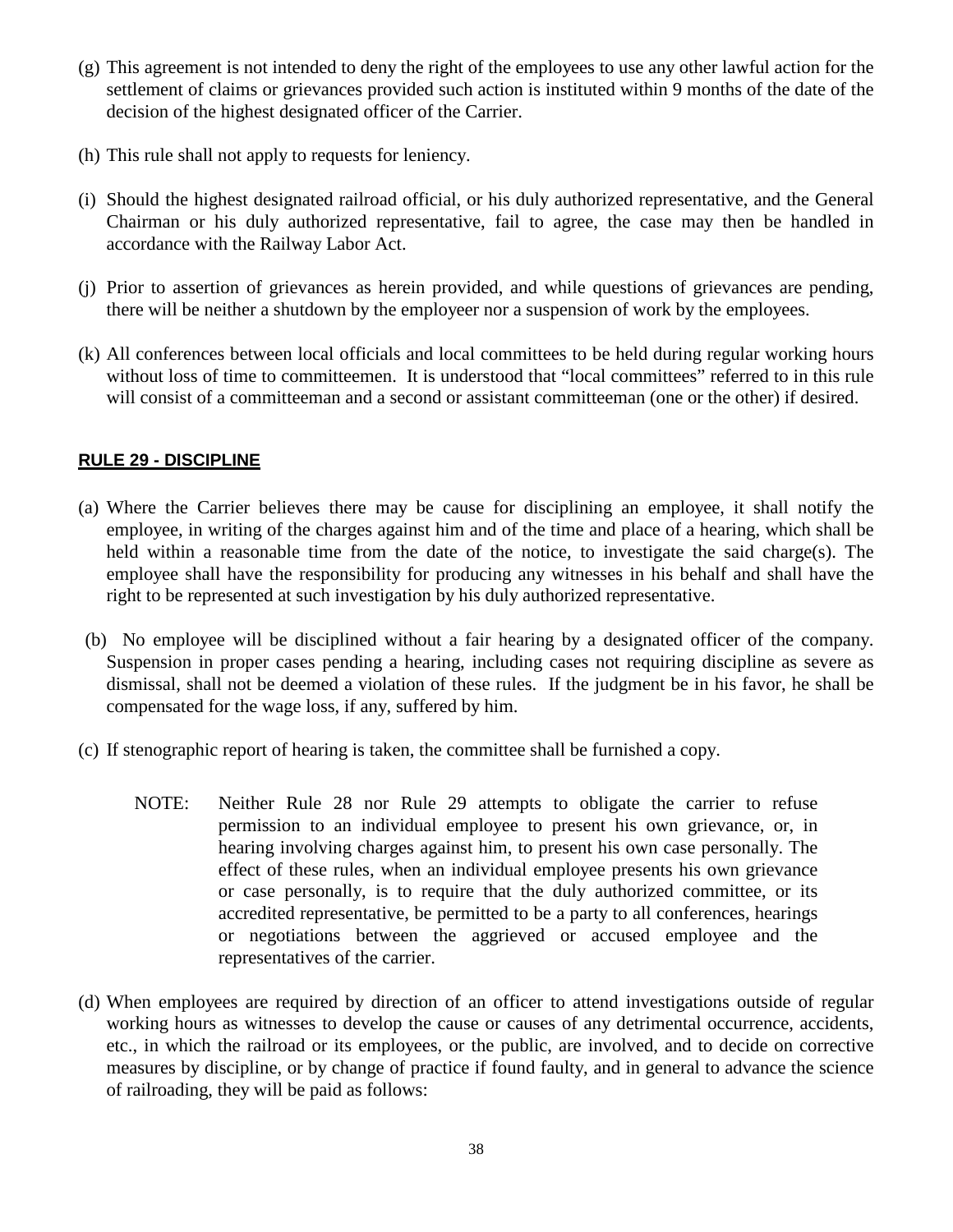(g) This agreement is not intended to deny the right of the employees to use any other lawful action for the settlement of claims or grievances provided such action is instituted within 9 months of the date of the decision of the highest designated officer of the Carrier.

(h) This rule shall not apply to requests for leniency.

(i) Should the highest designated railroad official, or his duly authorized representative, and the General Chairman or his duly authorized representative, fail to agree, the case may then be handled in accordance with the Railway Labor Act.

(j) Prior to assertion of grievances as herein provided, and while questions of grievances are pending, there will be neither a shutdown by the employeer nor a suspension of work by the employees.

(k) All conferences between local officials and local committees to be held during regular working hours without loss of time to committeemen. It is understood that "local committees" referred to in this rule will consist of a committeeman and a second or assistant committeeman (one or the other) if desired.

## RULE 29 - DISCIPLINE

(a) Where the Carrier believes there may be cause for disciplining an employee, it shall notify the employee, in writing of the charges against him and of the time and place of a hearing, which shall be held within a reasonable time from the date of the notice, to investigate the said charge(s). The employee shall have the responsibility for producing any witnesses in his behalf and shall have the right to be represented at such investigation by his duly authorized representative.

(b) No employee will be disciplined without a fair hearing by a designated officer of the company. Suspension in proper cases pending a hearing, including cases not requiring discipline as severe as dismissal, shall not be deemed a violation of these rules. If the judgment be in his favor, he shall be compensated for the wage loss, if any, suffered by him.

(c) If stenographic report of hearing is taken, the committee shall be furnished a copy.

> NOTE: Neither Rule 28 nor Rule 29 attempts to obligate the carrier to refuse permission to an individual employee to present his own grievance, or, in hearing involving charges against him, to present his own case personally. The effect of these rules, when an individual employee presents his own grievance or case personally, is to require that the duly authorized committee, or its accredited representative, be permitted to be a party to all conferences, hearings or negotiations between the aggrieved or accused employee and the representatives of the carrier.

(d) When employees are required by direction of an officer to attend investigations outside of regular working hours as witnesses to develop the cause or causes of any detrimental occurrence, accidents, etc., in which the railroad or its employees, or the public, are involved, and to decide on corrective measures by discipline, or by change of practice if found faulty, and in general to advance the science of railroading, they will be paid as follows: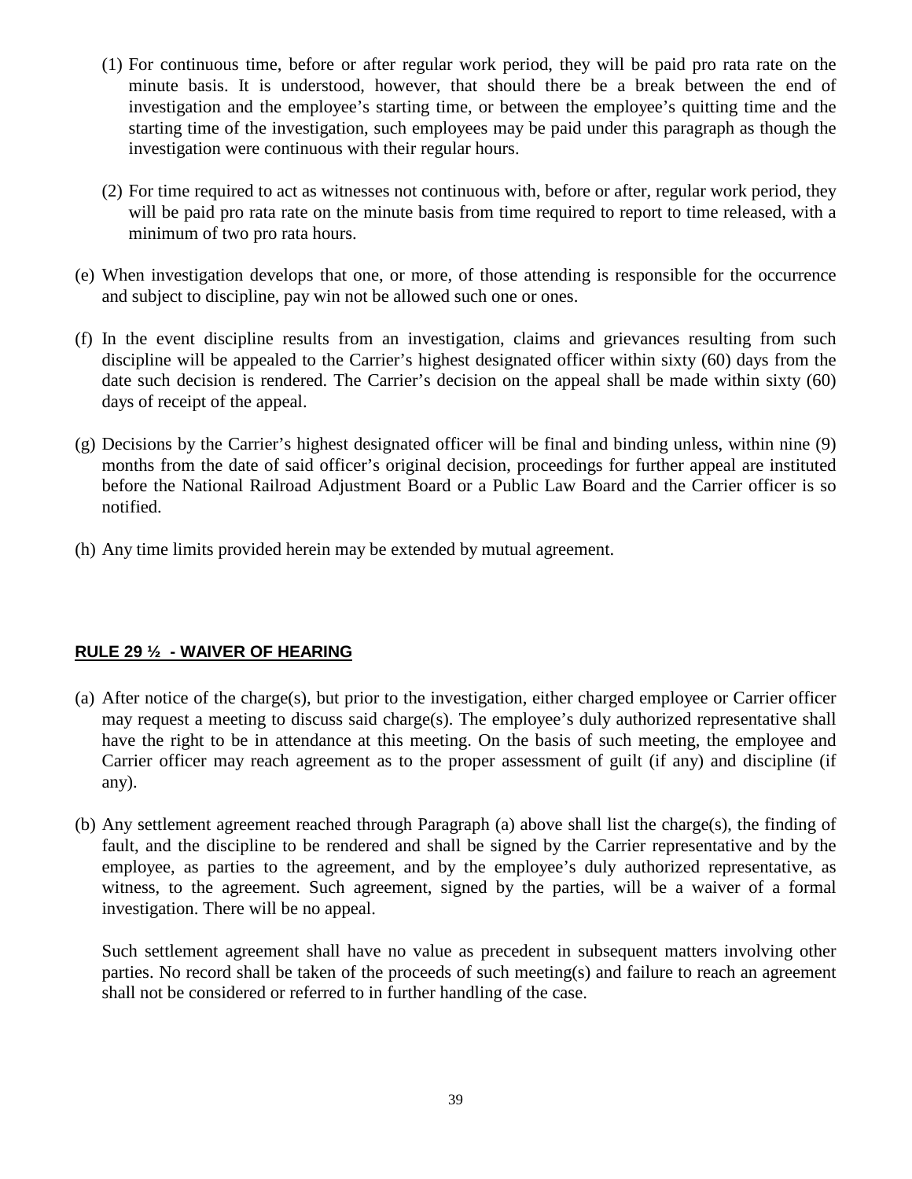(1) For continuous time, before or after regular work period, they will be paid pro rata rate on the minute basis. It is understood, however, that should there be a break between the end of investigation and the employee's starting time, or between the employee's quitting time and the starting time of the investigation, such employees may be paid under this paragraph as though the investigation were continuous with their regular hours.

(2) For time required to act as witnesses not continuous with, before or after, regular work period, they will be paid pro rata rate on the minute basis from time required to report to time released, with a minimum of two pro rata hours.

(e) When investigation develops that one, or more, of those attending is responsible for the occurrence and subject to discipline, pay win not be allowed such one or ones.

(f) In the event discipline results from an investigation, claims and grievances resulting from such discipline will be appealed to the Carrier's highest designated officer within sixty (60) days from the date such decision is rendered. The Carrier's decision on the appeal shall be made within sixty (60) days of receipt of the appeal.

(g) Decisions by the Carrier's highest designated officer will be final and binding unless, within nine (9) months from the date of said officer's original decision, proceedings for further appeal are instituted before the National Railroad Adjustment Board or a Public Law Board and the Carrier officer is so notified.

(h) Any time limits provided herein may be extended by mutual agreement.

## RULE 29 ½ - WAIVER OF HEARING

(a) After notice of the charge(s), but prior to the investigation, either charged employee or Carrier officer may request a meeting to discuss said charge(s). The employee's duly authorized representative shall have the right to be in attendance at this meeting. On the basis of such meeting, the employee and Carrier officer may reach agreement as to the proper assessment of guilt (if any) and discipline (if any).

(b) Any settlement agreement reached through Paragraph (a) above shall list the charge(s), the finding of fault, and the discipline to be rendered and shall be signed by the Carrier representative and by the employee, as parties to the agreement, and by the employee's duly authorized representative, as witness, to the agreement. Such agreement, signed by the parties, will be a waiver of a formal investigation. There will be no appeal.

Such settlement agreement shall have no value as precedent in subsequent matters involving other parties. No record shall be taken of the proceeds of such meeting(s) and failure to reach an agreement shall not be considered or referred to in further handling of the case.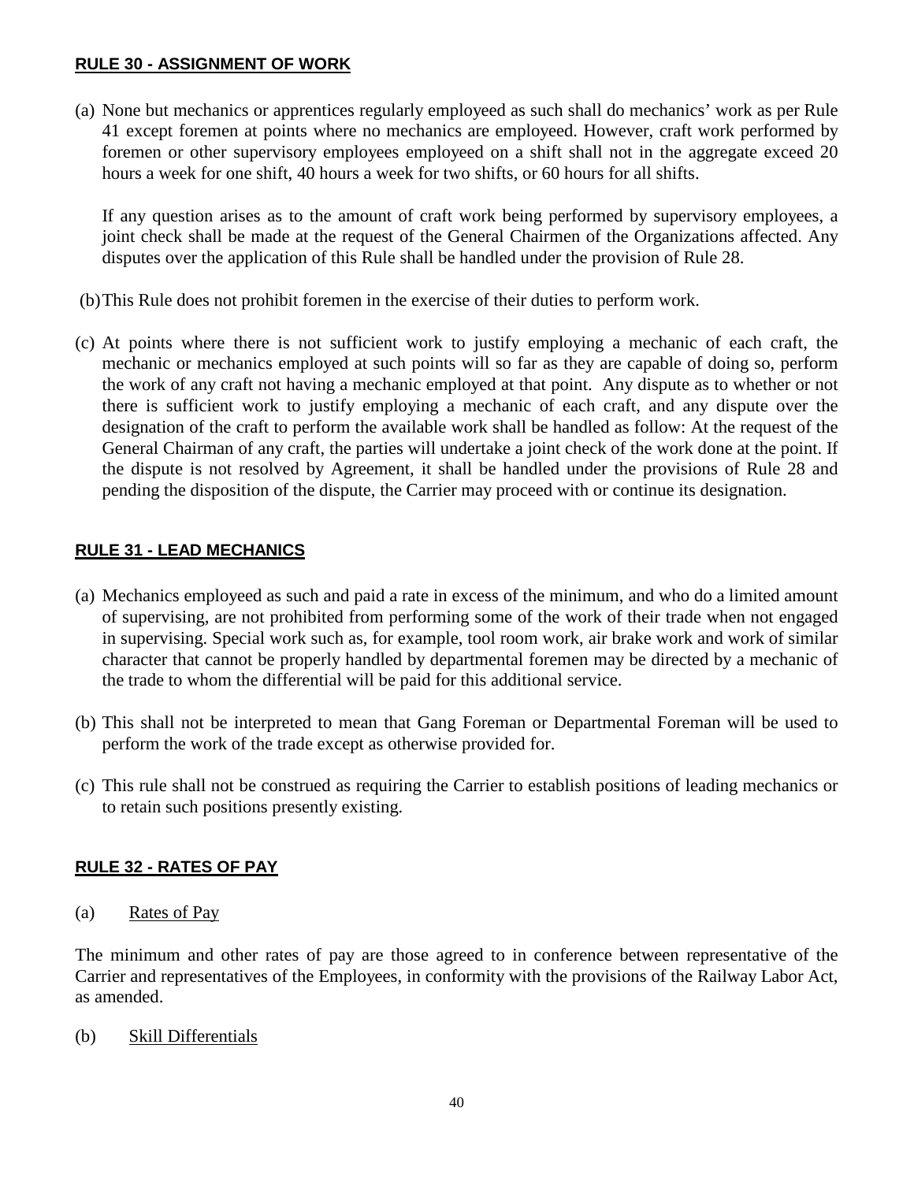**RULE 30 - ASSIGNMENT OF WORK**

(a) None but mechanics or apprentices regularly employeed as such shall do mechanics' work as per Rule 41 except foremen at points where no mechanics are employeed. However, craft work performed by foremen or other supervisory employees employeed on a shift shall not in the aggregate exceed 20 hours a week for one shift, 40 hours a week for two shifts, or 60 hours for all shifts.

If any question arises as to the amount of craft work being performed by supervisory employees, a joint check shall be made at the request of the General Chairmen of the Organizations affected. Any disputes over the application of this Rule shall be handled under the provision of Rule 28.

(b) This Rule does not prohibit foremen in the exercise of their duties to perform work.

(c) At points where there is not sufficient work to justify employing a mechanic of each craft, the mechanic or mechanics employed at such points will so far as they are capable of doing so, perform the work of any craft not having a mechanic employed at that point. Any dispute as to whether or not there is sufficient work to justify employing a mechanic of each craft, and any dispute over the designation of the craft to perform the available work shall be handled as follow: At the request of the General Chairman of any craft, the parties will undertake a joint check of the work done at the point. If the dispute is not resolved by Agreement, it shall be handled under the provisions of Rule 28 and pending the disposition of the dispute, the Carrier may proceed with or continue its designation.

**RULE 31 - LEAD MECHANICS**

(a) Mechanics employeed as such and paid a rate in excess of the minimum, and who do a limited amount of supervising, are not prohibited from performing some of the work of their trade when not engaged in supervising. Special work such as, for example, tool room work, air brake work and work of similar character that cannot be properly handled by departmental foremen may be directed by a mechanic of the trade to whom the differential will be paid for this additional service.

(b) This shall not be interpreted to mean that Gang Foreman or Departmental Foreman will be used to perform the work of the trade except as otherwise provided for.

(c) This rule shall not be construed as requiring the Carrier to establish positions of leading mechanics or to retain such positions presently existing.

**RULE 32 - RATES OF PAY**

(a) Rates of Pay

The minimum and other rates of pay are those agreed to in conference between representative of the Carrier and representatives of the Employees, in conformity with the provisions of the Railway Labor Act, as amended.

(b) Skill Differentials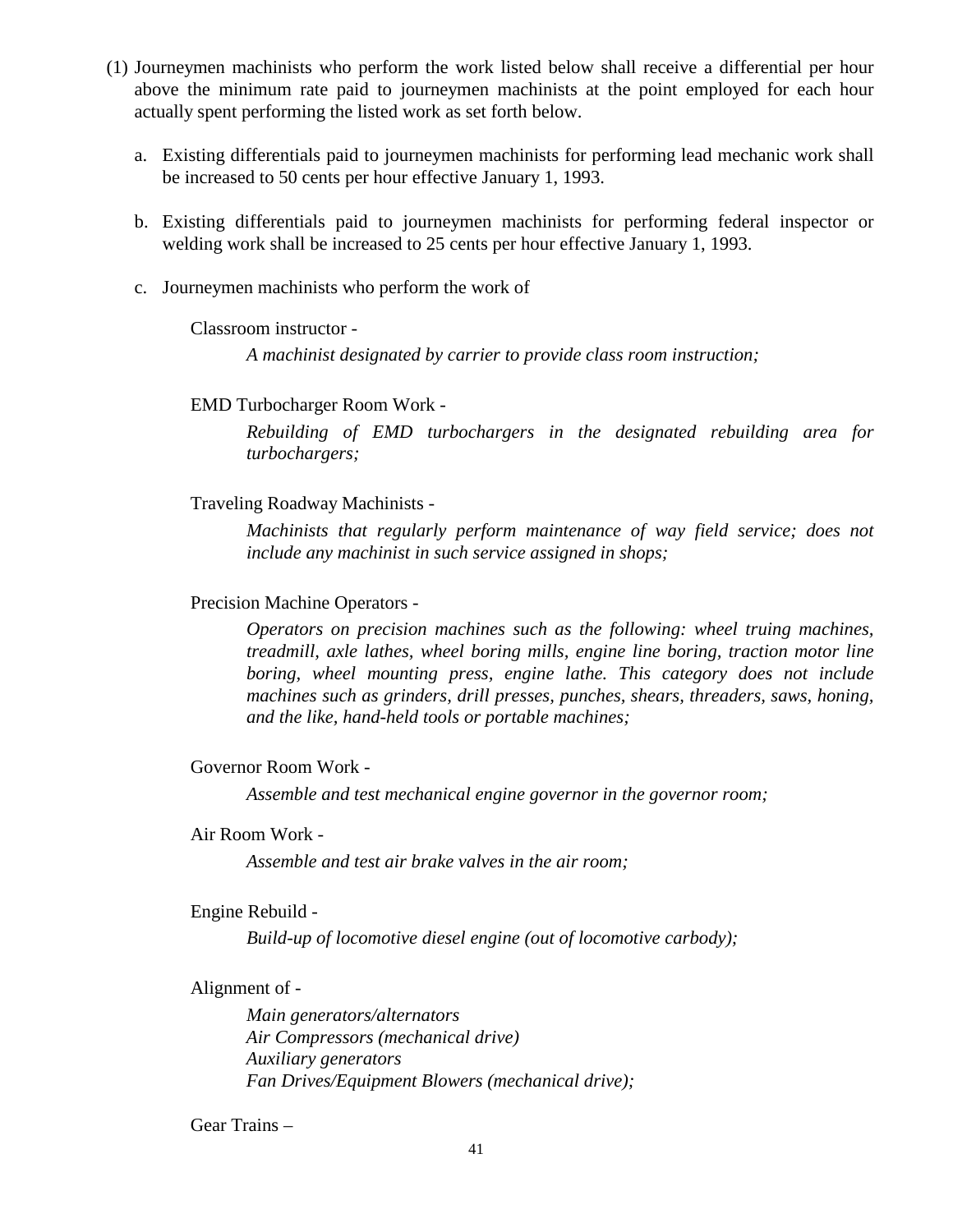(1) Journeymen machinists who perform the work listed below shall receive a differential per hour above the minimum rate paid to journeymen machinists at the point employed for each hour actually spent performing the listed work as set forth below.

   a. Existing differentials paid to journeymen machinists for performing lead mechanic work shall be increased to 50 cents per hour effective January 1, 1993.

   b. Existing differentials paid to journeymen machinists for performing federal inspector or welding work shall be increased to 25 cents per hour effective January 1, 1993.

   c. Journeymen machinists who perform the work of

      Classroom instructor -

         *A machinist designated by carrier to provide class room instruction;*

      EMD Turbocharger Room Work -

         *Rebuilding of EMD turbochargers in the designated rebuilding area for turbochargers;*

      Traveling Roadway Machinists -

         *Machinists that regularly perform maintenance of way field service; does not include any machinist in such service assigned in shops;*

      Precision Machine Operators -

         *Operators on precision machines such as the following: wheel truing machines, treadmill, axle lathes, wheel boring mills, engine line boring, traction motor line boring, wheel mounting press, engine lathe. This category does not include machines such as grinders, drill presses, punches, shears, threaders, saws, honing, and the like, hand-held tools or portable machines;*

      Governor Room Work -

         *Assemble and test mechanical engine governor in the governor room;*

      Air Room Work -

         *Assemble and test air brake valves in the air room;*

      Engine Rebuild -

         *Build-up of locomotive diesel engine (out of locomotive carbody);*

      Alignment of -

         *Main generators/alternators*
         *Air Compressors (mechanical drive)*
         *Auxiliary generators*
         *Fan Drives/Equipment Blowers (mechanical drive);*

      Gear Trains –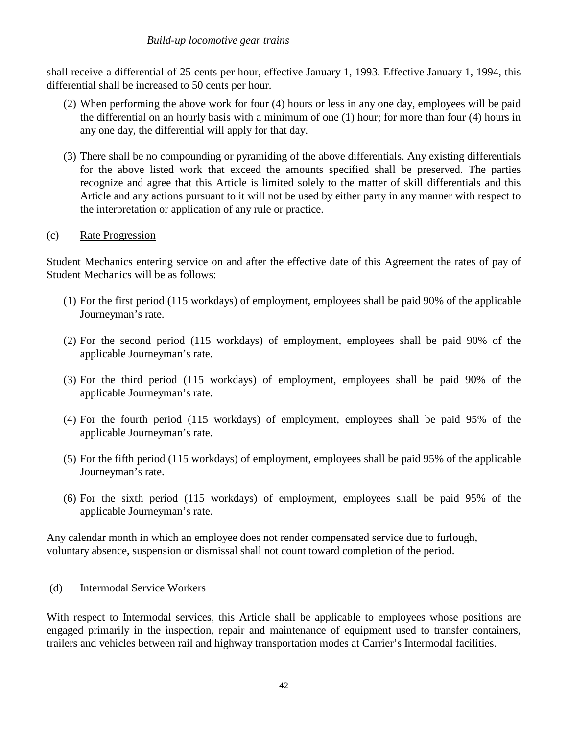*Build-up locomotive gear trains*

shall receive a differential of 25 cents per hour, effective January 1, 1993. Effective January 1, 1994, this differential shall be increased to 50 cents per hour.

(2) When performing the above work for four (4) hours or less in any one day, employees will be paid the differential on an hourly basis with a minimum of one (1) hour; for more than four (4) hours in any one day, the differential will apply for that day.

(3) There shall be no compounding or pyramiding of the above differentials. Any existing differentials for the above listed work that exceed the amounts specified shall be preserved. The parties recognize and agree that this Article is limited solely to the matter of skill differentials and this Article and any actions pursuant to it will not be used by either party in any manner with respect to the interpretation or application of any rule or practice.

(c) Rate Progression

Student Mechanics entering service on and after the effective date of this Agreement the rates of pay of Student Mechanics will be as follows:

(1) For the first period (115 workdays) of employment, employees shall be paid 90% of the applicable Journeyman's rate.

(2) For the second period (115 workdays) of employment, employees shall be paid 90% of the applicable Journeyman's rate.

(3) For the third period (115 workdays) of employment, employees shall be paid 90% of the applicable Journeyman's rate.

(4) For the fourth period (115 workdays) of employment, employees shall be paid 95% of the applicable Journeyman's rate.

(5) For the fifth period (115 workdays) of employment, employees shall be paid 95% of the applicable Journeyman's rate.

(6) For the sixth period (115 workdays) of employment, employees shall be paid 95% of the applicable Journeyman's rate.

Any calendar month in which an employee does not render compensated service due to furlough, voluntary absence, suspension or dismissal shall not count toward completion of the period.

(d) Intermodal Service Workers

With respect to Intermodal services, this Article shall be applicable to employees whose positions are engaged primarily in the inspection, repair and maintenance of equipment used to transfer containers, trailers and vehicles between rail and highway transportation modes at Carrier's Intermodal facilities.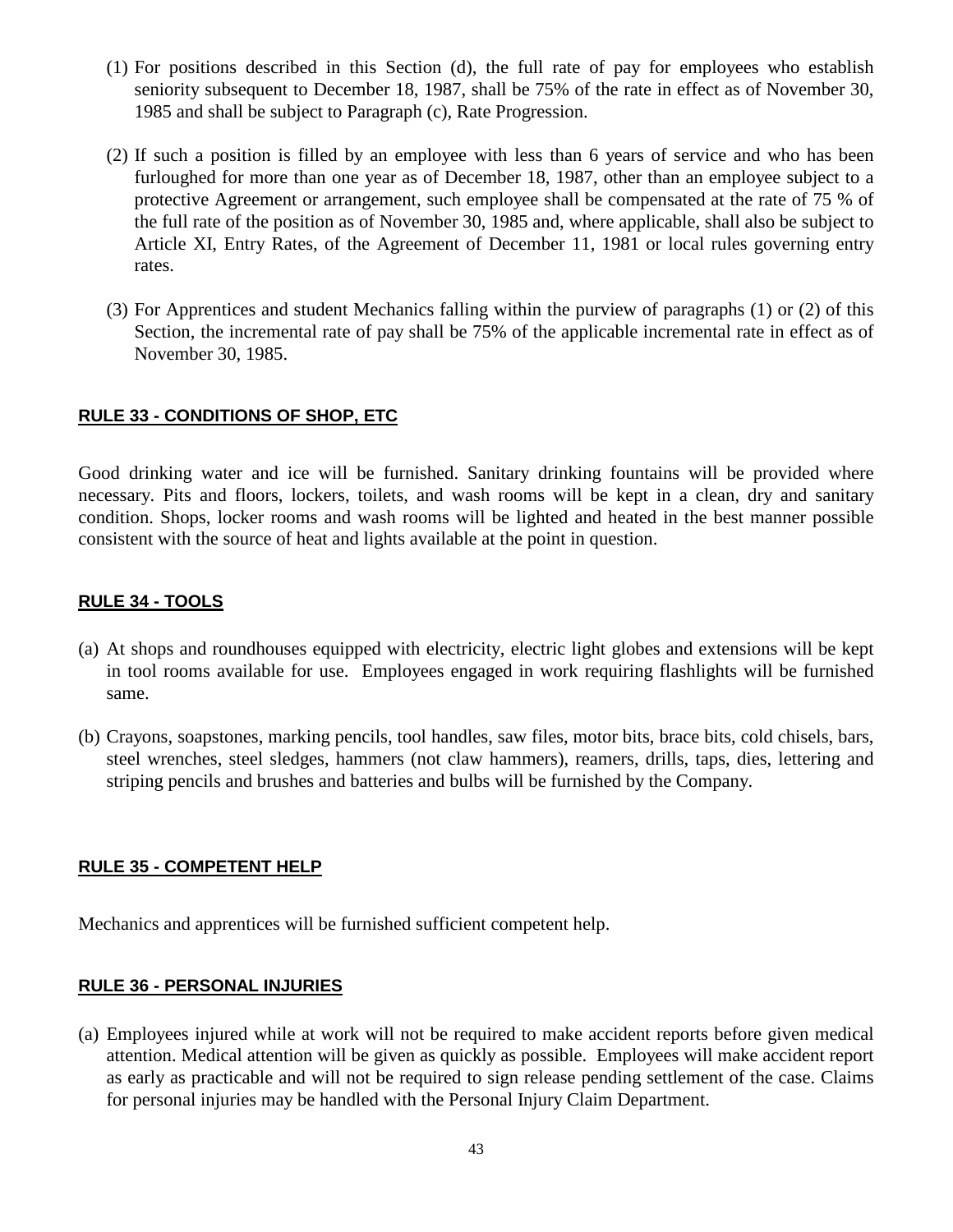(1) For positions described in this Section (d), the full rate of pay for employees who establish seniority subsequent to December 18, 1987, shall be 75% of the rate in effect as of November 30, 1985 and shall be subject to Paragraph (c), Rate Progression.

(2) If such a position is filled by an employee with less than 6 years of service and who has been furloughed for more than one year as of December 18, 1987, other than an employee subject to a protective Agreement or arrangement, such employee shall be compensated at the rate of 75 % of the full rate of the position as of November 30, 1985 and, where applicable, shall also be subject to Article XI, Entry Rates, of the Agreement of December 11, 1981 or local rules governing entry rates.

(3) For Apprentices and student Mechanics falling within the purview of paragraphs (1) or (2) of this Section, the incremental rate of pay shall be 75% of the applicable incremental rate in effect as of November 30, 1985.

## RULE 33 - CONDITIONS OF SHOP, ETC

Good drinking water and ice will be furnished. Sanitary drinking fountains will be provided where necessary. Pits and floors, lockers, toilets, and wash rooms will be kept in a clean, dry and sanitary condition. Shops, locker rooms and wash rooms will be lighted and heated in the best manner possible consistent with the source of heat and lights available at the point in question.

## RULE 34 - TOOLS

(a) At shops and roundhouses equipped with electricity, electric light globes and extensions will be kept in tool rooms available for use. Employees engaged in work requiring flashlights will be furnished same.

(b) Crayons, soapstones, marking pencils, tool handles, saw files, motor bits, brace bits, cold chisels, bars, steel wrenches, steel sledges, hammers (not claw hammers), reamers, drills, taps, dies, lettering and striping pencils and brushes and batteries and bulbs will be furnished by the Company.

## RULE 35 - COMPETENT HELP

Mechanics and apprentices will be furnished sufficient competent help.

## RULE 36 - PERSONAL INJURIES

(a) Employees injured while at work will not be required to make accident reports before given medical attention. Medical attention will be given as quickly as possible. Employees will make accident report as early as practicable and will not be required to sign release pending settlement of the case. Claims for personal injuries may be handled with the Personal Injury Claim Department.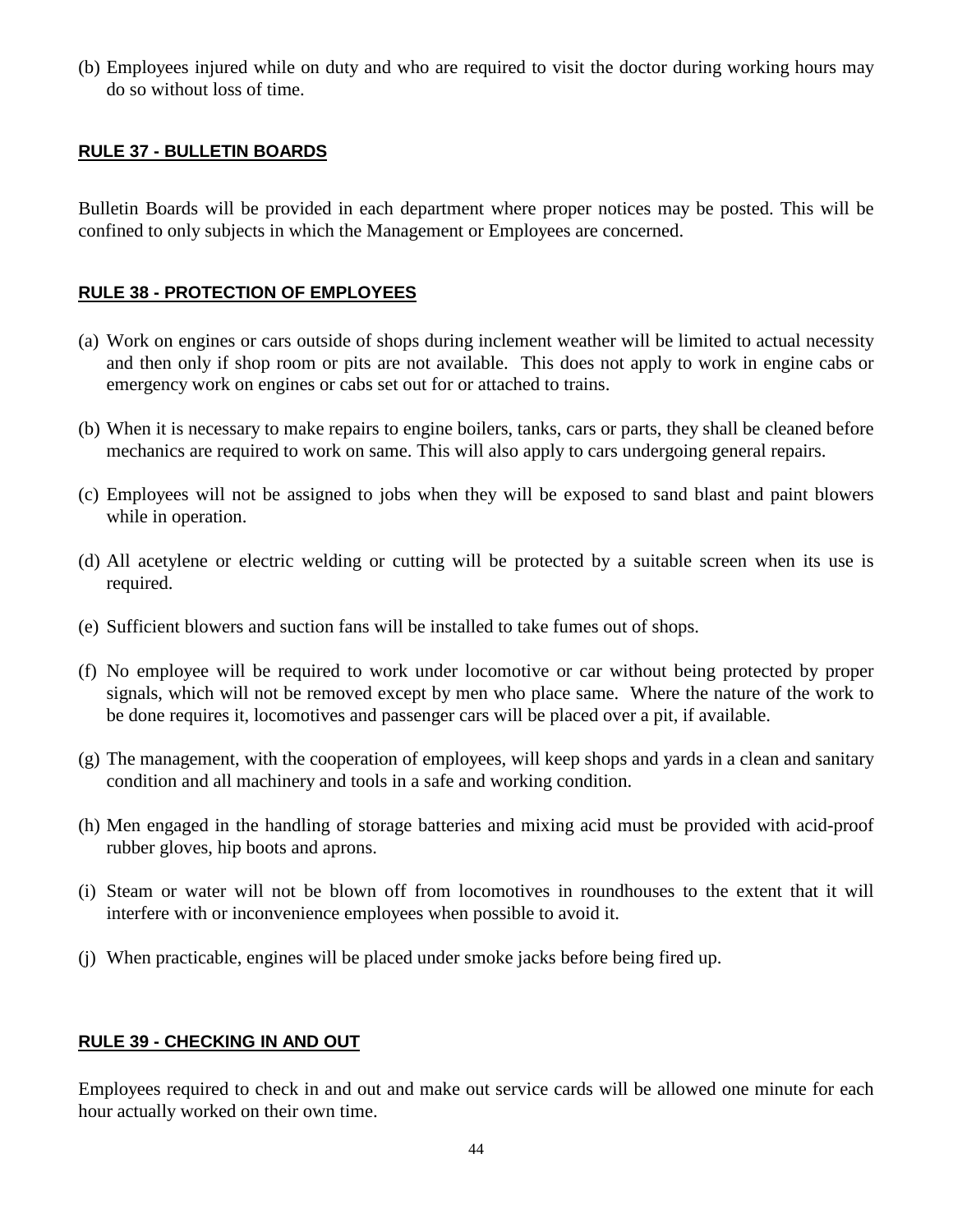(b) Employees injured while on duty and who are required to visit the doctor during working hours may do so without loss of time.

## **RULE 37 - BULLETIN BOARDS**

Bulletin Boards will be provided in each department where proper notices may be posted. This will be confined to only subjects in which the Management or Employees are concerned.

## **RULE 38 - PROTECTION OF EMPLOYEES**

(a) Work on engines or cars outside of shops during inclement weather will be limited to actual necessity and then only if shop room or pits are not available. This does not apply to work in engine cabs or emergency work on engines or cabs set out for or attached to trains.

(b) When it is necessary to make repairs to engine boilers, tanks, cars or parts, they shall be cleaned before mechanics are required to work on same. This will also apply to cars undergoing general repairs.

(c) Employees will not be assigned to jobs when they will be exposed to sand blast and paint blowers while in operation.

(d) All acetylene or electric welding or cutting will be protected by a suitable screen when its use is required.

(e) Sufficient blowers and suction fans will be installed to take fumes out of shops.

(f) No employee will be required to work under locomotive or car without being protected by proper signals, which will not be removed except by men who place same. Where the nature of the work to be done requires it, locomotives and passenger cars will be placed over a pit, if available.

(g) The management, with the cooperation of employees, will keep shops and yards in a clean and sanitary condition and all machinery and tools in a safe and working condition.

(h) Men engaged in the handling of storage batteries and mixing acid must be provided with acid-proof rubber gloves, hip boots and aprons.

(i) Steam or water will not be blown off from locomotives in roundhouses to the extent that it will interfere with or inconvenience employees when possible to avoid it.

(j) When practicable, engines will be placed under smoke jacks before being fired up.

## **RULE 39 - CHECKING IN AND OUT**

Employees required to check in and out and make out service cards will be allowed one minute for each hour actually worked on their own time.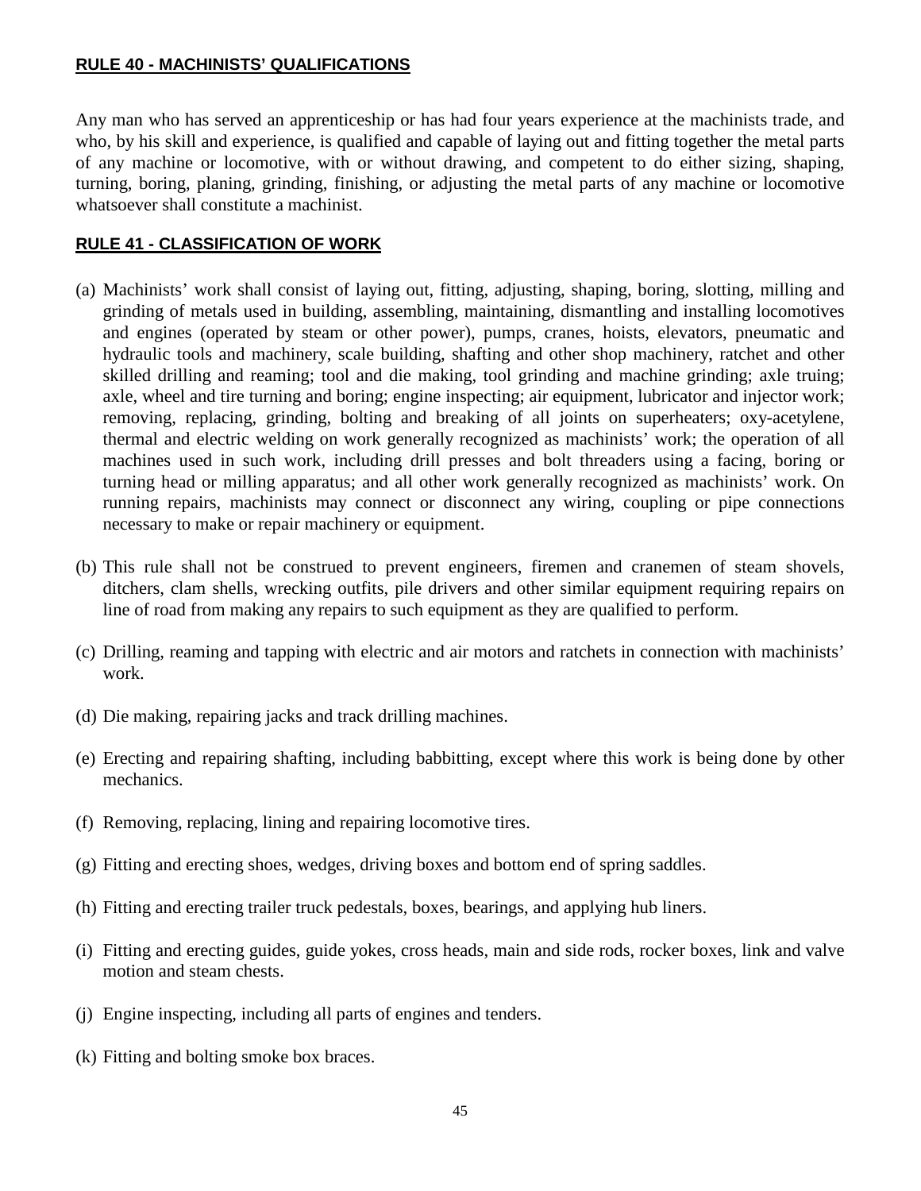## RULE 40 - MACHINISTS' QUALIFICATIONS

Any man who has served an apprenticeship or has had four years experience at the machinists trade, and who, by his skill and experience, is qualified and capable of laying out and fitting together the metal parts of any machine or locomotive, with or without drawing, and competent to do either sizing, shaping, turning, boring, planing, grinding, finishing, or adjusting the metal parts of any machine or locomotive whatsoever shall constitute a machinist.

## RULE 41 - CLASSIFICATION OF WORK

(a) Machinists' work shall consist of laying out, fitting, adjusting, shaping, boring, slotting, milling and grinding of metals used in building, assembling, maintaining, dismantling and installing locomotives and engines (operated by steam or other power), pumps, cranes, hoists, elevators, pneumatic and hydraulic tools and machinery, scale building, shafting and other shop machinery, ratchet and other skilled drilling and reaming; tool and die making, tool grinding and machine grinding; axle truing; axle, wheel and tire turning and boring; engine inspecting; air equipment, lubricator and injector work; removing, replacing, grinding, bolting and breaking of all joints on superheaters; oxy-acetylene, thermal and electric welding on work generally recognized as machinists' work; the operation of all machines used in such work, including drill presses and bolt threaders using a facing, boring or turning head or milling apparatus; and all other work generally recognized as machinists' work. On running repairs, machinists may connect or disconnect any wiring, coupling or pipe connections necessary to make or repair machinery or equipment.

(b) This rule shall not be construed to prevent engineers, firemen and cranemen of steam shovels, ditchers, clam shells, wrecking outfits, pile drivers and other similar equipment requiring repairs on line of road from making any repairs to such equipment as they are qualified to perform.

(c) Drilling, reaming and tapping with electric and air motors and ratchets in connection with machinists' work.

(d) Die making, repairing jacks and track drilling machines.

(e) Erecting and repairing shafting, including babbitting, except where this work is being done by other mechanics.

(f) Removing, replacing, lining and repairing locomotive tires.

(g) Fitting and erecting shoes, wedges, driving boxes and bottom end of spring saddles.

(h) Fitting and erecting trailer truck pedestals, boxes, bearings, and applying hub liners.

(i) Fitting and erecting guides, guide yokes, cross heads, main and side rods, rocker boxes, link and valve motion and steam chests.

(j) Engine inspecting, including all parts of engines and tenders.

(k) Fitting and bolting smoke box braces.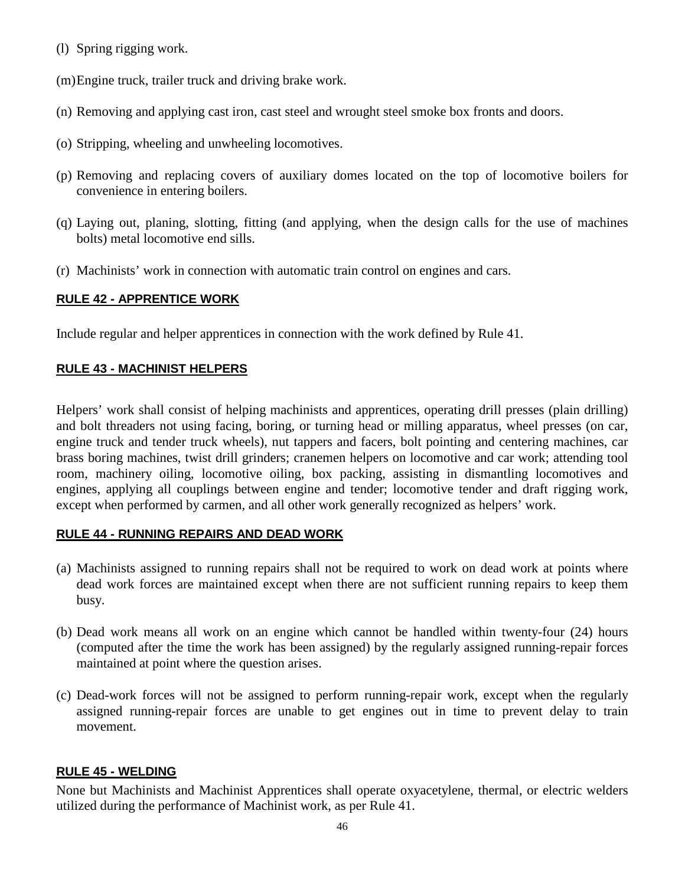(l) Spring rigging work.

(m) Engine truck, trailer truck and driving brake work.

(n) Removing and applying cast iron, cast steel and wrought steel smoke box fronts and doors.

(o) Stripping, wheeling and unwheeling locomotives.

(p) Removing and replacing covers of auxiliary domes located on the top of locomotive boilers for convenience in entering boilers.

(q) Laying out, planing, slotting, fitting (and applying, when the design calls for the use of machines bolts) metal locomotive end sills.

(r) Machinists' work in connection with automatic train control on engines and cars.

## RULE 42 - APPRENTICE WORK

Include regular and helper apprentices in connection with the work defined by Rule 41.

## RULE 43 - MACHINIST HELPERS

Helpers' work shall consist of helping machinists and apprentices, operating drill presses (plain drilling) and bolt threaders not using facing, boring, or turning head or milling apparatus, wheel presses (on car, engine truck and tender truck wheels), nut tappers and facers, bolt pointing and centering machines, car brass boring machines, twist drill grinders; cranemen helpers on locomotive and car work; attending tool room, machinery oiling, locomotive oiling, box packing, assisting in dismantling locomotives and engines, applying all couplings between engine and tender; locomotive tender and draft rigging work, except when performed by carmen, and all other work generally recognized as helpers' work.

## RULE 44 - RUNNING REPAIRS AND DEAD WORK

(a) Machinists assigned to running repairs shall not be required to work on dead work at points where dead work forces are maintained except when there are not sufficient running repairs to keep them busy.

(b) Dead work means all work on an engine which cannot be handled within twenty-four (24) hours (computed after the time the work has been assigned) by the regularly assigned running-repair forces maintained at point where the question arises.

(c) Dead-work forces will not be assigned to perform running-repair work, except when the regularly assigned running-repair forces are unable to get engines out in time to prevent delay to train movement.

## RULE 45 - WELDING

None but Machinists and Machinist Apprentices shall operate oxyacetylene, thermal, or electric welders utilized during the performance of Machinist work, as per Rule 41.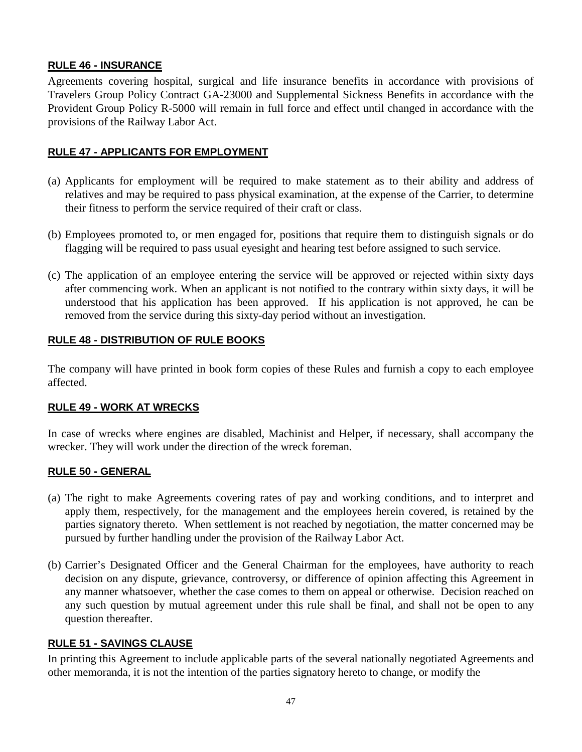### RULE 46 - INSURANCE

Agreements covering hospital, surgical and life insurance benefits in accordance with provisions of Travelers Group Policy Contract GA-23000 and Supplemental Sickness Benefits in accordance with the Provident Group Policy R-5000 will remain in full force and effect until changed in accordance with the provisions of the Railway Labor Act.

### RULE 47 - APPLICANTS FOR EMPLOYMENT

(a) Applicants for employment will be required to make statement as to their ability and address of relatives and may be required to pass physical examination, at the expense of the Carrier, to determine their fitness to perform the service required of their craft or class.

(b) Employees promoted to, or men engaged for, positions that require them to distinguish signals or do flagging will be required to pass usual eyesight and hearing test before assigned to such service.

(c) The application of an employee entering the service will be approved or rejected within sixty days after commencing work. When an applicant is not notified to the contrary within sixty days, it will be understood that his application has been approved. If his application is not approved, he can be removed from the service during this sixty-day period without an investigation.

### RULE 48 - DISTRIBUTION OF RULE BOOKS

The company will have printed in book form copies of these Rules and furnish a copy to each employee affected.

### RULE 49 - WORK AT WRECKS

In case of wrecks where engines are disabled, Machinist and Helper, if necessary, shall accompany the wrecker. They will work under the direction of the wreck foreman.

### RULE 50 - GENERAL

(a) The right to make Agreements covering rates of pay and working conditions, and to interpret and apply them, respectively, for the management and the employees herein covered, is retained by the parties signatory thereto. When settlement is not reached by negotiation, the matter concerned may be pursued by further handling under the provision of the Railway Labor Act.

(b) Carrier's Designated Officer and the General Chairman for the employees, have authority to reach decision on any dispute, grievance, controversy, or difference of opinion affecting this Agreement in any manner whatsoever, whether the case comes to them on appeal or otherwise. Decision reached on any such question by mutual agreement under this rule shall be final, and shall not be open to any question thereafter.

### RULE 51 - SAVINGS CLAUSE

In printing this Agreement to include applicable parts of the several nationally negotiated Agreements and other memoranda, it is not the intention of the parties signatory hereto to change, or modify the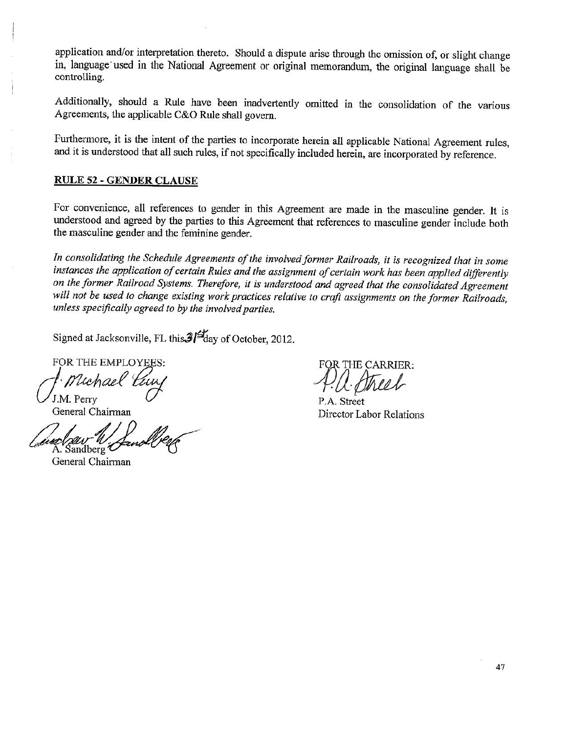application and/or interpretation thereto. Should a dispute arise through the omission of, or slight change in, language used in the National Agreement or original memorandum, the original language shall be controlling.

Additionally, should a Rule have been inadvertently omitted in the consolidation of the various Agreements, the applicable C&O Rule shall govern.

Furthermore, it is the intent of the parties to incorporate herein all applicable National Agreement rules, and it is understood that all such rules, if not specifically included herein, are incorporated by reference.

**RULE 52 - GENDER CLAUSE**

For convenience, all references to gender in this Agreement are made in the masculine gender. It is understood and agreed by the parties to this Agreement that references to masculine gender include both the masculine gender and the feminine gender.

*In consolidating the Schedule Agreements of the involved former Railroads, it is recognized that in some instances the application of certain Rules and the assignment of certain work has been applied differently on the former Railroad Systems. Therefore, it is understood and agreed that the consolidated Agreement will not be used to change existing work practices relative to craft assignments on the former Railroads, unless specifically agreed to by the involved parties.*

Signed at Jacksonville, FL this 31st day of October, 2012.

FOR THE EMPLOYEES:

J.M. Perry
General Chairman

A. Sandberg
General Chairman

FOR THE CARRIER:

P.A. Street
Director Labor Relations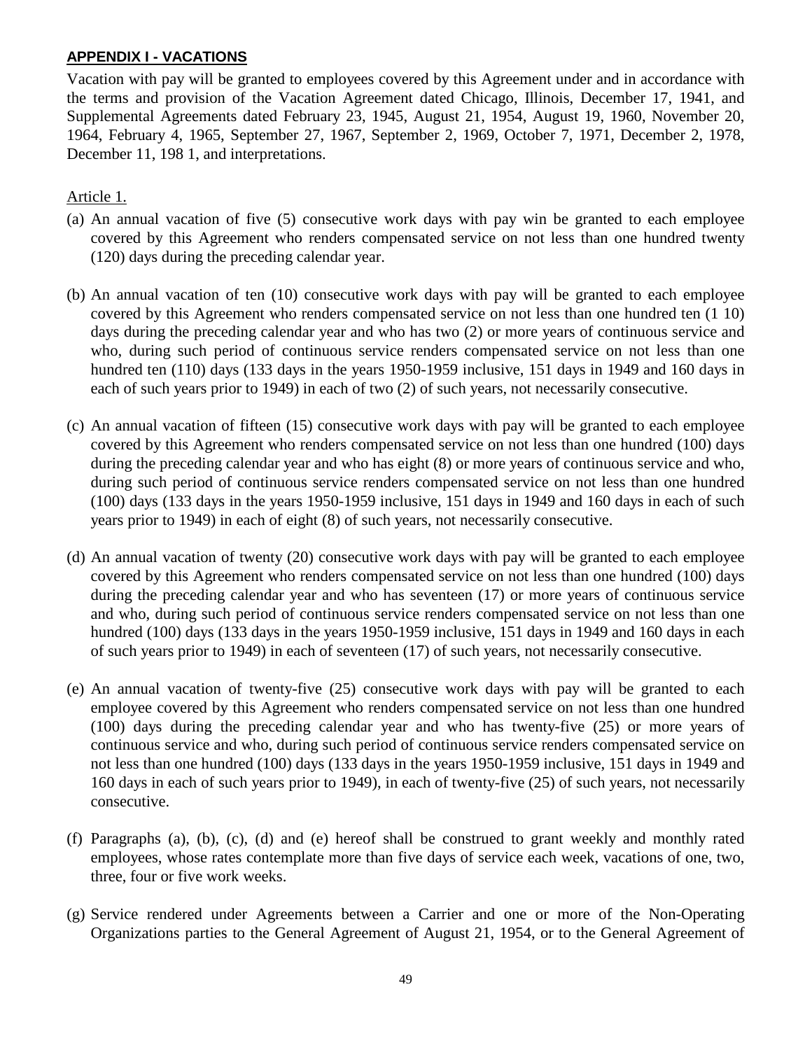## APPENDIX I - VACATIONS

Vacation with pay will be granted to employees covered by this Agreement under and in accordance with the terms and provision of the Vacation Agreement dated Chicago, Illinois, December 17, 1941, and Supplemental Agreements dated February 23, 1945, August 21, 1954, August 19, 1960, November 20, 1964, February 4, 1965, September 27, 1967, September 2, 1969, October 7, 1971, December 2, 1978, December 11, 198 1, and interpretations.

Article 1.

(a) An annual vacation of five (5) consecutive work days with pay win be granted to each employee covered by this Agreement who renders compensated service on not less than one hundred twenty (120) days during the preceding calendar year.

(b) An annual vacation of ten (10) consecutive work days with pay will be granted to each employee covered by this Agreement who renders compensated service on not less than one hundred ten (1 10) days during the preceding calendar year and who has two (2) or more years of continuous service and who, during such period of continuous service renders compensated service on not less than one hundred ten (110) days (133 days in the years 1950-1959 inclusive, 151 days in 1949 and 160 days in each of such years prior to 1949) in each of two (2) of such years, not necessarily consecutive.

(c) An annual vacation of fifteen (15) consecutive work days with pay will be granted to each employee covered by this Agreement who renders compensated service on not less than one hundred (100) days during the preceding calendar year and who has eight (8) or more years of continuous service and who, during such period of continuous service renders compensated service on not less than one hundred (100) days (133 days in the years 1950-1959 inclusive, 151 days in 1949 and 160 days in each of such years prior to 1949) in each of eight (8) of such years, not necessarily consecutive.

(d) An annual vacation of twenty (20) consecutive work days with pay will be granted to each employee covered by this Agreement who renders compensated service on not less than one hundred (100) days during the preceding calendar year and who has seventeen (17) or more years of continuous service and who, during such period of continuous service renders compensated service on not less than one hundred (100) days (133 days in the years 1950-1959 inclusive, 151 days in 1949 and 160 days in each of such years prior to 1949) in each of seventeen (17) of such years, not necessarily consecutive.

(e) An annual vacation of twenty-five (25) consecutive work days with pay will be granted to each employee covered by this Agreement who renders compensated service on not less than one hundred (100) days during the preceding calendar year and who has twenty-five (25) or more years of continuous service and who, during such period of continuous service renders compensated service on not less than one hundred (100) days (133 days in the years 1950-1959 inclusive, 151 days in 1949 and 160 days in each of such years prior to 1949), in each of twenty-five (25) of such years, not necessarily consecutive.

(f) Paragraphs (a), (b), (c), (d) and (e) hereof shall be construed to grant weekly and monthly rated employees, whose rates contemplate more than five days of service each week, vacations of one, two, three, four or five work weeks.

(g) Service rendered under Agreements between a Carrier and one or more of the Non-Operating Organizations parties to the General Agreement of August 21, 1954, or to the General Agreement of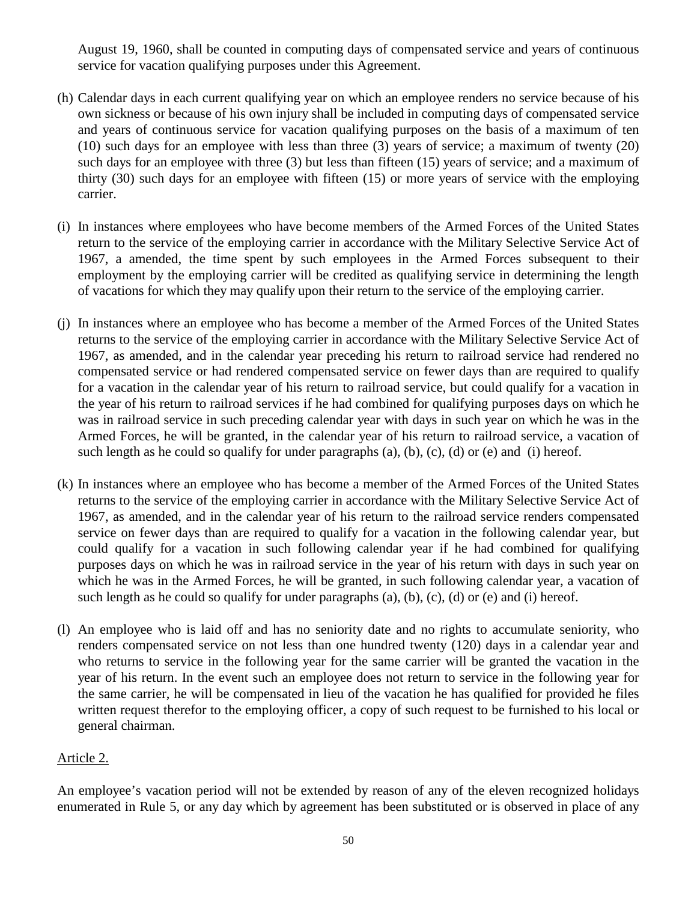August 19, 1960, shall be counted in computing days of compensated service and years of continuous service for vacation qualifying purposes under this Agreement.

(h) Calendar days in each current qualifying year on which an employee renders no service because of his own sickness or because of his own injury shall be included in computing days of compensated service and years of continuous service for vacation qualifying purposes on the basis of a maximum of ten (10) such days for an employee with less than three (3) years of service; a maximum of twenty (20) such days for an employee with three (3) but less than fifteen (15) years of service; and a maximum of thirty (30) such days for an employee with fifteen (15) or more years of service with the employing carrier.

(i) In instances where employees who have become members of the Armed Forces of the United States return to the service of the employing carrier in accordance with the Military Selective Service Act of 1967, a amended, the time spent by such employees in the Armed Forces subsequent to their employment by the employing carrier will be credited as qualifying service in determining the length of vacations for which they may qualify upon their return to the service of the employing carrier.

(j) In instances where an employee who has become a member of the Armed Forces of the United States returns to the service of the employing carrier in accordance with the Military Selective Service Act of 1967, as amended, and in the calendar year preceding his return to railroad service had rendered no compensated service or had rendered compensated service on fewer days than are required to qualify for a vacation in the calendar year of his return to railroad service, but could qualify for a vacation in the year of his return to railroad services if he had combined for qualifying purposes days on which he was in railroad service in such preceding calendar year with days in such year on which he was in the Armed Forces, he will be granted, in the calendar year of his return to railroad service, a vacation of such length as he could so qualify for under paragraphs (a), (b), (c), (d) or (e) and (i) hereof.

(k) In instances where an employee who has become a member of the Armed Forces of the United States returns to the service of the employing carrier in accordance with the Military Selective Service Act of 1967, as amended, and in the calendar year of his return to the railroad service renders compensated service on fewer days than are required to qualify for a vacation in the following calendar year, but could qualify for a vacation in such following calendar year if he had combined for qualifying purposes days on which he was in railroad service in the year of his return with days in such year on which he was in the Armed Forces, he will be granted, in such following calendar year, a vacation of such length as he could so qualify for under paragraphs (a), (b), (c), (d) or (e) and (i) hereof.

(l) An employee who is laid off and has no seniority date and no rights to accumulate seniority, who renders compensated service on not less than one hundred twenty (120) days in a calendar year and who returns to service in the following year for the same carrier will be granted the vacation in the year of his return. In the event such an employee does not return to service in the following year for the same carrier, he will be compensated in lieu of the vacation he has qualified for provided he files written request therefor to the employing officer, a copy of such request to be furnished to his local or general chairman.

Article 2.

An employee's vacation period will not be extended by reason of any of the eleven recognized holidays enumerated in Rule 5, or any day which by agreement has been substituted or is observed in place of any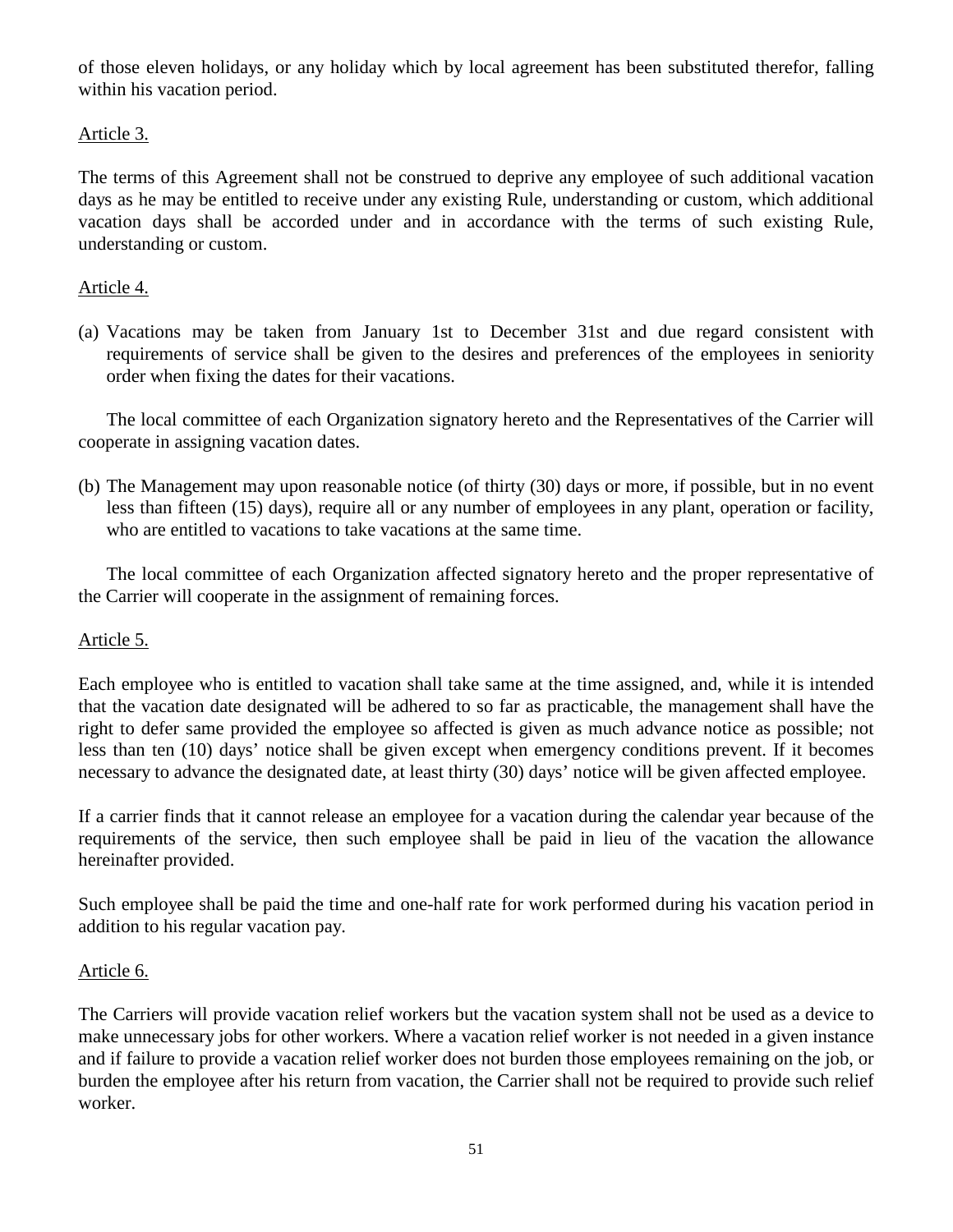of those eleven holidays, or any holiday which by local agreement has been substituted therefor, falling within his vacation period.

Article 3.

The terms of this Agreement shall not be construed to deprive any employee of such additional vacation days as he may be entitled to receive under any existing Rule, understanding or custom, which additional vacation days shall be accorded under and in accordance with the terms of such existing Rule, understanding or custom.

Article 4.

(a) Vacations may be taken from January 1st to December 31st and due regard consistent with requirements of service shall be given to the desires and preferences of the employees in seniority order when fixing the dates for their vacations.

The local committee of each Organization signatory hereto and the Representatives of the Carrier will cooperate in assigning vacation dates.

(b) The Management may upon reasonable notice (of thirty (30) days or more, if possible, but in no event less than fifteen (15) days), require all or any number of employees in any plant, operation or facility, who are entitled to vacations to take vacations at the same time.

The local committee of each Organization affected signatory hereto and the proper representative of the Carrier will cooperate in the assignment of remaining forces.

Article 5.

Each employee who is entitled to vacation shall take same at the time assigned, and, while it is intended that the vacation date designated will be adhered to so far as practicable, the management shall have the right to defer same provided the employee so affected is given as much advance notice as possible; not less than ten (10) days' notice shall be given except when emergency conditions prevent. If it becomes necessary to advance the designated date, at least thirty (30) days' notice will be given affected employee.

If a carrier finds that it cannot release an employee for a vacation during the calendar year because of the requirements of the service, then such employee shall be paid in lieu of the vacation the allowance hereinafter provided.

Such employee shall be paid the time and one-half rate for work performed during his vacation period in addition to his regular vacation pay.

Article 6.

The Carriers will provide vacation relief workers but the vacation system shall not be used as a device to make unnecessary jobs for other workers. Where a vacation relief worker is not needed in a given instance and if failure to provide a vacation relief worker does not burden those employees remaining on the job, or burden the employee after his return from vacation, the Carrier shall not be required to provide such relief worker.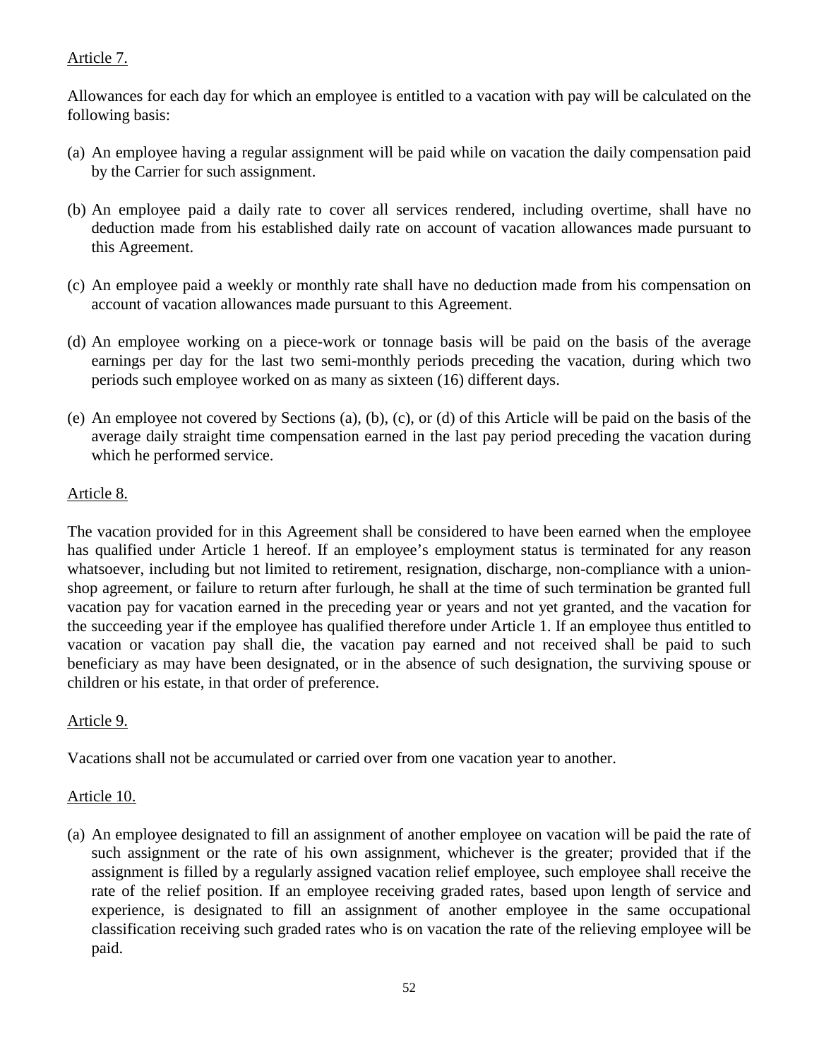Article 7.

Allowances for each day for which an employee is entitled to a vacation with pay will be calculated on the following basis:

(a) An employee having a regular assignment will be paid while on vacation the daily compensation paid by the Carrier for such assignment.

(b) An employee paid a daily rate to cover all services rendered, including overtime, shall have no deduction made from his established daily rate on account of vacation allowances made pursuant to this Agreement.

(c) An employee paid a weekly or monthly rate shall have no deduction made from his compensation on account of vacation allowances made pursuant to this Agreement.

(d) An employee working on a piece-work or tonnage basis will be paid on the basis of the average earnings per day for the last two semi-monthly periods preceding the vacation, during which two periods such employee worked on as many as sixteen (16) different days.

(e) An employee not covered by Sections (a), (b), (c), or (d) of this Article will be paid on the basis of the average daily straight time compensation earned in the last pay period preceding the vacation during which he performed service.

Article 8.

The vacation provided for in this Agreement shall be considered to have been earned when the employee has qualified under Article 1 hereof. If an employee's employment status is terminated for any reason whatsoever, including but not limited to retirement, resignation, discharge, non-compliance with a union-shop agreement, or failure to return after furlough, he shall at the time of such termination be granted full vacation pay for vacation earned in the preceding year or years and not yet granted, and the vacation for the succeeding year if the employee has qualified therefore under Article 1. If an employee thus entitled to vacation or vacation pay shall die, the vacation pay earned and not received shall be paid to such beneficiary as may have been designated, or in the absence of such designation, the surviving spouse or children or his estate, in that order of preference.

Article 9.

Vacations shall not be accumulated or carried over from one vacation year to another.

Article 10.

(a) An employee designated to fill an assignment of another employee on vacation will be paid the rate of such assignment or the rate of his own assignment, whichever is the greater; provided that if the assignment is filled by a regularly assigned vacation relief employee, such employee shall receive the rate of the relief position. If an employee receiving graded rates, based upon length of service and experience, is designated to fill an assignment of another employee in the same occupational classification receiving such graded rates who is on vacation the rate of the relieving employee will be paid.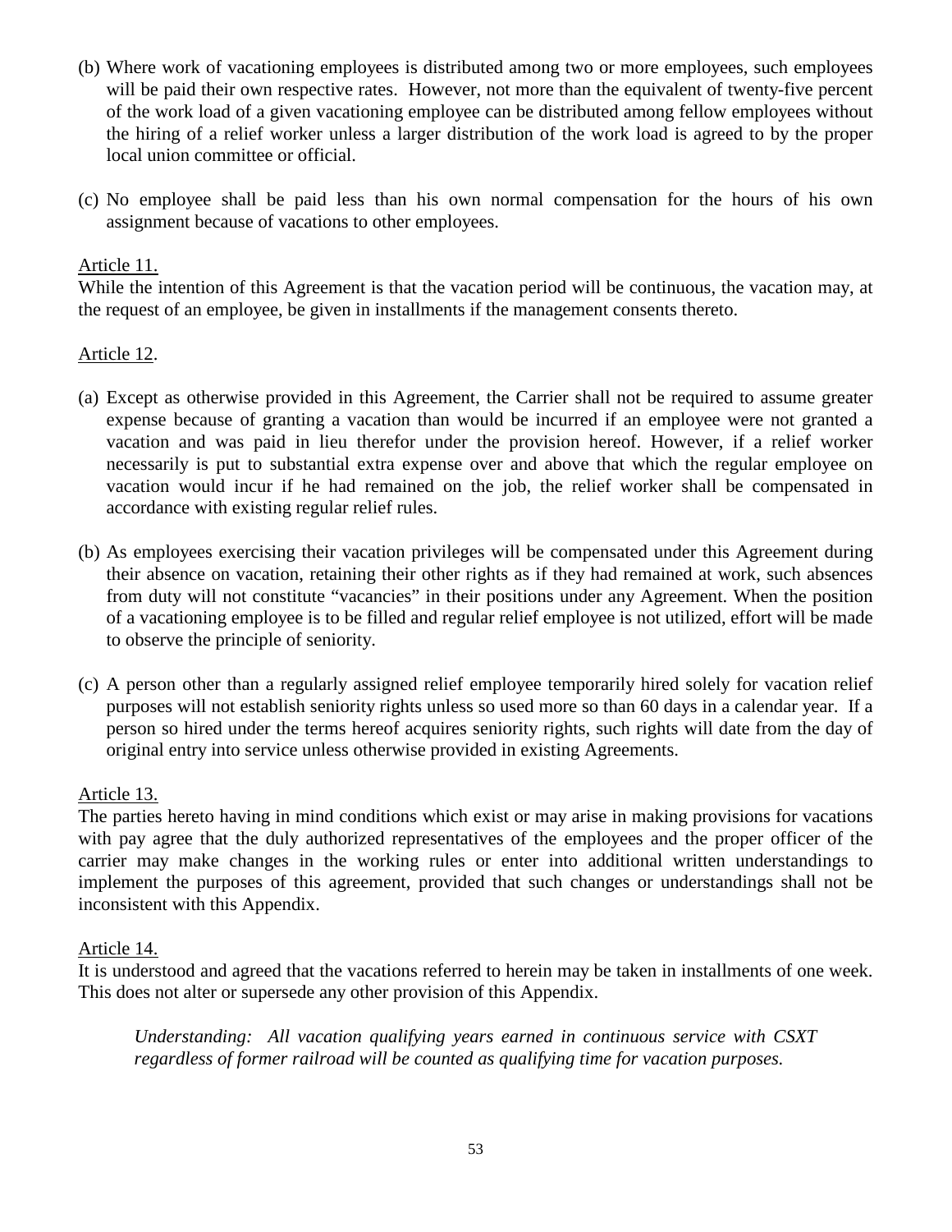(b) Where work of vacationing employees is distributed among two or more employees, such employees will be paid their own respective rates. However, not more than the equivalent of twenty-five percent of the work load of a given vacationing employee can be distributed among fellow employees without the hiring of a relief worker unless a larger distribution of the work load is agreed to by the proper local union committee or official.

(c) No employee shall be paid less than his own normal compensation for the hours of his own assignment because of vacations to other employees.

<u>Article 11.</u>
While the intention of this Agreement is that the vacation period will be continuous, the vacation may, at the request of an employee, be given in installments if the management consents thereto.

<u>Article 12</u>.

(a) Except as otherwise provided in this Agreement, the Carrier shall not be required to assume greater expense because of granting a vacation than would be incurred if an employee were not granted a vacation and was paid in lieu therefor under the provision hereof. However, if a relief worker necessarily is put to substantial extra expense over and above that which the regular employee on vacation would incur if he had remained on the job, the relief worker shall be compensated in accordance with existing regular relief rules.

(b) As employees exercising their vacation privileges will be compensated under this Agreement during their absence on vacation, retaining their other rights as if they had remained at work, such absences from duty will not constitute "vacancies" in their positions under any Agreement. When the position of a vacationing employee is to be filled and regular relief employee is not utilized, effort will be made to observe the principle of seniority.

(c) A person other than a regularly assigned relief employee temporarily hired solely for vacation relief purposes will not establish seniority rights unless so used more so than 60 days in a calendar year. If a person so hired under the terms hereof acquires seniority rights, such rights will date from the day of original entry into service unless otherwise provided in existing Agreements.

<u>Article 13.</u>
The parties hereto having in mind conditions which exist or may arise in making provisions for vacations with pay agree that the duly authorized representatives of the employees and the proper officer of the carrier may make changes in the working rules or enter into additional written understandings to implement the purposes of this agreement, provided that such changes or understandings shall not be inconsistent with this Appendix.

<u>Article 14.</u>
It is understood and agreed that the vacations referred to herein may be taken in installments of one week. This does not alter or supersede any other provision of this Appendix.

> *Understanding: All vacation qualifying years earned in continuous service with CSXT regardless of former railroad will be counted as qualifying time for vacation purposes.*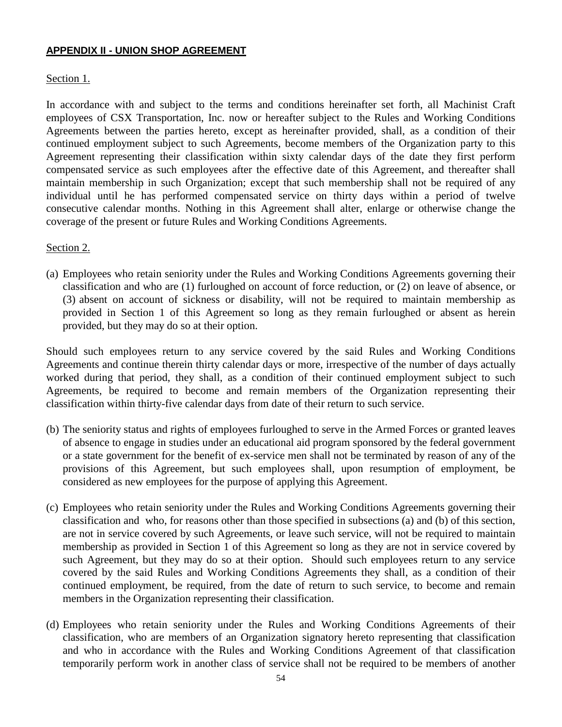**APPENDIX II - UNION SHOP AGREEMENT**

Section 1.

In accordance with and subject to the terms and conditions hereinafter set forth, all Machinist Craft employees of CSX Transportation, Inc. now or hereafter subject to the Rules and Working Conditions Agreements between the parties hereto, except as hereinafter provided, shall, as a condition of their continued employment subject to such Agreements, become members of the Organization party to this Agreement representing their classification within sixty calendar days of the date they first perform compensated service as such employees after the effective date of this Agreement, and thereafter shall maintain membership in such Organization; except that such membership shall not be required of any individual until he has performed compensated service on thirty days within a period of twelve consecutive calendar months. Nothing in this Agreement shall alter, enlarge or otherwise change the coverage of the present or future Rules and Working Conditions Agreements.

Section 2.

(a) Employees who retain seniority under the Rules and Working Conditions Agreements governing their classification and who are (1) furloughed on account of force reduction, or (2) on leave of absence, or (3) absent on account of sickness or disability, will not be required to maintain membership as provided in Section 1 of this Agreement so long as they remain furloughed or absent as herein provided, but they may do so at their option.

Should such employees return to any service covered by the said Rules and Working Conditions Agreements and continue therein thirty calendar days or more, irrespective of the number of days actually worked during that period, they shall, as a condition of their continued employment subject to such Agreements, be required to become and remain members of the Organization representing their classification within thirty-five calendar days from date of their return to such service.

(b) The seniority status and rights of employees furloughed to serve in the Armed Forces or granted leaves of absence to engage in studies under an educational aid program sponsored by the federal government or a state government for the benefit of ex-service men shall not be terminated by reason of any of the provisions of this Agreement, but such employees shall, upon resumption of employment, be considered as new employees for the purpose of applying this Agreement.

(c) Employees who retain seniority under the Rules and Working Conditions Agreements governing their classification and who, for reasons other than those specified in subsections (a) and (b) of this section, are not in service covered by such Agreements, or leave such service, will not be required to maintain membership as provided in Section 1 of this Agreement so long as they are not in service covered by such Agreement, but they may do so at their option. Should such employees return to any service covered by the said Rules and Working Conditions Agreements they shall, as a condition of their continued employment, be required, from the date of return to such service, to become and remain members in the Organization representing their classification.

(d) Employees who retain seniority under the Rules and Working Conditions Agreements of their classification, who are members of an Organization signatory hereto representing that classification and who in accordance with the Rules and Working Conditions Agreement of that classification temporarily perform work in another class of service shall not be required to be members of another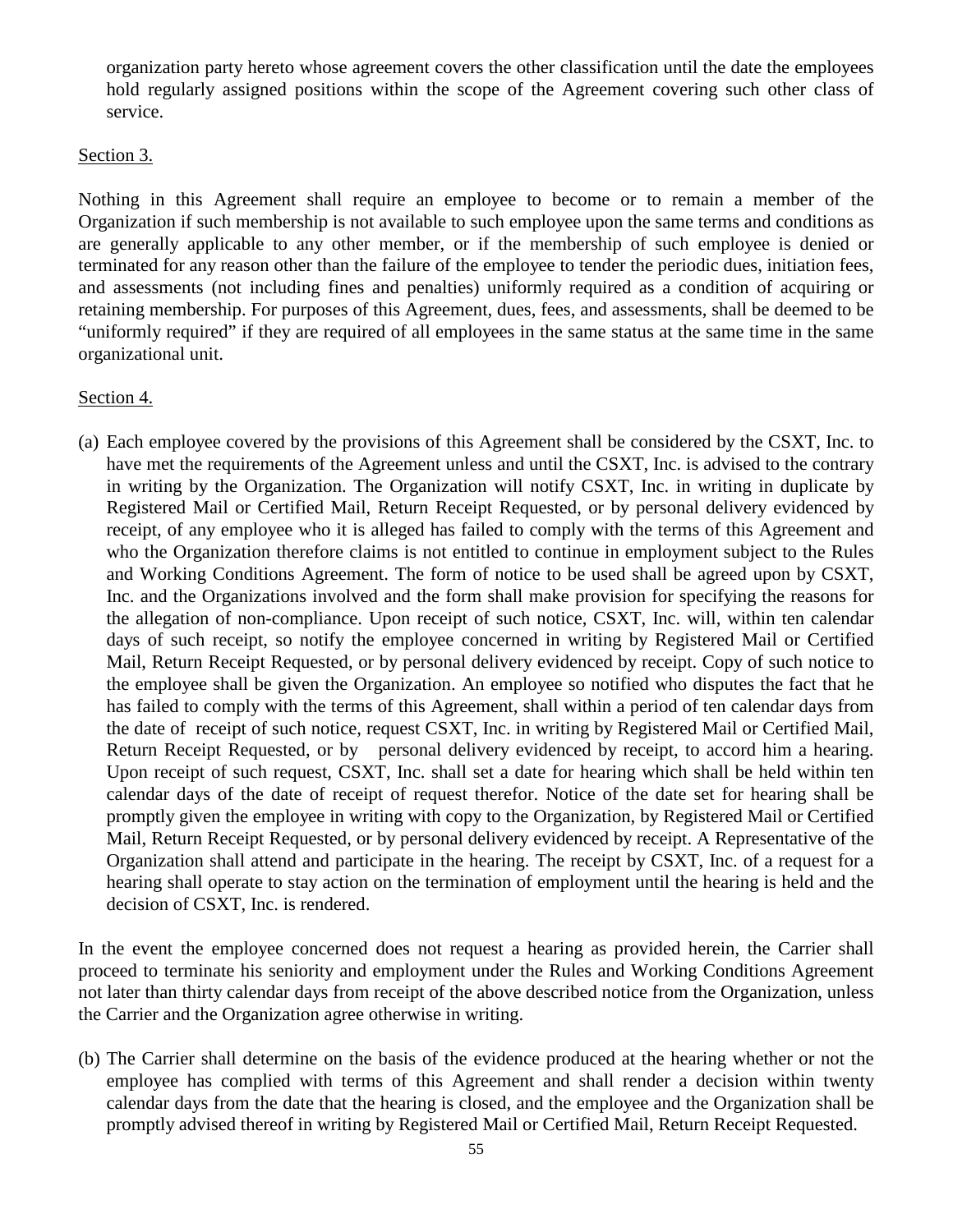organization party hereto whose agreement covers the other classification until the date the employees hold regularly assigned positions within the scope of the Agreement covering such other class of service.

Section 3.

Nothing in this Agreement shall require an employee to become or to remain a member of the Organization if such membership is not available to such employee upon the same terms and conditions as are generally applicable to any other member, or if the membership of such employee is denied or terminated for any reason other than the failure of the employee to tender the periodic dues, initiation fees, and assessments (not including fines and penalties) uniformly required as a condition of acquiring or retaining membership. For purposes of this Agreement, dues, fees, and assessments, shall be deemed to be "uniformly required" if they are required of all employees in the same status at the same time in the same organizational unit.

Section 4.

(a) Each employee covered by the provisions of this Agreement shall be considered by the CSXT, Inc. to have met the requirements of the Agreement unless and until the CSXT, Inc. is advised to the contrary in writing by the Organization. The Organization will notify CSXT, Inc. in writing in duplicate by Registered Mail or Certified Mail, Return Receipt Requested, or by personal delivery evidenced by receipt, of any employee who it is alleged has failed to comply with the terms of this Agreement and who the Organization therefore claims is not entitled to continue in employment subject to the Rules and Working Conditions Agreement. The form of notice to be used shall be agreed upon by CSXT, Inc. and the Organizations involved and the form shall make provision for specifying the reasons for the allegation of non-compliance. Upon receipt of such notice, CSXT, Inc. will, within ten calendar days of such receipt, so notify the employee concerned in writing by Registered Mail or Certified Mail, Return Receipt Requested, or by personal delivery evidenced by receipt. Copy of such notice to the employee shall be given the Organization. An employee so notified who disputes the fact that he has failed to comply with the terms of this Agreement, shall within a period of ten calendar days from the date of receipt of such notice, request CSXT, Inc. in writing by Registered Mail or Certified Mail, Return Receipt Requested, or by personal delivery evidenced by receipt, to accord him a hearing. Upon receipt of such request, CSXT, Inc. shall set a date for hearing which shall be held within ten calendar days of the date of receipt of request therefor. Notice of the date set for hearing shall be promptly given the employee in writing with copy to the Organization, by Registered Mail or Certified Mail, Return Receipt Requested, or by personal delivery evidenced by receipt. A Representative of the Organization shall attend and participate in the hearing. The receipt by CSXT, Inc. of a request for a hearing shall operate to stay action on the termination of employment until the hearing is held and the decision of CSXT, Inc. is rendered.

In the event the employee concerned does not request a hearing as provided herein, the Carrier shall proceed to terminate his seniority and employment under the Rules and Working Conditions Agreement not later than thirty calendar days from receipt of the above described notice from the Organization, unless the Carrier and the Organization agree otherwise in writing.

(b) The Carrier shall determine on the basis of the evidence produced at the hearing whether or not the employee has complied with terms of this Agreement and shall render a decision within twenty calendar days from the date that the hearing is closed, and the employee and the Organization shall be promptly advised thereof in writing by Registered Mail or Certified Mail, Return Receipt Requested.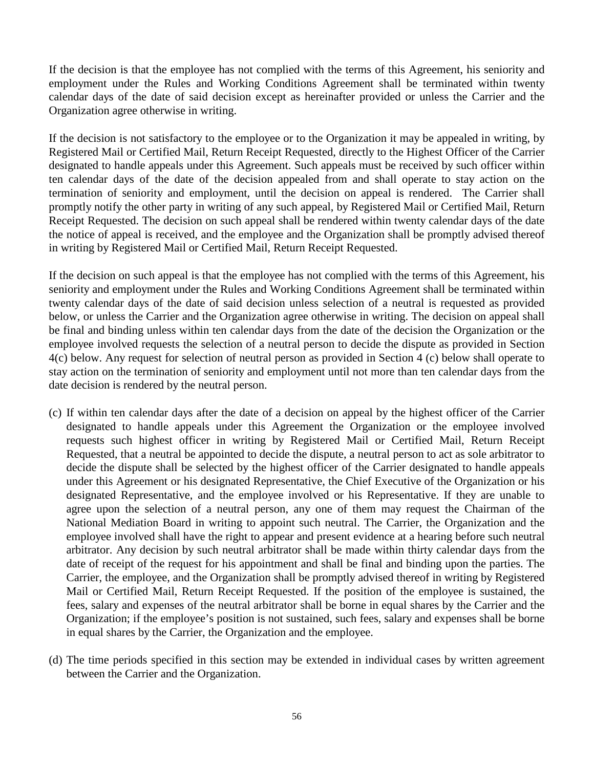If the decision is that the employee has not complied with the terms of this Agreement, his seniority and employment under the Rules and Working Conditions Agreement shall be terminated within twenty calendar days of the date of said decision except as hereinafter provided or unless the Carrier and the Organization agree otherwise in writing.

If the decision is not satisfactory to the employee or to the Organization it may be appealed in writing, by Registered Mail or Certified Mail, Return Receipt Requested, directly to the Highest Officer of the Carrier designated to handle appeals under this Agreement. Such appeals must be received by such officer within ten calendar days of the date of the decision appealed from and shall operate to stay action on the termination of seniority and employment, until the decision on appeal is rendered. The Carrier shall promptly notify the other party in writing of any such appeal, by Registered Mail or Certified Mail, Return Receipt Requested. The decision on such appeal shall be rendered within twenty calendar days of the date the notice of appeal is received, and the employee and the Organization shall be promptly advised thereof in writing by Registered Mail or Certified Mail, Return Receipt Requested.

If the decision on such appeal is that the employee has not complied with the terms of this Agreement, his seniority and employment under the Rules and Working Conditions Agreement shall be terminated within twenty calendar days of the date of said decision unless selection of a neutral is requested as provided below, or unless the Carrier and the Organization agree otherwise in writing. The decision on appeal shall be final and binding unless within ten calendar days from the date of the decision the Organization or the employee involved requests the selection of a neutral person to decide the dispute as provided in Section 4(c) below. Any request for selection of neutral person as provided in Section 4 (c) below shall operate to stay action on the termination of seniority and employment until not more than ten calendar days from the date decision is rendered by the neutral person.

(c) If within ten calendar days after the date of a decision on appeal by the highest officer of the Carrier designated to handle appeals under this Agreement the Organization or the employee involved requests such highest officer in writing by Registered Mail or Certified Mail, Return Receipt Requested, that a neutral be appointed to decide the dispute, a neutral person to act as sole arbitrator to decide the dispute shall be selected by the highest officer of the Carrier designated to handle appeals under this Agreement or his designated Representative, the Chief Executive of the Organization or his designated Representative, and the employee involved or his Representative. If they are unable to agree upon the selection of a neutral person, any one of them may request the Chairman of the National Mediation Board in writing to appoint such neutral. The Carrier, the Organization and the employee involved shall have the right to appear and present evidence at a hearing before such neutral arbitrator. Any decision by such neutral arbitrator shall be made within thirty calendar days from the date of receipt of the request for his appointment and shall be final and binding upon the parties. The Carrier, the employee, and the Organization shall be promptly advised thereof in writing by Registered Mail or Certified Mail, Return Receipt Requested. If the position of the employee is sustained, the fees, salary and expenses of the neutral arbitrator shall be borne in equal shares by the Carrier and the Organization; if the employee's position is not sustained, such fees, salary and expenses shall be borne in equal shares by the Carrier, the Organization and the employee.

(d) The time periods specified in this section may be extended in individual cases by written agreement between the Carrier and the Organization.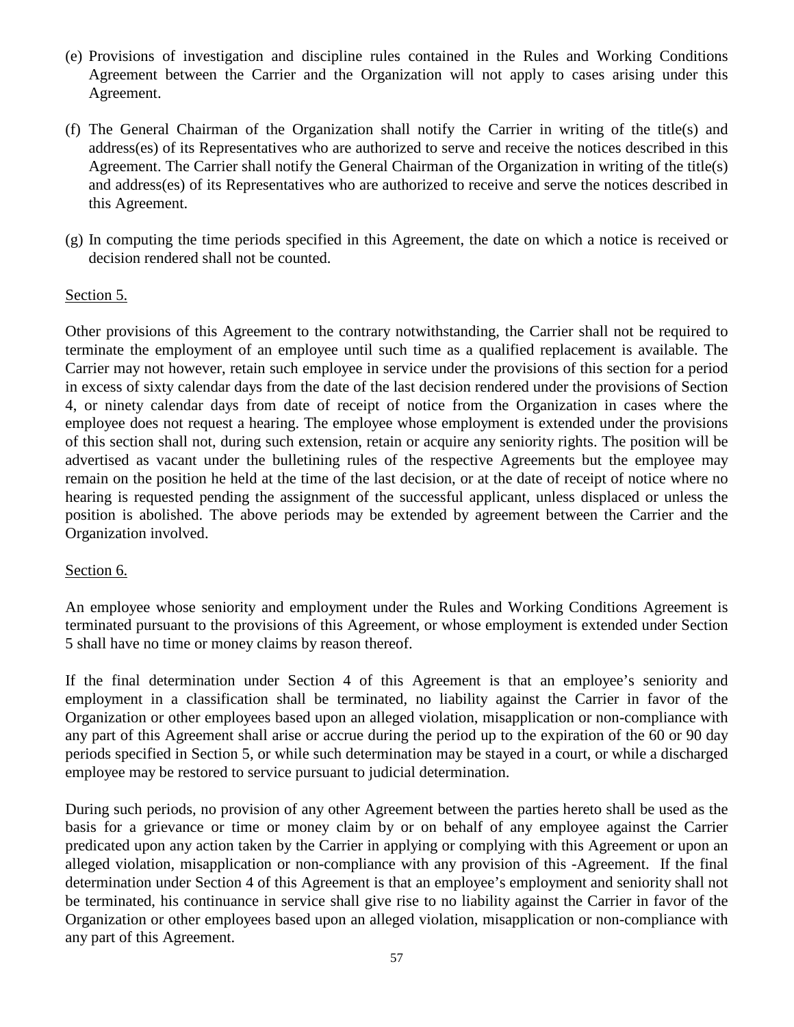(e) Provisions of investigation and discipline rules contained in the Rules and Working Conditions Agreement between the Carrier and the Organization will not apply to cases arising under this Agreement.

(f) The General Chairman of the Organization shall notify the Carrier in writing of the title(s) and address(es) of its Representatives who are authorized to serve and receive the notices described in this Agreement. The Carrier shall notify the General Chairman of the Organization in writing of the title(s) and address(es) of its Representatives who are authorized to receive and serve the notices described in this Agreement.

(g) In computing the time periods specified in this Agreement, the date on which a notice is received or decision rendered shall not be counted.

Section 5.

Other provisions of this Agreement to the contrary notwithstanding, the Carrier shall not be required to terminate the employment of an employee until such time as a qualified replacement is available. The Carrier may not however, retain such employee in service under the provisions of this section for a period in excess of sixty calendar days from the date of the last decision rendered under the provisions of Section 4, or ninety calendar days from date of receipt of notice from the Organization in cases where the employee does not request a hearing. The employee whose employment is extended under the provisions of this section shall not, during such extension, retain or acquire any seniority rights. The position will be advertised as vacant under the bulletining rules of the respective Agreements but the employee may remain on the position he held at the time of the last decision, or at the date of receipt of notice where no hearing is requested pending the assignment of the successful applicant, unless displaced or unless the position is abolished. The above periods may be extended by agreement between the Carrier and the Organization involved.

Section 6.

An employee whose seniority and employment under the Rules and Working Conditions Agreement is terminated pursuant to the provisions of this Agreement, or whose employment is extended under Section 5 shall have no time or money claims by reason thereof.

If the final determination under Section 4 of this Agreement is that an employee's seniority and employment in a classification shall be terminated, no liability against the Carrier in favor of the Organization or other employees based upon an alleged violation, misapplication or non-compliance with any part of this Agreement shall arise or accrue during the period up to the expiration of the 60 or 90 day periods specified in Section 5, or while such determination may be stayed in a court, or while a discharged employee may be restored to service pursuant to judicial determination.

During such periods, no provision of any other Agreement between the parties hereto shall be used as the basis for a grievance or time or money claim by or on behalf of any employee against the Carrier predicated upon any action taken by the Carrier in applying or complying with this Agreement or upon an alleged violation, misapplication or non-compliance with any provision of this -Agreement. If the final determination under Section 4 of this Agreement is that an employee's employment and seniority shall not be terminated, his continuance in service shall give rise to no liability against the Carrier in favor of the Organization or other employees based upon an alleged violation, misapplication or non-compliance with any part of this Agreement.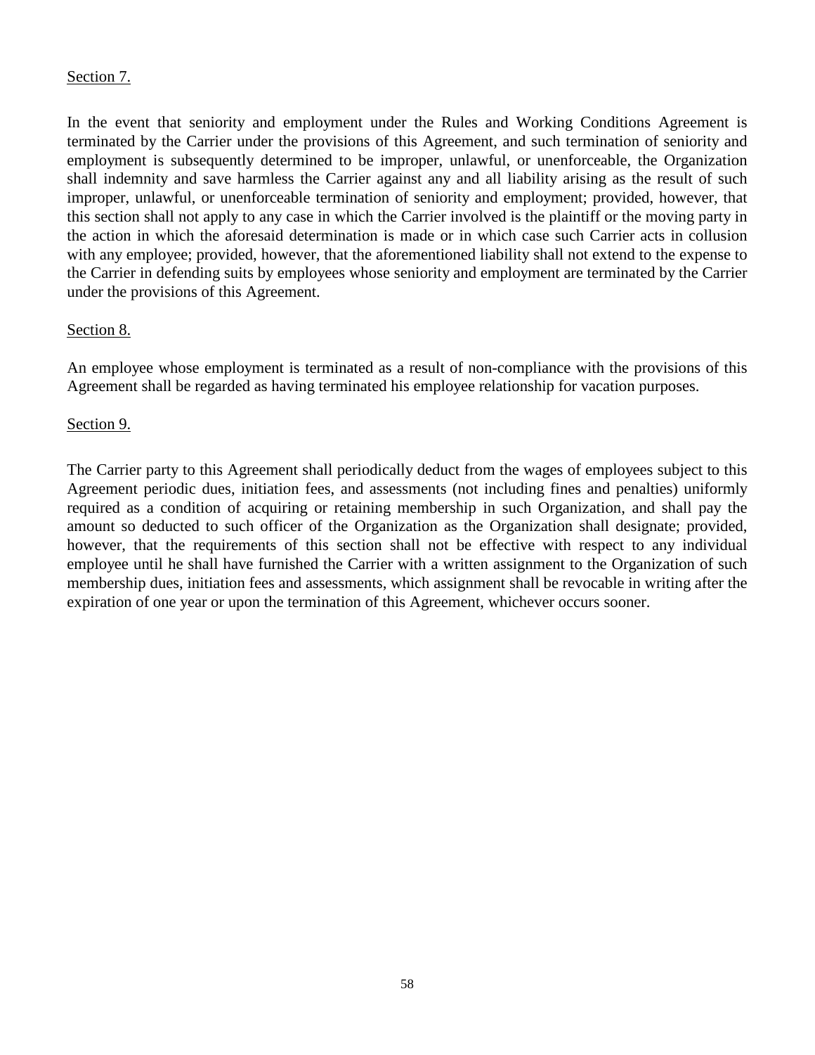<u>Section 7.</u>

In the event that seniority and employment under the Rules and Working Conditions Agreement is terminated by the Carrier under the provisions of this Agreement, and such termination of seniority and employment is subsequently determined to be improper, unlawful, or unenforceable, the Organization shall indemnity and save harmless the Carrier against any and all liability arising as the result of such improper, unlawful, or unenforceable termination of seniority and employment; provided, however, that this section shall not apply to any case in which the Carrier involved is the plaintiff or the moving party in the action in which the aforesaid determination is made or in which case such Carrier acts in collusion with any employee; provided, however, that the aforementioned liability shall not extend to the expense to the Carrier in defending suits by employees whose seniority and employment are terminated by the Carrier under the provisions of this Agreement.

<u>Section 8.</u>

An employee whose employment is terminated as a result of non-compliance with the provisions of this Agreement shall be regarded as having terminated his employee relationship for vacation purposes.

<u>Section 9.</u>

The Carrier party to this Agreement shall periodically deduct from the wages of employees subject to this Agreement periodic dues, initiation fees, and assessments (not including fines and penalties) uniformly required as a condition of acquiring or retaining membership in such Organization, and shall pay the amount so deducted to such officer of the Organization as the Organization shall designate; provided, however, that the requirements of this section shall not be effective with respect to any individual employee until he shall have furnished the Carrier with a written assignment to the Organization of such membership dues, initiation fees and assessments, which assignment shall be revocable in writing after the expiration of one year or upon the termination of this Agreement, whichever occurs sooner.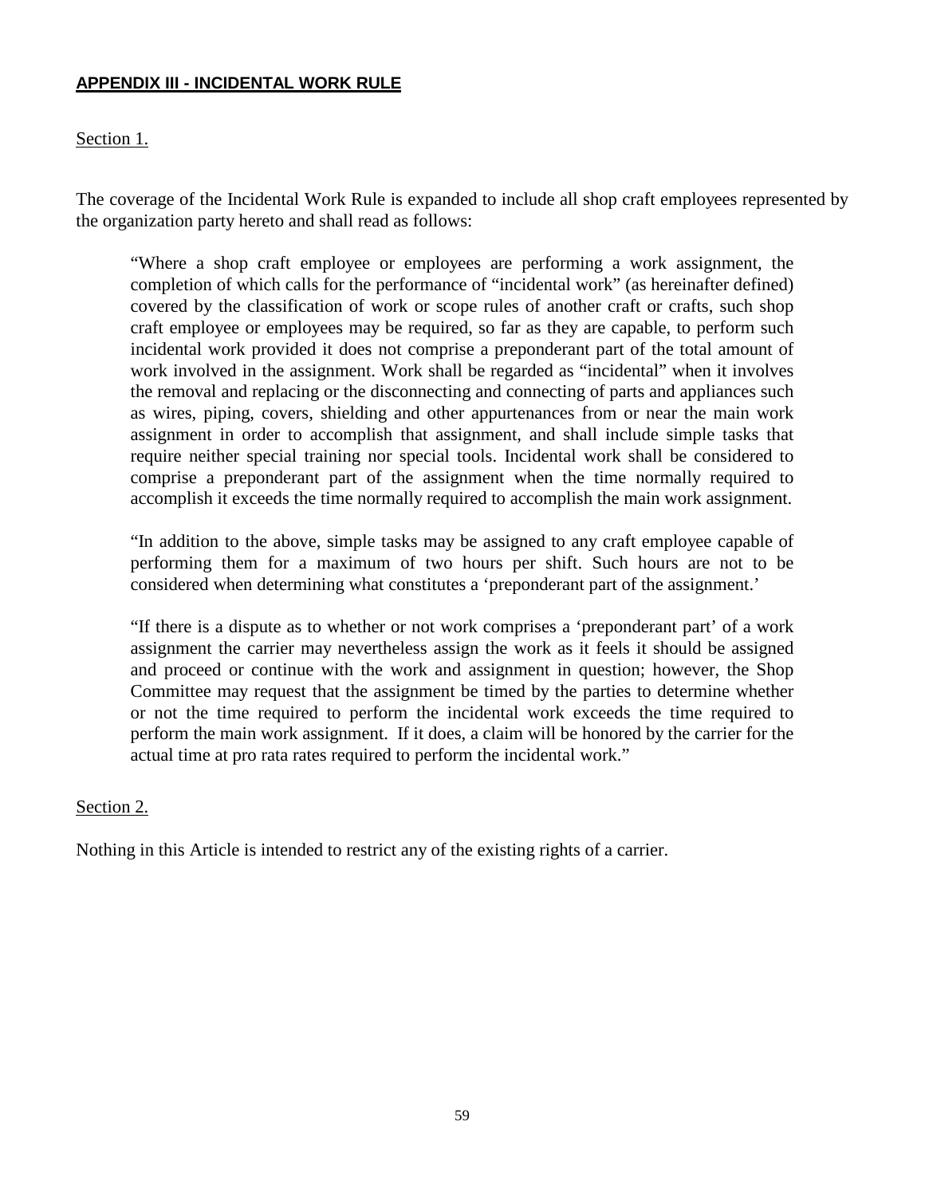## APPENDIX III - INCIDENTAL WORK RULE

Section 1.

The coverage of the Incidental Work Rule is expanded to include all shop craft employees represented by the organization party hereto and shall read as follows:

> "Where a shop craft employee or employees are performing a work assignment, the completion of which calls for the performance of "incidental work" (as hereinafter defined) covered by the classification of work or scope rules of another craft or crafts, such shop craft employee or employees may be required, so far as they are capable, to perform such incidental work provided it does not comprise a preponderant part of the total amount of work involved in the assignment. Work shall be regarded as "incidental" when it involves the removal and replacing or the disconnecting and connecting of parts and appliances such as wires, piping, covers, shielding and other appurtenances from or near the main work assignment in order to accomplish that assignment, and shall include simple tasks that require neither special training nor special tools. Incidental work shall be considered to comprise a preponderant part of the assignment when the time normally required to accomplish it exceeds the time normally required to accomplish the main work assignment.
>
> "In addition to the above, simple tasks may be assigned to any craft employee capable of performing them for a maximum of two hours per shift. Such hours are not to be considered when determining what constitutes a 'preponderant part of the assignment.'
>
> "If there is a dispute as to whether or not work comprises a 'preponderant part' of a work assignment the carrier may nevertheless assign the work as it feels it should be assigned and proceed or continue with the work and assignment in question; however, the Shop Committee may request that the assignment be timed by the parties to determine whether or not the time required to perform the incidental work exceeds the time required to perform the main work assignment. If it does, a claim will be honored by the carrier for the actual time at pro rata rates required to perform the incidental work."

Section 2.

Nothing in this Article is intended to restrict any of the existing rights of a carrier.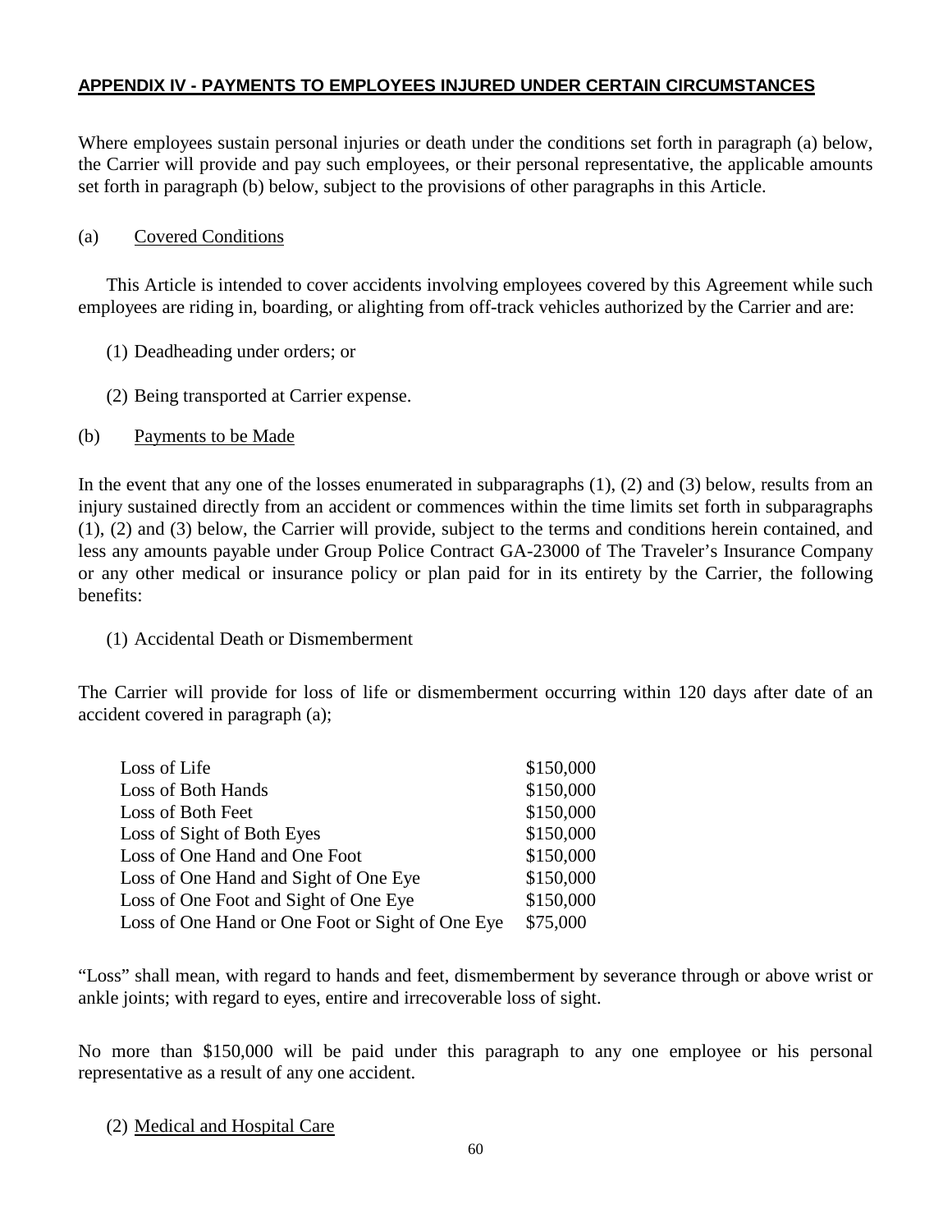## APPENDIX IV - PAYMENTS TO EMPLOYEES INJURED UNDER CERTAIN CIRCUMSTANCES

Where employees sustain personal injuries or death under the conditions set forth in paragraph (a) below, the Carrier will provide and pay such employees, or their personal representative, the applicable amounts set forth in paragraph (b) below, subject to the provisions of other paragraphs in this Article.

(a) Covered Conditions

This Article is intended to cover accidents involving employees covered by this Agreement while such employees are riding in, boarding, or alighting from off-track vehicles authorized by the Carrier and are:

(1) Deadheading under orders; or

(2) Being transported at Carrier expense.

(b) Payments to be Made

In the event that any one of the losses enumerated in subparagraphs (1), (2) and (3) below, results from an injury sustained directly from an accident or commences within the time limits set forth in subparagraphs (1), (2) and (3) below, the Carrier will provide, subject to the terms and conditions herein contained, and less any amounts payable under Group Police Contract GA-23000 of The Traveler's Insurance Company or any other medical or insurance policy or plan paid for in its entirety by the Carrier, the following benefits:

(1) Accidental Death or Dismemberment

The Carrier will provide for loss of life or dismemberment occurring within 120 days after date of an accident covered in paragraph (a);

| | |
|---|---|
| Loss of Life | \$150,000 |
| Loss of Both Hands | \$150,000 |
| Loss of Both Feet | \$150,000 |
| Loss of Sight of Both Eyes | \$150,000 |
| Loss of One Hand and One Foot | \$150,000 |
| Loss of One Hand and Sight of One Eye | \$150,000 |
| Loss of One Foot and Sight of One Eye | \$150,000 |
| Loss of One Hand or One Foot or Sight of One Eye | \$75,000 |

"Loss" shall mean, with regard to hands and feet, dismemberment by severance through or above wrist or ankle joints; with regard to eyes, entire and irrecoverable loss of sight.

No more than \$150,000 will be paid under this paragraph to any one employee or his personal representative as a result of any one accident.

(2) Medical and Hospital Care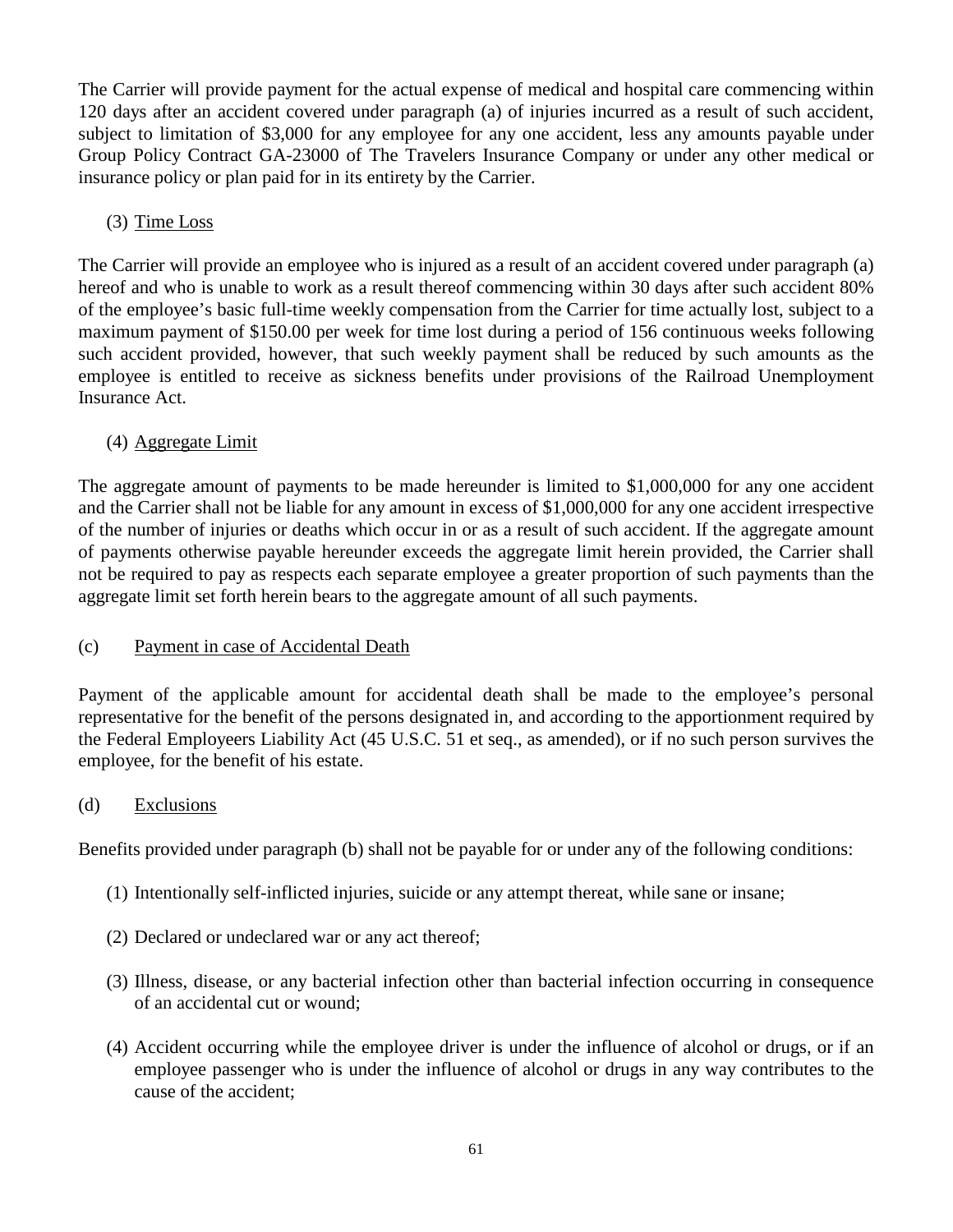The Carrier will provide payment for the actual expense of medical and hospital care commencing within 120 days after an accident covered under paragraph (a) of injuries incurred as a result of such accident, subject to limitation of $3,000 for any employee for any one accident, less any amounts payable under Group Policy Contract GA-23000 of The Travelers Insurance Company or under any other medical or insurance policy or plan paid for in its entirety by the Carrier.

(3) <u>Time Loss</u>

The Carrier will provide an employee who is injured as a result of an accident covered under paragraph (a) hereof and who is unable to work as a result thereof commencing within 30 days after such accident 80% of the employee's basic full-time weekly compensation from the Carrier for time actually lost, subject to a maximum payment of $150.00 per week for time lost during a period of 156 continuous weeks following such accident provided, however, that such weekly payment shall be reduced by such amounts as the employee is entitled to receive as sickness benefits under provisions of the Railroad Unemployment Insurance Act.

(4) <u>Aggregate Limit</u>

The aggregate amount of payments to be made hereunder is limited to $1,000,000 for any one accident and the Carrier shall not be liable for any amount in excess of $1,000,000 for any one accident irrespective of the number of injuries or deaths which occur in or as a result of such accident. If the aggregate amount of payments otherwise payable hereunder exceeds the aggregate limit herein provided, the Carrier shall not be required to pay as respects each separate employee a greater proportion of such payments than the aggregate limit set forth herein bears to the aggregate amount of all such payments.

(c) <u>Payment in case of Accidental Death</u>

Payment of the applicable amount for accidental death shall be made to the employee's personal representative for the benefit of the persons designated in, and according to the apportionment required by the Federal Employeers Liability Act (45 U.S.C. 51 et seq., as amended), or if no such person survives the employee, for the benefit of his estate.

(d) <u>Exclusions</u>

Benefits provided under paragraph (b) shall not be payable for or under any of the following conditions:

(1) Intentionally self-inflicted injuries, suicide or any attempt thereat, while sane or insane;

(2) Declared or undeclared war or any act thereof;

(3) Illness, disease, or any bacterial infection other than bacterial infection occurring in consequence of an accidental cut or wound;

(4) Accident occurring while the employee driver is under the influence of alcohol or drugs, or if an employee passenger who is under the influence of alcohol or drugs in any way contributes to the cause of the accident;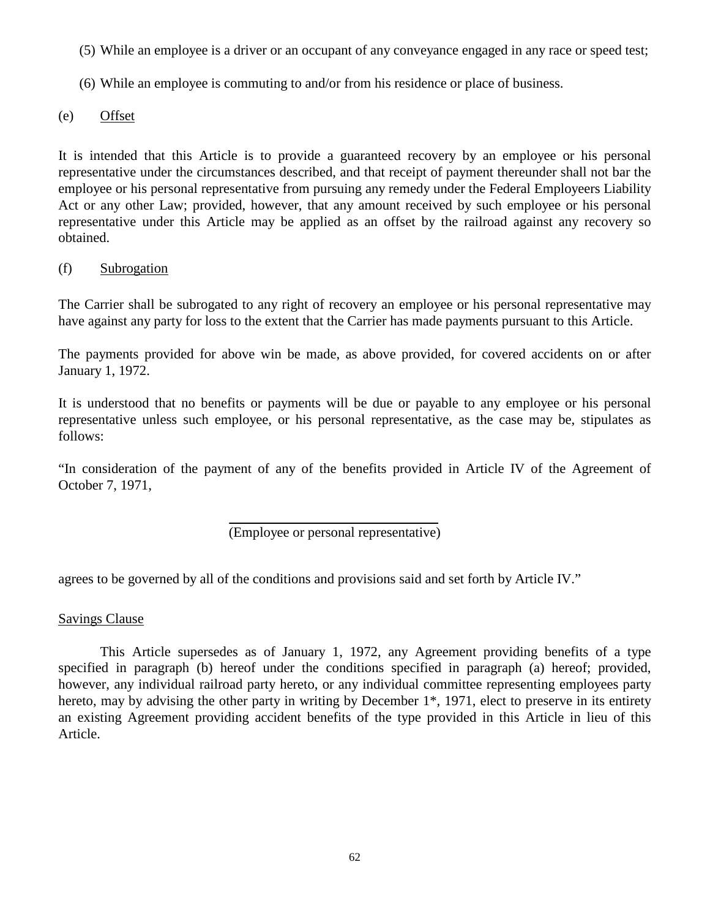(5) While an employee is a driver or an occupant of any conveyance engaged in any race or speed test;

(6) While an employee is commuting to and/or from his residence or place of business.

(e) Offset

It is intended that this Article is to provide a guaranteed recovery by an employee or his personal representative under the circumstances described, and that receipt of payment thereunder shall not bar the employee or his personal representative from pursuing any remedy under the Federal Employeers Liability Act or any other Law; provided, however, that any amount received by such employee or his personal representative under this Article may be applied as an offset by the railroad against any recovery so obtained.

(f) Subrogation

The Carrier shall be subrogated to any right of recovery an employee or his personal representative may have against any party for loss to the extent that the Carrier has made payments pursuant to this Article.

The payments provided for above win be made, as above provided, for covered accidents on or after January 1, 1972.

It is understood that no benefits or payments will be due or payable to any employee or his personal representative unless such employee, or his personal representative, as the case may be, stipulates as follows:

"In consideration of the payment of any of the benefits provided in Article IV of the Agreement of October 7, 1971,

\_\_\_\_\_\_\_\_\_\_\_\_\_\_\_\_\_\_\_\_\_\_\_\_\_\_\_\_\_\_
(Employee or personal representative)

agrees to be governed by all of the conditions and provisions said and set forth by Article IV."

Savings Clause

This Article supersedes as of January 1, 1972, any Agreement providing benefits of a type specified in paragraph (b) hereof under the conditions specified in paragraph (a) hereof; provided, however, any individual railroad party hereto, or any individual committee representing employees party hereto, may by advising the other party in writing by December 1*, 1971, elect to preserve in its entirety an existing Agreement providing accident benefits of the type provided in this Article in lieu of this Article.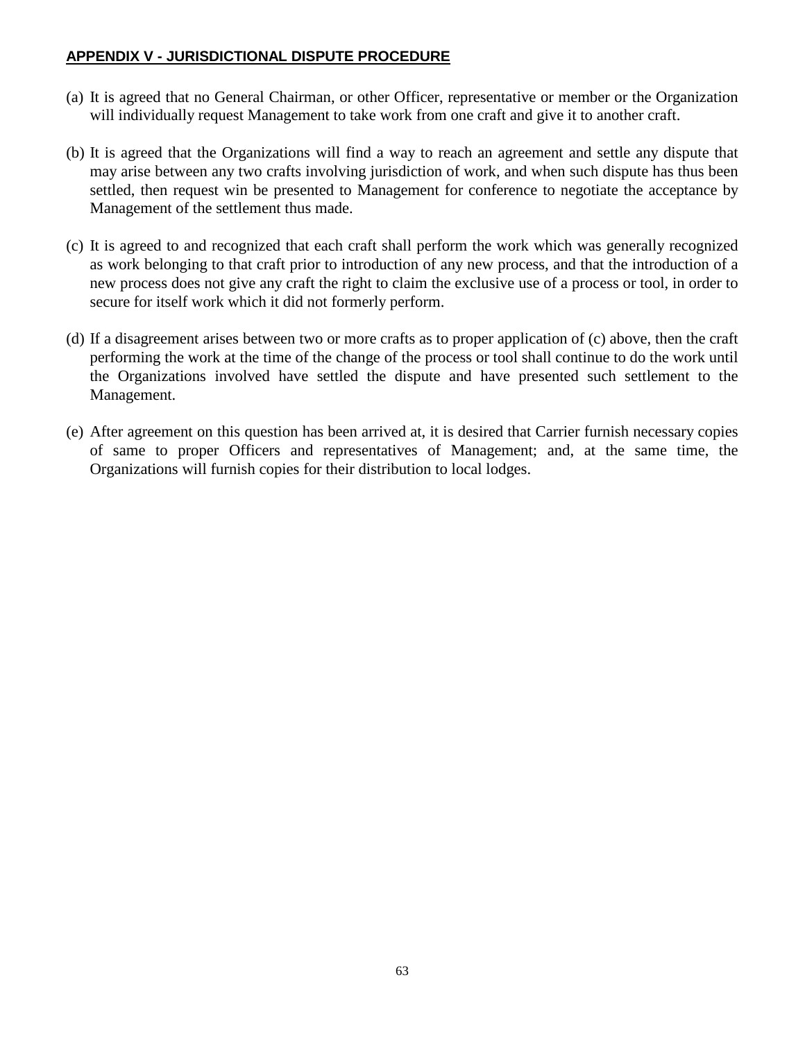## APPENDIX V - JURISDICTIONAL DISPUTE PROCEDURE

(a) It is agreed that no General Chairman, or other Officer, representative or member or the Organization will individually request Management to take work from one craft and give it to another craft.

(b) It is agreed that the Organizations will find a way to reach an agreement and settle any dispute that may arise between any two crafts involving jurisdiction of work, and when such dispute has thus been settled, then request win be presented to Management for conference to negotiate the acceptance by Management of the settlement thus made.

(c) It is agreed to and recognized that each craft shall perform the work which was generally recognized as work belonging to that craft prior to introduction of any new process, and that the introduction of a new process does not give any craft the right to claim the exclusive use of a process or tool, in order to secure for itself work which it did not formerly perform.

(d) If a disagreement arises between two or more crafts as to proper application of (c) above, then the craft performing the work at the time of the change of the process or tool shall continue to do the work until the Organizations involved have settled the dispute and have presented such settlement to the Management.

(e) After agreement on this question has been arrived at, it is desired that Carrier furnish necessary copies of same to proper Officers and representatives of Management; and, at the same time, the Organizations will furnish copies for their distribution to local lodges.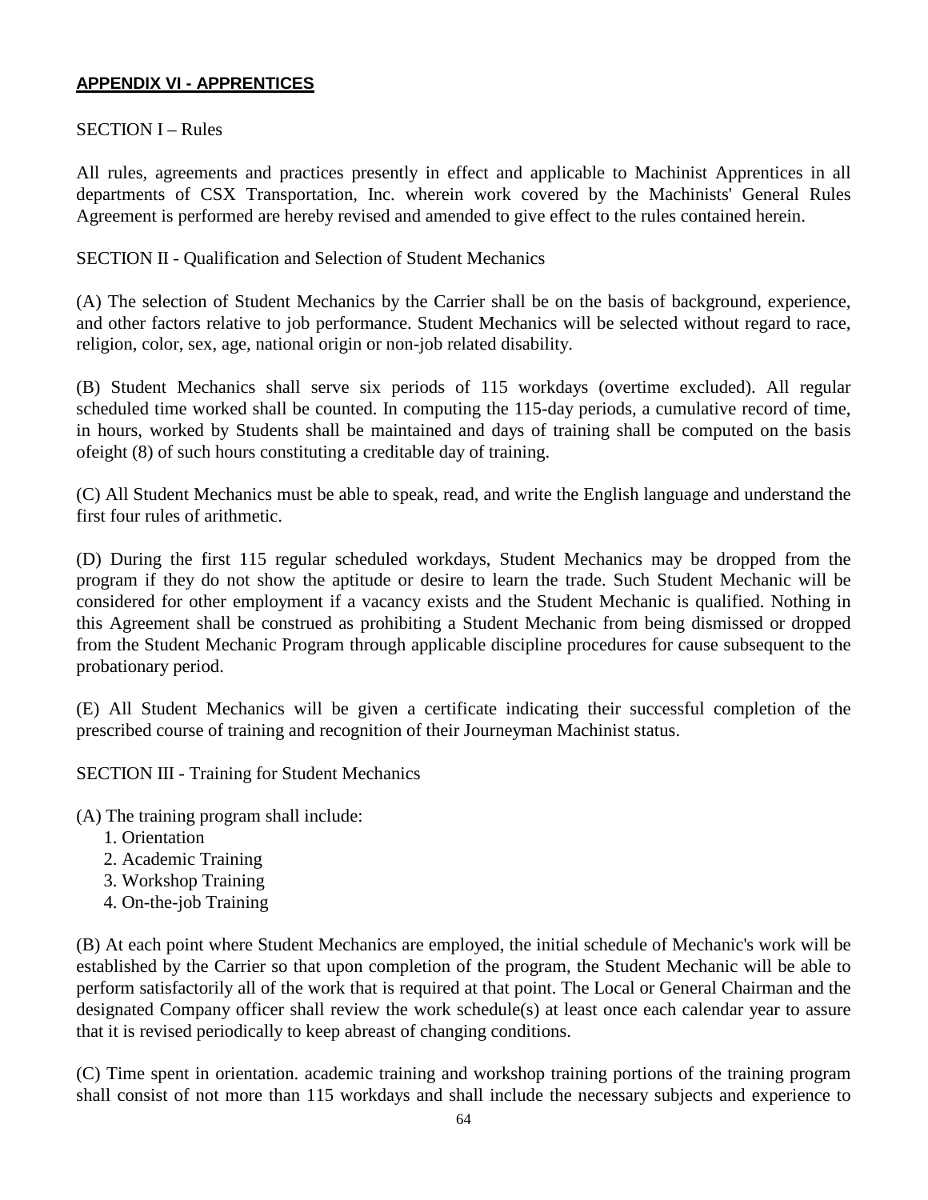**APPENDIX VI - APPRENTICES**

SECTION I – Rules

All rules, agreements and practices presently in effect and applicable to Machinist Apprentices in all departments of CSX Transportation, Inc. wherein work covered by the Machinists' General Rules Agreement is performed are hereby revised and amended to give effect to the rules contained herein.

SECTION II - Qualification and Selection of Student Mechanics

(A) The selection of Student Mechanics by the Carrier shall be on the basis of background, experience, and other factors relative to job performance. Student Mechanics will be selected without regard to race, religion, color, sex, age, national origin or non-job related disability.

(B) Student Mechanics shall serve six periods of 115 workdays (overtime excluded). All regular scheduled time worked shall be counted. In computing the 115-day periods, a cumulative record of time, in hours, worked by Students shall be maintained and days of training shall be computed on the basis ofeight (8) of such hours constituting a creditable day of training.

(C) All Student Mechanics must be able to speak, read, and write the English language and understand the first four rules of arithmetic.

(D) During the first 115 regular scheduled workdays, Student Mechanics may be dropped from the program if they do not show the aptitude or desire to learn the trade. Such Student Mechanic will be considered for other employment if a vacancy exists and the Student Mechanic is qualified. Nothing in this Agreement shall be construed as prohibiting a Student Mechanic from being dismissed or dropped from the Student Mechanic Program through applicable discipline procedures for cause subsequent to the probationary period.

(E) All Student Mechanics will be given a certificate indicating their successful completion of the prescribed course of training and recognition of their Journeyman Machinist status.

SECTION III - Training for Student Mechanics

(A) The training program shall include:

1. Orientation
2. Academic Training
3. Workshop Training
4. On-the-job Training

(B) At each point where Student Mechanics are employed, the initial schedule of Mechanic's work will be established by the Carrier so that upon completion of the program, the Student Mechanic will be able to perform satisfactorily all of the work that is required at that point. The Local or General Chairman and the designated Company officer shall review the work schedule(s) at least once each calendar year to assure that it is revised periodically to keep abreast of changing conditions.

(C) Time spent in orientation. academic training and workshop training portions of the training program shall consist of not more than 115 workdays and shall include the necessary subjects and experience to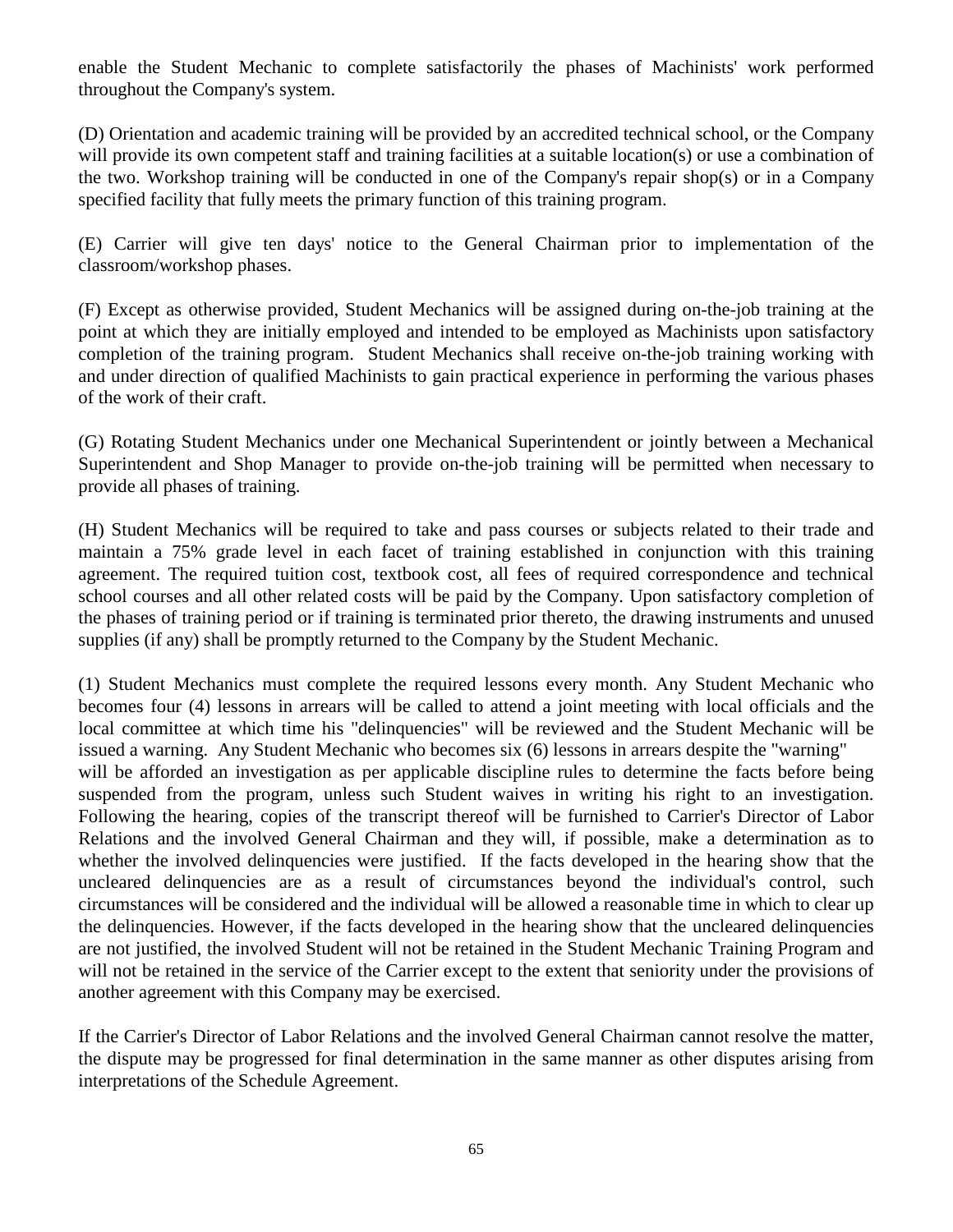enable the Student Mechanic to complete satisfactorily the phases of Machinists' work performed throughout the Company's system.

(D) Orientation and academic training will be provided by an accredited technical school, or the Company will provide its own competent staff and training facilities at a suitable location(s) or use a combination of the two. Workshop training will be conducted in one of the Company's repair shop(s) or in a Company specified facility that fully meets the primary function of this training program.

(E) Carrier will give ten days' notice to the General Chairman prior to implementation of the classroom/workshop phases.

(F) Except as otherwise provided, Student Mechanics will be assigned during on-the-job training at the point at which they are initially employed and intended to be employed as Machinists upon satisfactory completion of the training program. Student Mechanics shall receive on-the-job training working with and under direction of qualified Machinists to gain practical experience in performing the various phases of the work of their craft.

(G) Rotating Student Mechanics under one Mechanical Superintendent or jointly between a Mechanical Superintendent and Shop Manager to provide on-the-job training will be permitted when necessary to provide all phases of training.

(H) Student Mechanics will be required to take and pass courses or subjects related to their trade and maintain a 75% grade level in each facet of training established in conjunction with this training agreement. The required tuition cost, textbook cost, all fees of required correspondence and technical school courses and all other related costs will be paid by the Company. Upon satisfactory completion of the phases of training period or if training is terminated prior thereto, the drawing instruments and unused supplies (if any) shall be promptly returned to the Company by the Student Mechanic.

(1) Student Mechanics must complete the required lessons every month. Any Student Mechanic who becomes four (4) lessons in arrears will be called to attend a joint meeting with local officials and the local committee at which time his "delinquencies" will be reviewed and the Student Mechanic will be issued a warning. Any Student Mechanic who becomes six (6) lessons in arrears despite the "warning" will be afforded an investigation as per applicable discipline rules to determine the facts before being suspended from the program, unless such Student waives in writing his right to an investigation. Following the hearing, copies of the transcript thereof will be furnished to Carrier's Director of Labor Relations and the involved General Chairman and they will, if possible, make a determination as to whether the involved delinquencies were justified. If the facts developed in the hearing show that the uncleared delinquencies are as a result of circumstances beyond the individual's control, such circumstances will be considered and the individual will be allowed a reasonable time in which to clear up the delinquencies. However, if the facts developed in the hearing show that the uncleared delinquencies are not justified, the involved Student will not be retained in the Student Mechanic Training Program and will not be retained in the service of the Carrier except to the extent that seniority under the provisions of another agreement with this Company may be exercised.

If the Carrier's Director of Labor Relations and the involved General Chairman cannot resolve the matter, the dispute may be progressed for final determination in the same manner as other disputes arising from interpretations of the Schedule Agreement.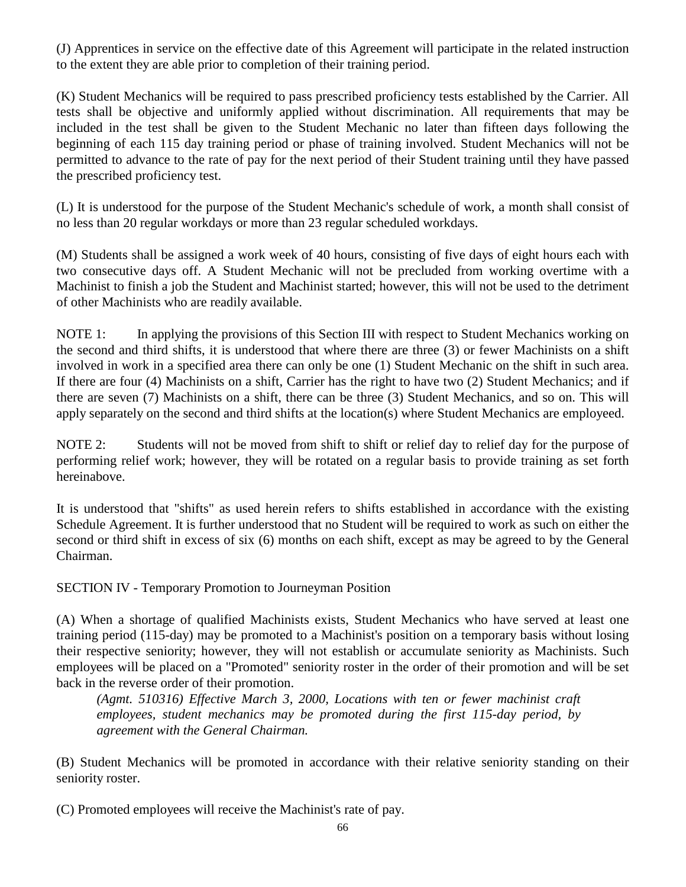(J) Apprentices in service on the effective date of this Agreement will participate in the related instruction to the extent they are able prior to completion of their training period.

(K) Student Mechanics will be required to pass prescribed proficiency tests established by the Carrier. All tests shall be objective and uniformly applied without discrimination. All requirements that may be included in the test shall be given to the Student Mechanic no later than fifteen days following the beginning of each 115 day training period or phase of training involved. Student Mechanics will not be permitted to advance to the rate of pay for the next period of their Student training until they have passed the prescribed proficiency test.

(L) It is understood for the purpose of the Student Mechanic's schedule of work, a month shall consist of no less than 20 regular workdays or more than 23 regular scheduled workdays.

(M) Students shall be assigned a work week of 40 hours, consisting of five days of eight hours each with two consecutive days off. A Student Mechanic will not be precluded from working overtime with a Machinist to finish a job the Student and Machinist started; however, this will not be used to the detriment of other Machinists who are readily available.

NOTE 1: In applying the provisions of this Section III with respect to Student Mechanics working on the second and third shifts, it is understood that where there are three (3) or fewer Machinists on a shift involved in work in a specified area there can only be one (1) Student Mechanic on the shift in such area. If there are four (4) Machinists on a shift, Carrier has the right to have two (2) Student Mechanics; and if there are seven (7) Machinists on a shift, there can be three (3) Student Mechanics, and so on. This will apply separately on the second and third shifts at the location(s) where Student Mechanics are employeed.

NOTE 2: Students will not be moved from shift to shift or relief day to relief day for the purpose of performing relief work; however, they will be rotated on a regular basis to provide training as set forth hereinabove.

It is understood that "shifts" as used herein refers to shifts established in accordance with the existing Schedule Agreement. It is further understood that no Student will be required to work as such on either the second or third shift in excess of six (6) months on each shift, except as may be agreed to by the General Chairman.

SECTION IV - Temporary Promotion to Journeyman Position

(A) When a shortage of qualified Machinists exists, Student Mechanics who have served at least one training period (115-day) may be promoted to a Machinist's position on a temporary basis without losing their respective seniority; however, they will not establish or accumulate seniority as Machinists. Such employees will be placed on a "Promoted" seniority roster in the order of their promotion and will be set back in the reverse order of their promotion.

*(Agmt. 510316) Effective March 3, 2000, Locations with ten or fewer machinist craft employees, student mechanics may be promoted during the first 115-day period, by agreement with the General Chairman.*

(B) Student Mechanics will be promoted in accordance with their relative seniority standing on their seniority roster.

(C) Promoted employees will receive the Machinist's rate of pay.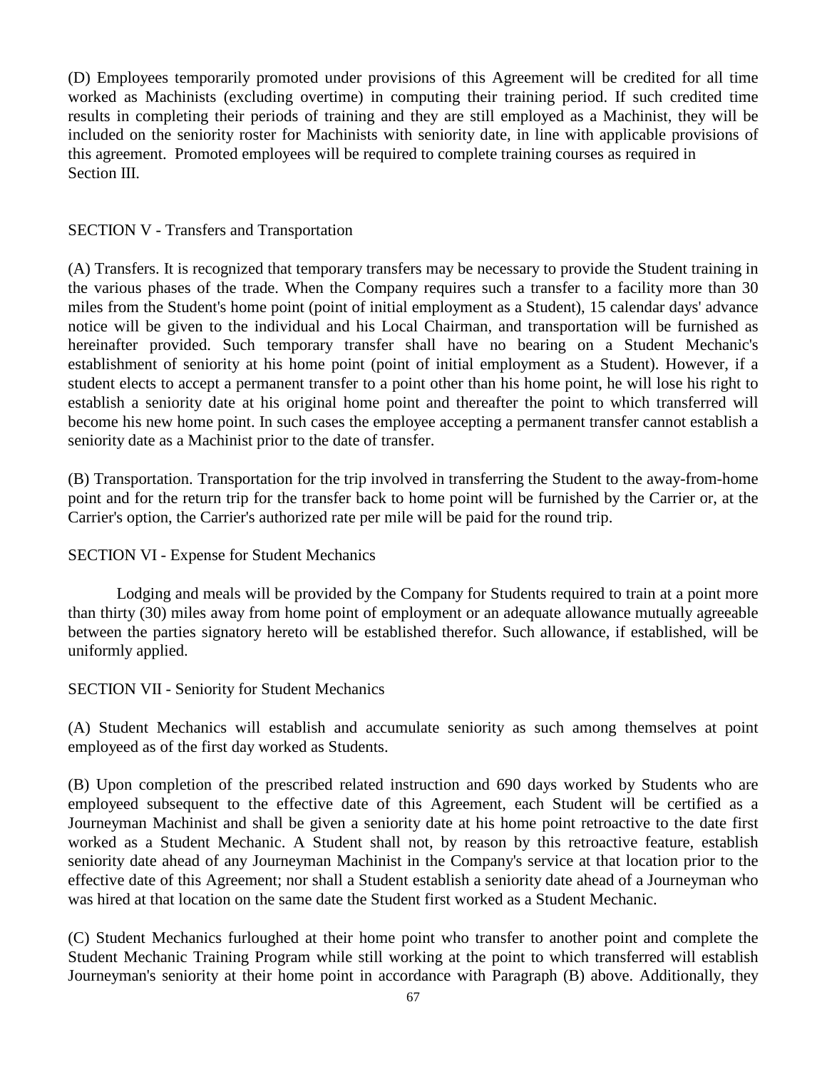(D) Employees temporarily promoted under provisions of this Agreement will be credited for all time worked as Machinists (excluding overtime) in computing their training period. If such credited time results in completing their periods of training and they are still employed as a Machinist, they will be included on the seniority roster for Machinists with seniority date, in line with applicable provisions of this agreement. Promoted employees will be required to complete training courses as required in Section III.

SECTION V - Transfers and Transportation

(A) Transfers. It is recognized that temporary transfers may be necessary to provide the Student training in the various phases of the trade. When the Company requires such a transfer to a facility more than 30 miles from the Student's home point (point of initial employment as a Student), 15 calendar days' advance notice will be given to the individual and his Local Chairman, and transportation will be furnished as hereinafter provided. Such temporary transfer shall have no bearing on a Student Mechanic's establishment of seniority at his home point (point of initial employment as a Student). However, if a student elects to accept a permanent transfer to a point other than his home point, he will lose his right to establish a seniority date at his original home point and thereafter the point to which transferred will become his new home point. In such cases the employee accepting a permanent transfer cannot establish a seniority date as a Machinist prior to the date of transfer.

(B) Transportation. Transportation for the trip involved in transferring the Student to the away-from-home point and for the return trip for the transfer back to home point will be furnished by the Carrier or, at the Carrier's option, the Carrier's authorized rate per mile will be paid for the round trip.

SECTION VI - Expense for Student Mechanics

Lodging and meals will be provided by the Company for Students required to train at a point more than thirty (30) miles away from home point of employment or an adequate allowance mutually agreeable between the parties signatory hereto will be established therefor. Such allowance, if established, will be uniformly applied.

SECTION VII - Seniority for Student Mechanics

(A) Student Mechanics will establish and accumulate seniority as such among themselves at point employeed as of the first day worked as Students.

(B) Upon completion of the prescribed related instruction and 690 days worked by Students who are employeed subsequent to the effective date of this Agreement, each Student will be certified as a Journeyman Machinist and shall be given a seniority date at his home point retroactive to the date first worked as a Student Mechanic. A Student shall not, by reason by this retroactive feature, establish seniority date ahead of any Journeyman Machinist in the Company's service at that location prior to the effective date of this Agreement; nor shall a Student establish a seniority date ahead of a Journeyman who was hired at that location on the same date the Student first worked as a Student Mechanic.

(C) Student Mechanics furloughed at their home point who transfer to another point and complete the Student Mechanic Training Program while still working at the point to which transferred will establish Journeyman's seniority at their home point in accordance with Paragraph (B) above. Additionally, they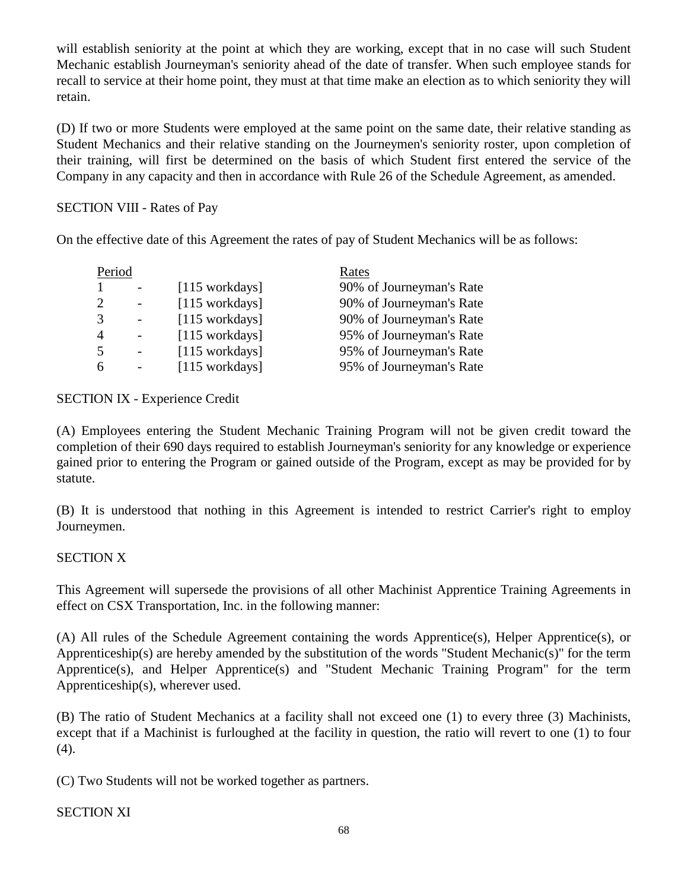will establish seniority at the point at which they are working, except that in no case will such Student Mechanic establish Journeyman's seniority ahead of the date of transfer. When such employee stands for recall to service at their home point, they must at that time make an election as to which seniority they will retain.

(D) If two or more Students were employed at the same point on the same date, their relative standing as Student Mechanics and their relative standing on the Journeymen's seniority roster, upon completion of their training, will first be determined on the basis of which Student first entered the service of the Company in any capacity and then in accordance with Rule 26 of the Schedule Agreement, as amended.

SECTION VIII - Rates of Pay

On the effective date of this Agreement the rates of pay of Student Mechanics will be as follows:

| Period | | | Rates |
|---|---|---|---|
| 1 | - | [115 workdays] | 90% of Journeyman's Rate |
| 2 | - | [115 workdays] | 90% of Journeyman's Rate |
| 3 | - | [115 workdays] | 90% of Journeyman's Rate |
| 4 | - | [115 workdays] | 95% of Journeyman's Rate |
| 5 | - | [115 workdays] | 95% of Journeyman's Rate |
| 6 | - | [115 workdays] | 95% of Journeyman's Rate |

SECTION IX - Experience Credit

(A) Employees entering the Student Mechanic Training Program will not be given credit toward the completion of their 690 days required to establish Journeyman's seniority for any knowledge or experience gained prior to entering the Program or gained outside of the Program, except as may be provided for by statute.

(B) It is understood that nothing in this Agreement is intended to restrict Carrier's right to employ Journeymen.

SECTION X

This Agreement will supersede the provisions of all other Machinist Apprentice Training Agreements in effect on CSX Transportation, Inc. in the following manner:

(A) All rules of the Schedule Agreement containing the words Apprentice(s), Helper Apprentice(s), or Apprenticeship(s) are hereby amended by the substitution of the words "Student Mechanic(s)" for the term Apprentice(s), and Helper Apprentice(s) and "Student Mechanic Training Program" for the term Apprenticeship(s), wherever used.

(B) The ratio of Student Mechanics at a facility shall not exceed one (1) to every three (3) Machinists, except that if a Machinist is furloughed at the facility in question, the ratio will revert to one (1) to four (4).

(C) Two Students will not be worked together as partners.

SECTION XI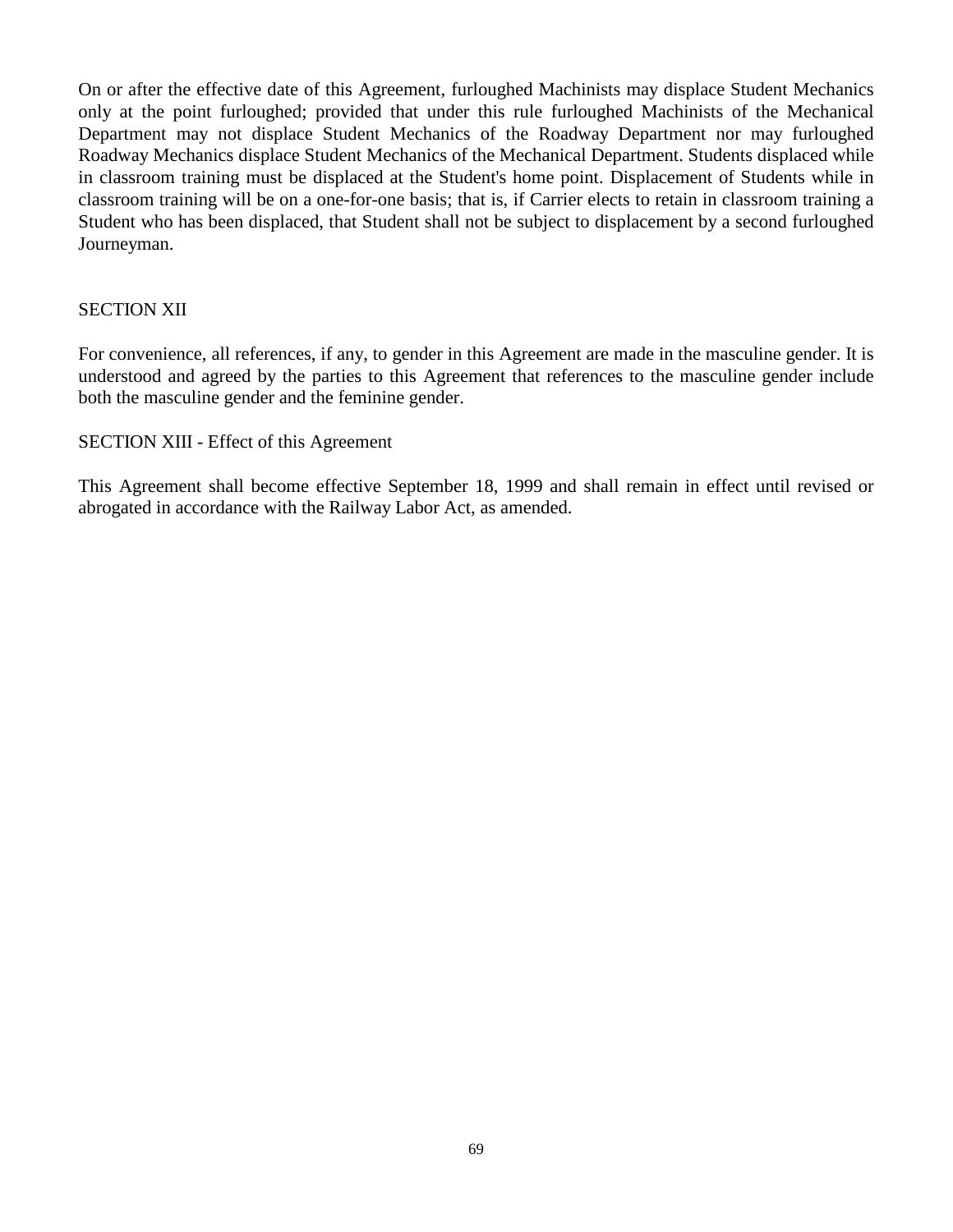On or after the effective date of this Agreement, furloughed Machinists may displace Student Mechanics only at the point furloughed; provided that under this rule furloughed Machinists of the Mechanical Department may not displace Student Mechanics of the Roadway Department nor may furloughed Roadway Mechanics displace Student Mechanics of the Mechanical Department. Students displaced while in classroom training must be displaced at the Student's home point. Displacement of Students while in classroom training will be on a one-for-one basis; that is, if Carrier elects to retain in classroom training a Student who has been displaced, that Student shall not be subject to displacement by a second furloughed Journeyman.

## SECTION XII

For convenience, all references, if any, to gender in this Agreement are made in the masculine gender. It is understood and agreed by the parties to this Agreement that references to the masculine gender include both the masculine gender and the feminine gender.

## SECTION XIII - Effect of this Agreement

This Agreement shall become effective September 18, 1999 and shall remain in effect until revised or abrogated in accordance with the Railway Labor Act, as amended.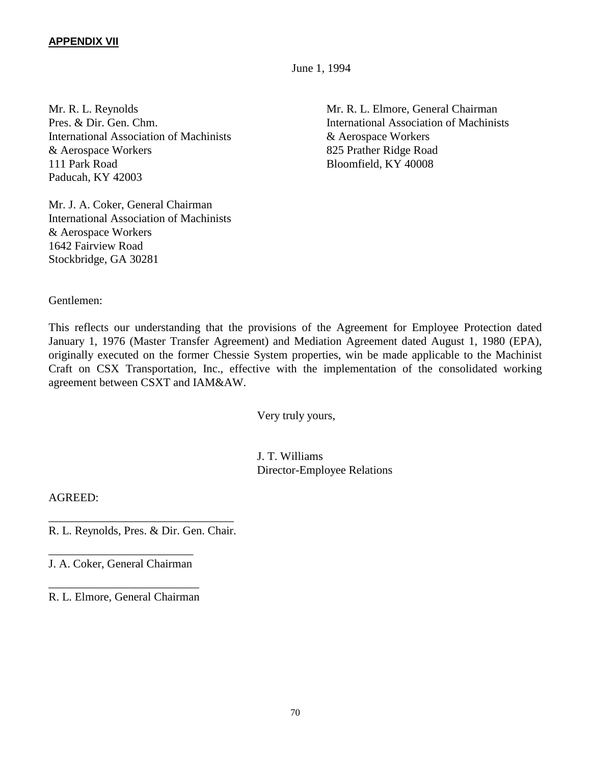**APPENDIX VII**

June 1, 1994

Mr. R. L. Reynolds
Pres. & Dir. Gen. Chm.
International Association of Machinists
& Aerospace Workers
111 Park Road
Paducah, KY 42003

Mr. R. L. Elmore, General Chairman
International Association of Machinists
& Aerospace Workers
825 Prather Ridge Road
Bloomfield, KY 40008

Mr. J. A. Coker, General Chairman
International Association of Machinists
& Aerospace Workers
1642 Fairview Road
Stockbridge, GA 30281

Gentlemen:

This reflects our understanding that the provisions of the Agreement for Employee Protection dated January 1, 1976 (Master Transfer Agreement) and Mediation Agreement dated August 1, 1980 (EPA), originally executed on the former Chessie System properties, win be made applicable to the Machinist Craft on CSX Transportation, Inc., effective with the implementation of the consolidated working agreement between CSXT and IAM&AW.

Very truly yours,

J. T. Williams
Director-Employee Relations

AGREED:

\_\_\_\_\_\_\_\_\_\_\_\_\_\_\_\_\_\_\_\_\_\_\_\_\_\_\_\_\_\_\_\_
R. L. Reynolds, Pres. & Dir. Gen. Chair.

\_\_\_\_\_\_\_\_\_\_\_\_\_\_\_\_\_\_\_\_\_\_\_\_\_
J. A. Coker, General Chairman

\_\_\_\_\_\_\_\_\_\_\_\_\_\_\_\_\_\_\_\_\_\_\_\_\_\_
R. L. Elmore, General Chairman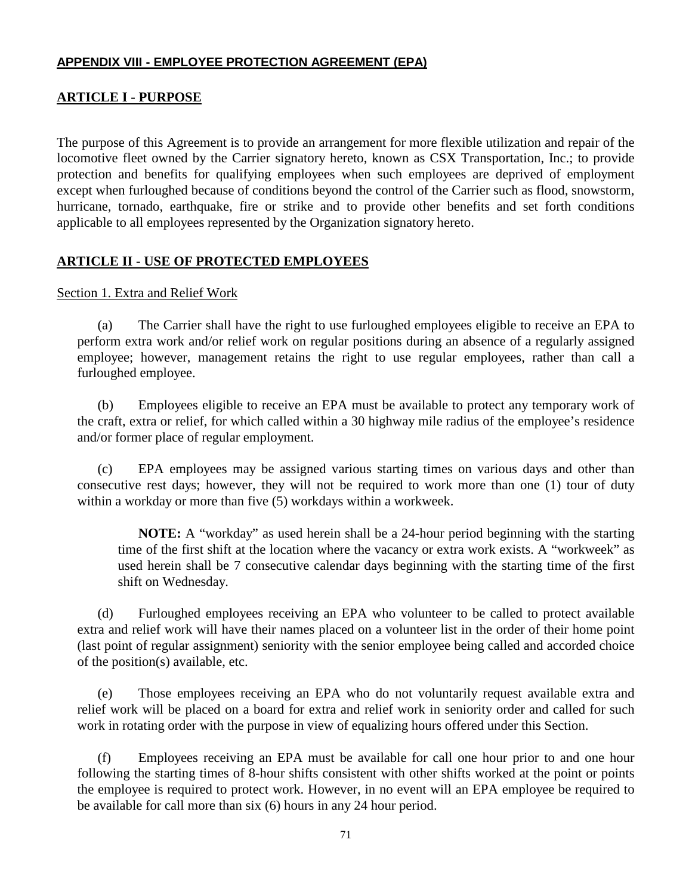## APPENDIX VIII - EMPLOYEE PROTECTION AGREEMENT (EPA)

## ARTICLE I - PURPOSE

The purpose of this Agreement is to provide an arrangement for more flexible utilization and repair of the locomotive fleet owned by the Carrier signatory hereto, known as CSX Transportation, Inc.; to provide protection and benefits for qualifying employees when such employees are deprived of employment except when furloughed because of conditions beyond the control of the Carrier such as flood, snowstorm, hurricane, tornado, earthquake, fire or strike and to provide other benefits and set forth conditions applicable to all employees represented by the Organization signatory hereto.

## ARTICLE II - USE OF PROTECTED EMPLOYEES

### Section 1. Extra and Relief Work

(a) The Carrier shall have the right to use furloughed employees eligible to receive an EPA to perform extra work and/or relief work on regular positions during an absence of a regularly assigned employee; however, management retains the right to use regular employees, rather than call a furloughed employee.

(b) Employees eligible to receive an EPA must be available to protect any temporary work of the craft, extra or relief, for which called within a 30 highway mile radius of the employee's residence and/or former place of regular employment.

(c) EPA employees may be assigned various starting times on various days and other than consecutive rest days; however, they will not be required to work more than one (1) tour of duty within a workday or more than five (5) workdays within a workweek.

> **NOTE:** A "workday" as used herein shall be a 24-hour period beginning with the starting time of the first shift at the location where the vacancy or extra work exists. A "workweek" as used herein shall be 7 consecutive calendar days beginning with the starting time of the first shift on Wednesday.

(d) Furloughed employees receiving an EPA who volunteer to be called to protect available extra and relief work will have their names placed on a volunteer list in the order of their home point (last point of regular assignment) seniority with the senior employee being called and accorded choice of the position(s) available, etc.

(e) Those employees receiving an EPA who do not voluntarily request available extra and relief work will be placed on a board for extra and relief work in seniority order and called for such work in rotating order with the purpose in view of equalizing hours offered under this Section.

(f) Employees receiving an EPA must be available for call one hour prior to and one hour following the starting times of 8-hour shifts consistent with other shifts worked at the point or points the employee is required to protect work. However, in no event will an EPA employee be required to be available for call more than six (6) hours in any 24 hour period.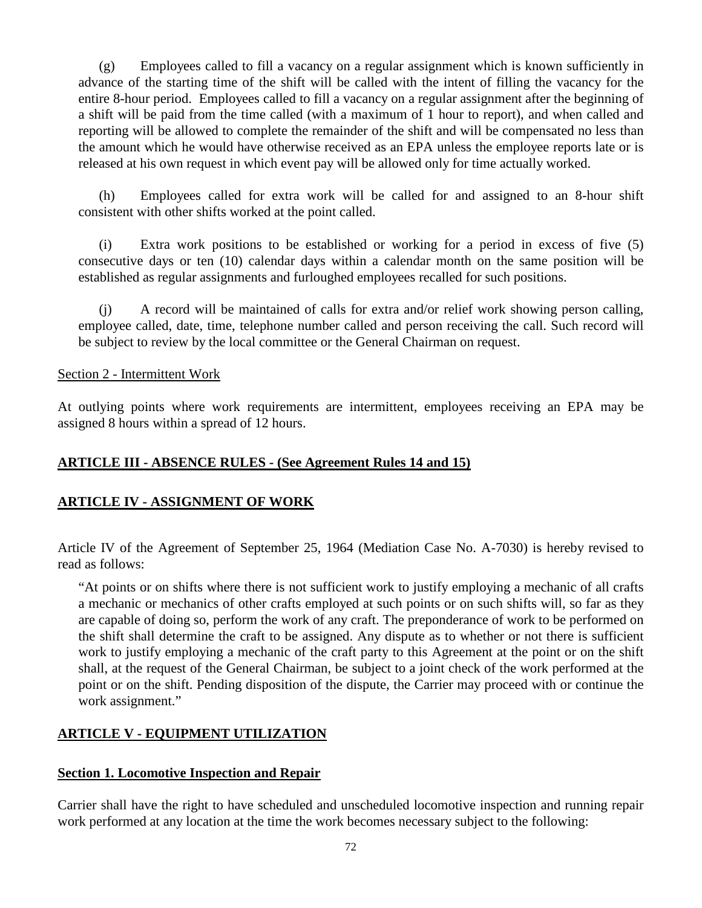(g) Employees called to fill a vacancy on a regular assignment which is known sufficiently in advance of the starting time of the shift will be called with the intent of filling the vacancy for the entire 8-hour period. Employees called to fill a vacancy on a regular assignment after the beginning of a shift will be paid from the time called (with a maximum of 1 hour to report), and when called and reporting will be allowed to complete the remainder of the shift and will be compensated no less than the amount which he would have otherwise received as an EPA unless the employee reports late or is released at his own request in which event pay will be allowed only for time actually worked.

(h) Employees called for extra work will be called for and assigned to an 8-hour shift consistent with other shifts worked at the point called.

(i) Extra work positions to be established or working for a period in excess of five (5) consecutive days or ten (10) calendar days within a calendar month on the same position will be established as regular assignments and furloughed employees recalled for such positions.

(j) A record will be maintained of calls for extra and/or relief work showing person calling, employee called, date, time, telephone number called and person receiving the call. Such record will be subject to review by the local committee or the General Chairman on request.

Section 2 - Intermittent Work

At outlying points where work requirements are intermittent, employees receiving an EPA may be assigned 8 hours within a spread of 12 hours.

## ARTICLE III - ABSENCE RULES - (See Agreement Rules 14 and 15)

## ARTICLE IV - ASSIGNMENT OF WORK

Article IV of the Agreement of September 25, 1964 (Mediation Case No. A-7030) is hereby revised to read as follows:

> "At points or on shifts where there is not sufficient work to justify employing a mechanic of all crafts a mechanic or mechanics of other crafts employed at such points or on such shifts will, so far as they are capable of doing so, perform the work of any craft. The preponderance of work to be performed on the shift shall determine the craft to be assigned. Any dispute as to whether or not there is sufficient work to justify employing a mechanic of the craft party to this Agreement at the point or on the shift shall, at the request of the General Chairman, be subject to a joint check of the work performed at the point or on the shift. Pending disposition of the dispute, the Carrier may proceed with or continue the work assignment."

## ARTICLE V - EQUIPMENT UTILIZATION

### Section 1. Locomotive Inspection and Repair

Carrier shall have the right to have scheduled and unscheduled locomotive inspection and running repair work performed at any location at the time the work becomes necessary subject to the following: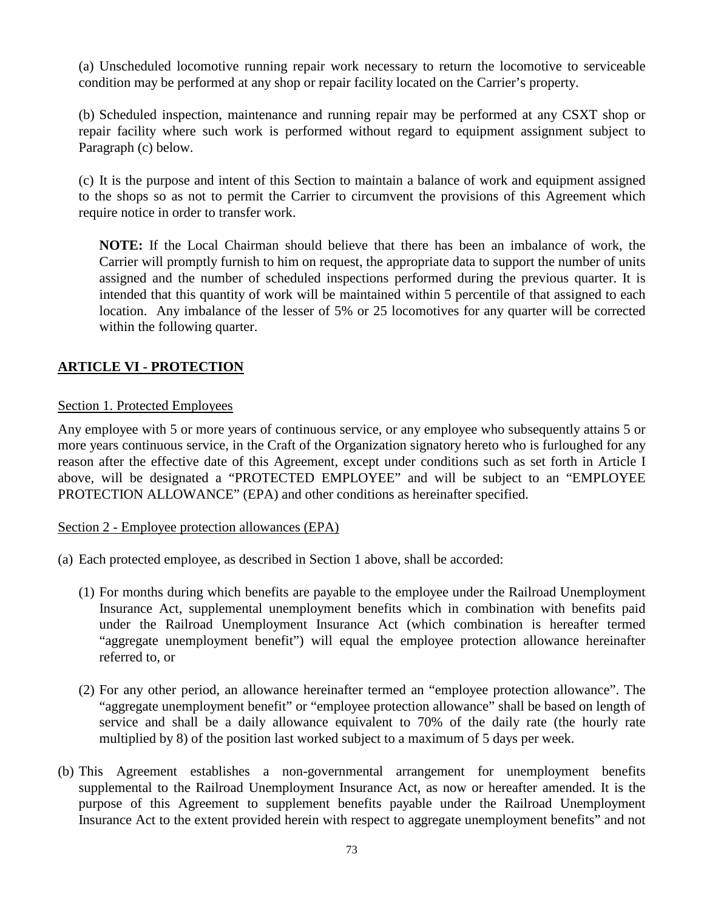(a) Unscheduled locomotive running repair work necessary to return the locomotive to serviceable condition may be performed at any shop or repair facility located on the Carrier's property.

(b) Scheduled inspection, maintenance and running repair may be performed at any CSXT shop or repair facility where such work is performed without regard to equipment assignment subject to Paragraph (c) below.

(c) It is the purpose and intent of this Section to maintain a balance of work and equipment assigned to the shops so as not to permit the Carrier to circumvent the provisions of this Agreement which require notice in order to transfer work.

> **NOTE:** If the Local Chairman should believe that there has been an imbalance of work, the Carrier will promptly furnish to him on request, the appropriate data to support the number of units assigned and the number of scheduled inspections performed during the previous quarter. It is intended that this quantity of work will be maintained within 5 percentile of that assigned to each location. Any imbalance of the lesser of 5% or 25 locomotives for any quarter will be corrected within the following quarter.

## ARTICLE VI - PROTECTION

### Section 1. Protected Employees

Any employee with 5 or more years of continuous service, or any employee who subsequently attains 5 or more years continuous service, in the Craft of the Organization signatory hereto who is furloughed for any reason after the effective date of this Agreement, except under conditions such as set forth in Article I above, will be designated a "PROTECTED EMPLOYEE" and will be subject to an "EMPLOYEE PROTECTION ALLOWANCE" (EPA) and other conditions as hereinafter specified.

### Section 2 - Employee protection allowances (EPA)

(a) Each protected employee, as described in Section 1 above, shall be accorded:

(1) For months during which benefits are payable to the employee under the Railroad Unemployment Insurance Act, supplemental unemployment benefits which in combination with benefits paid under the Railroad Unemployment Insurance Act (which combination is hereafter termed "aggregate unemployment benefit") will equal the employee protection allowance hereinafter referred to, or

(2) For any other period, an allowance hereinafter termed an "employee protection allowance". The "aggregate unemployment benefit" or "employee protection allowance" shall be based on length of service and shall be a daily allowance equivalent to 70% of the daily rate (the hourly rate multiplied by 8) of the position last worked subject to a maximum of 5 days per week.

(b) This Agreement establishes a non-governmental arrangement for unemployment benefits supplemental to the Railroad Unemployment Insurance Act, as now or hereafter amended. It is the purpose of this Agreement to supplement benefits payable under the Railroad Unemployment Insurance Act to the extent provided herein with respect to aggregate unemployment benefits" and not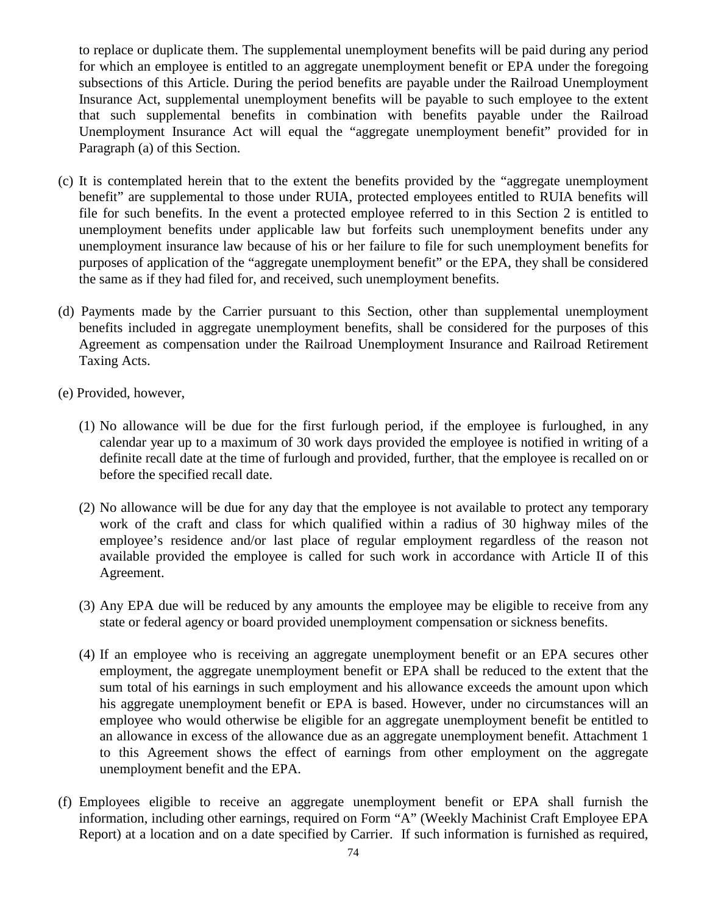to replace or duplicate them. The supplemental unemployment benefits will be paid during any period for which an employee is entitled to an aggregate unemployment benefit or EPA under the foregoing subsections of this Article. During the period benefits are payable under the Railroad Unemployment Insurance Act, supplemental unemployment benefits will be payable to such employee to the extent that such supplemental benefits in combination with benefits payable under the Railroad Unemployment Insurance Act will equal the "aggregate unemployment benefit" provided for in Paragraph (a) of this Section.

(c) It is contemplated herein that to the extent the benefits provided by the "aggregate unemployment benefit" are supplemental to those under RUIA, protected employees entitled to RUIA benefits will file for such benefits. In the event a protected employee referred to in this Section 2 is entitled to unemployment benefits under applicable law but forfeits such unemployment benefits under any unemployment insurance law because of his or her failure to file for such unemployment benefits for purposes of application of the "aggregate unemployment benefit" or the EPA, they shall be considered the same as if they had filed for, and received, such unemployment benefits.

(d) Payments made by the Carrier pursuant to this Section, other than supplemental unemployment benefits included in aggregate unemployment benefits, shall be considered for the purposes of this Agreement as compensation under the Railroad Unemployment Insurance and Railroad Retirement Taxing Acts.

(e) Provided, however,

(1) No allowance will be due for the first furlough period, if the employee is furloughed, in any calendar year up to a maximum of 30 work days provided the employee is notified in writing of a definite recall date at the time of furlough and provided, further, that the employee is recalled on or before the specified recall date.

(2) No allowance will be due for any day that the employee is not available to protect any temporary work of the craft and class for which qualified within a radius of 30 highway miles of the employee's residence and/or last place of regular employment regardless of the reason not available provided the employee is called for such work in accordance with Article II of this Agreement.

(3) Any EPA due will be reduced by any amounts the employee may be eligible to receive from any state or federal agency or board provided unemployment compensation or sickness benefits.

(4) If an employee who is receiving an aggregate unemployment benefit or an EPA secures other employment, the aggregate unemployment benefit or EPA shall be reduced to the extent that the sum total of his earnings in such employment and his allowance exceeds the amount upon which his aggregate unemployment benefit or EPA is based. However, under no circumstances will an employee who would otherwise be eligible for an aggregate unemployment benefit be entitled to an allowance in excess of the allowance due as an aggregate unemployment benefit. Attachment 1 to this Agreement shows the effect of earnings from other employment on the aggregate unemployment benefit and the EPA.

(f) Employees eligible to receive an aggregate unemployment benefit or EPA shall furnish the information, including other earnings, required on Form "A" (Weekly Machinist Craft Employee EPA Report) at a location and on a date specified by Carrier. If such information is furnished as required,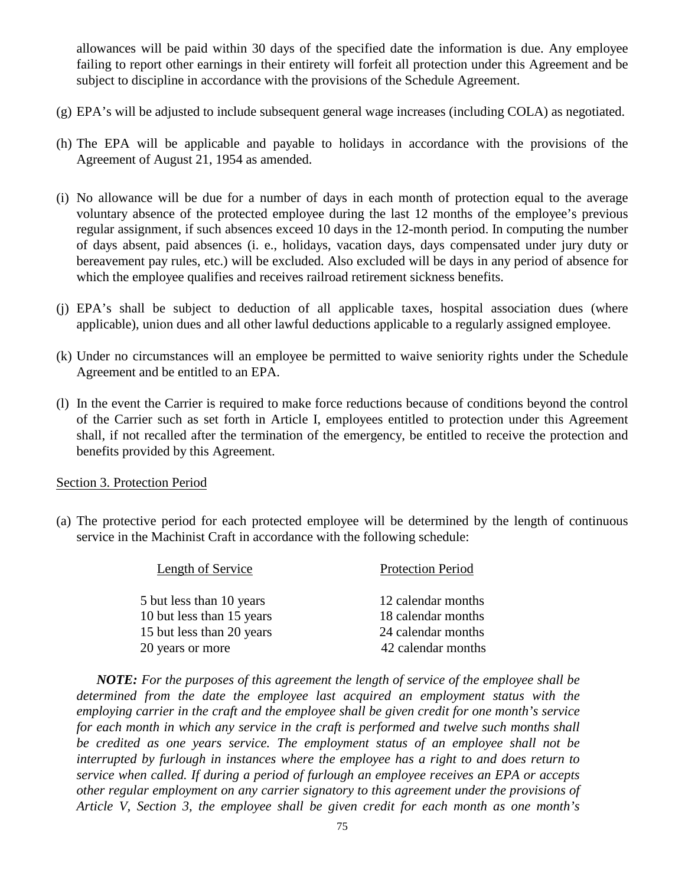allowances will be paid within 30 days of the specified date the information is due. Any employee failing to report other earnings in their entirety will forfeit all protection under this Agreement and be subject to discipline in accordance with the provisions of the Schedule Agreement.

(g) EPA's will be adjusted to include subsequent general wage increases (including COLA) as negotiated.

(h) The EPA will be applicable and payable to holidays in accordance with the provisions of the Agreement of August 21, 1954 as amended.

(i) No allowance will be due for a number of days in each month of protection equal to the average voluntary absence of the protected employee during the last 12 months of the employee's previous regular assignment, if such absences exceed 10 days in the 12-month period. In computing the number of days absent, paid absences (i. e., holidays, vacation days, days compensated under jury duty or bereavement pay rules, etc.) will be excluded. Also excluded will be days in any period of absence for which the employee qualifies and receives railroad retirement sickness benefits.

(j) EPA's shall be subject to deduction of all applicable taxes, hospital association dues (where applicable), union dues and all other lawful deductions applicable to a regularly assigned employee.

(k) Under no circumstances will an employee be permitted to waive seniority rights under the Schedule Agreement and be entitled to an EPA.

(l) In the event the Carrier is required to make force reductions because of conditions beyond the control of the Carrier such as set forth in Article I, employees entitled to protection under this Agreement shall, if not recalled after the termination of the emergency, be entitled to receive the protection and benefits provided by this Agreement.

Section 3. Protection Period

(a) The protective period for each protected employee will be determined by the length of continuous service in the Machinist Craft in accordance with the following schedule:

| Length of Service | Protection Period |
|---|---|
| 5 but less than 10 years | 12 calendar months |
| 10 but less than 15 years | 18 calendar months |
| 15 but less than 20 years | 24 calendar months |
| 20 years or more | 42 calendar months |

***NOTE:*** *For the purposes of this agreement the length of service of the employee shall be determined from the date the employee last acquired an employment status with the employing carrier in the craft and the employee shall be given credit for one month's service for each month in which any service in the craft is performed and twelve such months shall be credited as one years service. The employment status of an employee shall not be interrupted by furlough in instances where the employee has a right to and does return to service when called. If during a period of furlough an employee receives an EPA or accepts other regular employment on any carrier signatory to this agreement under the provisions of Article V, Section 3, the employee shall be given credit for each month as one month's*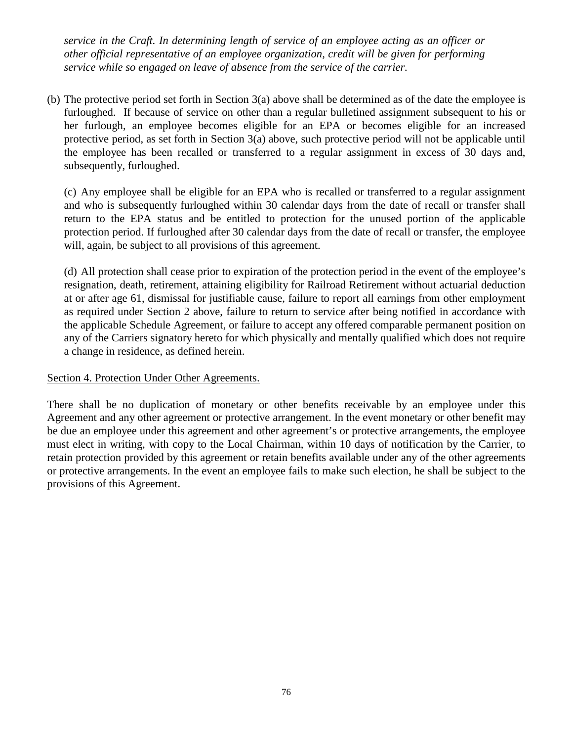*service in the Craft. In determining length of service of an employee acting as an officer or other official representative of an employee organization, credit will be given for performing service while so engaged on leave of absence from the service of the carrier.*

(b) The protective period set forth in Section 3(a) above shall be determined as of the date the employee is furloughed. If because of service on other than a regular bulletined assignment subsequent to his or her furlough, an employee becomes eligible for an EPA or becomes eligible for an increased protective period, as set forth in Section 3(a) above, such protective period will not be applicable until the employee has been recalled or transferred to a regular assignment in excess of 30 days and, subsequently, furloughed.

(c) Any employee shall be eligible for an EPA who is recalled or transferred to a regular assignment and who is subsequently furloughed within 30 calendar days from the date of recall or transfer shall return to the EPA status and be entitled to protection for the unused portion of the applicable protection period. If furloughed after 30 calendar days from the date of recall or transfer, the employee will, again, be subject to all provisions of this agreement.

(d) All protection shall cease prior to expiration of the protection period in the event of the employee's resignation, death, retirement, attaining eligibility for Railroad Retirement without actuarial deduction at or after age 61, dismissal for justifiable cause, failure to report all earnings from other employment as required under Section 2 above, failure to return to service after being notified in accordance with the applicable Schedule Agreement, or failure to accept any offered comparable permanent position on any of the Carriers signatory hereto for which physically and mentally qualified which does not require a change in residence, as defined herein.

Section 4. Protection Under Other Agreements.

There shall be no duplication of monetary or other benefits receivable by an employee under this Agreement and any other agreement or protective arrangement. In the event monetary or other benefit may be due an employee under this agreement and other agreement's or protective arrangements, the employee must elect in writing, with copy to the Local Chairman, within 10 days of notification by the Carrier, to retain protection provided by this agreement or retain benefits available under any of the other agreements or protective arrangements. In the event an employee fails to make such election, he shall be subject to the provisions of this Agreement.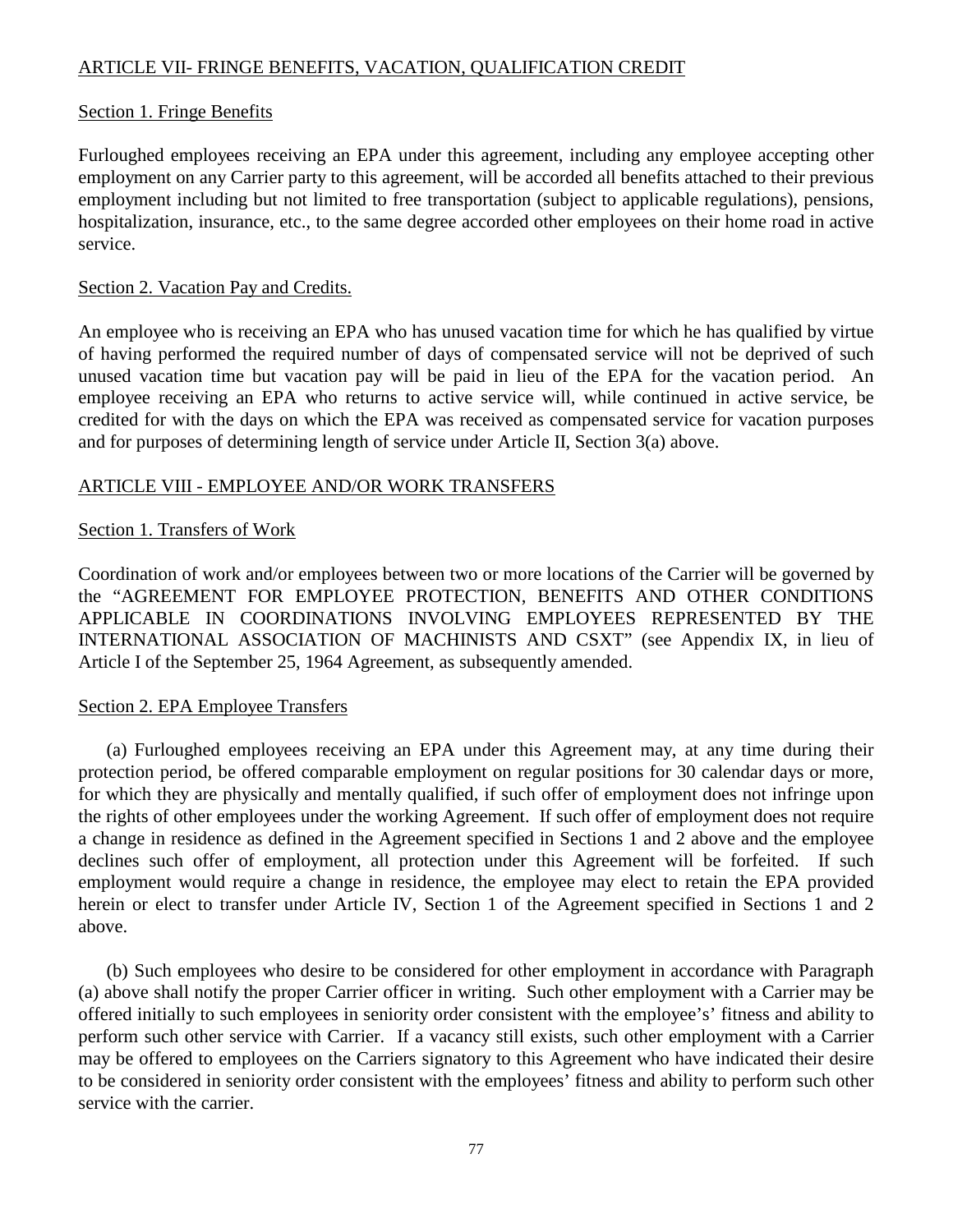## ARTICLE VII- FRINGE BENEFITS, VACATION, QUALIFICATION CREDIT

### Section 1. Fringe Benefits

Furloughed employees receiving an EPA under this agreement, including any employee accepting other employment on any Carrier party to this agreement, will be accorded all benefits attached to their previous employment including but not limited to free transportation (subject to applicable regulations), pensions, hospitalization, insurance, etc., to the same degree accorded other employees on their home road in active service.

### Section 2. Vacation Pay and Credits.

An employee who is receiving an EPA who has unused vacation time for which he has qualified by virtue of having performed the required number of days of compensated service will not be deprived of such unused vacation time but vacation pay will be paid in lieu of the EPA for the vacation period. An employee receiving an EPA who returns to active service will, while continued in active service, be credited for with the days on which the EPA was received as compensated service for vacation purposes and for purposes of determining length of service under Article II, Section 3(a) above.

## ARTICLE VIII - EMPLOYEE AND/OR WORK TRANSFERS

### Section 1. Transfers of Work

Coordination of work and/or employees between two or more locations of the Carrier will be governed by the "AGREEMENT FOR EMPLOYEE PROTECTION, BENEFITS AND OTHER CONDITIONS APPLICABLE IN COORDINATIONS INVOLVING EMPLOYEES REPRESENTED BY THE INTERNATIONAL ASSOCIATION OF MACHINISTS AND CSXT" (see Appendix IX, in lieu of Article I of the September 25, 1964 Agreement, as subsequently amended.

### Section 2. EPA Employee Transfers

(a) Furloughed employees receiving an EPA under this Agreement may, at any time during their protection period, be offered comparable employment on regular positions for 30 calendar days or more, for which they are physically and mentally qualified, if such offer of employment does not infringe upon the rights of other employees under the working Agreement. If such offer of employment does not require a change in residence as defined in the Agreement specified in Sections 1 and 2 above and the employee declines such offer of employment, all protection under this Agreement will be forfeited. If such employment would require a change in residence, the employee may elect to retain the EPA provided herein or elect to transfer under Article IV, Section 1 of the Agreement specified in Sections 1 and 2 above.

(b) Such employees who desire to be considered for other employment in accordance with Paragraph (a) above shall notify the proper Carrier officer in writing. Such other employment with a Carrier may be offered initially to such employees in seniority order consistent with the employee's' fitness and ability to perform such other service with Carrier. If a vacancy still exists, such other employment with a Carrier may be offered to employees on the Carriers signatory to this Agreement who have indicated their desire to be considered in seniority order consistent with the employees' fitness and ability to perform such other service with the carrier.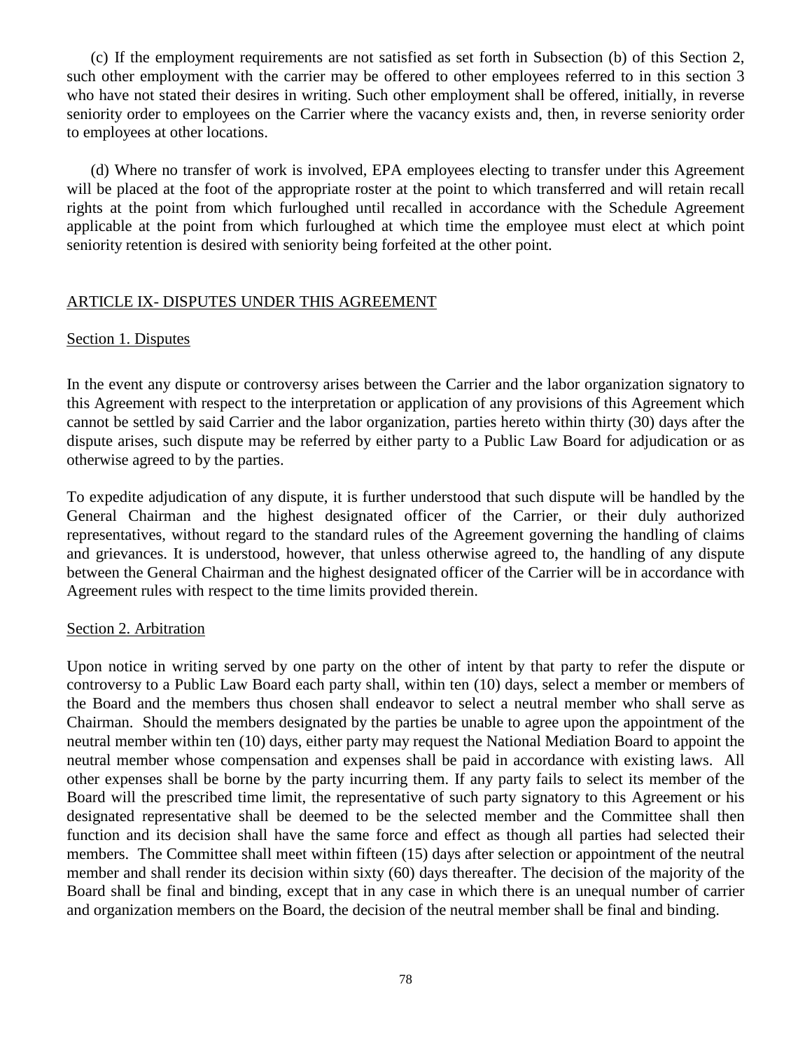(c) If the employment requirements are not satisfied as set forth in Subsection (b) of this Section 2, such other employment with the carrier may be offered to other employees referred to in this section 3 who have not stated their desires in writing. Such other employment shall be offered, initially, in reverse seniority order to employees on the Carrier where the vacancy exists and, then, in reverse seniority order to employees at other locations.

(d) Where no transfer of work is involved, EPA employees electing to transfer under this Agreement will be placed at the foot of the appropriate roster at the point to which transferred and will retain recall rights at the point from which furloughed until recalled in accordance with the Schedule Agreement applicable at the point from which furloughed at which time the employee must elect at which point seniority retention is desired with seniority being forfeited at the other point.

## ARTICLE IX- DISPUTES UNDER THIS AGREEMENT

### Section 1. Disputes

In the event any dispute or controversy arises between the Carrier and the labor organization signatory to this Agreement with respect to the interpretation or application of any provisions of this Agreement which cannot be settled by said Carrier and the labor organization, parties hereto within thirty (30) days after the dispute arises, such dispute may be referred by either party to a Public Law Board for adjudication or as otherwise agreed to by the parties.

To expedite adjudication of any dispute, it is further understood that such dispute will be handled by the General Chairman and the highest designated officer of the Carrier, or their duly authorized representatives, without regard to the standard rules of the Agreement governing the handling of claims and grievances. It is understood, however, that unless otherwise agreed to, the handling of any dispute between the General Chairman and the highest designated officer of the Carrier will be in accordance with Agreement rules with respect to the time limits provided therein.

### Section 2. Arbitration

Upon notice in writing served by one party on the other of intent by that party to refer the dispute or controversy to a Public Law Board each party shall, within ten (10) days, select a member or members of the Board and the members thus chosen shall endeavor to select a neutral member who shall serve as Chairman. Should the members designated by the parties be unable to agree upon the appointment of the neutral member within ten (10) days, either party may request the National Mediation Board to appoint the neutral member whose compensation and expenses shall be paid in accordance with existing laws. All other expenses shall be borne by the party incurring them. If any party fails to select its member of the Board will the prescribed time limit, the representative of such party signatory to this Agreement or his designated representative shall be deemed to be the selected member and the Committee shall then function and its decision shall have the same force and effect as though all parties had selected their members. The Committee shall meet within fifteen (15) days after selection or appointment of the neutral member and shall render its decision within sixty (60) days thereafter. The decision of the majority of the Board shall be final and binding, except that in any case in which there is an unequal number of carrier and organization members on the Board, the decision of the neutral member shall be final and binding.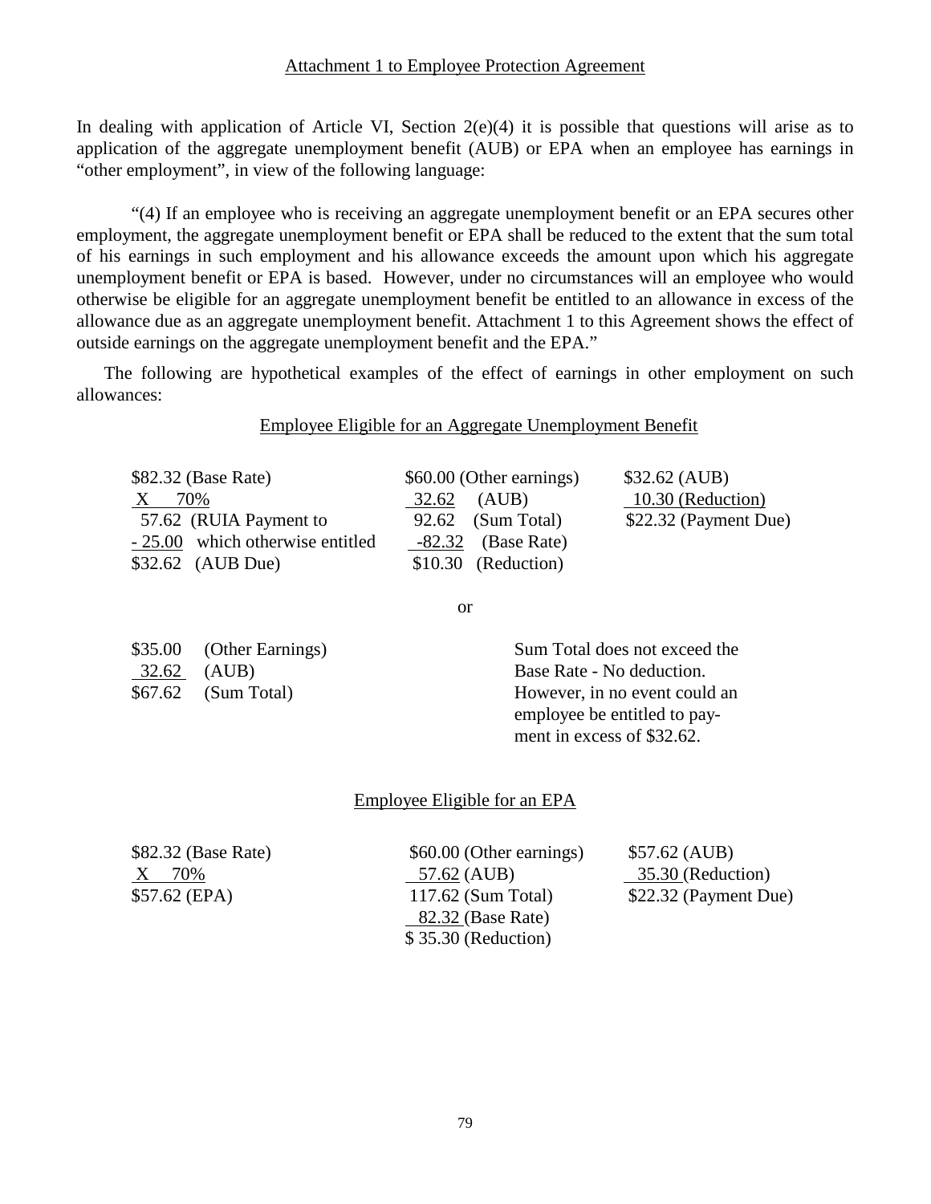Attachment 1 to Employee Protection Agreement

In dealing with application of Article VI, Section 2(e)(4) it is possible that questions will arise as to application of the aggregate unemployment benefit (AUB) or EPA when an employee has earnings in "other employment", in view of the following language:

"(4) If an employee who is receiving an aggregate unemployment benefit or an EPA secures other employment, the aggregate unemployment benefit or EPA shall be reduced to the extent that the sum total of his earnings in such employment and his allowance exceeds the amount upon which his aggregate unemployment benefit or EPA is based. However, under no circumstances will an employee who would otherwise be eligible for an aggregate unemployment benefit be entitled to an allowance in excess of the allowance due as an aggregate unemployment benefit. Attachment 1 to this Agreement shows the effect of outside earnings on the aggregate unemployment benefit and the EPA."

The following are hypothetical examples of the effect of earnings in other employment on such allowances:

Employee Eligible for an Aggregate Unemployment Benefit

| | | |
|---|---|---|
| \$82.32 (Base Rate) | \$60.00 (Other earnings) | \$32.62 (AUB) |
| X 70% | 32.62 (AUB) | 10.30 (Reduction) |
| 57.62 (RUIA Payment to | 92.62 (Sum Total) | \$22.32 (Payment Due) |
| - 25.00 which otherwise entitled | -82.32 (Base Rate) | |
| \$32.62 (AUB Due) | \$10.30 (Reduction) | |

or

| | |
|---|---|
| \$35.00 (Other Earnings) | Sum Total does not exceed the Base Rate - No deduction. However, in no event could an employee be entitled to payment in excess of \$32.62. |
| 32.62 (AUB) | |
| \$67.62 (Sum Total) | |

Employee Eligible for an EPA

| | | |
|---|---|---|
| \$82.32 (Base Rate) | \$60.00 (Other earnings) | \$57.62 (AUB) |
| X 70% | 57.62 (AUB) | 35.30 (Reduction) |
| \$57.62 (EPA) | 117.62 (Sum Total) | \$22.32 (Payment Due) |
| | 82.32 (Base Rate) | |
| | \$ 35.30 (Reduction) | |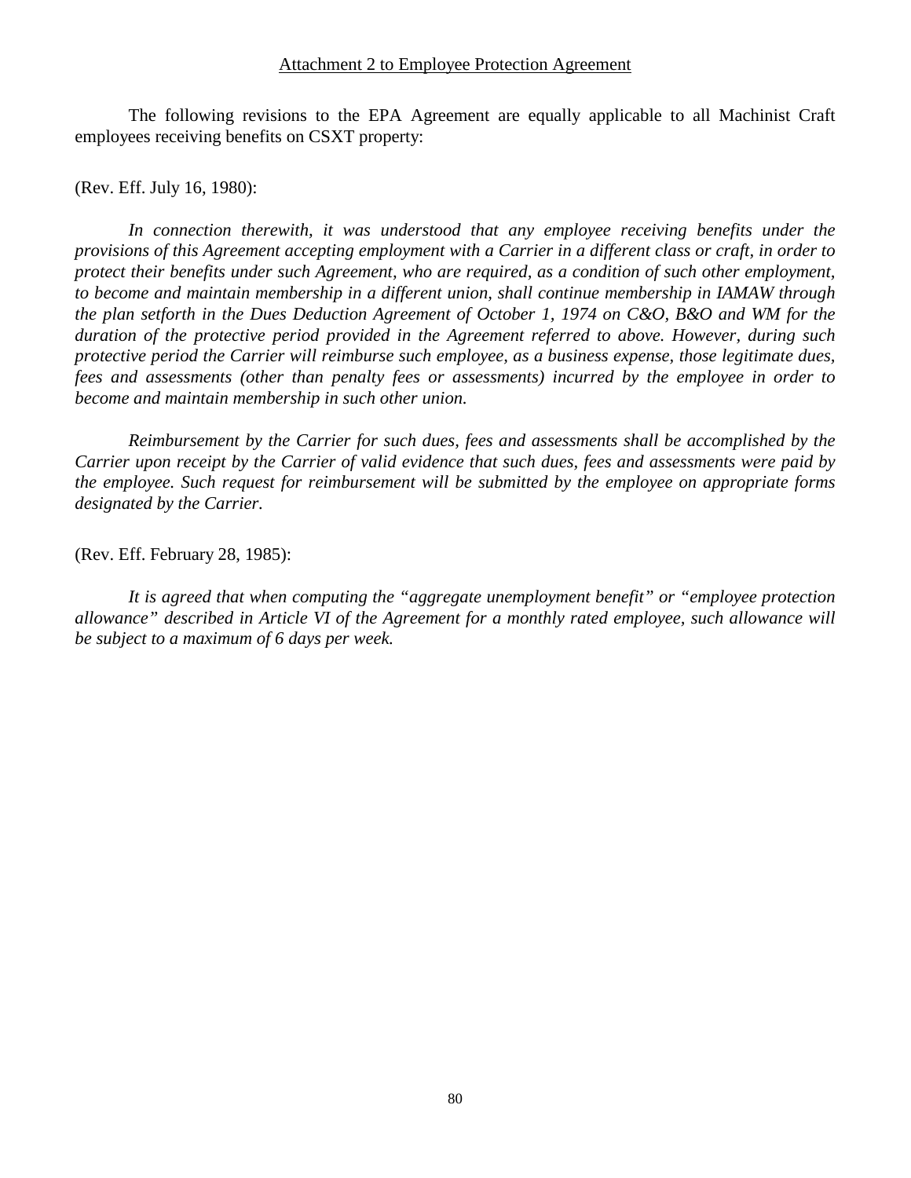<u>Attachment 2 to Employee Protection Agreement</u>

The following revisions to the EPA Agreement are equally applicable to all Machinist Craft employees receiving benefits on CSXT property:

(Rev. Eff. July 16, 1980):

*In connection therewith, it was understood that any employee receiving benefits under the provisions of this Agreement accepting employment with a Carrier in a different class or craft, in order to protect their benefits under such Agreement, who are required, as a condition of such other employment, to become and maintain membership in a different union, shall continue membership in IAMAW through the plan setforth in the Dues Deduction Agreement of October 1, 1974 on C&O, B&O and WM for the duration of the protective period provided in the Agreement referred to above. However, during such protective period the Carrier will reimburse such employee, as a business expense, those legitimate dues, fees and assessments (other than penalty fees or assessments) incurred by the employee in order to become and maintain membership in such other union.*

*Reimbursement by the Carrier for such dues, fees and assessments shall be accomplished by the Carrier upon receipt by the Carrier of valid evidence that such dues, fees and assessments were paid by the employee. Such request for reimbursement will be submitted by the employee on appropriate forms designated by the Carrier.*

(Rev. Eff. February 28, 1985):

*It is agreed that when computing the "aggregate unemployment benefit" or "employee protection allowance" described in Article VI of the Agreement for a monthly rated employee, such allowance will be subject to a maximum of 6 days per week.*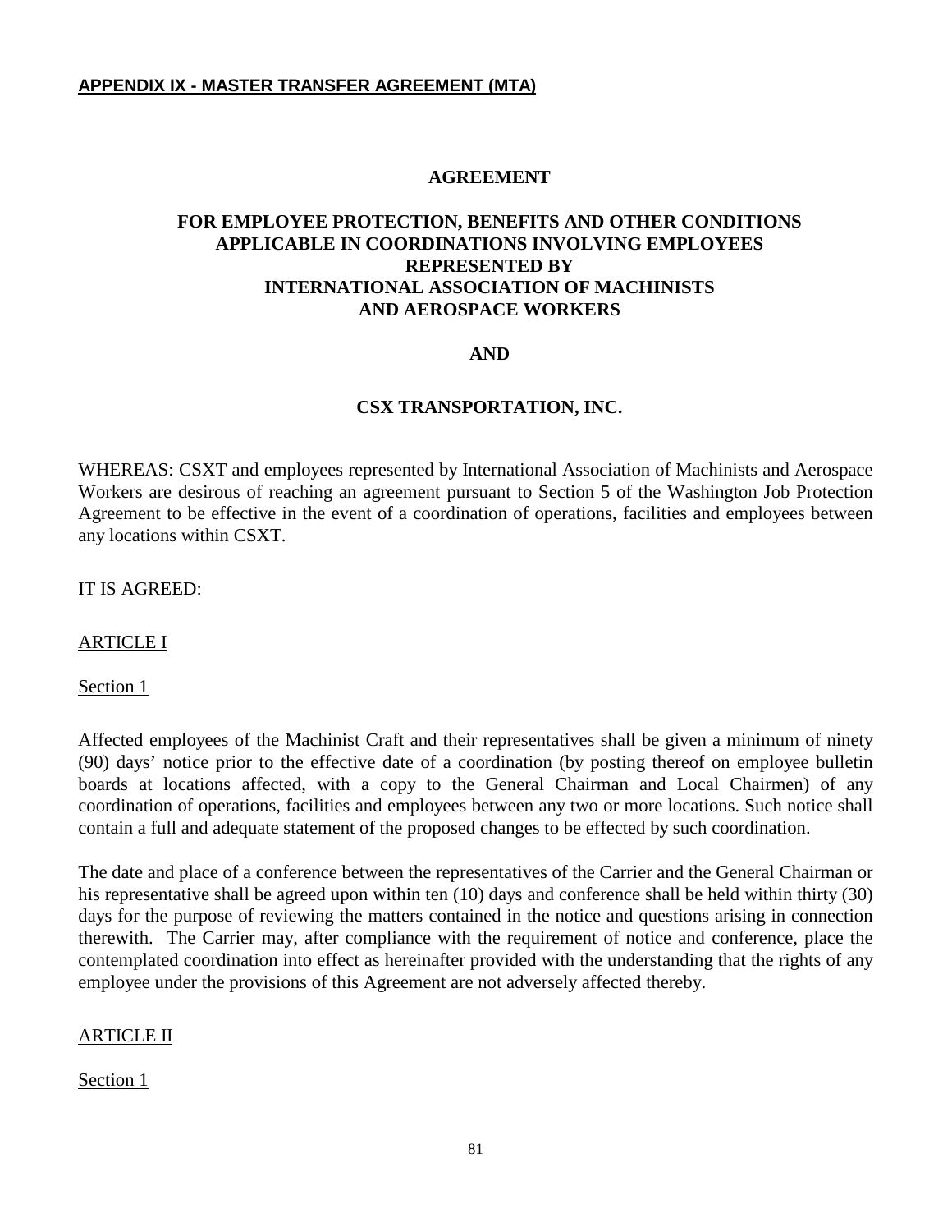**APPENDIX IX - MASTER TRANSFER AGREEMENT (MTA)**

**AGREEMENT**

**FOR EMPLOYEE PROTECTION, BENEFITS AND OTHER CONDITIONS APPLICABLE IN COORDINATIONS INVOLVING EMPLOYEES REPRESENTED BY INTERNATIONAL ASSOCIATION OF MACHINISTS AND AEROSPACE WORKERS**

**AND**

**CSX TRANSPORTATION, INC.**

WHEREAS: CSXT and employees represented by International Association of Machinists and Aerospace Workers are desirous of reaching an agreement pursuant to Section 5 of the Washington Job Protection Agreement to be effective in the event of a coordination of operations, facilities and employees between any locations within CSXT.

IT IS AGREED:

ARTICLE I

Section 1

Affected employees of the Machinist Craft and their representatives shall be given a minimum of ninety (90) days' notice prior to the effective date of a coordination (by posting thereof on employee bulletin boards at locations affected, with a copy to the General Chairman and Local Chairmen) of any coordination of operations, facilities and employees between any two or more locations. Such notice shall contain a full and adequate statement of the proposed changes to be effected by such coordination.

The date and place of a conference between the representatives of the Carrier and the General Chairman or his representative shall be agreed upon within ten (10) days and conference shall be held within thirty (30) days for the purpose of reviewing the matters contained in the notice and questions arising in connection therewith. The Carrier may, after compliance with the requirement of notice and conference, place the contemplated coordination into effect as hereinafter provided with the understanding that the rights of any employee under the provisions of this Agreement are not adversely affected thereby.

ARTICLE II

Section 1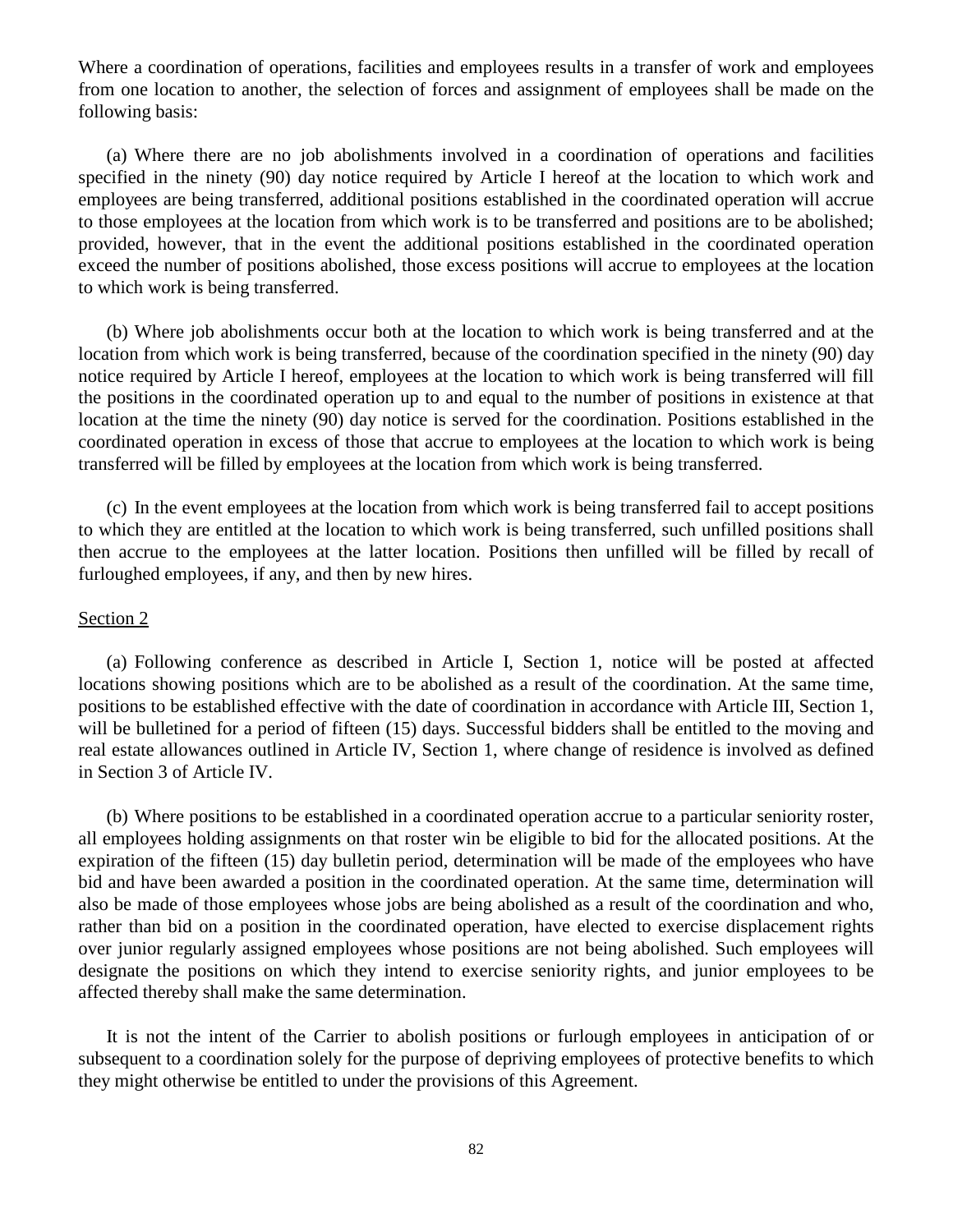Where a coordination of operations, facilities and employees results in a transfer of work and employees from one location to another, the selection of forces and assignment of employees shall be made on the following basis:

(a) Where there are no job abolishments involved in a coordination of operations and facilities specified in the ninety (90) day notice required by Article I hereof at the location to which work and employees are being transferred, additional positions established in the coordinated operation will accrue to those employees at the location from which work is to be transferred and positions are to be abolished; provided, however, that in the event the additional positions established in the coordinated operation exceed the number of positions abolished, those excess positions will accrue to employees at the location to which work is being transferred.

(b) Where job abolishments occur both at the location to which work is being transferred and at the location from which work is being transferred, because of the coordination specified in the ninety (90) day notice required by Article I hereof, employees at the location to which work is being transferred will fill the positions in the coordinated operation up to and equal to the number of positions in existence at that location at the time the ninety (90) day notice is served for the coordination. Positions established in the coordinated operation in excess of those that accrue to employees at the location to which work is being transferred will be filled by employees at the location from which work is being transferred.

(c) In the event employees at the location from which work is being transferred fail to accept positions to which they are entitled at the location to which work is being transferred, such unfilled positions shall then accrue to the employees at the latter location. Positions then unfilled will be filled by recall of furloughed employees, if any, and then by new hires.

Section 2

(a) Following conference as described in Article I, Section 1, notice will be posted at affected locations showing positions which are to be abolished as a result of the coordination. At the same time, positions to be established effective with the date of coordination in accordance with Article III, Section 1, will be bulletined for a period of fifteen (15) days. Successful bidders shall be entitled to the moving and real estate allowances outlined in Article IV, Section 1, where change of residence is involved as defined in Section 3 of Article IV.

(b) Where positions to be established in a coordinated operation accrue to a particular seniority roster, all employees holding assignments on that roster win be eligible to bid for the allocated positions. At the expiration of the fifteen (15) day bulletin period, determination will be made of the employees who have bid and have been awarded a position in the coordinated operation. At the same time, determination will also be made of those employees whose jobs are being abolished as a result of the coordination and who, rather than bid on a position in the coordinated operation, have elected to exercise displacement rights over junior regularly assigned employees whose positions are not being abolished. Such employees will designate the positions on which they intend to exercise seniority rights, and junior employees to be affected thereby shall make the same determination.

It is not the intent of the Carrier to abolish positions or furlough employees in anticipation of or subsequent to a coordination solely for the purpose of depriving employees of protective benefits to which they might otherwise be entitled to under the provisions of this Agreement.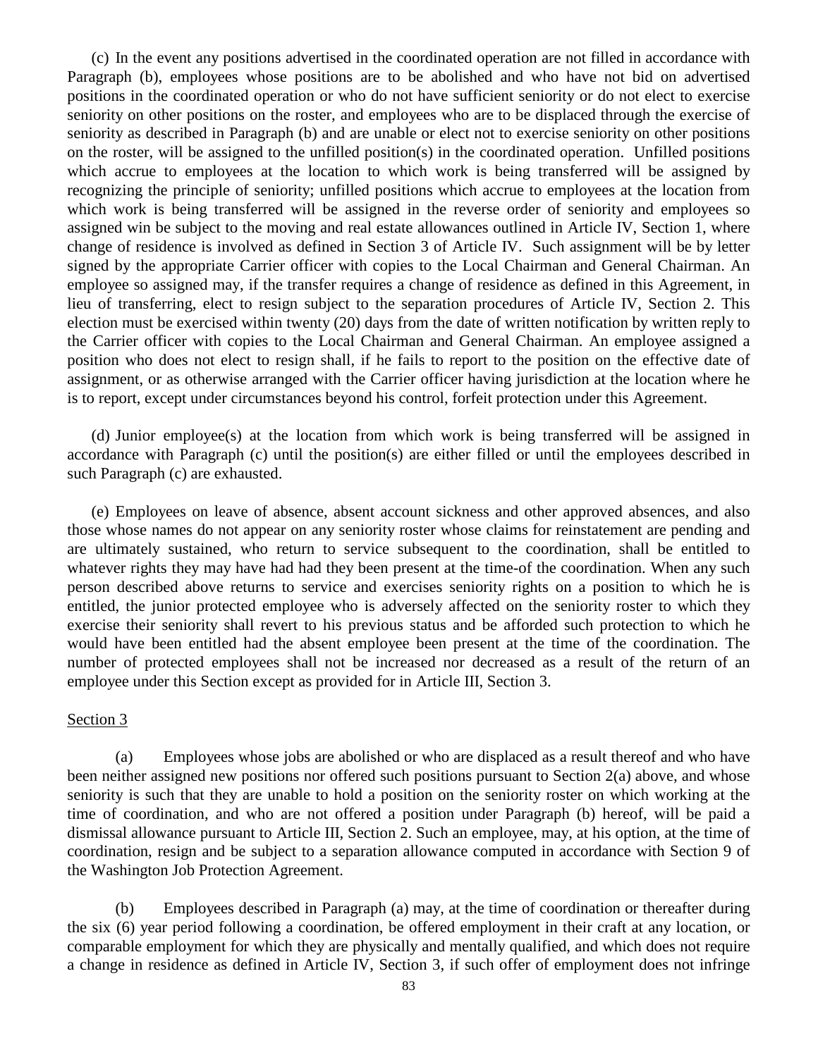(c) In the event any positions advertised in the coordinated operation are not filled in accordance with Paragraph (b), employees whose positions are to be abolished and who have not bid on advertised positions in the coordinated operation or who do not have sufficient seniority or do not elect to exercise seniority on other positions on the roster, and employees who are to be displaced through the exercise of seniority as described in Paragraph (b) and are unable or elect not to exercise seniority on other positions on the roster, will be assigned to the unfilled position(s) in the coordinated operation. Unfilled positions which accrue to employees at the location to which work is being transferred will be assigned by recognizing the principle of seniority; unfilled positions which accrue to employees at the location from which work is being transferred will be assigned in the reverse order of seniority and employees so assigned win be subject to the moving and real estate allowances outlined in Article IV, Section 1, where change of residence is involved as defined in Section 3 of Article IV. Such assignment will be by letter signed by the appropriate Carrier officer with copies to the Local Chairman and General Chairman. An employee so assigned may, if the transfer requires a change of residence as defined in this Agreement, in lieu of transferring, elect to resign subject to the separation procedures of Article IV, Section 2. This election must be exercised within twenty (20) days from the date of written notification by written reply to the Carrier officer with copies to the Local Chairman and General Chairman. An employee assigned a position who does not elect to resign shall, if he fails to report to the position on the effective date of assignment, or as otherwise arranged with the Carrier officer having jurisdiction at the location where he is to report, except under circumstances beyond his control, forfeit protection under this Agreement.

(d) Junior employee(s) at the location from which work is being transferred will be assigned in accordance with Paragraph (c) until the position(s) are either filled or until the employees described in such Paragraph (c) are exhausted.

(e) Employees on leave of absence, absent account sickness and other approved absences, and also those whose names do not appear on any seniority roster whose claims for reinstatement are pending and are ultimately sustained, who return to service subsequent to the coordination, shall be entitled to whatever rights they may have had had they been present at the time-of the coordination. When any such person described above returns to service and exercises seniority rights on a position to which he is entitled, the junior protected employee who is adversely affected on the seniority roster to which they exercise their seniority shall revert to his previous status and be afforded such protection to which he would have been entitled had the absent employee been present at the time of the coordination. The number of protected employees shall not be increased nor decreased as a result of the return of an employee under this Section except as provided for in Article III, Section 3.

Section 3

(a) Employees whose jobs are abolished or who are displaced as a result thereof and who have been neither assigned new positions nor offered such positions pursuant to Section 2(a) above, and whose seniority is such that they are unable to hold a position on the seniority roster on which working at the time of coordination, and who are not offered a position under Paragraph (b) hereof, will be paid a dismissal allowance pursuant to Article III, Section 2. Such an employee, may, at his option, at the time of coordination, resign and be subject to a separation allowance computed in accordance with Section 9 of the Washington Job Protection Agreement.

(b) Employees described in Paragraph (a) may, at the time of coordination or thereafter during the six (6) year period following a coordination, be offered employment in their craft at any location, or comparable employment for which they are physically and mentally qualified, and which does not require a change in residence as defined in Article IV, Section 3, if such offer of employment does not infringe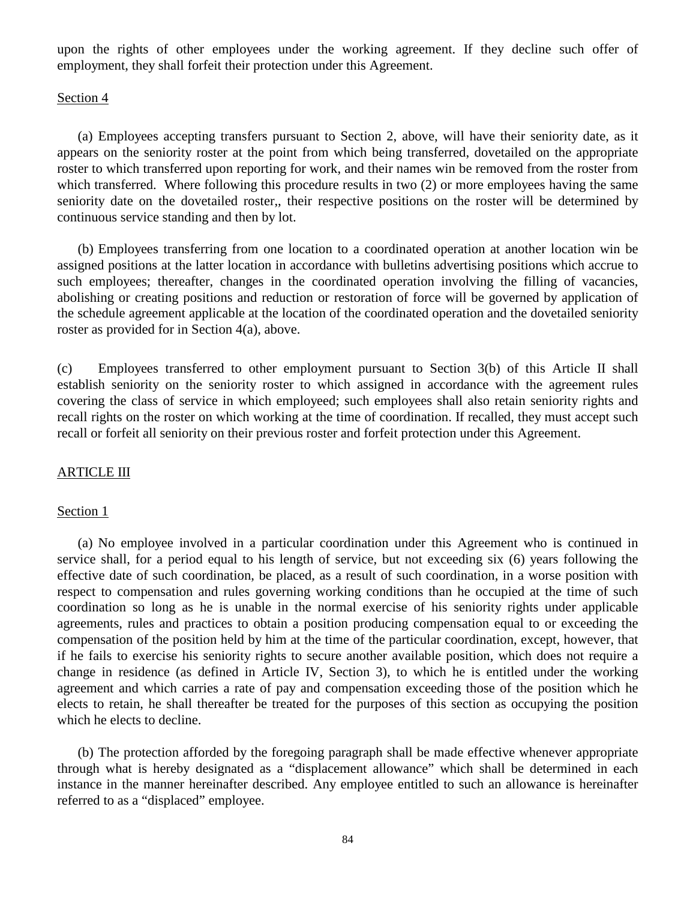upon the rights of other employees under the working agreement. If they decline such offer of employment, they shall forfeit their protection under this Agreement.

Section 4

(a) Employees accepting transfers pursuant to Section 2, above, will have their seniority date, as it appears on the seniority roster at the point from which being transferred, dovetailed on the appropriate roster to which transferred upon reporting for work, and their names win be removed from the roster from which transferred. Where following this procedure results in two (2) or more employees having the same seniority date on the dovetailed roster,, their respective positions on the roster will be determined by continuous service standing and then by lot.

(b) Employees transferring from one location to a coordinated operation at another location win be assigned positions at the latter location in accordance with bulletins advertising positions which accrue to such employees; thereafter, changes in the coordinated operation involving the filling of vacancies, abolishing or creating positions and reduction or restoration of force will be governed by application of the schedule agreement applicable at the location of the coordinated operation and the dovetailed seniority roster as provided for in Section 4(a), above.

(c) Employees transferred to other employment pursuant to Section 3(b) of this Article II shall establish seniority on the seniority roster to which assigned in accordance with the agreement rules covering the class of service in which employeed; such employees shall also retain seniority rights and recall rights on the roster on which working at the time of coordination. If recalled, they must accept such recall or forfeit all seniority on their previous roster and forfeit protection under this Agreement.

ARTICLE III

Section 1

(a) No employee involved in a particular coordination under this Agreement who is continued in service shall, for a period equal to his length of service, but not exceeding six (6) years following the effective date of such coordination, be placed, as a result of such coordination, in a worse position with respect to compensation and rules governing working conditions than he occupied at the time of such coordination so long as he is unable in the normal exercise of his seniority rights under applicable agreements, rules and practices to obtain a position producing compensation equal to or exceeding the compensation of the position held by him at the time of the particular coordination, except, however, that if he fails to exercise his seniority rights to secure another available position, which does not require a change in residence (as defined in Article IV, Section 3), to which he is entitled under the working agreement and which carries a rate of pay and compensation exceeding those of the position which he elects to retain, he shall thereafter be treated for the purposes of this section as occupying the position which he elects to decline.

(b) The protection afforded by the foregoing paragraph shall be made effective whenever appropriate through what is hereby designated as a "displacement allowance" which shall be determined in each instance in the manner hereinafter described. Any employee entitled to such an allowance is hereinafter referred to as a "displaced" employee.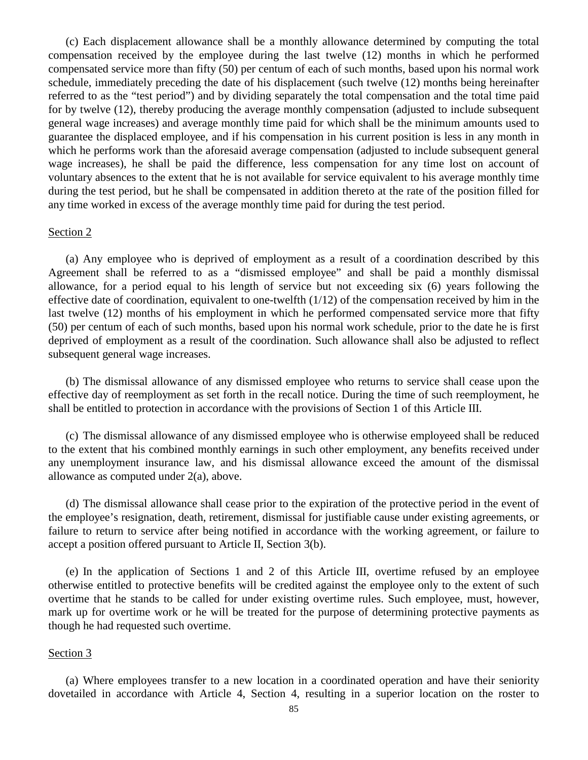(c) Each displacement allowance shall be a monthly allowance determined by computing the total compensation received by the employee during the last twelve (12) months in which he performed compensated service more than fifty (50) per centum of each of such months, based upon his normal work schedule, immediately preceding the date of his displacement (such twelve (12) months being hereinafter referred to as the "test period") and by dividing separately the total compensation and the total time paid for by twelve (12), thereby producing the average monthly compensation (adjusted to include subsequent general wage increases) and average monthly time paid for which shall be the minimum amounts used to guarantee the displaced employee, and if his compensation in his current position is less in any month in which he performs work than the aforesaid average compensation (adjusted to include subsequent general wage increases), he shall be paid the difference, less compensation for any time lost on account of voluntary absences to the extent that he is not available for service equivalent to his average monthly time during the test period, but he shall be compensated in addition thereto at the rate of the position filled for any time worked in excess of the average monthly time paid for during the test period.

Section 2

(a) Any employee who is deprived of employment as a result of a coordination described by this Agreement shall be referred to as a "dismissed employee" and shall be paid a monthly dismissal allowance, for a period equal to his length of service but not exceeding six (6) years following the effective date of coordination, equivalent to one-twelfth (1/12) of the compensation received by him in the last twelve (12) months of his employment in which he performed compensated service more that fifty (50) per centum of each of such months, based upon his normal work schedule, prior to the date he is first deprived of employment as a result of the coordination. Such allowance shall also be adjusted to reflect subsequent general wage increases.

(b) The dismissal allowance of any dismissed employee who returns to service shall cease upon the effective day of reemployment as set forth in the recall notice. During the time of such reemployment, he shall be entitled to protection in accordance with the provisions of Section 1 of this Article III.

(c) The dismissal allowance of any dismissed employee who is otherwise employeed shall be reduced to the extent that his combined monthly earnings in such other employment, any benefits received under any unemployment insurance law, and his dismissal allowance exceed the amount of the dismissal allowance as computed under 2(a), above.

(d) The dismissal allowance shall cease prior to the expiration of the protective period in the event of the employee's resignation, death, retirement, dismissal for justifiable cause under existing agreements, or failure to return to service after being notified in accordance with the working agreement, or failure to accept a position offered pursuant to Article II, Section 3(b).

(e) In the application of Sections 1 and 2 of this Article III, overtime refused by an employee otherwise entitled to protective benefits will be credited against the employee only to the extent of such overtime that he stands to be called for under existing overtime rules. Such employee, must, however, mark up for overtime work or he will be treated for the purpose of determining protective payments as though he had requested such overtime.

Section 3

(a) Where employees transfer to a new location in a coordinated operation and have their seniority dovetailed in accordance with Article 4, Section 4, resulting in a superior location on the roster to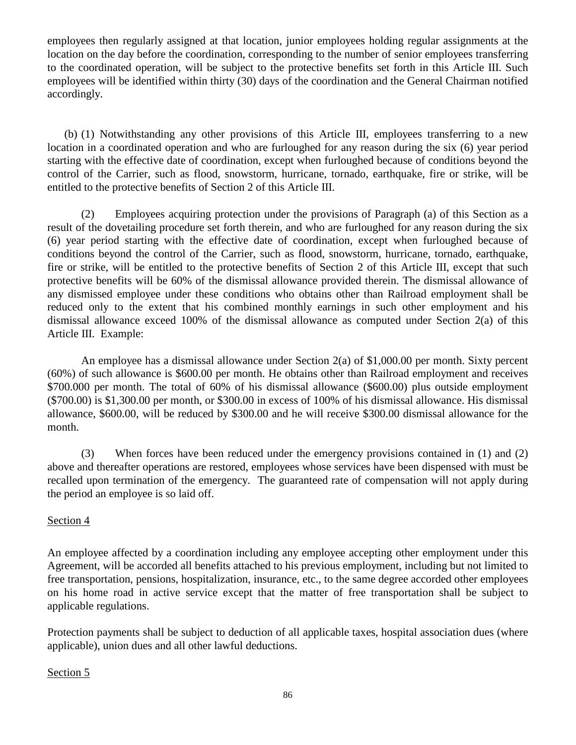employees then regularly assigned at that location, junior employees holding regular assignments at the location on the day before the coordination, corresponding to the number of senior employees transferring to the coordinated operation, will be subject to the protective benefits set forth in this Article III. Such employees will be identified within thirty (30) days of the coordination and the General Chairman notified accordingly.

(b) (1) Notwithstanding any other provisions of this Article III, employees transferring to a new location in a coordinated operation and who are furloughed for any reason during the six (6) year period starting with the effective date of coordination, except when furloughed because of conditions beyond the control of the Carrier, such as flood, snowstorm, hurricane, tornado, earthquake, fire or strike, will be entitled to the protective benefits of Section 2 of this Article III.

(2) Employees acquiring protection under the provisions of Paragraph (a) of this Section as a result of the dovetailing procedure set forth therein, and who are furloughed for any reason during the six (6) year period starting with the effective date of coordination, except when furloughed because of conditions beyond the control of the Carrier, such as flood, snowstorm, hurricane, tornado, earthquake, fire or strike, will be entitled to the protective benefits of Section 2 of this Article III, except that such protective benefits will be 60% of the dismissal allowance provided therein. The dismissal allowance of any dismissed employee under these conditions who obtains other than Railroad employment shall be reduced only to the extent that his combined monthly earnings in such other employment and his dismissal allowance exceed 100% of the dismissal allowance as computed under Section 2(a) of this Article III. Example:

An employee has a dismissal allowance under Section 2(a) of $1,000.00 per month. Sixty percent (60%) of such allowance is $600.00 per month. He obtains other than Railroad employment and receives $700.000 per month. The total of 60% of his dismissal allowance ($600.00) plus outside employment ($700.00) is $1,300.00 per month, or $300.00 in excess of 100% of his dismissal allowance. His dismissal allowance, $600.00, will be reduced by $300.00 and he will receive $300.00 dismissal allowance for the month.

(3) When forces have been reduced under the emergency provisions contained in (1) and (2) above and thereafter operations are restored, employees whose services have been dispensed with must be recalled upon termination of the emergency. The guaranteed rate of compensation will not apply during the period an employee is so laid off.

Section 4

An employee affected by a coordination including any employee accepting other employment under this Agreement, will be accorded all benefits attached to his previous employment, including but not limited to free transportation, pensions, hospitalization, insurance, etc., to the same degree accorded other employees on his home road in active service except that the matter of free transportation shall be subject to applicable regulations.

Protection payments shall be subject to deduction of all applicable taxes, hospital association dues (where applicable), union dues and all other lawful deductions.

Section 5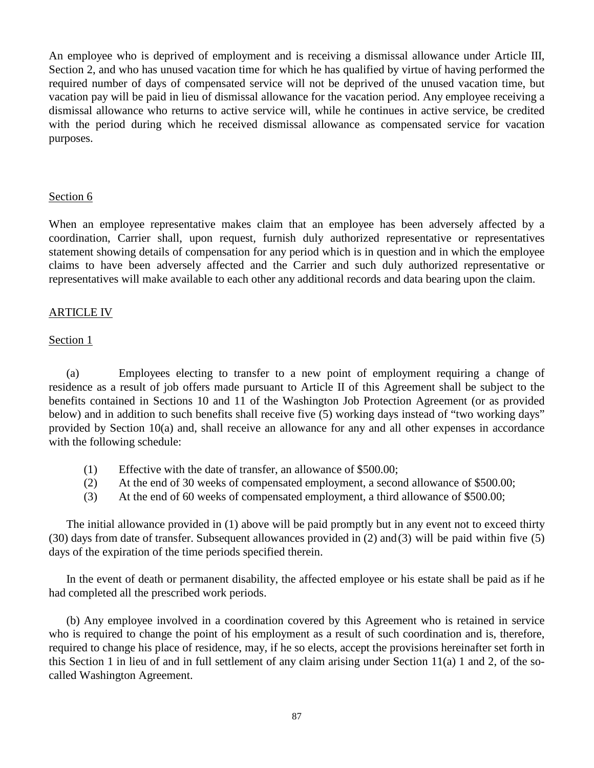An employee who is deprived of employment and is receiving a dismissal allowance under Article III, Section 2, and who has unused vacation time for which he has qualified by virtue of having performed the required number of days of compensated service will not be deprived of the unused vacation time, but vacation pay will be paid in lieu of dismissal allowance for the vacation period. Any employee receiving a dismissal allowance who returns to active service will, while he continues in active service, be credited with the period during which he received dismissal allowance as compensated service for vacation purposes.

Section 6

When an employee representative makes claim that an employee has been adversely affected by a coordination, Carrier shall, upon request, furnish duly authorized representative or representatives statement showing details of compensation for any period which is in question and in which the employee claims to have been adversely affected and the Carrier and such duly authorized representative or representatives will make available to each other any additional records and data bearing upon the claim.

ARTICLE IV

Section 1

(a) Employees electing to transfer to a new point of employment requiring a change of residence as a result of job offers made pursuant to Article II of this Agreement shall be subject to the benefits contained in Sections 10 and 11 of the Washington Job Protection Agreement (or as provided below) and in addition to such benefits shall receive five (5) working days instead of "two working days" provided by Section 10(a) and, shall receive an allowance for any and all other expenses in accordance with the following schedule:

(1) Effective with the date of transfer, an allowance of $500.00;
(2) At the end of 30 weeks of compensated employment, a second allowance of $500.00;
(3) At the end of 60 weeks of compensated employment, a third allowance of $500.00;

The initial allowance provided in (1) above will be paid promptly but in any event not to exceed thirty (30) days from date of transfer. Subsequent allowances provided in (2) and (3) will be paid within five (5) days of the expiration of the time periods specified therein.

In the event of death or permanent disability, the affected employee or his estate shall be paid as if he had completed all the prescribed work periods.

(b) Any employee involved in a coordination covered by this Agreement who is retained in service who is required to change the point of his employment as a result of such coordination and is, therefore, required to change his place of residence, may, if he so elects, accept the provisions hereinafter set forth in this Section 1 in lieu of and in full settlement of any claim arising under Section 11(a) 1 and 2, of the so-called Washington Agreement.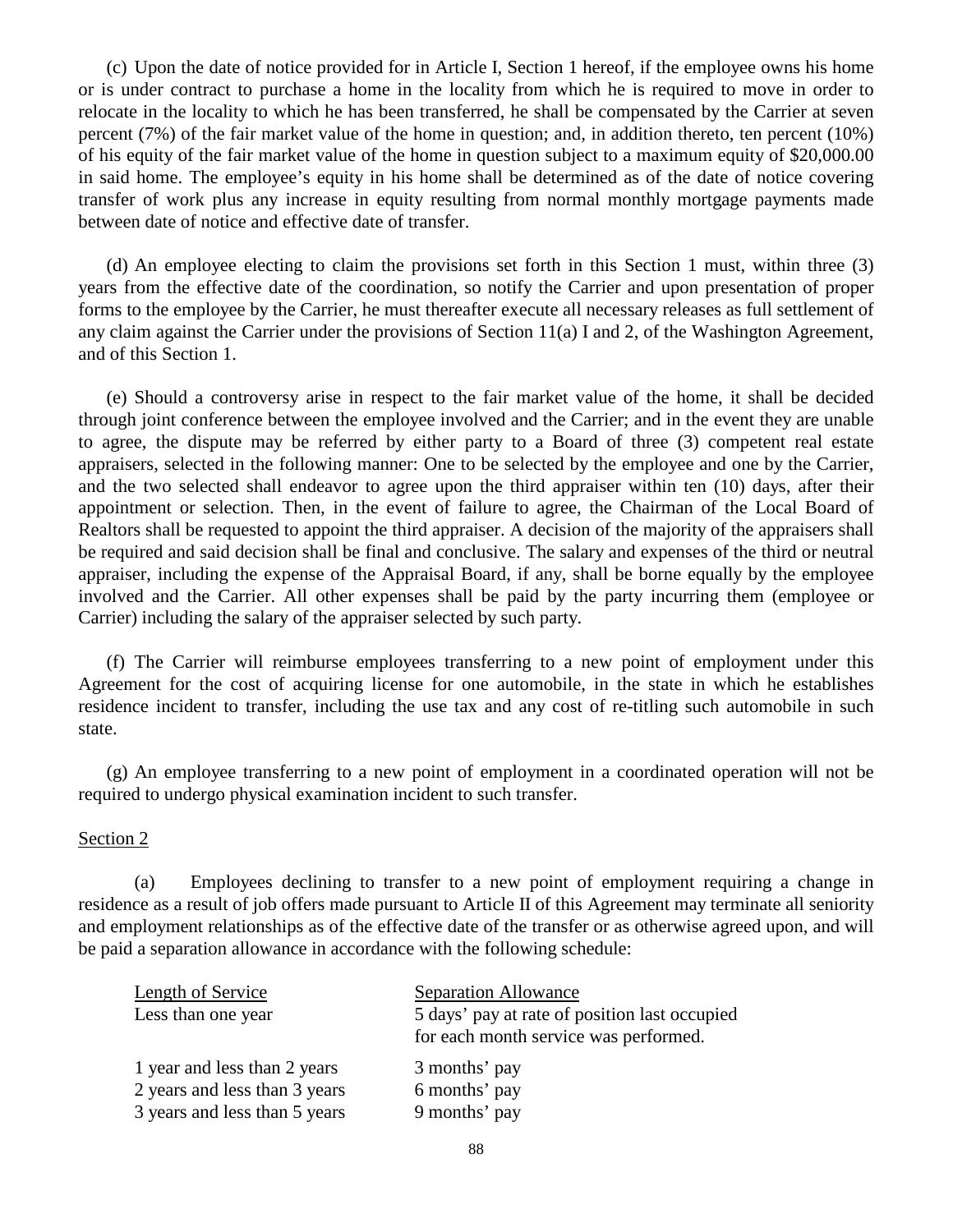(c) Upon the date of notice provided for in Article I, Section 1 hereof, if the employee owns his home or is under contract to purchase a home in the locality from which he is required to move in order to relocate in the locality to which he has been transferred, he shall be compensated by the Carrier at seven percent (7%) of the fair market value of the home in question; and, in addition thereto, ten percent (10%) of his equity of the fair market value of the home in question subject to a maximum equity of $20,000.00 in said home. The employee's equity in his home shall be determined as of the date of notice covering transfer of work plus any increase in equity resulting from normal monthly mortgage payments made between date of notice and effective date of transfer.

(d) An employee electing to claim the provisions set forth in this Section 1 must, within three (3) years from the effective date of the coordination, so notify the Carrier and upon presentation of proper forms to the employee by the Carrier, he must thereafter execute all necessary releases as full settlement of any claim against the Carrier under the provisions of Section 11(a) I and 2, of the Washington Agreement, and of this Section 1.

(e) Should a controversy arise in respect to the fair market value of the home, it shall be decided through joint conference between the employee involved and the Carrier; and in the event they are unable to agree, the dispute may be referred by either party to a Board of three (3) competent real estate appraisers, selected in the following manner: One to be selected by the employee and one by the Carrier, and the two selected shall endeavor to agree upon the third appraiser within ten (10) days, after their appointment or selection. Then, in the event of failure to agree, the Chairman of the Local Board of Realtors shall be requested to appoint the third appraiser. A decision of the majority of the appraisers shall be required and said decision shall be final and conclusive. The salary and expenses of the third or neutral appraiser, including the expense of the Appraisal Board, if any, shall be borne equally by the employee involved and the Carrier. All other expenses shall be paid by the party incurring them (employee or Carrier) including the salary of the appraiser selected by such party.

(f) The Carrier will reimburse employees transferring to a new point of employment under this Agreement for the cost of acquiring license for one automobile, in the state in which he establishes residence incident to transfer, including the use tax and any cost of re-titling such automobile in such state.

(g) An employee transferring to a new point of employment in a coordinated operation will not be required to undergo physical examination incident to such transfer.

Section 2

(a) Employees declining to transfer to a new point of employment requiring a change in residence as a result of job offers made pursuant to Article II of this Agreement may terminate all seniority and employment relationships as of the effective date of the transfer or as otherwise agreed upon, and will be paid a separation allowance in accordance with the following schedule:

| Length of Service | Separation Allowance |
|---|---|
| Less than one year | 5 days' pay at rate of position last occupied for each month service was performed. |
| 1 year and less than 2 years | 3 months' pay |
| 2 years and less than 3 years | 6 months' pay |
| 3 years and less than 5 years | 9 months' pay |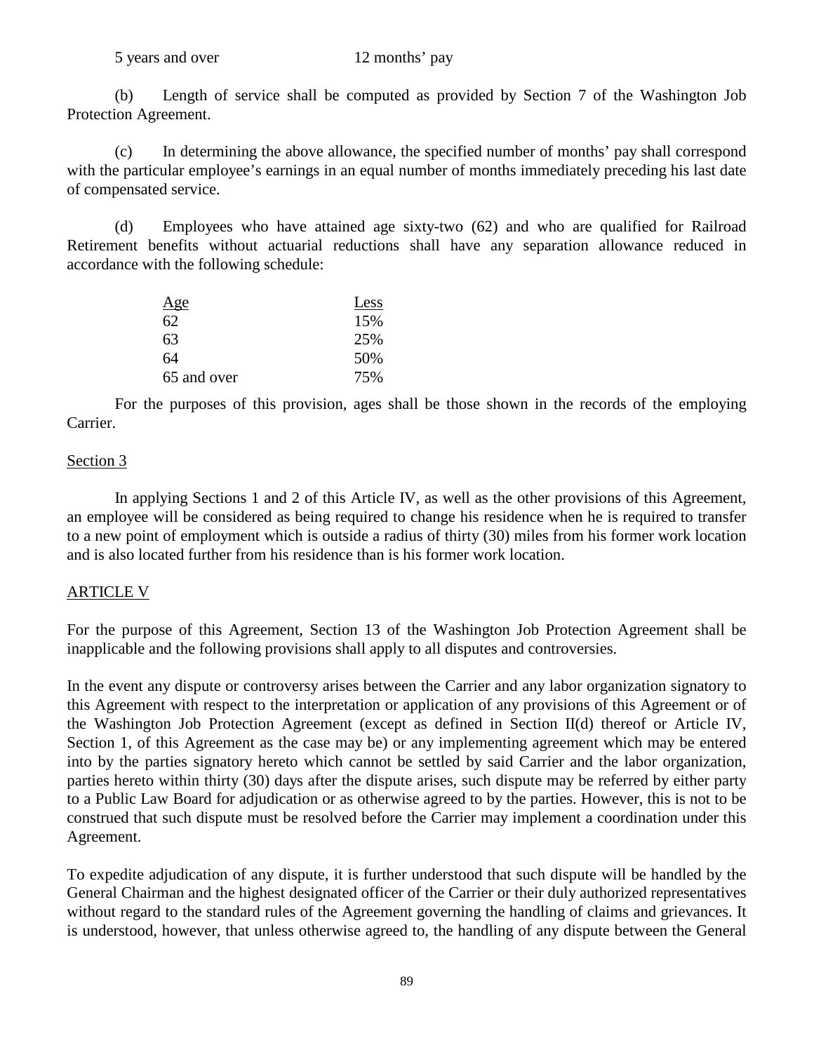| | |
|---|---|
| 5 years and over | 12 months' pay |

(b) Length of service shall be computed as provided by Section 7 of the Washington Job Protection Agreement.

(c) In determining the above allowance, the specified number of months' pay shall correspond with the particular employee's earnings in an equal number of months immediately preceding his last date of compensated service.

(d) Employees who have attained age sixty-two (62) and who are qualified for Railroad Retirement benefits without actuarial reductions shall have any separation allowance reduced in accordance with the following schedule:

| Age | Less |
|---|---|
| 62 | 15% |
| 63 | 25% |
| 64 | 50% |
| 65 and over | 75% |

For the purposes of this provision, ages shall be those shown in the records of the employing Carrier.

Section 3

In applying Sections 1 and 2 of this Article IV, as well as the other provisions of this Agreement, an employee will be considered as being required to change his residence when he is required to transfer to a new point of employment which is outside a radius of thirty (30) miles from his former work location and is also located further from his residence than is his former work location.

ARTICLE V

For the purpose of this Agreement, Section 13 of the Washington Job Protection Agreement shall be inapplicable and the following provisions shall apply to all disputes and controversies.

In the event any dispute or controversy arises between the Carrier and any labor organization signatory to this Agreement with respect to the interpretation or application of any provisions of this Agreement or of the Washington Job Protection Agreement (except as defined in Section II(d) thereof or Article IV, Section 1, of this Agreement as the case may be) or any implementing agreement which may be entered into by the parties signatory hereto which cannot be settled by said Carrier and the labor organization, parties hereto within thirty (30) days after the dispute arises, such dispute may be referred by either party to a Public Law Board for adjudication or as otherwise agreed to by the parties. However, this is not to be construed that such dispute must be resolved before the Carrier may implement a coordination under this Agreement.

To expedite adjudication of any dispute, it is further understood that such dispute will be handled by the General Chairman and the highest designated officer of the Carrier or their duly authorized representatives without regard to the standard rules of the Agreement governing the handling of claims and grievances. It is understood, however, that unless otherwise agreed to, the handling of any dispute between the General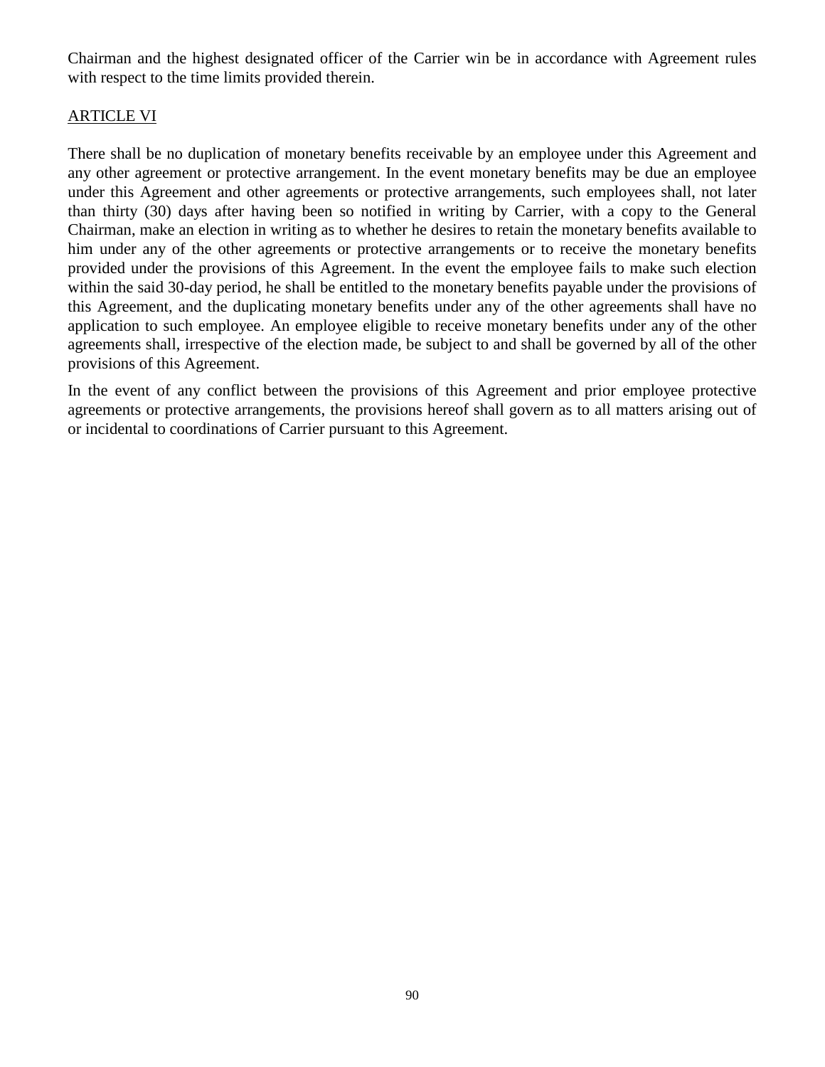Chairman and the highest designated officer of the Carrier win be in accordance with Agreement rules with respect to the time limits provided therein.

ARTICLE VI

There shall be no duplication of monetary benefits receivable by an employee under this Agreement and any other agreement or protective arrangement. In the event monetary benefits may be due an employee under this Agreement and other agreements or protective arrangements, such employees shall, not later than thirty (30) days after having been so notified in writing by Carrier, with a copy to the General Chairman, make an election in writing as to whether he desires to retain the monetary benefits available to him under any of the other agreements or protective arrangements or to receive the monetary benefits provided under the provisions of this Agreement. In the event the employee fails to make such election within the said 30-day period, he shall be entitled to the monetary benefits payable under the provisions of this Agreement, and the duplicating monetary benefits under any of the other agreements shall have no application to such employee. An employee eligible to receive monetary benefits under any of the other agreements shall, irrespective of the election made, be subject to and shall be governed by all of the other provisions of this Agreement.

In the event of any conflict between the provisions of this Agreement and prior employee protective agreements or protective arrangements, the provisions hereof shall govern as to all matters arising out of or incidental to coordinations of Carrier pursuant to this Agreement.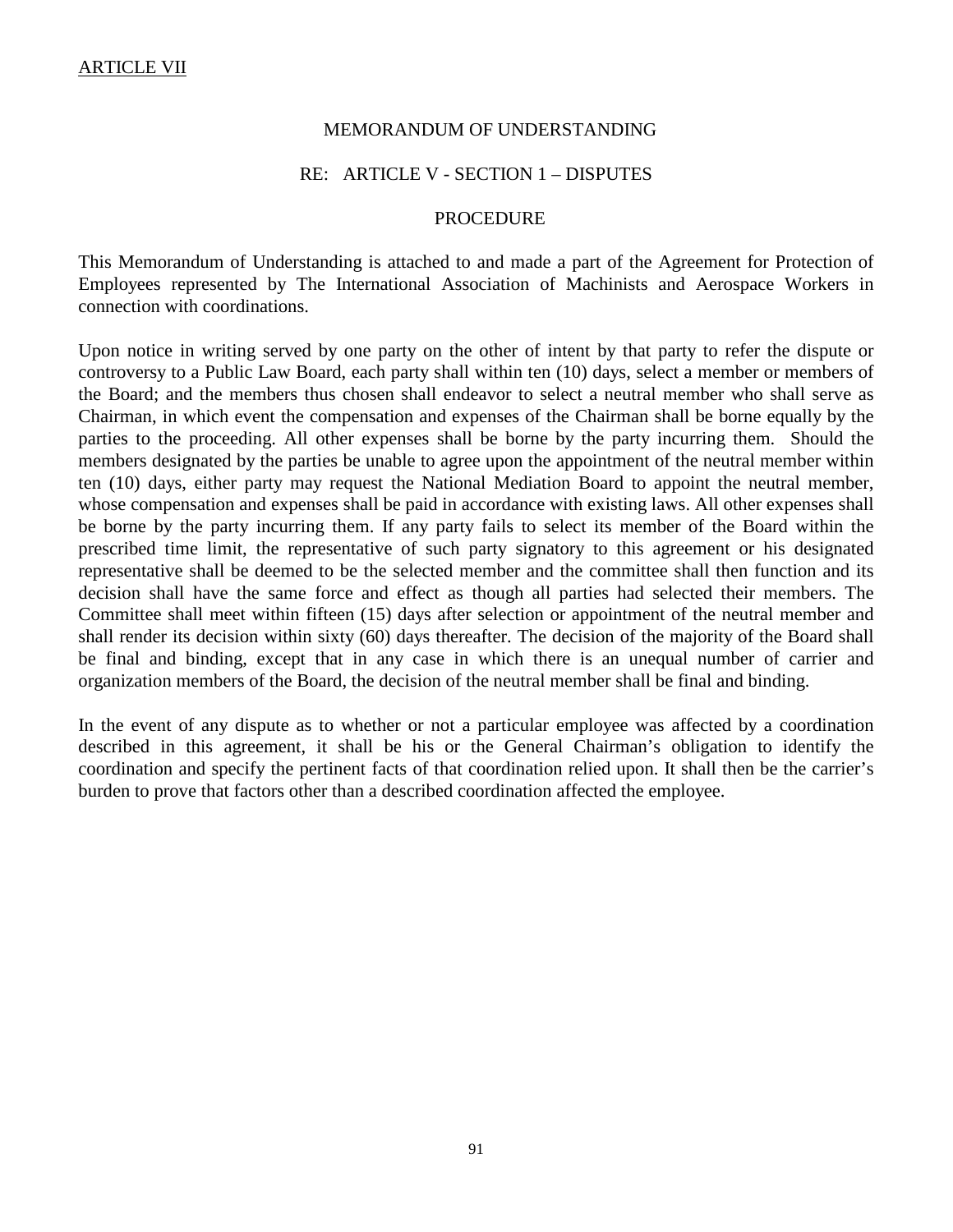ARTICLE VII

## MEMORANDUM OF UNDERSTANDING

## RE: ARTICLE V - SECTION 1 – DISPUTES

## PROCEDURE

This Memorandum of Understanding is attached to and made a part of the Agreement for Protection of Employees represented by The International Association of Machinists and Aerospace Workers in connection with coordinations.

Upon notice in writing served by one party on the other of intent by that party to refer the dispute or controversy to a Public Law Board, each party shall within ten (10) days, select a member or members of the Board; and the members thus chosen shall endeavor to select a neutral member who shall serve as Chairman, in which event the compensation and expenses of the Chairman shall be borne equally by the parties to the proceeding. All other expenses shall be borne by the party incurring them. Should the members designated by the parties be unable to agree upon the appointment of the neutral member within ten (10) days, either party may request the National Mediation Board to appoint the neutral member, whose compensation and expenses shall be paid in accordance with existing laws. All other expenses shall be borne by the party incurring them. If any party fails to select its member of the Board within the prescribed time limit, the representative of such party signatory to this agreement or his designated representative shall be deemed to be the selected member and the committee shall then function and its decision shall have the same force and effect as though all parties had selected their members. The Committee shall meet within fifteen (15) days after selection or appointment of the neutral member and shall render its decision within sixty (60) days thereafter. The decision of the majority of the Board shall be final and binding, except that in any case in which there is an unequal number of carrier and organization members of the Board, the decision of the neutral member shall be final and binding.

In the event of any dispute as to whether or not a particular employee was affected by a coordination described in this agreement, it shall be his or the General Chairman's obligation to identify the coordination and specify the pertinent facts of that coordination relied upon. It shall then be the carrier's burden to prove that factors other than a described coordination affected the employee.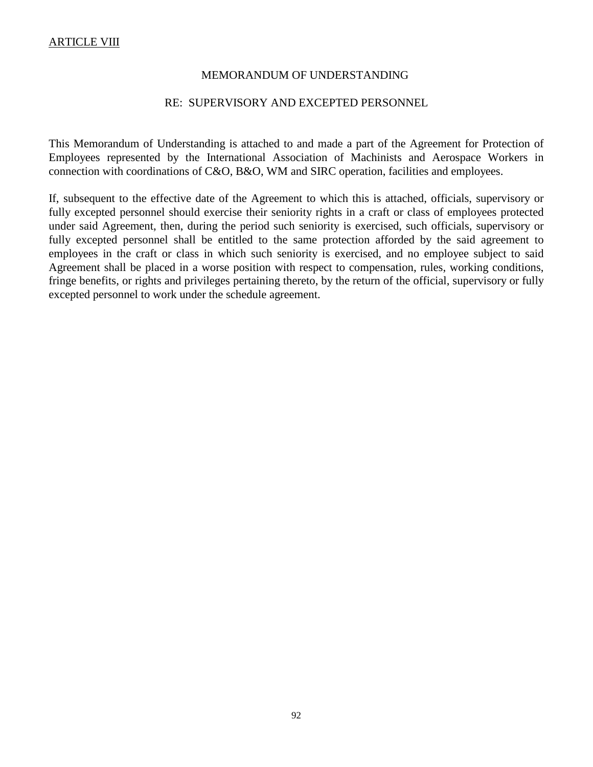<u>ARTICLE VIII</u>

MEMORANDUM OF UNDERSTANDING

RE: SUPERVISORY AND EXCEPTED PERSONNEL

This Memorandum of Understanding is attached to and made a part of the Agreement for Protection of Employees represented by the International Association of Machinists and Aerospace Workers in connection with coordinations of C&O, B&O, WM and SIRC operation, facilities and employees.

If, subsequent to the effective date of the Agreement to which this is attached, officials, supervisory or fully excepted personnel should exercise their seniority rights in a craft or class of employees protected under said Agreement, then, during the period such seniority is exercised, such officials, supervisory or fully excepted personnel shall be entitled to the same protection afforded by the said agreement to employees in the craft or class in which such seniority is exercised, and no employee subject to said Agreement shall be placed in a worse position with respect to compensation, rules, working conditions, fringe benefits, or rights and privileges pertaining thereto, by the return of the official, supervisory or fully excepted personnel to work under the schedule agreement.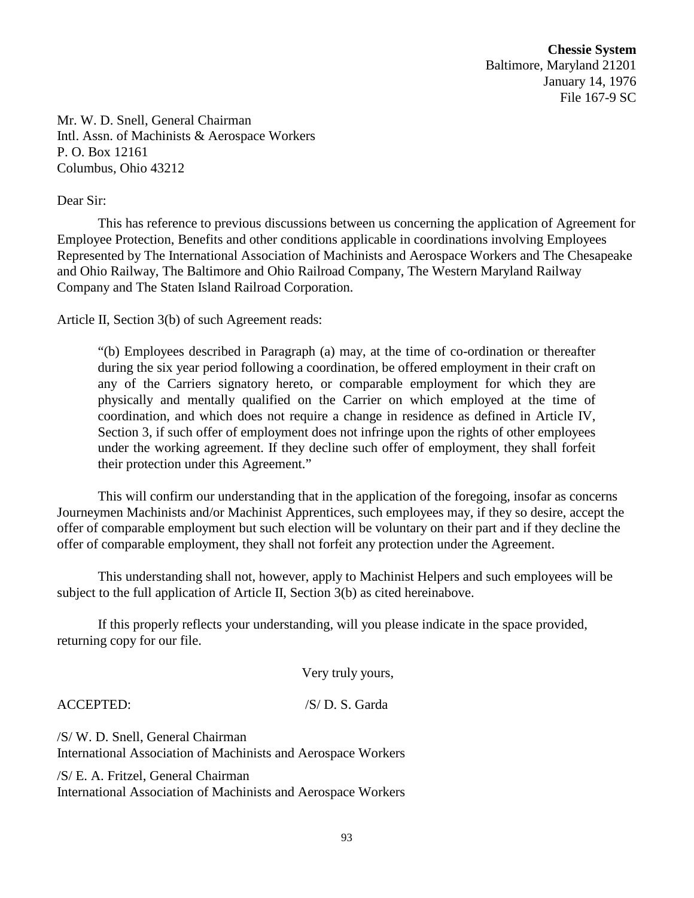**Chessie System**
Baltimore, Maryland 21201
January 14, 1976
File 167-9 SC

Mr. W. D. Snell, General Chairman
Intl. Assn. of Machinists & Aerospace Workers
P. O. Box 12161
Columbus, Ohio 43212

Dear Sir:

This has reference to previous discussions between us concerning the application of Agreement for Employee Protection, Benefits and other conditions applicable in coordinations involving Employees Represented by The International Association of Machinists and Aerospace Workers and The Chesapeake and Ohio Railway, The Baltimore and Ohio Railroad Company, The Western Maryland Railway Company and The Staten Island Railroad Corporation.

Article II, Section 3(b) of such Agreement reads:

> "(b) Employees described in Paragraph (a) may, at the time of co-ordination or thereafter during the six year period following a coordination, be offered employment in their craft on any of the Carriers signatory hereto, or comparable employment for which they are physically and mentally qualified on the Carrier on which employed at the time of coordination, and which does not require a change in residence as defined in Article IV, Section 3, if such offer of employment does not infringe upon the rights of other employees under the working agreement. If they decline such offer of employment, they shall forfeit their protection under this Agreement."

This will confirm our understanding that in the application of the foregoing, insofar as concerns Journeymen Machinists and/or Machinist Apprentices, such employees may, if they so desire, accept the offer of comparable employment but such election will be voluntary on their part and if they decline the offer of comparable employment, they shall not forfeit any protection under the Agreement.

This understanding shall not, however, apply to Machinist Helpers and such employees will be subject to the full application of Article II, Section 3(b) as cited hereinabove.

If this properly reflects your understanding, will you please indicate in the space provided, returning copy for our file.

Very truly yours,

ACCEPTED: /S/ D. S. Garda

/S/ W. D. Snell, General Chairman
International Association of Machinists and Aerospace Workers

/S/ E. A. Fritzel, General Chairman
International Association of Machinists and Aerospace Workers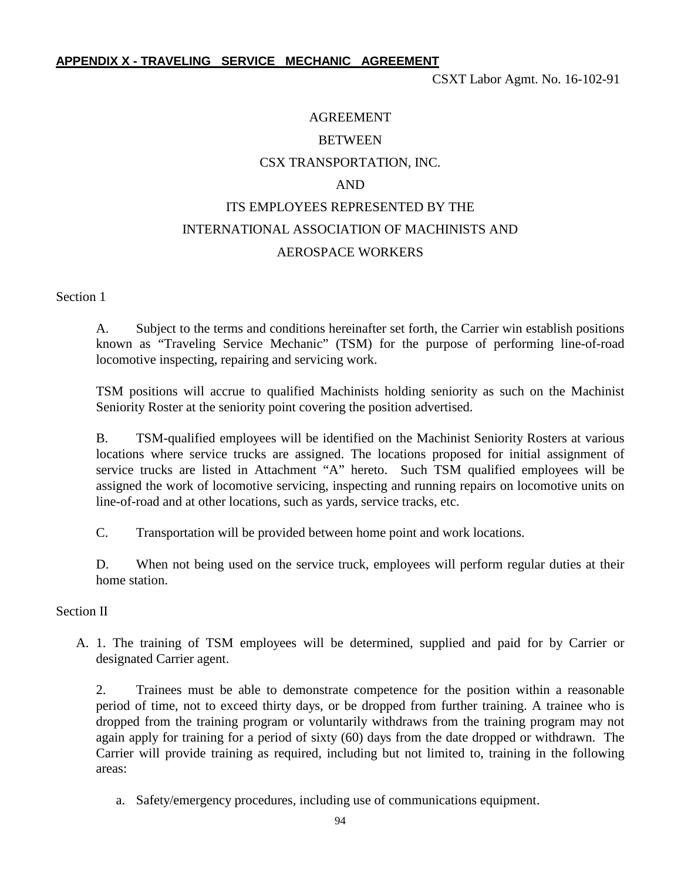**APPENDIX X - TRAVELING SERVICE MECHANIC AGREEMENT**

CSXT Labor Agmt. No. 16-102-91

AGREEMENT

BETWEEN

CSX TRANSPORTATION, INC.

AND

ITS EMPLOYEES REPRESENTED BY THE

INTERNATIONAL ASSOCIATION OF MACHINISTS AND

AEROSPACE WORKERS

Section 1

A. Subject to the terms and conditions hereinafter set forth, the Carrier win establish positions known as "Traveling Service Mechanic" (TSM) for the purpose of performing line-of-road locomotive inspecting, repairing and servicing work.

TSM positions will accrue to qualified Machinists holding seniority as such on the Machinist Seniority Roster at the seniority point covering the position advertised.

B. TSM-qualified employees will be identified on the Machinist Seniority Rosters at various locations where service trucks are assigned. The locations proposed for initial assignment of service trucks are listed in Attachment "A" hereto. Such TSM qualified employees will be assigned the work of locomotive servicing, inspecting and running repairs on locomotive units on line-of-road and at other locations, such as yards, service tracks, etc.

C. Transportation will be provided between home point and work locations.

D. When not being used on the service truck, employees will perform regular duties at their home station.

Section II

A. 1. The training of TSM employees will be determined, supplied and paid for by Carrier or designated Carrier agent.

2. Trainees must be able to demonstrate competence for the position within a reasonable period of time, not to exceed thirty days, or be dropped from further training. A trainee who is dropped from the training program or voluntarily withdraws from the training program may not again apply for training for a period of sixty (60) days from the date dropped or withdrawn. The Carrier will provide training as required, including but not limited to, training in the following areas:

a. Safety/emergency procedures, including use of communications equipment.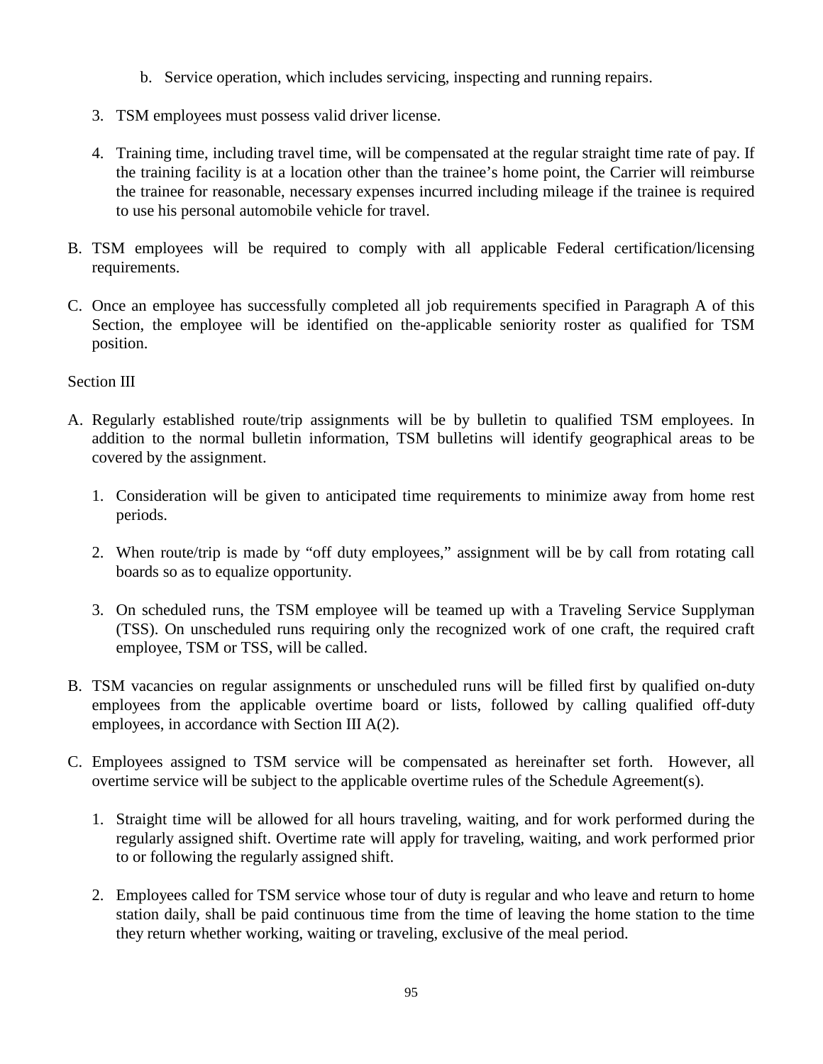b. Service operation, which includes servicing, inspecting and running repairs.

3. TSM employees must possess valid driver license.

4. Training time, including travel time, will be compensated at the regular straight time rate of pay. If the training facility is at a location other than the trainee's home point, the Carrier will reimburse the trainee for reasonable, necessary expenses incurred including mileage if the trainee is required to use his personal automobile vehicle for travel.

B. TSM employees will be required to comply with all applicable Federal certification/licensing requirements.

C. Once an employee has successfully completed all job requirements specified in Paragraph A of this Section, the employee will be identified on the-applicable seniority roster as qualified for TSM position.

Section III

A. Regularly established route/trip assignments will be by bulletin to qualified TSM employees. In addition to the normal bulletin information, TSM bulletins will identify geographical areas to be covered by the assignment.

   1. Consideration will be given to anticipated time requirements to minimize away from home rest periods.

   2. When route/trip is made by "off duty employees," assignment will be by call from rotating call boards so as to equalize opportunity.

   3. On scheduled runs, the TSM employee will be teamed up with a Traveling Service Supplyman (TSS). On unscheduled runs requiring only the recognized work of one craft, the required craft employee, TSM or TSS, will be called.

B. TSM vacancies on regular assignments or unscheduled runs will be filled first by qualified on-duty employees from the applicable overtime board or lists, followed by calling qualified off-duty employees, in accordance with Section III A(2).

C. Employees assigned to TSM service will be compensated as hereinafter set forth. However, all overtime service will be subject to the applicable overtime rules of the Schedule Agreement(s).

   1. Straight time will be allowed for all hours traveling, waiting, and for work performed during the regularly assigned shift. Overtime rate will apply for traveling, waiting, and work performed prior to or following the regularly assigned shift.

   2. Employees called for TSM service whose tour of duty is regular and who leave and return to home station daily, shall be paid continuous time from the time of leaving the home station to the time they return whether working, waiting or traveling, exclusive of the meal period.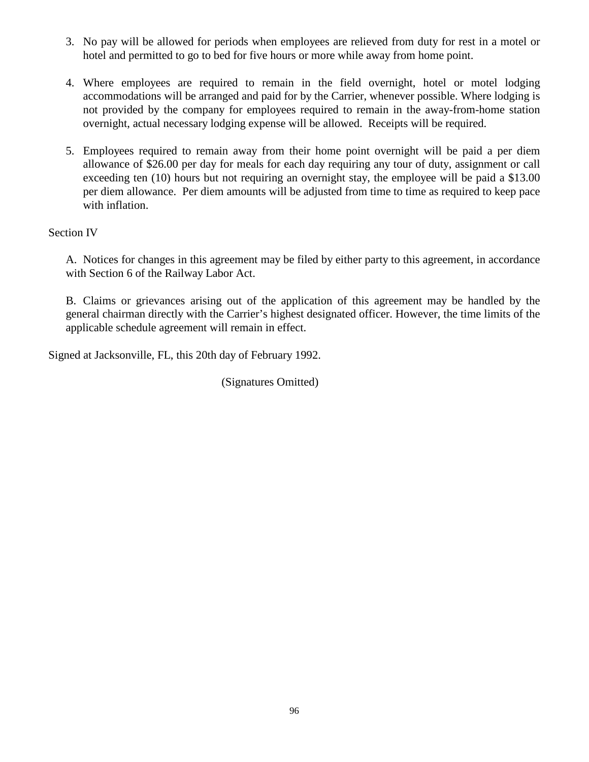3. No pay will be allowed for periods when employees are relieved from duty for rest in a motel or hotel and permitted to go to bed for five hours or more while away from home point.

4. Where employees are required to remain in the field overnight, hotel or motel lodging accommodations will be arranged and paid for by the Carrier, whenever possible. Where lodging is not provided by the company for employees required to remain in the away-from-home station overnight, actual necessary lodging expense will be allowed. Receipts will be required.

5. Employees required to remain away from their home point overnight will be paid a per diem allowance of $26.00 per day for meals for each day requiring any tour of duty, assignment or call exceeding ten (10) hours but not requiring an overnight stay, the employee will be paid a $13.00 per diem allowance. Per diem amounts will be adjusted from time to time as required to keep pace with inflation.

Section IV

A. Notices for changes in this agreement may be filed by either party to this agreement, in accordance with Section 6 of the Railway Labor Act.

B. Claims or grievances arising out of the application of this agreement may be handled by the general chairman directly with the Carrier's highest designated officer. However, the time limits of the applicable schedule agreement will remain in effect.

Signed at Jacksonville, FL, this 20th day of February 1992.

(Signatures Omitted)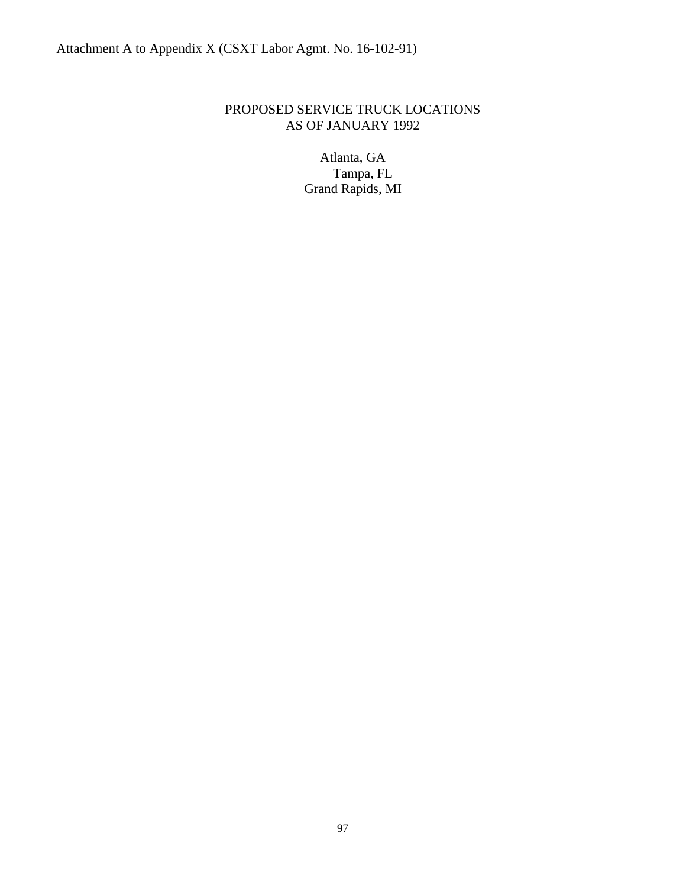Attachment A to Appendix X (CSXT Labor Agmt. No. 16-102-91)

# PROPOSED SERVICE TRUCK LOCATIONS AS OF JANUARY 1992

Atlanta, GA
Tampa, FL
Grand Rapids, MI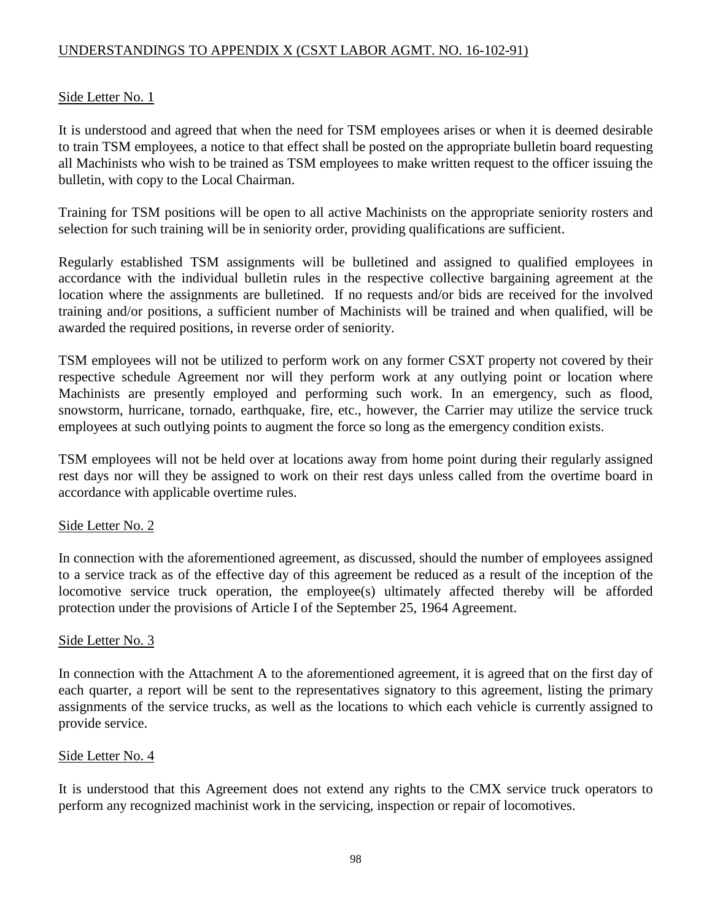## UNDERSTANDINGS TO APPENDIX X (CSXT LABOR AGMT. NO. 16-102-91)

### Side Letter No. 1

It is understood and agreed that when the need for TSM employees arises or when it is deemed desirable to train TSM employees, a notice to that effect shall be posted on the appropriate bulletin board requesting all Machinists who wish to be trained as TSM employees to make written request to the officer issuing the bulletin, with copy to the Local Chairman.

Training for TSM positions will be open to all active Machinists on the appropriate seniority rosters and selection for such training will be in seniority order, providing qualifications are sufficient.

Regularly established TSM assignments will be bulletined and assigned to qualified employees in accordance with the individual bulletin rules in the respective collective bargaining agreement at the location where the assignments are bulletined. If no requests and/or bids are received for the involved training and/or positions, a sufficient number of Machinists will be trained and when qualified, will be awarded the required positions, in reverse order of seniority.

TSM employees will not be utilized to perform work on any former CSXT property not covered by their respective schedule Agreement nor will they perform work at any outlying point or location where Machinists are presently employed and performing such work. In an emergency, such as flood, snowstorm, hurricane, tornado, earthquake, fire, etc., however, the Carrier may utilize the service truck employees at such outlying points to augment the force so long as the emergency condition exists.

TSM employees will not be held over at locations away from home point during their regularly assigned rest days nor will they be assigned to work on their rest days unless called from the overtime board in accordance with applicable overtime rules.

### Side Letter No. 2

In connection with the aforementioned agreement, as discussed, should the number of employees assigned to a service track as of the effective day of this agreement be reduced as a result of the inception of the locomotive service truck operation, the employee(s) ultimately affected thereby will be afforded protection under the provisions of Article I of the September 25, 1964 Agreement.

### Side Letter No. 3

In connection with the Attachment A to the aforementioned agreement, it is agreed that on the first day of each quarter, a report will be sent to the representatives signatory to this agreement, listing the primary assignments of the service trucks, as well as the locations to which each vehicle is currently assigned to provide service.

### Side Letter No. 4

It is understood that this Agreement does not extend any rights to the CMX service truck operators to perform any recognized machinist work in the servicing, inspection or repair of locomotives.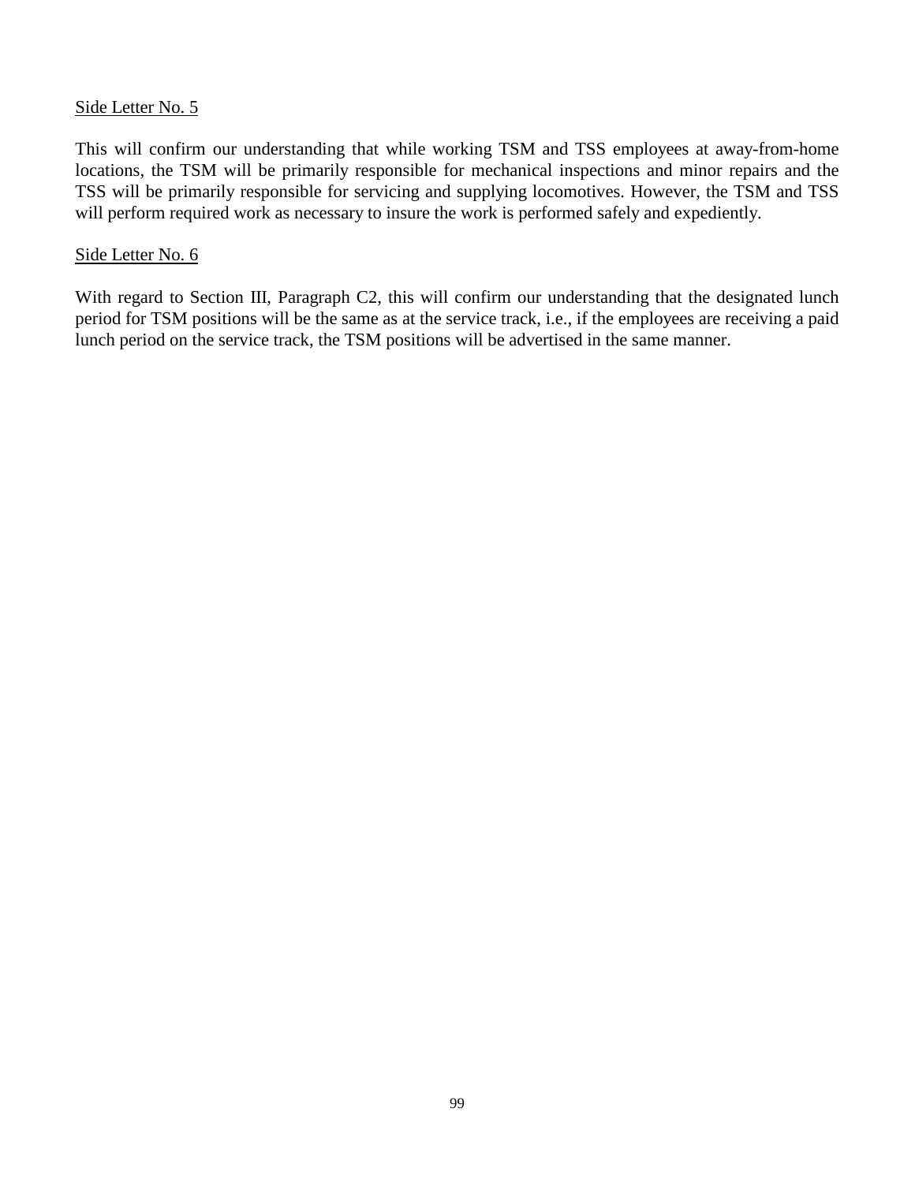<u>Side Letter No. 5</u>

This will confirm our understanding that while working TSM and TSS employees at away-from-home locations, the TSM will be primarily responsible for mechanical inspections and minor repairs and the TSS will be primarily responsible for servicing and supplying locomotives. However, the TSM and TSS will perform required work as necessary to insure the work is performed safely and expediently.

<u>Side Letter No. 6</u>

With regard to Section III, Paragraph C2, this will confirm our understanding that the designated lunch period for TSM positions will be the same as at the service track, i.e., if the employees are receiving a paid lunch period on the service track, the TSM positions will be advertised in the same manner.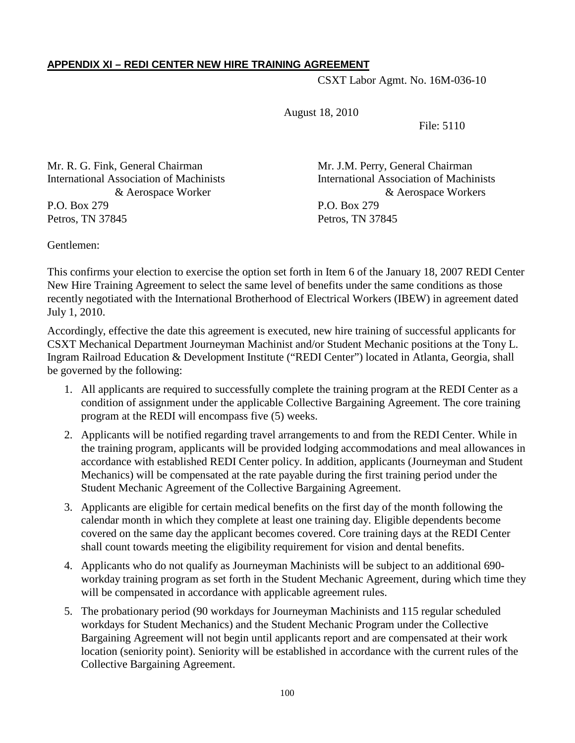**APPENDIX XI – REDI CENTER NEW HIRE TRAINING AGREEMENT**

CSXT Labor Agmt. No. 16M-036-10

August 18, 2010

File: 5110

Mr. R. G. Fink, General Chairman
International Association of Machinists
& Aerospace Worker
P.O. Box 279
Petros, TN 37845

Mr. J.M. Perry, General Chairman
International Association of Machinists
& Aerospace Workers
P.O. Box 279
Petros, TN 37845

Gentlemen:

This confirms your election to exercise the option set forth in Item 6 of the January 18, 2007 REDI Center New Hire Training Agreement to select the same level of benefits under the same conditions as those recently negotiated with the International Brotherhood of Electrical Workers (IBEW) in agreement dated July 1, 2010.

Accordingly, effective the date this agreement is executed, new hire training of successful applicants for CSXT Mechanical Department Journeyman Machinist and/or Student Mechanic positions at the Tony L. Ingram Railroad Education & Development Institute ("REDI Center") located in Atlanta, Georgia, shall be governed by the following:

1. All applicants are required to successfully complete the training program at the REDI Center as a condition of assignment under the applicable Collective Bargaining Agreement. The core training program at the REDI will encompass five (5) weeks.
2. Applicants will be notified regarding travel arrangements to and from the REDI Center. While in the training program, applicants will be provided lodging accommodations and meal allowances in accordance with established REDI Center policy. In addition, applicants (Journeyman and Student Mechanics) will be compensated at the rate payable during the first training period under the Student Mechanic Agreement of the Collective Bargaining Agreement.
3. Applicants are eligible for certain medical benefits on the first day of the month following the calendar month in which they complete at least one training day. Eligible dependents become covered on the same day the applicant becomes covered. Core training days at the REDI Center shall count towards meeting the eligibility requirement for vision and dental benefits.
4. Applicants who do not qualify as Journeyman Machinists will be subject to an additional 690-workday training program as set forth in the Student Mechanic Agreement, during which time they will be compensated in accordance with applicable agreement rules.
5. The probationary period (90 workdays for Journeyman Machinists and 115 regular scheduled workdays for Student Mechanics) and the Student Mechanic Program under the Collective Bargaining Agreement will not begin until applicants report and are compensated at their work location (seniority point). Seniority will be established in accordance with the current rules of the Collective Bargaining Agreement.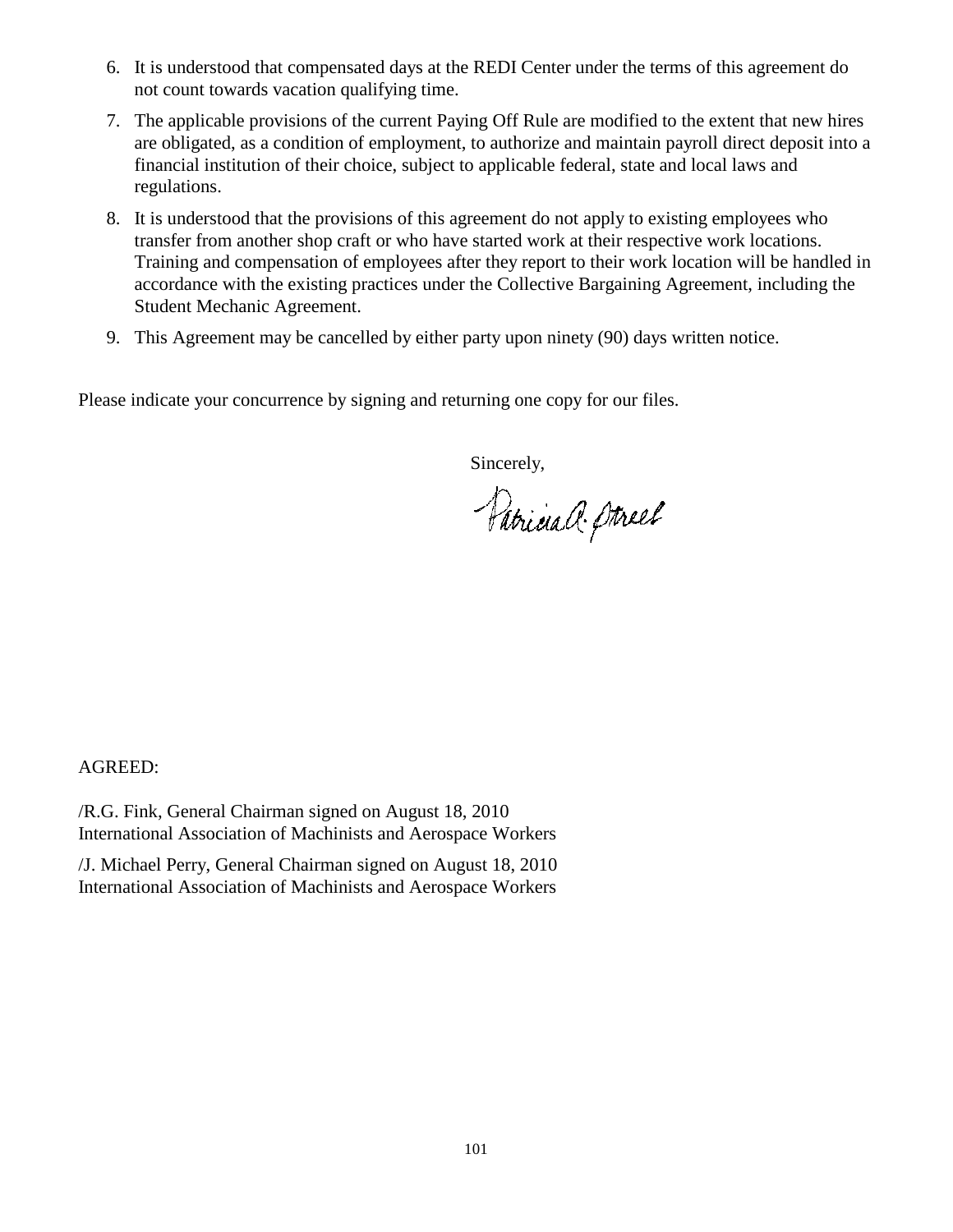6. It is understood that compensated days at the REDI Center under the terms of this agreement do not count towards vacation qualifying time.
7. The applicable provisions of the current Paying Off Rule are modified to the extent that new hires are obligated, as a condition of employment, to authorize and maintain payroll direct deposit into a financial institution of their choice, subject to applicable federal, state and local laws and regulations.
8. It is understood that the provisions of this agreement do not apply to existing employees who transfer from another shop craft or who have started work at their respective work locations. Training and compensation of employees after they report to their work location will be handled in accordance with the existing practices under the Collective Bargaining Agreement, including the Student Mechanic Agreement.
9. This Agreement may be cancelled by either party upon ninety (90) days written notice.

Please indicate your concurrence by signing and returning one copy for our files.

Sincerely,

Patricia A. Street

AGREED:

/R.G. Fink, General Chairman signed on August 18, 2010
International Association of Machinists and Aerospace Workers

/J. Michael Perry, General Chairman signed on August 18, 2010
International Association of Machinists and Aerospace Workers